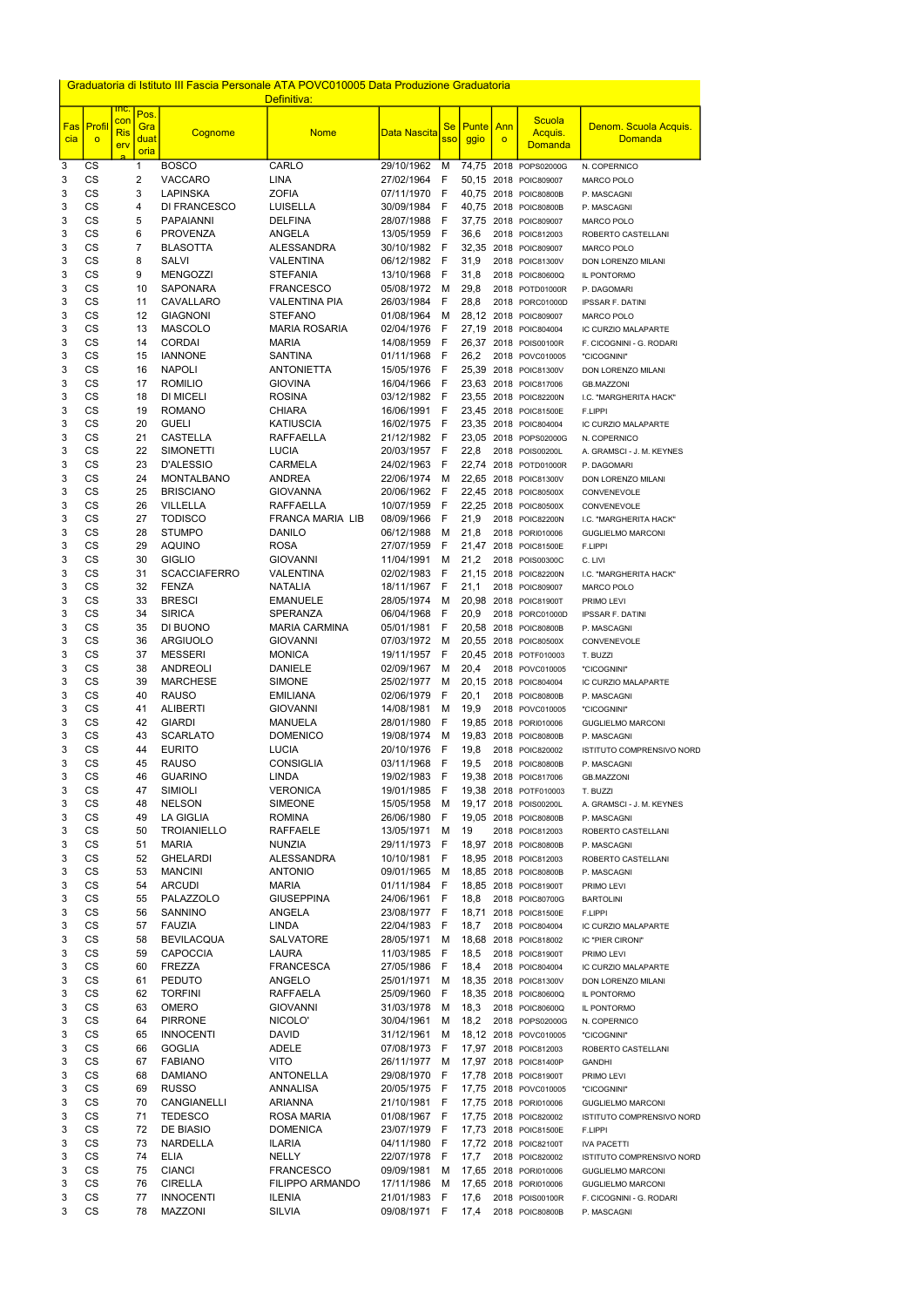Graduatoria di Istituto III Fascia Personale ATA POVC010005 Data Produzione Graduatoria Definitiva:

| Fascia | Profilo | Inc. con Riserva | Pos. Graduatoria | Cognome | Nome | Data Nascita | Sesso | Punteggio | Anno | Scuola Acquis. Domanda | Denom. Scuola Acquis. Domanda |
|---|---|---|---|---|---|---|---|---|---|---|---|
| 3 | CS | | 1 | BOSCO | CARLO | 29/10/1962 | M | 74,75 | 2018 | POPS02000G | N. COPERNICO |
| 3 | CS | | 2 | VACCARO | LINA | 27/02/1964 | F | 50,15 | 2018 | POIC809007 | MARCO POLO |
| 3 | CS | | 3 | LAPINSKA | ZOFIA | 07/11/1970 | F | 40,75 | 2018 | POIC80800B | P. MASCAGNI |
| 3 | CS | | 4 | DI FRANCESCO | LUISELLA | 30/09/1984 | F | 40,75 | 2018 | POIC80800B | P. MASCAGNI |
| 3 | CS | | 5 | PAPAIANNI | DELFINA | 28/07/1988 | F | 37,75 | 2018 | POIC809007 | MARCO POLO |
| 3 | CS | | 6 | PROVENZA | ANGELA | 13/05/1959 | F | 36,6 | 2018 | POIC812003 | ROBERTO CASTELLANI |
| 3 | CS | | 7 | BLASOTTA | ALESSANDRA | 30/10/1982 | F | 32,35 | 2018 | POIC809007 | MARCO POLO |
| 3 | CS | | 8 | SALVI | VALENTINA | 06/12/1982 | F | 31,9 | 2018 | POIC81300V | DON LORENZO MILANI |
| 3 | CS | | 9 | MENGOZZI | STEFANIA | 13/10/1968 | F | 31,8 | 2018 | POIC80600Q | IL PONTORMO |
| 3 | CS | | 10 | SAPONARA | FRANCESCO | 05/08/1972 | M | 29,8 | 2018 | POTD01000R | P. DAGOMARI |
| 3 | CS | | 11 | CAVALLARO | VALENTINA PIA | 26/03/1984 | F | 28,8 | 2018 | PORC01000D | IPSSAR F. DATINI |
| 3 | CS | | 12 | GIAGNONI | STEFANO | 01/08/1964 | M | 28,12 | 2018 | POIC809007 | MARCO POLO |
| 3 | CS | | 13 | MASCOLO | MARIA ROSARIA | 02/04/1976 | F | 27,19 | 2018 | POIC804004 | IC CURZIO MALAPARTE |
| 3 | CS | | 14 | CORDAI | MARIA | 14/08/1959 | F | 26,37 | 2018 | POIS00100R | F. CICOGNINI - G. RODARI |
| 3 | CS | | 15 | IANNONE | SANTINA | 01/11/1968 | F | 26,2 | 2018 | POVC010005 | "CICOGNINI" |
| 3 | CS | | 16 | NAPOLI | ANTONIETTA | 15/05/1976 | F | 25,39 | 2018 | POIC81300V | DON LORENZO MILANI |
| 3 | CS | | 17 | ROMILIO | GIOVINA | 16/04/1966 | F | 23,63 | 2018 | POIC817006 | GB.MAZZONI |
| 3 | CS | | 18 | DI MICELI | ROSINA | 03/12/1982 | F | 23,55 | 2018 | POIC82200N | I.C. "MARGHERITA HACK" |
| 3 | CS | | 19 | ROMANO | CHIARA | 16/06/1991 | F | 23,45 | 2018 | POIC81500E | F.LIPPI |
| 3 | CS | | 20 | GUELI | KATIUSCIA | 16/02/1975 | F | 23,35 | 2018 | POIC804004 | IC CURZIO MALAPARTE |
| 3 | CS | | 21 | CASTELLA | RAFFAELLA | 21/12/1982 | F | 23,05 | 2018 | POPS02000G | N. COPERNICO |
| 3 | CS | | 22 | SIMONETTI | LUCIA | 20/03/1957 | F | 22,8 | 2018 | POIS00200L | A. GRAMSCI - J. M. KEYNES |
| 3 | CS | | 23 | D'ALESSIO | CARMELA | 24/02/1963 | F | 22,74 | 2018 | POTD01000R | P. DAGOMARI |
| 3 | CS | | 24 | MONTALBANO | ANDREA | 22/06/1974 | M | 22,65 | 2018 | POIC81300V | DON LORENZO MILANI |
| 3 | CS | | 25 | BRISCIANO | GIOVANNA | 20/06/1962 | F | 22,45 | 2018 | POIC80500X | CONVENEVOLE |
| 3 | CS | | 26 | VILLELLA | RAFFAELLA | 10/07/1959 | F | 22,25 | 2018 | POIC80500X | CONVENEVOLE |
| 3 | CS | | 27 | TODISCO | FRANCA MARIA LIB | 08/09/1966 | F | 21,9 | 2018 | POIC82200N | I.C. "MARGHERITA HACK" |
| 3 | CS | | 28 | STUMPO | DANILO | 06/12/1988 | M | 21,8 | 2018 | PORI010006 | GUGLIELMO MARCONI |
| 3 | CS | | 29 | AQUINO | ROSA | 27/07/1959 | F | 21,47 | 2018 | POIC81500E | F.LIPPI |
| 3 | CS | | 30 | GIGLIO | GIOVANNI | 11/04/1991 | M | 21,2 | 2018 | POIS00300C | C. LIVI |
| 3 | CS | | 31 | SCACCIAFERRO | VALENTINA | 02/02/1983 | F | 21,15 | 2018 | POIC82200N | I.C. "MARGHERITA HACK" |
| 3 | CS | | 32 | FENZA | NATALIA | 18/11/1967 | F | 21,1 | 2018 | POIC809007 | MARCO POLO |
| 3 | CS | | 33 | BRESCI | EMANUELE | 28/05/1974 | M | 20,98 | 2018 | POIC81900T | PRIMO LEVI |
| 3 | CS | | 34 | SIRICA | SPERANZA | 06/04/1968 | F | 20,9 | 2018 | PORC01000D | IPSSAR F. DATINI |
| 3 | CS | | 35 | DI BUONO | MARIA CARMINA | 05/01/1981 | F | 20,58 | 2018 | POIC80800B | P. MASCAGNI |
| 3 | CS | | 36 | ARGIUOLO | GIOVANNI | 07/03/1972 | M | 20,55 | 2018 | POIC80500X | CONVENEVOLE |
| 3 | CS | | 37 | MESSERI | MONICA | 19/11/1957 | F | 20,45 | 2018 | POTF010003 | T. BUZZI |
| 3 | CS | | 38 | ANDREOLI | DANIELE | 02/09/1967 | M | 20,4 | 2018 | POVC010005 | "CICOGNINI" |
| 3 | CS | | 39 | MARCHESE | SIMONE | 25/02/1977 | M | 20,15 | 2018 | POIC804004 | IC CURZIO MALAPARTE |
| 3 | CS | | 40 | RAUSO | EMILIANA | 02/06/1979 | F | 20,1 | 2018 | POIC80800B | P. MASCAGNI |
| 3 | CS | | 41 | ALIBERTI | GIOVANNI | 14/08/1981 | M | 19,9 | 2018 | POVC010005 | "CICOGNINI" |
| 3 | CS | | 42 | GIARDI | MANUELA | 28/01/1980 | F | 19,85 | 2018 | PORI010006 | GUGLIELMO MARCONI |
| 3 | CS | | 43 | SCARLATO | DOMENICO | 19/08/1974 | M | 19,83 | 2018 | POIC80800B | P. MASCAGNI |
| 3 | CS | | 44 | EURITO | LUCIA | 20/10/1976 | F | 19,8 | 2018 | POIC820002 | ISTITUTO COMPRENSIVO NORD |
| 3 | CS | | 45 | RAUSO | CONSIGLIA | 03/11/1968 | F | 19,5 | 2018 | POIC80800B | P. MASCAGNI |
| 3 | CS | | 46 | GUARINO | LINDA | 19/02/1983 | F | 19,38 | 2018 | POIC817006 | GB.MAZZONI |
| 3 | CS | | 47 | SIMIOLI | VERONICA | 19/01/1985 | F | 19,38 | 2018 | POTF010003 | T. BUZZI |
| 3 | CS | | 48 | NELSON | SIMEONE | 15/05/1958 | M | 19,17 | 2018 | POIS00200L | A. GRAMSCI - J. M. KEYNES |
| 3 | CS | | 49 | LA GIGLIA | ROMINA | 26/06/1980 | F | 19,05 | 2018 | POIC80800B | P. MASCAGNI |
| 3 | CS | | 50 | TROIANIELLO | RAFFAELE | 13/05/1971 | M | 19 | 2018 | POIC812003 | ROBERTO CASTELLANI |
| 3 | CS | | 51 | MARIA | NUNZIA | 29/11/1973 | F | 18,97 | 2018 | POIC80800B | P. MASCAGNI |
| 3 | CS | | 52 | GHELARDI | ALESSANDRA | 10/10/1981 | F | 18,95 | 2018 | POIC812003 | ROBERTO CASTELLANI |
| 3 | CS | | 53 | MANCINI | ANTONIO | 09/01/1965 | M | 18,85 | 2018 | POIC80800B | P. MASCAGNI |
| 3 | CS | | 54 | ARCUDI | MARIA | 01/11/1984 | F | 18,85 | 2018 | POIC81900T | PRIMO LEVI |
| 3 | CS | | 55 | PALAZZOLO | GIUSEPPINA | 24/06/1961 | F | 18,8 | 2018 | POIC80700G | BARTOLINI |
| 3 | CS | | 56 | SANNINO | ANGELA | 23/08/1977 | F | 18,71 | 2018 | POIC81500E | F.LIPPI |
| 3 | CS | | 57 | FAUZIA | LINDA | 22/04/1983 | F | 18,7 | 2018 | POIC804004 | IC CURZIO MALAPARTE |
| 3 | CS | | 58 | BEVILACQUA | SALVATORE | 28/05/1971 | M | 18,68 | 2018 | POIC818002 | IC "PIER CIRONI" |
| 3 | CS | | 59 | CAPOCCIA | LAURA | 11/03/1985 | F | 18,5 | 2018 | POIC81900T | PRIMO LEVI |
| 3 | CS | | 60 | FREZZA | FRANCESCA | 27/05/1986 | F | 18,4 | 2018 | POIC804004 | IC CURZIO MALAPARTE |
| 3 | CS | | 61 | PEDUTO | ANGELO | 25/01/1971 | M | 18,35 | 2018 | POIC81300V | DON LORENZO MILANI |
| 3 | CS | | 62 | TORFINI | RAFFAELA | 25/09/1960 | F | 18,35 | 2018 | POIC80600Q | IL PONTORMO |
| 3 | CS | | 63 | OMERO | GIOVANNI | 31/03/1978 | M | 18,3 | 2018 | POIC80600Q | IL PONTORMO |
| 3 | CS | | 64 | PIRRONE | NICOLO' | 30/04/1961 | M | 18,2 | 2018 | POPS02000G | N. COPERNICO |
| 3 | CS | | 65 | INNOCENTI | DAVID | 31/12/1961 | M | 18,12 | 2018 | POVC010005 | "CICOGNINI" |
| 3 | CS | | 66 | GOGLIA | ADELE | 07/08/1973 | F | 17,97 | 2018 | POIC812003 | ROBERTO CASTELLANI |
| 3 | CS | | 67 | FABIANO | VITO | 26/11/1977 | M | 17,97 | 2018 | POIC81400P | GANDHI |
| 3 | CS | | 68 | DAMIANO | ANTONELLA | 29/08/1970 | F | 17,78 | 2018 | POIC81900T | PRIMO LEVI |
| 3 | CS | | 69 | RUSSO | ANNALISA | 20/05/1975 | F | 17,75 | 2018 | POVC010005 | "CICOGNINI" |
| 3 | CS | | 70 | CANGIANELLI | ARIANNA | 21/10/1981 | F | 17,75 | 2018 | PORI010006 | GUGLIELMO MARCONI |
| 3 | CS | | 71 | TEDESCO | ROSA MARIA | 01/08/1967 | F | 17,75 | 2018 | POIC820002 | ISTITUTO COMPRENSIVO NORD |
| 3 | CS | | 72 | DE BIASIO | DOMENICA | 23/07/1979 | F | 17,73 | 2018 | POIC81500E | F.LIPPI |
| 3 | CS | | 73 | NARDELLA | ILARIA | 04/11/1980 | F | 17,72 | 2018 | POIC82100T | IVA PACETTI |
| 3 | CS | | 74 | ELIA | NELLY | 22/07/1978 | F | 17,7 | 2018 | POIC820002 | ISTITUTO COMPRENSIVO NORD |
| 3 | CS | | 75 | CIANCI | FRANCESCO | 09/09/1981 | M | 17,65 | 2018 | PORI010006 | GUGLIELMO MARCONI |
| 3 | CS | | 76 | CIRELLA | FILIPPO ARMANDO | 17/11/1986 | M | 17,65 | 2018 | PORI010006 | GUGLIELMO MARCONI |
| 3 | CS | | 77 | INNOCENTI | ILENIA | 21/01/1983 | F | 17,6 | 2018 | POIS00100R | F. CICOGNINI - G. RODARI |
| 3 | CS | | 78 | MAZZONI | SILVIA | 09/08/1971 | F | 17,4 | 2018 | POIC80800B | P. MASCAGNI |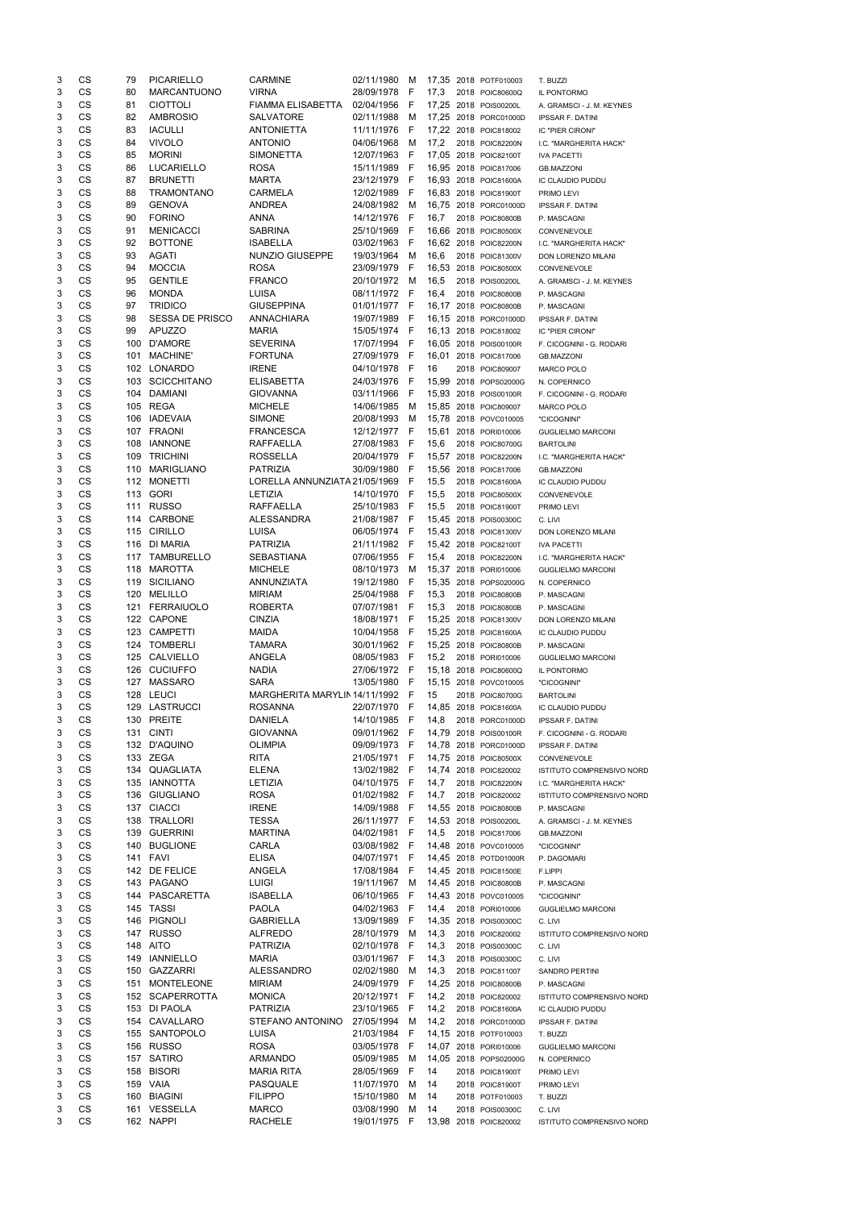| | | | | | | | | | | | |
|---|---|---|---|---|---|---|---|---|---|---|---|
| 3 | CS | 79 | PICARIELLO | CARMINE | 02/11/1980 | M | 17,35 | 2018 | POTF010003 | T. BUZZI |
| 3 | CS | 80 | MARCANTUONO | VIRNA | 28/09/1978 | F | 17,3 | 2018 | POIC80600Q | IL PONTORMO |
| 3 | CS | 81 | CIOTTOLI | FIAMMA ELISABETTA | 02/04/1956 | F | 17,25 | 2018 | POIS00200L | A. GRAMSCI - J. M. KEYNES |
| 3 | CS | 82 | AMBROSIO | SALVATORE | 02/11/1988 | M | 17,25 | 2018 | PORC01000D | IPSSAR F. DATINI |
| 3 | CS | 83 | IACULLI | ANTONIETTA | 11/11/1976 | F | 17,22 | 2018 | POIC818002 | IC "PIER CIRONI" |
| 3 | CS | 84 | VIVOLO | ANTONIO | 04/06/1968 | M | 17,2 | 2018 | POIC82200N | I.C. "MARGHERITA HACK" |
| 3 | CS | 85 | MORINI | SIMONETTA | 12/07/1963 | F | 17,05 | 2018 | POIC82100T | IVA PACETTI |
| 3 | CS | 86 | LUCARIELLO | ROSA | 15/11/1989 | F | 16,95 | 2018 | POIC817006 | GB.MAZZONI |
| 3 | CS | 87 | BRUNETTI | MARTA | 23/12/1979 | F | 16,93 | 2018 | POIC81600A | IC CLAUDIO PUDDU |
| 3 | CS | 88 | TRAMONTANO | CARMELA | 12/02/1989 | F | 16,83 | 2018 | POIC81900T | PRIMO LEVI |
| 3 | CS | 89 | GENOVA | ANDREA | 24/08/1982 | M | 16,75 | 2018 | PORC01000D | IPSSAR F. DATINI |
| 3 | CS | 90 | FORINO | ANNA | 14/12/1976 | F | 16,7 | 2018 | POIC80800B | P. MASCAGNI |
| 3 | CS | 91 | MENICACCI | SABRINA | 25/10/1969 | F | 16,66 | 2018 | POIC80500X | CONVENEVOLE |
| 3 | CS | 92 | BOTTONE | ISABELLA | 03/02/1963 | F | 16,62 | 2018 | POIC82200N | I.C. "MARGHERITA HACK" |
| 3 | CS | 93 | AGATI | NUNZIO GIUSEPPE | 19/03/1964 | M | 16,6 | 2018 | POIC81300V | DON LORENZO MILANI |
| 3 | CS | 94 | MOCCIA | ROSA | 23/09/1979 | F | 16,53 | 2018 | POIC80500X | CONVENEVOLE |
| 3 | CS | 95 | GENTILE | FRANCO | 20/10/1972 | M | 16,5 | 2018 | POIS00200L | A. GRAMSCI - J. M. KEYNES |
| 3 | CS | 96 | MONDA | LUISA | 08/11/1972 | F | 16,4 | 2018 | POIC80800B | P. MASCAGNI |
| 3 | CS | 97 | TRIDICO | GIUSEPPINA | 01/01/1977 | F | 16,17 | 2018 | POIC80800B | P. MASCAGNI |
| 3 | CS | 98 | SESSA DE PRISCO | ANNACHIARA | 19/07/1989 | F | 16,15 | 2018 | PORC01000D | IPSSAR F. DATINI |
| 3 | CS | 99 | APUZZO | MARIA | 15/05/1974 | F | 16,13 | 2018 | POIC818002 | IC "PIER CIRONI" |
| 3 | CS | 100 | D'AMORE | SEVERINA | 17/07/1994 | F | 16,05 | 2018 | POIS00100R | F. CICOGNINI - G. RODARI |
| 3 | CS | 101 | MACHINE' | FORTUNA | 27/09/1979 | F | 16,01 | 2018 | POIC817006 | GB.MAZZONI |
| 3 | CS | 102 | LONARDO | IRENE | 04/10/1978 | F | 16 | 2018 | POIC809007 | MARCO POLO |
| 3 | CS | 103 | SCICCHITANO | ELISABETTA | 24/03/1976 | F | 15,99 | 2018 | POPS02000G | N. COPERNICO |
| 3 | CS | 104 | DAMIANI | GIOVANNA | 03/11/1966 | F | 15,93 | 2018 | POIS00100R | F. CICOGNINI - G. RODARI |
| 3 | CS | 105 | REGA | MICHELE | 14/06/1985 | M | 15,85 | 2018 | POIC809007 | MARCO POLO |
| 3 | CS | 106 | IADEVAIA | SIMONE | 20/08/1993 | M | 15,78 | 2018 | POVC010005 | "CICOGNINI" |
| 3 | CS | 107 | FRAONI | FRANCESCA | 12/12/1977 | F | 15,61 | 2018 | PORI010006 | GUGLIELMO MARCONI |
| 3 | CS | 108 | IANNONE | RAFFAELLA | 27/08/1983 | F | 15,6 | 2018 | POIC80700G | BARTOLINI |
| 3 | CS | 109 | TRICHINI | ROSSELLA | 20/04/1979 | F | 15,57 | 2018 | POIC82200N | I.C. "MARGHERITA HACK" |
| 3 | CS | 110 | MARIGLIANO | PATRIZIA | 30/09/1980 | F | 15,56 | 2018 | POIC817006 | GB.MAZZONI |
| 3 | CS | 112 | MONETTI | LORELLA ANNUNZIATA | 21/05/1969 | F | 15,5 | 2018 | POIC81600A | IC CLAUDIO PUDDU |
| 3 | CS | 113 | GORI | LETIZIA | 14/10/1970 | F | 15,5 | 2018 | POIC80500X | CONVENEVOLE |
| 3 | CS | 111 | RUSSO | RAFFAELLA | 25/10/1983 | F | 15,5 | 2018 | POIC81900T | PRIMO LEVI |
| 3 | CS | 114 | CARBONE | ALESSANDRA | 21/08/1987 | F | 15,45 | 2018 | POIS00300C | C. LIVI |
| 3 | CS | 115 | CIRILLO | LUISA | 06/05/1974 | F | 15,43 | 2018 | POIC81300V | DON LORENZO MILANI |
| 3 | CS | 116 | DI MARIA | PATRIZIA | 21/11/1982 | F | 15,42 | 2018 | POIC82100T | IVA PACETTI |
| 3 | CS | 117 | TAMBURELLO | SEBASTIANA | 07/06/1955 | F | 15,4 | 2018 | POIC82200N | I.C. "MARGHERITA HACK" |
| 3 | CS | 118 | MAROTTA | MICHELE | 08/10/1973 | M | 15,37 | 2018 | PORI010006 | GUGLIELMO MARCONI |
| 3 | CS | 119 | SICILIANO | ANNUNZIATA | 19/12/1980 | F | 15,35 | 2018 | POPS02000G | N. COPERNICO |
| 3 | CS | 120 | MELILLO | MIRIAM | 25/04/1988 | F | 15,3 | 2018 | POIC80800B | P. MASCAGNI |
| 3 | CS | 121 | FERRAIUOLO | ROBERTA | 07/07/1981 | F | 15,3 | 2018 | POIC80800B | P. MASCAGNI |
| 3 | CS | 122 | CAPONE | CINZIA | 18/08/1971 | F | 15,25 | 2018 | POIC81300V | DON LORENZO MILANI |
| 3 | CS | 123 | CAMPETTI | MAIDA | 10/04/1958 | F | 15,25 | 2018 | POIC81600A | IC CLAUDIO PUDDU |
| 3 | CS | 124 | TOMBERLI | TAMARA | 30/01/1962 | F | 15,25 | 2018 | POIC80800B | P. MASCAGNI |
| 3 | CS | 125 | CALVIELLO | ANGELA | 08/05/1983 | F | 15,2 | 2018 | PORI010006 | GUGLIELMO MARCONI |
| 3 | CS | 126 | CUCIUFFO | NADIA | 27/06/1972 | F | 15,18 | 2018 | POIC80600Q | IL PONTORMO |
| 3 | CS | 127 | MASSARO | SARA | 13/05/1980 | F | 15,15 | 2018 | POVC010005 | "CICOGNINI" |
| 3 | CS | 128 | LEUCI | MARGHERITA MARYLIN | 14/11/1992 | F | 15 | 2018 | POIC80700G | BARTOLINI |
| 3 | CS | 129 | LASTRUCCI | ROSANNA | 22/07/1970 | F | 14,85 | 2018 | POIC81600A | IC CLAUDIO PUDDU |
| 3 | CS | 130 | PREITE | DANIELA | 14/10/1985 | F | 14,8 | 2018 | PORC01000D | IPSSAR F. DATINI |
| 3 | CS | 131 | CINTI | GIOVANNA | 09/01/1962 | F | 14,79 | 2018 | POIS00100R | F. CICOGNINI - G. RODARI |
| 3 | CS | 132 | D'AQUINO | OLIMPIA | 09/09/1973 | F | 14,78 | 2018 | PORC01000D | IPSSAR F. DATINI |
| 3 | CS | 133 | ZEGA | RITA | 21/05/1971 | F | 14,75 | 2018 | POIC80500X | CONVENEVOLE |
| 3 | CS | 134 | QUAGLIATA | ELENA | 13/02/1982 | F | 14,74 | 2018 | POIC820002 | ISTITUTO COMPRENSIVO NORD |
| 3 | CS | 135 | IANNOTTA | LETIZIA | 04/10/1975 | F | 14,7 | 2018 | POIC82200N | I.C. "MARGHERITA HACK" |
| 3 | CS | 136 | GIUGLIANO | ROSA | 01/02/1982 | F | 14,7 | 2018 | POIC820002 | ISTITUTO COMPRENSIVO NORD |
| 3 | CS | 137 | CIACCI | IRENE | 14/09/1988 | F | 14,55 | 2018 | POIC80800B | P. MASCAGNI |
| 3 | CS | 138 | TRALLORI | TESSA | 26/11/1977 | F | 14,53 | 2018 | POIS00200L | A. GRAMSCI - J. M. KEYNES |
| 3 | CS | 139 | GUERRINI | MARTINA | 04/02/1981 | F | 14,5 | 2018 | POIC817006 | GB.MAZZONI |
| 3 | CS | 140 | BUGLIONE | CARLA | 03/08/1982 | F | 14,48 | 2018 | POVC010005 | "CICOGNINI" |
| 3 | CS | 141 | FAVI | ELISA | 04/07/1971 | F | 14,45 | 2018 | POTD01000R | P. DAGOMARI |
| 3 | CS | 142 | DE FELICE | ANGELA | 17/08/1984 | F | 14,45 | 2018 | POIC81500E | F.LIPPI |
| 3 | CS | 143 | PAGANO | LUIGI | 19/11/1967 | M | 14,45 | 2018 | POIC80800B | P. MASCAGNI |
| 3 | CS | 144 | PASCARETTA | ISABELLA | 06/10/1965 | F | 14,43 | 2018 | POVC010005 | "CICOGNINI" |
| 3 | CS | 145 | TASSI | PAOLA | 04/02/1963 | F | 14,4 | 2018 | PORI010006 | GUGLIELMO MARCONI |
| 3 | CS | 146 | PIGNOLI | GABRIELLA | 13/09/1989 | F | 14,35 | 2018 | POIS00300C | C. LIVI |
| 3 | CS | 147 | RUSSO | ALFREDO | 28/10/1979 | M | 14,3 | 2018 | POIC820002 | ISTITUTO COMPRENSIVO NORD |
| 3 | CS | 148 | AITO | PATRIZIA | 02/10/1978 | F | 14,3 | 2018 | POIS00300C | C. LIVI |
| 3 | CS | 149 | IANNIELLO | MARIA | 03/01/1967 | F | 14,3 | 2018 | POIS00300C | C. LIVI |
| 3 | CS | 150 | GAZZARRI | ALESSANDRO | 02/02/1980 | M | 14,3 | 2018 | POIC811007 | SANDRO PERTINI |
| 3 | CS | 151 | MONTELEONE | MIRIAM | 24/09/1979 | F | 14,25 | 2018 | POIC80800B | P. MASCAGNI |
| 3 | CS | 152 | SCAPERROTTA | MONICA | 20/12/1971 | F | 14,2 | 2018 | POIC820002 | ISTITUTO COMPRENSIVO NORD |
| 3 | CS | 153 | DI PAOLA | PATRIZIA | 23/10/1965 | F | 14,2 | 2018 | POIC81600A | IC CLAUDIO PUDDU |
| 3 | CS | 154 | CAVALLARO | STEFANO ANTONINO | 27/05/1994 | M | 14,2 | 2018 | PORC01000D | IPSSAR F. DATINI |
| 3 | CS | 155 | SANTOPOLO | LUISA | 21/03/1984 | F | 14,15 | 2018 | POTF010003 | T. BUZZI |
| 3 | CS | 156 | RUSSO | ROSA | 03/05/1978 | F | 14,07 | 2018 | PORI010006 | GUGLIELMO MARCONI |
| 3 | CS | 157 | SATIRO | ARMANDO | 05/09/1985 | M | 14,05 | 2018 | POPS02000G | N. COPERNICO |
| 3 | CS | 158 | BISORI | MARIA RITA | 28/05/1969 | F | 14 | 2018 | POIC81900T | PRIMO LEVI |
| 3 | CS | 159 | VAIA | PASQUALE | 11/07/1970 | M | 14 | 2018 | POIC81900T | PRIMO LEVI |
| 3 | CS | 160 | BIAGINI | FILIPPO | 15/10/1980 | M | 14 | 2018 | POTF010003 | T. BUZZI |
| 3 | CS | 161 | VESSELLA | MARCO | 03/08/1990 | M | 14 | 2018 | POIS00300C | C. LIVI |
| 3 | CS | 162 | NAPPI | RACHELE | 19/01/1975 | F | 13,98 | 2018 | POIC820002 | ISTITUTO COMPRENSIVO NORD |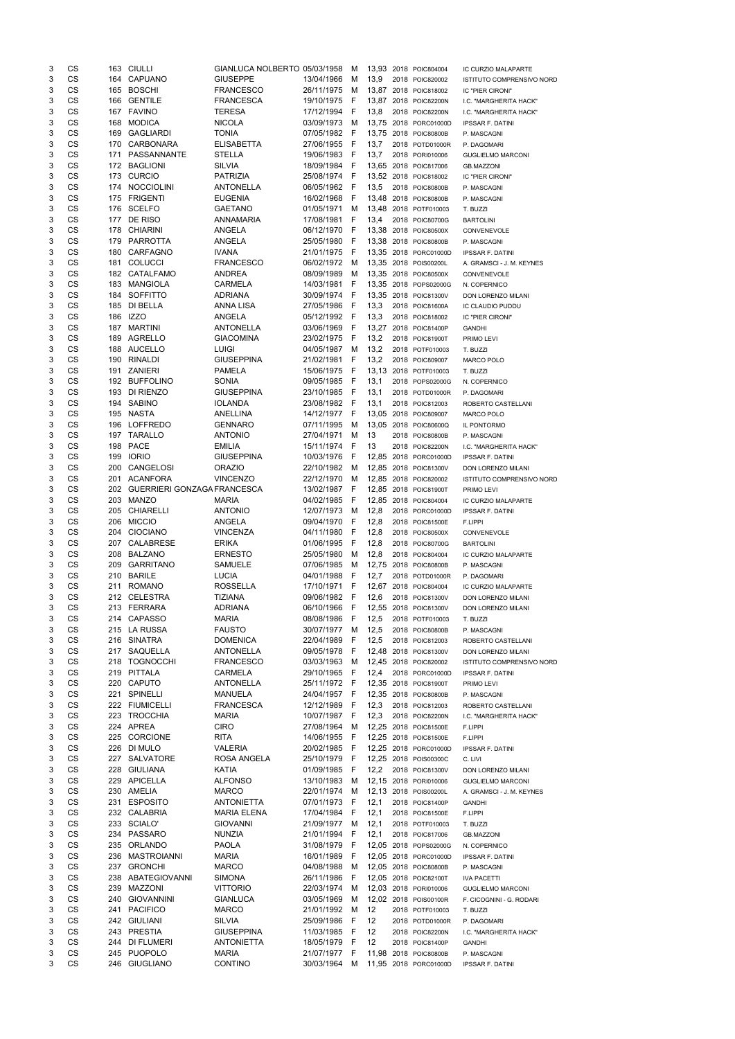| | | | | | | | | | | |
|---|---|---|---|---|---|---|---|---|---|---|
| 3 | CS | 163 | CIULLI | GIANLUCA NOLBERTO | 05/03/1958 | M | 13,93 | 2018 | POIC804004 | IC CURZIO MALAPARTE |
| 3 | CS | 164 | CAPUANO | GIUSEPPE | 13/04/1966 | M | 13,9 | 2018 | POIC820002 | ISTITUTO COMPRENSIVO NORD |
| 3 | CS | 165 | BOSCHI | FRANCESCO | 26/11/1975 | M | 13,87 | 2018 | POIC818002 | IC "PIER CIRONI" |
| 3 | CS | 166 | GENTILE | FRANCESCA | 19/10/1975 | F | 13,87 | 2018 | POIC82200N | I.C. "MARGHERITA HACK" |
| 3 | CS | 167 | FAVINO | TERESA | 17/12/1994 | F | 13,8 | 2018 | POIC82200N | I.C. "MARGHERITA HACK" |
| 3 | CS | 168 | MODICA | NICOLA | 03/09/1973 | M | 13,75 | 2018 | PORC01000D | IPSSAR F. DATINI |
| 3 | CS | 169 | GAGLIARDI | TONIA | 07/05/1982 | F | 13,75 | 2018 | POIC80800B | P. MASCAGNI |
| 3 | CS | 170 | CARBONARA | ELISABETTA | 27/06/1955 | F | 13,7 | 2018 | POTD01000R | P. DAGOMARI |
| 3 | CS | 171 | PASSANNANTE | STELLA | 19/06/1983 | F | 13,7 | 2018 | PORI010006 | GUGLIELMO MARCONI |
| 3 | CS | 172 | BAGLIONI | SILVIA | 18/09/1984 | F | 13,65 | 2018 | POIC817006 | GB.MAZZONI |
| 3 | CS | 173 | CURCIO | PATRIZIA | 25/08/1974 | F | 13,52 | 2018 | POIC818002 | IC "PIER CIRONI" |
| 3 | CS | 174 | NOCCIOLINI | ANTONELLA | 06/05/1962 | F | 13,5 | 2018 | POIC80800B | P. MASCAGNI |
| 3 | CS | 175 | FRIGENTI | EUGENIA | 16/02/1968 | F | 13,48 | 2018 | POIC80800B | P. MASCAGNI |
| 3 | CS | 176 | SCELFO | GAETANO | 01/05/1971 | M | 13,48 | 2018 | POTF010003 | T. BUZZI |
| 3 | CS | 177 | DE RISO | ANNAMARIA | 17/08/1981 | F | 13,4 | 2018 | POIC80700G | BARTOLINI |
| 3 | CS | 178 | CHIARINI | ANGELA | 06/12/1970 | F | 13,38 | 2018 | POIC80500X | CONVENEVOLE |
| 3 | CS | 179 | PARROTTA | ANGELA | 25/05/1980 | F | 13,38 | 2018 | POIC80800B | P. MASCAGNI |
| 3 | CS | 180 | CARFAGNO | IVANA | 21/01/1975 | F | 13,35 | 2018 | PORC01000D | IPSSAR F. DATINI |
| 3 | CS | 181 | COLUCCI | FRANCESCO | 06/02/1972 | M | 13,35 | 2018 | POIS00200L | A. GRAMSCI - J. M. KEYNES |
| 3 | CS | 182 | CATALFAMO | ANDREA | 08/09/1989 | M | 13,35 | 2018 | POIC80500X | CONVENEVOLE |
| 3 | CS | 183 | MANGIOLA | CARMELA | 14/03/1981 | F | 13,35 | 2018 | POPS02000G | N. COPERNICO |
| 3 | CS | 184 | SOFFITTO | ADRIANA | 30/09/1974 | F | 13,35 | 2018 | POIC81300V | DON LORENZO MILANI |
| 3 | CS | 185 | DI BELLA | ANNA LISA | 27/05/1986 | F | 13,3 | 2018 | POIC81600A | IC CLAUDIO PUDDU |
| 3 | CS | 186 | IZZO | ANGELA | 05/12/1992 | F | 13,3 | 2018 | POIC818002 | IC "PIER CIRONI" |
| 3 | CS | 187 | MARTINI | ANTONELLA | 03/06/1969 | F | 13,27 | 2018 | POIC81400P | GANDHI |
| 3 | CS | 189 | AGRELLO | GIACOMINA | 23/02/1975 | F | 13,2 | 2018 | POIC81900T | PRIMO LEVI |
| 3 | CS | 188 | AUCELLO | LUIGI | 04/05/1987 | M | 13,2 | 2018 | POTF010003 | T. BUZZI |
| 3 | CS | 190 | RINALDI | GIUSEPPINA | 21/02/1981 | F | 13,2 | 2018 | POIC809007 | MARCO POLO |
| 3 | CS | 191 | ZANIERI | PAMELA | 15/06/1975 | F | 13,13 | 2018 | POTF010003 | T. BUZZI |
| 3 | CS | 192 | BUFFOLINO | SONIA | 09/05/1985 | F | 13,1 | 2018 | POPS02000G | N. COPERNICO |
| 3 | CS | 193 | DI RIENZO | GIUSEPPINA | 23/10/1985 | F | 13,1 | 2018 | POTD01000R | P. DAGOMARI |
| 3 | CS | 194 | SABINO | IOLANDA | 23/08/1982 | F | 13,1 | 2018 | POIC812003 | ROBERTO CASTELLANI |
| 3 | CS | 195 | NASTA | ANELLINA | 14/12/1977 | F | 13,05 | 2018 | POIC809007 | MARCO POLO |
| 3 | CS | 196 | LOFFREDO | GENNARO | 07/11/1995 | M | 13,05 | 2018 | POIC80600Q | IL PONTORMO |
| 3 | CS | 197 | TARALLO | ANTONIO | 27/04/1971 | M | 13 | 2018 | POIC80800B | P. MASCAGNI |
| 3 | CS | 198 | PACE | EMILIA | 15/11/1974 | F | 13 | 2018 | POIC82200N | I.C. "MARGHERITA HACK" |
| 3 | CS | 199 | IORIO | GIUSEPPINA | 10/03/1976 | F | 12,85 | 2018 | PORC01000D | IPSSAR F. DATINI |
| 3 | CS | 200 | CANGELOSI | ORAZIO | 22/10/1982 | M | 12,85 | 2018 | POIC81300V | DON LORENZO MILANI |
| 3 | CS | 201 | ACANFORA | VINCENZO | 22/12/1970 | M | 12,85 | 2018 | POIC820002 | ISTITUTO COMPRENSIVO NORD |
| 3 | CS | 202 | GUERRIERI GONZAGA | FRANCESCA | 13/02/1987 | F | 12,85 | 2018 | POIC81900T | PRIMO LEVI |
| 3 | CS | 203 | MANZO | MARIA | 04/02/1985 | F | 12,85 | 2018 | POIC804004 | IC CURZIO MALAPARTE |
| 3 | CS | 205 | CHIARELLI | ANTONIO | 12/07/1973 | M | 12,8 | 2018 | PORC01000D | IPSSAR F. DATINI |
| 3 | CS | 206 | MICCIO | ANGELA | 09/04/1970 | F | 12,8 | 2018 | POIC81500E | F.LIPPI |
| 3 | CS | 204 | CIOCIANO | VINCENZA | 04/11/1980 | F | 12,8 | 2018 | POIC80500X | CONVENEVOLE |
| 3 | CS | 207 | CALABRESE | ERIKA | 01/06/1995 | F | 12,8 | 2018 | POIC80700G | BARTOLINI |
| 3 | CS | 208 | BALZANO | ERNESTO | 25/05/1980 | M | 12,8 | 2018 | POIC804004 | IC CURZIO MALAPARTE |
| 3 | CS | 209 | GARRITANO | SAMUELE | 07/06/1985 | M | 12,75 | 2018 | POIC80800B | P. MASCAGNI |
| 3 | CS | 210 | BARILE | LUCIA | 04/01/1988 | F | 12,7 | 2018 | POTD01000R | P. DAGOMARI |
| 3 | CS | 211 | ROMANO | ROSSELLA | 17/10/1971 | F | 12,67 | 2018 | POIC804004 | IC CURZIO MALAPARTE |
| 3 | CS | 212 | CELESTRA | TIZIANA | 09/06/1982 | F | 12,6 | 2018 | POIC81300V | DON LORENZO MILANI |
| 3 | CS | 213 | FERRARA | ADRIANA | 06/10/1966 | F | 12,55 | 2018 | POIC81300V | DON LORENZO MILANI |
| 3 | CS | 214 | CAPASSO | MARIA | 08/08/1986 | F | 12,5 | 2018 | POTF010003 | T. BUZZI |
| 3 | CS | 215 | LA RUSSA | FAUSTO | 30/07/1977 | M | 12,5 | 2018 | POIC80800B | P. MASCAGNI |
| 3 | CS | 216 | SINATRA | DOMENICA | 22/04/1989 | F | 12,5 | 2018 | POIC812003 | ROBERTO CASTELLANI |
| 3 | CS | 217 | SAQUELLA | ANTONELLA | 09/05/1978 | F | 12,48 | 2018 | POIC81300V | DON LORENZO MILANI |
| 3 | CS | 218 | TOGNOCCHI | FRANCESCO | 03/03/1963 | M | 12,45 | 2018 | POIC820002 | ISTITUTO COMPRENSIVO NORD |
| 3 | CS | 219 | PITTALA | CARMELA | 29/10/1965 | F | 12,4 | 2018 | PORC01000D | IPSSAR F. DATINI |
| 3 | CS | 220 | CAPUTO | ANTONELLA | 25/11/1972 | F | 12,35 | 2018 | POIC81900T | PRIMO LEVI |
| 3 | CS | 221 | SPINELLI | MANUELA | 24/04/1957 | F | 12,35 | 2018 | POIC80800B | P. MASCAGNI |
| 3 | CS | 222 | FIUMICELLI | FRANCESCA | 12/12/1989 | F | 12,3 | 2018 | POIC812003 | ROBERTO CASTELLANI |
| 3 | CS | 223 | TROCCHIA | MARIA | 10/07/1987 | F | 12,3 | 2018 | POIC82200N | I.C. "MARGHERITA HACK" |
| 3 | CS | 224 | APREA | CIRO | 27/08/1964 | M | 12,25 | 2018 | POIC81500E | F.LIPPI |
| 3 | CS | 225 | CORCIONE | RITA | 14/06/1955 | F | 12,25 | 2018 | POIC81500E | F.LIPPI |
| 3 | CS | 226 | DI MULO | VALERIA | 20/02/1985 | F | 12,25 | 2018 | PORC01000D | IPSSAR F. DATINI |
| 3 | CS | 227 | SALVATORE | ROSA ANGELA | 25/10/1979 | F | 12,25 | 2018 | POIS00300C | C. LIVI |
| 3 | CS | 228 | GIULIANA | KATIA | 01/09/1985 | F | 12,2 | 2018 | POIC81300V | DON LORENZO MILANI |
| 3 | CS | 229 | APICELLA | ALFONSO | 13/10/1983 | M | 12,15 | 2018 | PORI010006 | GUGLIELMO MARCONI |
| 3 | CS | 230 | AMELIA | MARCO | 22/01/1974 | M | 12,13 | 2018 | POIS00200L | A. GRAMSCI - J. M. KEYNES |
| 3 | CS | 231 | ESPOSITO | ANTONIETTA | 07/01/1973 | F | 12,1 | 2018 | POIC81400P | GANDHI |
| 3 | CS | 232 | CALABRIA | MARIA ELENA | 17/04/1984 | F | 12,1 | 2018 | POIC81500E | F.LIPPI |
| 3 | CS | 233 | SCIALO' | GIOVANNI | 21/09/1977 | M | 12,1 | 2018 | POTF010003 | T. BUZZI |
| 3 | CS | 234 | PASSARO | NUNZIA | 21/01/1994 | F | 12,1 | 2018 | POIC817006 | GB.MAZZONI |
| 3 | CS | 235 | ORLANDO | PAOLA | 31/08/1979 | F | 12,05 | 2018 | POPS02000G | N. COPERNICO |
| 3 | CS | 236 | MASTROIANNI | MARIA | 16/01/1989 | F | 12,05 | 2018 | PORC01000D | IPSSAR F. DATINI |
| 3 | CS | 237 | GRONCHI | MARCO | 04/08/1988 | M | 12,05 | 2018 | POIC80800B | P. MASCAGNI |
| 3 | CS | 238 | ABATEGIOVANNI | SIMONA | 26/11/1986 | F | 12,05 | 2018 | POIC82100T | IVA PACETTI |
| 3 | CS | 239 | MAZZONI | VITTORIO | 22/03/1974 | M | 12,03 | 2018 | PORI010006 | GUGLIELMO MARCONI |
| 3 | CS | 240 | GIOVANNINI | GIANLUCA | 03/05/1969 | M | 12,02 | 2018 | POIS00100R | F. CICOGNINI - G. RODARI |
| 3 | CS | 241 | PACIFICO | MARCO | 21/01/1992 | M | 12 | 2018 | POTF010003 | T. BUZZI |
| 3 | CS | 242 | GIULIANI | SILVIA | 25/09/1986 | F | 12 | 2018 | POTD01000R | P. DAGOMARI |
| 3 | CS | 243 | PRESTIA | GIUSEPPINA | 11/03/1985 | F | 12 | 2018 | POIC82200N | I.C. "MARGHERITA HACK" |
| 3 | CS | 244 | DI FLUMERI | ANTONIETTA | 18/05/1979 | F | 12 | 2018 | POIC81400P | GANDHI |
| 3 | CS | 245 | PUOPOLO | MARIA | 21/07/1977 | F | 11,98 | 2018 | POIC80800B | P. MASCAGNI |
| 3 | CS | 246 | GIUGLIANO | CONTINO | 30/03/1964 | M | 11,95 | 2018 | PORC01000D | IPSSAR F. DATINI |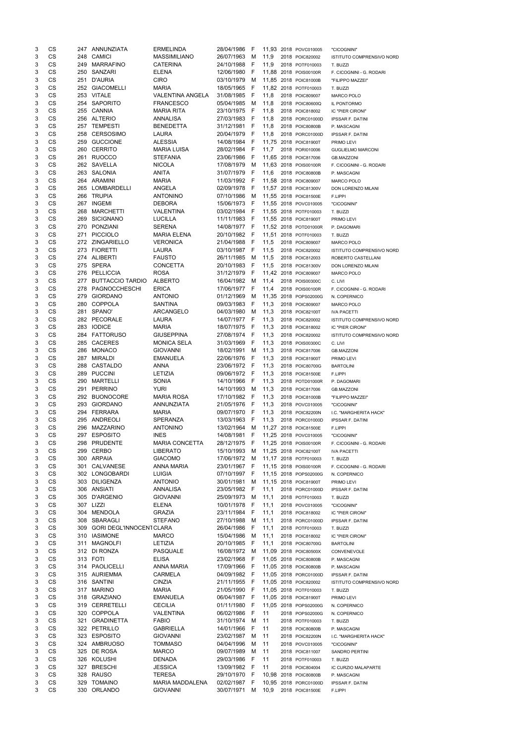| | | | | | | | | | | | |
|---|---|---|---|---|---|---|---|---|---|---|---|
| 3 | CS | 247 | ANNUNZIATA | ERMELINDA | 28/04/1986 | F | 11,93 | 2018 | POVC010005 | "CICOGNINI" |
| 3 | CS | 248 | CAMICI | MASSIMILIANO | 26/07/1963 | M | 11,9 | 2018 | POIC820002 | ISTITUTO COMPRENSIVO NORD |
| 3 | CS | 249 | MARRAFINO | CATERINA | 24/10/1988 | F | 11,9 | 2018 | POTF010003 | T. BUZZI |
| 3 | CS | 250 | SANZARI | ELENA | 12/06/1980 | F | 11,88 | 2018 | POIS00100R | F. CICOGNINI - G. RODARI |
| 3 | CS | 251 | D'AURIA | CIRO | 03/10/1979 | M | 11,85 | 2018 | POIC81000B | "FILIPPO MAZZEI" |
| 3 | CS | 252 | GIACOMELLI | MARIA | 18/05/1965 | F | 11,82 | 2018 | POTF010003 | T. BUZZI |
| 3 | CS | 253 | VITALE | VALENTINA ANGELA | 31/08/1985 | F | 11,8 | 2018 | POIC809007 | MARCO POLO |
| 3 | CS | 254 | SAPORITO | FRANCESCO | 05/04/1985 | M | 11,8 | 2018 | POIC80600Q | IL PONTORMO |
| 3 | CS | 255 | CANNIA | MARIA RITA | 23/10/1975 | F | 11,8 | 2018 | POIC818002 | IC "PIER CIRONI" |
| 3 | CS | 256 | ALTERIO | ANNALISA | 27/03/1983 | F | 11,8 | 2018 | PORC01000D | IPSSAR F. DATINI |
| 3 | CS | 257 | TEMPESTI | BENEDETTA | 31/12/1981 | F | 11,8 | 2018 | POIC80800B | P. MASCAGNI |
| 3 | CS | 258 | CERSOSIMO | LAURA | 20/04/1979 | F | 11,8 | 2018 | PORC01000D | IPSSAR F. DATINI |
| 3 | CS | 259 | GUCCIONE | ALESSIA | 14/08/1984 | F | 11,75 | 2018 | POIC81900T | PRIMO LEVI |
| 3 | CS | 260 | CERRITO | MARIA LUISA | 28/02/1984 | F | 11,7 | 2018 | PORI010006 | GUGLIELMO MARCONI |
| 3 | CS | 261 | RUOCCO | STEFANIA | 23/06/1986 | F | 11,65 | 2018 | POIC817006 | GB.MAZZONI |
| 3 | CS | 262 | SAVELLA | NICOLA | 17/08/1979 | M | 11,63 | 2018 | POIS00100R | F. CICOGNINI - G. RODARI |
| 3 | CS | 263 | SALONIA | ANITA | 31/07/1979 | F | 11,6 | 2018 | POIC80800B | P. MASCAGNI |
| 3 | CS | 264 | ARAMINI | MARIA | 11/03/1992 | F | 11,58 | 2018 | POIC809007 | MARCO POLO |
| 3 | CS | 265 | LOMBARDELLI | ANGELA | 02/09/1978 | F | 11,57 | 2018 | POIC81300V | DON LORENZO MILANI |
| 3 | CS | 266 | TRUPIA | ANTONINO | 07/10/1986 | M | 11,55 | 2018 | POIC81500E | F.LIPPI |
| 3 | CS | 267 | INGEMI | DEBORA | 15/06/1973 | F | 11,55 | 2018 | POVC010005 | "CICOGNINI" |
| 3 | CS | 268 | MARCHETTI | VALENTINA | 03/02/1984 | F | 11,55 | 2018 | POTF010003 | T. BUZZI |
| 3 | CS | 269 | SICIGNANO | LUCILLA | 11/11/1983 | F | 11,55 | 2018 | POIC81900T | PRIMO LEVI |
| 3 | CS | 270 | PONZIANI | SERENA | 14/08/1977 | F | 11,52 | 2018 | POTD01000R | P. DAGOMARI |
| 3 | CS | 271 | PICCIOLO | MARIA ELENA | 20/10/1982 | F | 11,51 | 2018 | POTF010003 | T. BUZZI |
| 3 | CS | 272 | ZINGARIELLO | VERONICA | 21/04/1988 | F | 11,5 | 2018 | POIC809007 | MARCO POLO |
| 3 | CS | 273 | FIORETTI | LAURA | 03/10/1987 | F | 11,5 | 2018 | POIC820002 | ISTITUTO COMPRENSIVO NORD |
| 3 | CS | 274 | ALIBERTI | FAUSTO | 26/11/1985 | M | 11,5 | 2018 | POIC812003 | ROBERTO CASTELLANI |
| 3 | CS | 275 | SPERA | CONCETTA | 20/10/1983 | F | 11,5 | 2018 | POIC81300V | DON LORENZO MILANI |
| 3 | CS | 276 | PELLICCIA | ROSA | 31/12/1979 | F | 11,42 | 2018 | POIC809007 | MARCO POLO |
| 3 | CS | 277 | BUTTACCIO TARDIO | ALBERTO | 16/04/1982 | M | 11,4 | 2018 | POIS00300C | C. LIVI |
| 3 | CS | 278 | PAGNOCCHESCHI | ERICA | 17/06/1977 | F | 11,4 | 2018 | POIS00100R | F. CICOGNINI - G. RODARI |
| 3 | CS | 279 | GIORDANO | ANTONIO | 01/12/1969 | M | 11,35 | 2018 | POPS02000G | N. COPERNICO |
| 3 | CS | 280 | COPPOLA | SANTINA | 09/03/1983 | F | 11,3 | 2018 | POIC809007 | MARCO POLO |
| 3 | CS | 281 | SPANO' | ARCANGELO | 04/03/1980 | M | 11,3 | 2018 | POIC82100T | IVA PACETTI |
| 3 | CS | 282 | PECORALE | LAURA | 14/07/1977 | F | 11,3 | 2018 | POIC820002 | ISTITUTO COMPRENSIVO NORD |
| 3 | CS | 283 | IODICE | MARIA | 18/07/1975 | F | 11,3 | 2018 | POIC818002 | IC "PIER CIRONI" |
| 3 | CS | 284 | FATTORUSO | GIUSEPPINA | 27/08/1974 | F | 11,3 | 2018 | POIC820002 | ISTITUTO COMPRENSIVO NORD |
| 3 | CS | 285 | CACERES | MONICA SELA | 31/03/1969 | F | 11,3 | 2018 | POIS00300C | C. LIVI |
| 3 | CS | 286 | MONACO | GIOVANNI | 18/02/1991 | M | 11,3 | 2018 | POIC817006 | GB.MAZZONI |
| 3 | CS | 287 | MIRALDI | EMANUELA | 22/06/1976 | F | 11,3 | 2018 | POIC81900T | PRIMO LEVI |
| 3 | CS | 288 | CASTALDO | ANNA | 23/06/1972 | F | 11,3 | 2018 | POIC80700G | BARTOLINI |
| 3 | CS | 289 | PUCCINI | LETIZIA | 09/06/1972 | F | 11,3 | 2018 | POIC81500E | F.LIPPI |
| 3 | CS | 290 | MARTELLI | SONIA | 14/10/1966 | F | 11,3 | 2018 | POTD01000R | P. DAGOMARI |
| 3 | CS | 291 | PERRINO | YURI | 14/10/1993 | M | 11,3 | 2018 | POIC817006 | GB.MAZZONI |
| 3 | CS | 292 | BUONOCORE | MARIA ROSA | 17/10/1982 | F | 11,3 | 2018 | POIC81000B | "FILIPPO MAZZEI" |
| 3 | CS | 293 | GIORDANO | ANNUNZIATA | 21/05/1976 | F | 11,3 | 2018 | POVC010005 | "CICOGNINI" |
| 3 | CS | 294 | FERRARA | MARIA | 09/07/1970 | F | 11,3 | 2018 | POIC82200N | I.C. "MARGHERITA HACK" |
| 3 | CS | 295 | ANDREOLI | SPERANZA | 13/03/1963 | F | 11,3 | 2018 | PORC01000D | IPSSAR F. DATINI |
| 3 | CS | 296 | MAZZARINO | ANTONINO | 13/02/1964 | M | 11,27 | 2018 | POIC81500E | F.LIPPI |
| 3 | CS | 297 | ESPOSITO | INES | 14/08/1981 | F | 11,25 | 2018 | POVC010005 | "CICOGNINI" |
| 3 | CS | 298 | PRUDENTE | MARIA CONCETTA | 28/12/1975 | F | 11,25 | 2018 | POIS00100R | F. CICOGNINI - G. RODARI |
| 3 | CS | 299 | CERBO | LIBERATO | 15/10/1993 | M | 11,25 | 2018 | POIC82100T | IVA PACETTI |
| 3 | CS | 300 | ARPAIA | GIACOMO | 17/06/1972 | M | 11,17 | 2018 | POTF010003 | T. BUZZI |
| 3 | CS | 301 | CALVANESE | ANNA MARIA | 23/01/1967 | F | 11,15 | 2018 | POIS00100R | F. CICOGNINI - G. RODARI |
| 3 | CS | 302 | LONGOBARDI | LUIGIA | 07/10/1997 | F | 11,15 | 2018 | POPS02000G | N. COPERNICO |
| 3 | CS | 303 | DILIGENZA | ANTONIO | 30/01/1981 | M | 11,15 | 2018 | POIC81900T | PRIMO LEVI |
| 3 | CS | 306 | ANSIATI | ANNALISA | 23/05/1982 | F | 11,1 | 2018 | PORC01000D | IPSSAR F. DATINI |
| 3 | CS | 305 | D'ARGENIO | GIOVANNI | 25/09/1973 | M | 11,1 | 2018 | POTF010003 | T. BUZZI |
| 3 | CS | 307 | LIZZI | ELENA | 10/01/1978 | F | 11,1 | 2018 | POVC010005 | "CICOGNINI" |
| 3 | CS | 304 | MENDOLA | GRAZIA | 23/11/1984 | F | 11,1 | 2018 | POIC818002 | IC "PIER CIRONI" |
| 3 | CS | 308 | SBARAGLI | STEFANO | 27/10/1988 | M | 11,1 | 2018 | PORC01000D | IPSSAR F. DATINI |
| 3 | CS | 309 | GORI DEGL'INNOCENT | CLARA | 26/04/1986 | F | 11,1 | 2018 | POTF010003 | T. BUZZI |
| 3 | CS | 310 | IASIMONE | MARCO | 15/04/1986 | M | 11,1 | 2018 | POIC818002 | IC "PIER CIRONI" |
| 3 | CS | 311 | MAGNOLFI | LETIZIA | 20/10/1985 | F | 11,1 | 2018 | POIC80700G | BARTOLINI |
| 3 | CS | 312 | DI RONZA | PASQUALE | 16/08/1972 | M | 11,09 | 2018 | POIC80500X | CONVENEVOLE |
| 3 | CS | 313 | FOTI | ELISA | 23/02/1968 | F | 11,05 | 2018 | POIC80800B | P. MASCAGNI |
| 3 | CS | 314 | PAOLICELLI | ANNA MARIA | 17/09/1966 | F | 11,05 | 2018 | POIC80800B | P. MASCAGNI |
| 3 | CS | 315 | AURIEMMA | CARMELA | 04/09/1982 | F | 11,05 | 2018 | PORC01000D | IPSSAR F. DATINI |
| 3 | CS | 316 | SANTINI | CINZIA | 21/11/1955 | F | 11,05 | 2018 | POIC820002 | ISTITUTO COMPRENSIVO NORD |
| 3 | CS | 317 | MARINO | MARIA | 21/05/1990 | F | 11,05 | 2018 | POTF010003 | T. BUZZI |
| 3 | CS | 318 | GRAZIANO | EMANUELA | 06/04/1987 | F | 11,05 | 2018 | POIC81900T | PRIMO LEVI |
| 3 | CS | 319 | CERRETELLI | CECILIA | 01/11/1980 | F | 11,05 | 2018 | POPS02000G | N. COPERNICO |
| 3 | CS | 320 | COPPOLA | VALENTINA | 06/02/1986 | F | 11 | 2018 | POPS02000G | N. COPERNICO |
| 3 | CS | 321 | GRADINETTA | FABIO | 31/10/1974 | M | 11 | 2018 | POTF010003 | T. BUZZI |
| 3 | CS | 322 | PETRILLO | GABRIELLA | 14/01/1966 | F | 11 | 2018 | POIC80800B | P. MASCAGNI |
| 3 | CS | 323 | ESPOSITO | GIOVANNI | 23/02/1987 | M | 11 | 2018 | POIC82200N | I.C. "MARGHERITA HACK" |
| 3 | CS | 324 | AMBRUOSO | TOMMASO | 04/04/1996 | M | 11 | 2018 | POVC010005 | "CICOGNINI" |
| 3 | CS | 325 | DE ROSA | MARCO | 09/07/1989 | M | 11 | 2018 | POIC811007 | SANDRO PERTINI |
| 3 | CS | 326 | KOLUSHI | DENADA | 29/03/1986 | F | 11 | 2018 | POTF010003 | T. BUZZI |
| 3 | CS | 327 | BRESCHI | JESSICA | 13/09/1982 | F | 11 | 2018 | POIC804004 | IC CURZIO MALAPARTE |
| 3 | CS | 328 | RAUSO | TERESA | 29/10/1970 | F | 10,98 | 2018 | POIC80800B | P. MASCAGNI |
| 3 | CS | 329 | TOMAINO | MARIA MADDALENA | 02/02/1987 | F | 10,95 | 2018 | PORC01000D | IPSSAR F. DATINI |
| 3 | CS | 330 | ORLANDO | GIOVANNI | 30/07/1971 | M | 10,9 | 2018 | POIC81500E | F.LIPPI |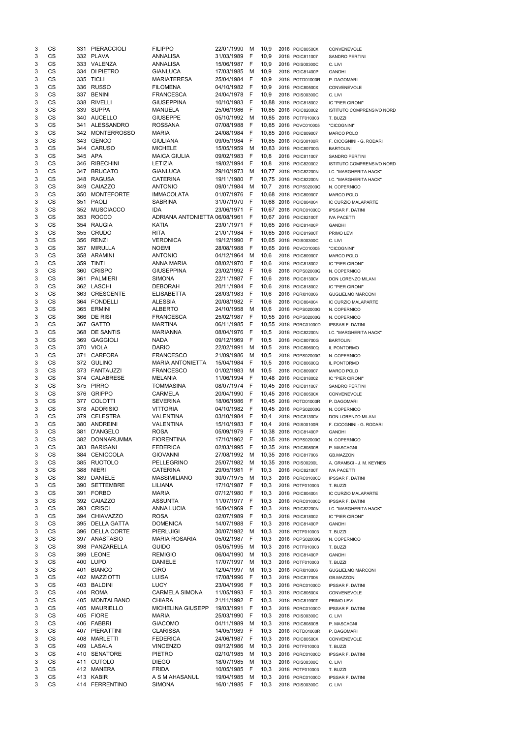| | | | | | | | | | | | |
|---|---|---|---|---|---|---|---|---|---|---|---|
| 3 | CS | 331 | PIERACCIOLI | FILIPPO | 22/01/1990 | M | 10,9 | 2018 | POIC80500X | CONVENEVOLE |
| 3 | CS | 332 | PLAVA | ANNALISA | 31/03/1989 | F | 10,9 | 2018 | POIC811007 | SANDRO PERTINI |
| 3 | CS | 333 | VALENZA | ANNALISA | 15/06/1987 | F | 10,9 | 2018 | POIS00300C | C. LIVI |
| 3 | CS | 334 | DI PIETRO | GIANLUCA | 17/03/1985 | M | 10,9 | 2018 | POIC81400P | GANDHI |
| 3 | CS | 335 | TICLI | MARIATERESA | 25/04/1984 | F | 10,9 | 2018 | POTD01000R | P. DAGOMARI |
| 3 | CS | 336 | RUSSO | FILOMENA | 04/10/1982 | F | 10,9 | 2018 | POIC80500X | CONVENEVOLE |
| 3 | CS | 337 | BENINI | FRANCESCA | 24/04/1978 | F | 10,9 | 2018 | POIS00300C | C. LIVI |
| 3 | CS | 338 | RIVELLI | GIUSEPPINA | 10/10/1983 | F | 10,88 | 2018 | POIC818002 | IC "PIER CIRONI" |
| 3 | CS | 339 | SUPPA | MANUELA | 25/06/1986 | F | 10,85 | 2018 | POIC820002 | ISTITUTO COMPRENSIVO NORD |
| 3 | CS | 340 | AUCELLO | GIUSEPPE | 05/10/1992 | M | 10,85 | 2018 | POTF010003 | T. BUZZI |
| 3 | CS | 341 | ALESSANDRO | ROSSANA | 07/08/1988 | F | 10,85 | 2018 | POVC010005 | "CICOGNINI" |
| 3 | CS | 342 | MONTERROSSO | MARIA | 24/08/1984 | F | 10,85 | 2018 | POIC809007 | MARCO POLO |
| 3 | CS | 343 | GENCO | GIULIANA | 09/05/1984 | F | 10,85 | 2018 | POIS00100R | F. CICOGNINI - G. RODARI |
| 3 | CS | 344 | CARUSO | MICHELE | 15/05/1959 | M | 10,83 | 2018 | POIC80700G | BARTOLINI |
| 3 | CS | 345 | APA | MAICA GIULIA | 09/02/1983 | F | 10,8 | 2018 | POIC811007 | SANDRO PERTINI |
| 3 | CS | 346 | RIBECHINI | LETIZIA | 19/02/1994 | F | 10,8 | 2018 | POIC820002 | ISTITUTO COMPRENSIVO NORD |
| 3 | CS | 347 | BRUCATO | GIANLUCA | 29/10/1973 | M | 10,77 | 2018 | POIC82200N | I.C. "MARGHERITA HACK" |
| 3 | CS | 348 | RAGUSA | CATERINA | 19/11/1980 | F | 10,75 | 2018 | POIC82200N | I.C. "MARGHERITA HACK" |
| 3 | CS | 349 | CAIAZZO | ANTONIO | 09/01/1984 | M | 10,7 | 2018 | POPS02000G | N. COPERNICO |
| 3 | CS | 350 | MONTEFORTE | IMMACOLATA | 01/07/1976 | F | 10,68 | 2018 | POIC809007 | MARCO POLO |
| 3 | CS | 351 | PAOLI | SABRINA | 31/07/1970 | F | 10,68 | 2018 | POIC804004 | IC CURZIO MALAPARTE |
| 3 | CS | 352 | MUSCIACCO | IDA | 23/06/1971 | F | 10,67 | 2018 | PORC01000D | IPSSAR F. DATINI |
| 3 | CS | 353 | ROCCO | ADRIANA ANTONIETTA | 06/08/1961 | F | 10,67 | 2018 | POIC82100T | IVA PACETTI |
| 3 | CS | 354 | RAUGIA | KATIA | 23/01/1971 | F | 10,65 | 2018 | POIC81400P | GANDHI |
| 3 | CS | 355 | CRUDO | RITA | 21/01/1984 | F | 10,65 | 2018 | POIC81900T | PRIMO LEVI |
| 3 | CS | 356 | RENZI | VERONICA | 19/12/1990 | F | 10,65 | 2018 | POIS00300C | C. LIVI |
| 3 | CS | 357 | MIRULLA | NOEMI | 28/08/1988 | F | 10,65 | 2018 | POVC010005 | "CICOGNINI" |
| 3 | CS | 358 | ARAMINI | ANTONIO | 04/12/1964 | M | 10,6 | 2018 | POIC809007 | MARCO POLO |
| 3 | CS | 359 | TINTI | ANNA MARIA | 08/02/1970 | F | 10,6 | 2018 | POIC818002 | IC "PIER CIRONI" |
| 3 | CS | 360 | CRISPO | GIUSEPPINA | 23/02/1992 | F | 10,6 | 2018 | POPS02000G | N. COPERNICO |
| 3 | CS | 361 | PALMIERI | SIMONA | 22/11/1987 | F | 10,6 | 2018 | POIC81300V | DON LORENZO MILANI |
| 3 | CS | 362 | LASCHI | DEBORAH | 20/11/1984 | F | 10,6 | 2018 | POIC818002 | IC "PIER CIRONI" |
| 3 | CS | 363 | CRESCENTE | ELISABETTA | 28/03/1983 | F | 10,6 | 2018 | PORI010006 | GUGLIELMO MARCONI |
| 3 | CS | 364 | FONDELLI | ALESSIA | 20/08/1982 | F | 10,6 | 2018 | POIC804004 | IC CURZIO MALAPARTE |
| 3 | CS | 365 | ERMINI | ALBERTO | 24/10/1958 | M | 10,6 | 2018 | POPS02000G | N. COPERNICO |
| 3 | CS | 366 | DE RISI | FRANCESCA | 25/02/1987 | F | 10,55 | 2018 | POPS02000G | N. COPERNICO |
| 3 | CS | 367 | GATTO | MARTINA | 06/11/1985 | F | 10,55 | 2018 | PORC01000D | IPSSAR F. DATINI |
| 3 | CS | 368 | DE SANTIS | MARIANNA | 08/04/1976 | F | 10,5 | 2018 | POIC82200N | I.C. "MARGHERITA HACK" |
| 3 | CS | 369 | GAGGIOLI | NADA | 09/12/1969 | F | 10,5 | 2018 | POIC80700G | BARTOLINI |
| 3 | CS | 370 | VIOLA | DARIO | 22/02/1991 | M | 10,5 | 2018 | POIC80600Q | IL PONTORMO |
| 3 | CS | 371 | CARFORA | FRANCESCO | 21/09/1986 | M | 10,5 | 2018 | POPS02000G | N. COPERNICO |
| 3 | CS | 372 | GULINO | MARIA ANTONIETTA | 15/04/1984 | F | 10,5 | 2018 | POIC80600Q | IL PONTORMO |
| 3 | CS | 373 | FANTAUZZI | FRANCESCO | 01/02/1983 | M | 10,5 | 2018 | POIC809007 | MARCO POLO |
| 3 | CS | 374 | CALABRESE | MELANIA | 11/06/1994 | F | 10,48 | 2018 | POIC818002 | IC "PIER CIRONI" |
| 3 | CS | 375 | PIRRO | TOMMASINA | 08/07/1974 | F | 10,45 | 2018 | POIC811007 | SANDRO PERTINI |
| 3 | CS | 376 | GRIPPO | CARMELA | 20/04/1990 | F | 10,45 | 2018 | POIC80500X | CONVENEVOLE |
| 3 | CS | 377 | COLOTTI | SEVERINA | 18/06/1986 | F | 10,45 | 2018 | POTD01000R | P. DAGOMARI |
| 3 | CS | 378 | ADORISIO | VITTORIA | 04/10/1982 | F | 10,45 | 2018 | POPS02000G | N. COPERNICO |
| 3 | CS | 379 | CELESTRA | VALENTINA | 03/10/1984 | F | 10,4 | 2018 | POIC81300V | DON LORENZO MILANI |
| 3 | CS | 380 | ANDREINI | VALENTINA | 15/10/1983 | F | 10,4 | 2018 | POIS00100R | F. CICOGNINI - G. RODARI |
| 3 | CS | 381 | D'ANGELO | ROSA | 05/09/1979 | F | 10,38 | 2018 | POIC81400P | GANDHI |
| 3 | CS | 382 | DONNARUMMA | FIORENTINA | 17/10/1962 | F | 10,35 | 2018 | POPS02000G | N. COPERNICO |
| 3 | CS | 383 | BARISANI | FEDERICA | 02/03/1995 | F | 10,35 | 2018 | POIC80800B | P. MASCAGNI |
| 3 | CS | 384 | CENICCOLA | GIOVANNI | 27/08/1992 | M | 10,35 | 2018 | POIC817006 | GB.MAZZONI |
| 3 | CS | 385 | RUOTOLO | PELLEGRINO | 25/07/1982 | M | 10,35 | 2018 | POIS00200L | A. GRAMSCI - J. M. KEYNES |
| 3 | CS | 388 | NIERI | CATERINA | 29/05/1981 | F | 10,3 | 2018 | POIC82100T | IVA PACETTI |
| 3 | CS | 389 | DANIELE | MASSIMILIANO | 30/07/1975 | M | 10,3 | 2018 | PORC01000D | IPSSAR F. DATINI |
| 3 | CS | 390 | SETTEMBRE | LILIANA | 17/10/1987 | F | 10,3 | 2018 | POTF010003 | T. BUZZI |
| 3 | CS | 391 | FORBO | MARIA | 07/12/1980 | F | 10,3 | 2018 | POIC804004 | IC CURZIO MALAPARTE |
| 3 | CS | 392 | CAIAZZO | ASSUNTA | 11/07/1977 | F | 10,3 | 2018 | PORC01000D | IPSSAR F. DATINI |
| 3 | CS | 393 | CRISCI | ANNA LUCIA | 16/04/1969 | F | 10,3 | 2018 | POIC82200N | I.C. "MARGHERITA HACK" |
| 3 | CS | 394 | CHIAVAZZO | ROSA | 02/07/1989 | F | 10,3 | 2018 | POIC818002 | IC "PIER CIRONI" |
| 3 | CS | 395 | DELLA GATTA | DOMENICA | 14/07/1988 | F | 10,3 | 2018 | POIC81400P | GANDHI |
| 3 | CS | 396 | DELLA CORTE | PIERLUIGI | 30/07/1982 | M | 10,3 | 2018 | POTF010003 | T. BUZZI |
| 3 | CS | 397 | ANASTASIO | MARIA ROSARIA | 05/02/1987 | F | 10,3 | 2018 | POPS02000G | N. COPERNICO |
| 3 | CS | 398 | PANZARELLA | GUIDO | 05/05/1995 | M | 10,3 | 2018 | POTF010003 | T. BUZZI |
| 3 | CS | 399 | LEONE | REMIGIO | 06/04/1990 | M | 10,3 | 2018 | POIC81400P | GANDHI |
| 3 | CS | 400 | LUPO | DANIELE | 17/07/1997 | M | 10,3 | 2018 | POTF010003 | T. BUZZI |
| 3 | CS | 401 | BIANCO | CIRO | 12/04/1997 | M | 10,3 | 2018 | PORI010006 | GUGLIELMO MARCONI |
| 3 | CS | 402 | MAZZIOTTI | LUISA | 17/08/1996 | F | 10,3 | 2018 | POIC817006 | GB.MAZZONI |
| 3 | CS | 403 | BALDINI | LUCY | 23/04/1996 | F | 10,3 | 2018 | PORC01000D | IPSSAR F. DATINI |
| 3 | CS | 404 | ROMA | CARMELA SIMONA | 11/05/1993 | F | 10,3 | 2018 | POIC80500X | CONVENEVOLE |
| 3 | CS | 405 | MONTALBANO | CHIARA | 21/11/1992 | F | 10,3 | 2018 | POIC81900T | PRIMO LEVI |
| 3 | CS | 405 | MAURIELLO | MICHELINA GIUSEPP | 19/03/1991 | F | 10,3 | 2018 | PORC01000D | IPSSAR F. DATINI |
| 3 | CS | 405 | FIORE | MARIA | 25/03/1990 | F | 10,3 | 2018 | POIS00300C | C. LIVI |
| 3 | CS | 406 | FABBRI | GIACOMO | 04/11/1989 | M | 10,3 | 2018 | POIC80800B | P. MASCAGNI |
| 3 | CS | 407 | PIERATTINI | CLARISSA | 14/05/1989 | F | 10,3 | 2018 | POTD01000R | P. DAGOMARI |
| 3 | CS | 408 | MARLETTI | FEDERICA | 24/06/1987 | F | 10,3 | 2018 | POIC80500X | CONVENEVOLE |
| 3 | CS | 409 | LASALA | VINCENZO | 09/12/1986 | M | 10,3 | 2018 | POTF010003 | T. BUZZI |
| 3 | CS | 410 | SENATORE | PIETRO | 02/10/1985 | M | 10,3 | 2018 | PORC01000D | IPSSAR F. DATINI |
| 3 | CS | 411 | CUTOLO | DIEGO | 18/07/1985 | M | 10,3 | 2018 | POIS00300C | C. LIVI |
| 3 | CS | 412 | MANERA | FRIDA | 10/05/1985 | F | 10,3 | 2018 | POTF010003 | T. BUZZI |
| 3 | CS | 413 | KABIR | A S M AHASANUL | 19/04/1985 | M | 10,3 | 2018 | PORC01000D | IPSSAR F. DATINI |
| 3 | CS | 414 | FERRENTINO | SIMONA | 16/01/1985 | F | 10,3 | 2018 | POIS00300C | C. LIVI |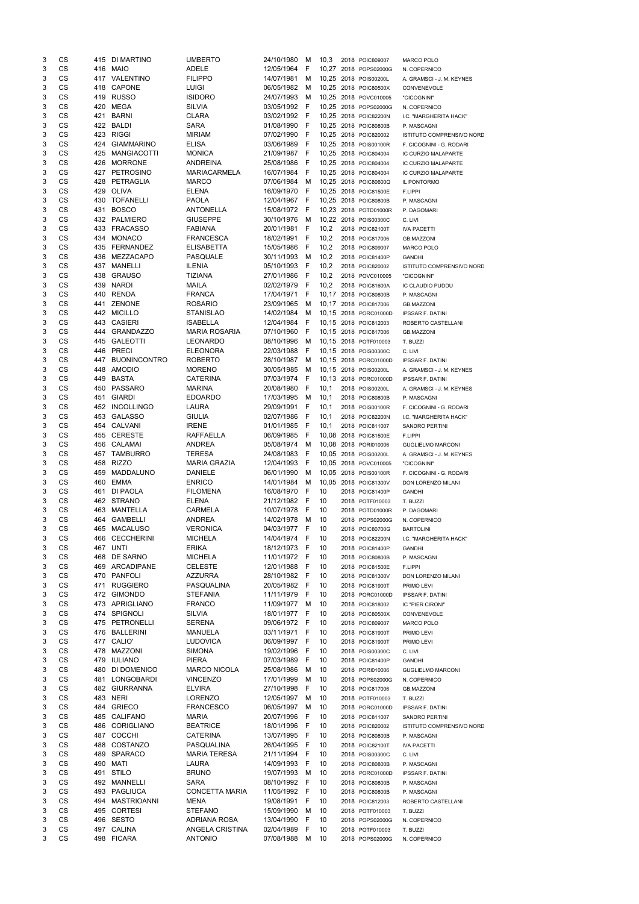| | | | | | | | | | | | |
|---|---|---|---|---|---|---|---|---|---|---|---|
| 3 | CS | 415 | DI MARTINO | UMBERTO | 24/10/1980 | M | 10,3 | 2018 | POIC809007 | MARCO POLO |
| 3 | CS | 416 | MAIO | ADELE | 12/05/1964 | F | 10,27 | 2018 | POPS02000G | N. COPERNICO |
| 3 | CS | 417 | VALENTINO | FILIPPO | 14/07/1981 | M | 10,25 | 2018 | POIS00200L | A. GRAMSCI - J. M. KEYNES |
| 3 | CS | 418 | CAPONE | LUIGI | 06/05/1982 | M | 10,25 | 2018 | POIC80500X | CONVENEVOLE |
| 3 | CS | 419 | RUSSO | ISIDORO | 24/07/1993 | M | 10,25 | 2018 | POVC010005 | "CICOGNINI" |
| 3 | CS | 420 | MEGA | SILVIA | 03/05/1992 | F | 10,25 | 2018 | POPS02000G | N. COPERNICO |
| 3 | CS | 421 | BARNI | CLARA | 03/02/1992 | F | 10,25 | 2018 | POIC82200N | I.C. "MARGHERITA HACK" |
| 3 | CS | 422 | BALDI | SARA | 01/08/1990 | F | 10,25 | 2018 | POIC80800B | P. MASCAGNI |
| 3 | CS | 423 | RIGGI | MIRIAM | 07/02/1990 | F | 10,25 | 2018 | POIC820002 | ISTITUTO COMPRENSIVO NORD |
| 3 | CS | 424 | GIAMMARINO | ELISA | 03/06/1989 | F | 10,25 | 2018 | POIS00100R | F. CICOGNINI - G. RODARI |
| 3 | CS | 425 | MANGIACOTTI | MONICA | 21/09/1987 | F | 10,25 | 2018 | POIC804004 | IC CURZIO MALAPARTE |
| 3 | CS | 426 | MORRONE | ANDREINA | 25/08/1986 | F | 10,25 | 2018 | POIC804004 | IC CURZIO MALAPARTE |
| 3 | CS | 427 | PETROSINO | MARIACARMELA | 16/07/1984 | F | 10,25 | 2018 | POIC804004 | IC CURZIO MALAPARTE |
| 3 | CS | 428 | PETRAGLIA | MARCO | 07/06/1984 | M | 10,25 | 2018 | POIC80600Q | IL PONTORMO |
| 3 | CS | 429 | OLIVA | ELENA | 16/09/1970 | F | 10,25 | 2018 | POIC81500E | F.LIPPI |
| 3 | CS | 430 | TOFANELLI | PAOLA | 12/04/1967 | F | 10,25 | 2018 | POIC80800B | P. MASCAGNI |
| 3 | CS | 431 | BOSCO | ANTONELLA | 15/08/1972 | F | 10,23 | 2018 | POTD01000R | P. DAGOMARI |
| 3 | CS | 432 | PALMIERO | GIUSEPPE | 30/10/1976 | M | 10,22 | 2018 | POIS00300C | C. LIVI |
| 3 | CS | 433 | FRACASSO | FABIANA | 20/01/1981 | F | 10,2 | 2018 | POIC82100T | IVA PACETTI |
| 3 | CS | 434 | MONACO | FRANCESCA | 18/02/1991 | F | 10,2 | 2018 | POIC817006 | GB.MAZZONI |
| 3 | CS | 435 | FERNANDEZ | ELISABETTA | 15/05/1986 | F | 10,2 | 2018 | POIC809007 | MARCO POLO |
| 3 | CS | 436 | MEZZACAPO | PASQUALE | 30/11/1993 | M | 10,2 | 2018 | POIC81400P | GANDHI |
| 3 | CS | 437 | MANELLI | ILENIA | 05/10/1993 | F | 10,2 | 2018 | POIC820002 | ISTITUTO COMPRENSIVO NORD |
| 3 | CS | 438 | GRAUSO | TIZIANA | 27/01/1986 | F | 10,2 | 2018 | POVC010005 | "CICOGNINI" |
| 3 | CS | 439 | NARDI | MAILA | 02/02/1979 | F | 10,2 | 2018 | POIC81600A | IC CLAUDIO PUDDU |
| 3 | CS | 440 | RENDA | FRANCA | 17/04/1971 | F | 10,17 | 2018 | POIC80800B | P. MASCAGNI |
| 3 | CS | 441 | ZENONE | ROSARIO | 23/09/1965 | M | 10,17 | 2018 | POIC817006 | GB.MAZZONI |
| 3 | CS | 442 | MICILLO | STANISLAO | 14/02/1984 | M | 10,15 | 2018 | PORC01000D | IPSSAR F. DATINI |
| 3 | CS | 443 | CASIERI | ISABELLA | 12/04/1984 | F | 10,15 | 2018 | POIC812003 | ROBERTO CASTELLANI |
| 3 | CS | 444 | GRANDAZZO | MARIA ROSARIA | 07/10/1960 | F | 10,15 | 2018 | POIC817006 | GB.MAZZONI |
| 3 | CS | 445 | GALEOTTI | LEONARDO | 08/10/1996 | M | 10,15 | 2018 | POTF010003 | T. BUZZI |
| 3 | CS | 446 | PRECI | ELEONORA | 22/03/1988 | F | 10,15 | 2018 | POIS00300C | C. LIVI |
| 3 | CS | 447 | BUONINCONTRO | ROBERTO | 28/10/1987 | M | 10,15 | 2018 | PORC01000D | IPSSAR F. DATINI |
| 3 | CS | 448 | AMODIO | MORENO | 30/05/1985 | M | 10,15 | 2018 | POIS00200L | A. GRAMSCI - J. M. KEYNES |
| 3 | CS | 449 | BASTA | CATERINA | 07/03/1974 | F | 10,13 | 2018 | PORC01000D | IPSSAR F. DATINI |
| 3 | CS | 450 | PASSARO | MARINA | 20/08/1980 | F | 10,1 | 2018 | POIS00200L | A. GRAMSCI - J. M. KEYNES |
| 3 | CS | 451 | GIARDI | EDOARDO | 17/03/1995 | M | 10,1 | 2018 | POIC80800B | P. MASCAGNI |
| 3 | CS | 452 | INCOLLINGO | LAURA | 29/09/1991 | F | 10,1 | 2018 | POIS00100R | F. CICOGNINI - G. RODARI |
| 3 | CS | 453 | GALASSO | GIULIA | 02/07/1986 | F | 10,1 | 2018 | POIC82200N | I.C. "MARGHERITA HACK" |
| 3 | CS | 454 | CALVANI | IRENE | 01/01/1985 | F | 10,1 | 2018 | POIC811007 | SANDRO PERTINI |
| 3 | CS | 455 | CERESTE | RAFFAELLA | 06/09/1985 | F | 10,08 | 2018 | POIC81500E | F.LIPPI |
| 3 | CS | 456 | CALAMAI | ANDREA | 05/08/1974 | M | 10,08 | 2018 | PORI010006 | GUGLIELMO MARCONI |
| 3 | CS | 457 | TAMBURRO | TERESA | 24/08/1983 | F | 10,05 | 2018 | POIS00200L | A. GRAMSCI - J. M. KEYNES |
| 3 | CS | 458 | RIZZO | MARIA GRAZIA | 12/04/1993 | F | 10,05 | 2018 | POVC010005 | "CICOGNINI" |
| 3 | CS | 459 | MADDALUNO | DANIELE | 06/01/1990 | M | 10,05 | 2018 | POIS00100R | F. CICOGNINI - G. RODARI |
| 3 | CS | 460 | EMMA | ENRICO | 14/01/1984 | M | 10,05 | 2018 | POIC81300V | DON LORENZO MILANI |
| 3 | CS | 461 | DI PAOLA | FILOMENA | 16/08/1970 | F | 10 | 2018 | POIC81400P | GANDHI |
| 3 | CS | 462 | STRANO | ELENA | 21/12/1982 | F | 10 | 2018 | POTF010003 | T. BUZZI |
| 3 | CS | 463 | MANTELLA | CARMELA | 10/07/1978 | F | 10 | 2018 | POTD01000R | P. DAGOMARI |
| 3 | CS | 464 | GAMBELLI | ANDREA | 14/02/1978 | M | 10 | 2018 | POPS02000G | N. COPERNICO |
| 3 | CS | 465 | MACALUSO | VERONICA | 04/03/1977 | F | 10 | 2018 | POIC80700G | BARTOLINI |
| 3 | CS | 466 | CECCHERINI | MICHELA | 14/04/1974 | F | 10 | 2018 | POIC82200N | I.C. "MARGHERITA HACK" |
| 3 | CS | 467 | UNTI | ERIKA | 18/12/1973 | F | 10 | 2018 | POIC81400P | GANDHI |
| 3 | CS | 468 | DE SARNO | MICHELA | 11/01/1972 | F | 10 | 2018 | POIC80800B | P. MASCAGNI |
| 3 | CS | 469 | ARCADIPANE | CELESTE | 12/01/1988 | F | 10 | 2018 | POIC81500E | F.LIPPI |
| 3 | CS | 470 | PANFOLI | AZZURRA | 28/10/1982 | F | 10 | 2018 | POIC81300V | DON LORENZO MILANI |
| 3 | CS | 471 | RUGGIERO | PASQUALINA | 20/05/1982 | F | 10 | 2018 | POIC81900T | PRIMO LEVI |
| 3 | CS | 472 | GIMONDO | STEFANIA | 11/11/1979 | F | 10 | 2018 | PORC01000D | IPSSAR F. DATINI |
| 3 | CS | 473 | APRIGLIANO | FRANCO | 11/09/1977 | M | 10 | 2018 | POIC818002 | IC "PIER CIRONI" |
| 3 | CS | 474 | SPIGNOLI | SILVIA | 18/01/1977 | F | 10 | 2018 | POIC80500X | CONVENEVOLE |
| 3 | CS | 475 | PETRONELLI | SERENA | 09/06/1972 | F | 10 | 2018 | POIC809007 | MARCO POLO |
| 3 | CS | 476 | BALLERINI | MANUELA | 03/11/1971 | F | 10 | 2018 | POIC81900T | PRIMO LEVI |
| 3 | CS | 477 | CALIO' | LUDOVICA | 06/09/1997 | F | 10 | 2018 | POIC81900T | PRIMO LEVI |
| 3 | CS | 478 | MAZZONI | SIMONA | 19/02/1996 | F | 10 | 2018 | POIS00300C | C. LIVI |
| 3 | CS | 479 | IULIANO | PIERA | 07/03/1989 | F | 10 | 2018 | POIC81400P | GANDHI |
| 3 | CS | 480 | DI DOMENICO | MARCO NICOLA | 25/08/1986 | M | 10 | 2018 | PORI010006 | GUGLIELMO MARCONI |
| 3 | CS | 481 | LONGOBARDI | VINCENZO | 17/01/1999 | M | 10 | 2018 | POPS02000G | N. COPERNICO |
| 3 | CS | 482 | GIURRANNA | ELVIRA | 27/10/1998 | F | 10 | 2018 | POIC817006 | GB.MAZZONI |
| 3 | CS | 483 | NERI | LORENZO | 12/05/1997 | M | 10 | 2018 | POTF010003 | T. BUZZI |
| 3 | CS | 484 | GRIECO | FRANCESCO | 06/05/1997 | M | 10 | 2018 | PORC01000D | IPSSAR F. DATINI |
| 3 | CS | 485 | CALIFANO | MARIA | 20/07/1996 | F | 10 | 2018 | POIC811007 | SANDRO PERTINI |
| 3 | CS | 486 | CORIGLIANO | BEATRICE | 18/01/1996 | F | 10 | 2018 | POIC820002 | ISTITUTO COMPRENSIVO NORD |
| 3 | CS | 487 | COCCHI | CATERINA | 13/07/1995 | F | 10 | 2018 | POIC80800B | P. MASCAGNI |
| 3 | CS | 488 | COSTANZO | PASQUALINA | 26/04/1995 | F | 10 | 2018 | POIC82100T | IVA PACETTI |
| 3 | CS | 489 | SPARACO | MARIA TERESA | 21/11/1994 | F | 10 | 2018 | POIS00300C | C. LIVI |
| 3 | CS | 490 | MATI | LAURA | 14/09/1993 | F | 10 | 2018 | POIC80800B | P. MASCAGNI |
| 3 | CS | 491 | STILO | BRUNO | 19/07/1993 | M | 10 | 2018 | PORC01000D | IPSSAR F. DATINI |
| 3 | CS | 492 | MANNELLI | SARA | 08/10/1992 | F | 10 | 2018 | POIC80800B | P. MASCAGNI |
| 3 | CS | 493 | PAGLIUCA | CONCETTA MARIA | 11/05/1992 | F | 10 | 2018 | POIC80800B | P. MASCAGNI |
| 3 | CS | 494 | MASTRIOANNI | MENA | 19/08/1991 | F | 10 | 2018 | POIC812003 | ROBERTO CASTELLANI |
| 3 | CS | 495 | CORTESI | STEFANO | 15/09/1990 | M | 10 | 2018 | POTF010003 | T. BUZZI |
| 3 | CS | 496 | SESTO | ADRIANA ROSA | 13/04/1990 | F | 10 | 2018 | POPS02000G | N. COPERNICO |
| 3 | CS | 497 | CALINA | ANGELA CRISTINA | 02/04/1989 | F | 10 | 2018 | POTF010003 | T. BUZZI |
| 3 | CS | 498 | FICARA | ANTONIO | 07/08/1988 | M | 10 | 2018 | POPS02000G | N. COPERNICO |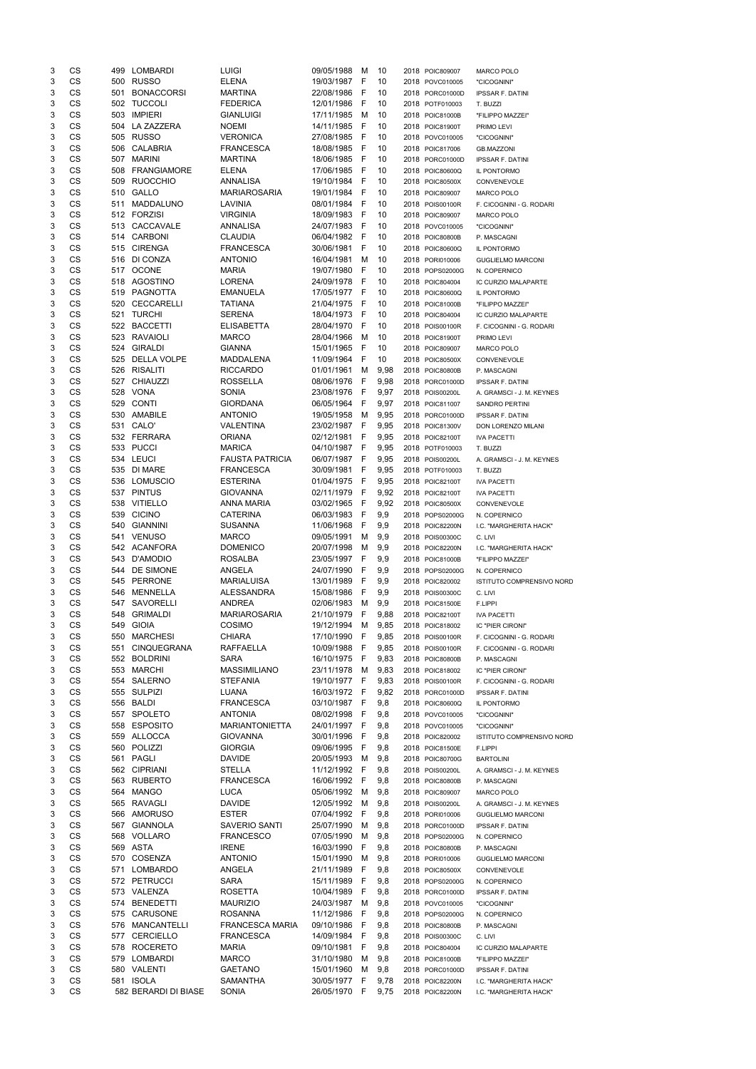| | | | | | | | | | | | |
|---|---|---|---|---|---|---|---|---|---|---|---|
| 3 | CS | 499 | LOMBARDI | LUIGI | 09/05/1988 | M | 10 | 2018 | POIC809007 | MARCO POLO |
| 3 | CS | 500 | RUSSO | ELENA | 19/03/1987 | F | 10 | 2018 | POVC010005 | "CICOGNINI" |
| 3 | CS | 501 | BONACCORSI | MARTINA | 22/08/1986 | F | 10 | 2018 | PORC01000D | IPSSAR F. DATINI |
| 3 | CS | 502 | TUCCOLI | FEDERICA | 12/01/1986 | F | 10 | 2018 | POTF010003 | T. BUZZI |
| 3 | CS | 503 | IMPIERI | GIANLUIGI | 17/11/1985 | M | 10 | 2018 | POIC81000B | "FILIPPO MAZZEI" |
| 3 | CS | 504 | LA ZAZZERA | NOEMI | 14/11/1985 | F | 10 | 2018 | POIC81900T | PRIMO LEVI |
| 3 | CS | 505 | RUSSO | VERONICA | 27/08/1985 | F | 10 | 2018 | POVC010005 | "CICOGNINI" |
| 3 | CS | 506 | CALABRIA | FRANCESCA | 18/08/1985 | F | 10 | 2018 | POIC817006 | GB.MAZZONI |
| 3 | CS | 507 | MARINI | MARTINA | 18/06/1985 | F | 10 | 2018 | PORC01000D | IPSSAR F. DATINI |
| 3 | CS | 508 | FRANGIAMORE | ELENA | 17/06/1985 | F | 10 | 2018 | POIC80600Q | IL PONTORMO |
| 3 | CS | 509 | RUOCCHIO | ANNALISA | 19/10/1984 | F | 10 | 2018 | POIC80500X | CONVENEVOLE |
| 3 | CS | 510 | GALLO | MARIAROSARIA | 19/01/1984 | F | 10 | 2018 | POIC809007 | MARCO POLO |
| 3 | CS | 511 | MADDALUNO | LAVINIA | 08/01/1984 | F | 10 | 2018 | POIS00100R | F. CICOGNINI - G. RODARI |
| 3 | CS | 512 | FORZISI | VIRGINIA | 18/09/1983 | F | 10 | 2018 | POIC809007 | MARCO POLO |
| 3 | CS | 513 | CACCAVALE | ANNALISA | 24/07/1983 | F | 10 | 2018 | POVC010005 | "CICOGNINI" |
| 3 | CS | 514 | CARBONI | CLAUDIA | 06/04/1982 | F | 10 | 2018 | POIC80800B | P. MASCAGNI |
| 3 | CS | 515 | CIRENGA | FRANCESCA | 30/06/1981 | F | 10 | 2018 | POIC80600Q | IL PONTORMO |
| 3 | CS | 516 | DI CONZA | ANTONIO | 16/04/1981 | M | 10 | 2018 | PORI010006 | GUGLIELMO MARCONI |
| 3 | CS | 517 | OCONE | MARIA | 19/07/1980 | F | 10 | 2018 | POPS02000G | N. COPERNICO |
| 3 | CS | 518 | AGOSTINO | LORENA | 24/09/1978 | F | 10 | 2018 | POIC804004 | IC CURZIO MALAPARTE |
| 3 | CS | 519 | PAGNOTTA | EMANUELA | 17/05/1977 | F | 10 | 2018 | POIC80600Q | IL PONTORMO |
| 3 | CS | 520 | CECCARELLI | TATIANA | 21/04/1975 | F | 10 | 2018 | POIC81000B | "FILIPPO MAZZEI" |
| 3 | CS | 521 | TURCHI | SERENA | 18/04/1973 | F | 10 | 2018 | POIC804004 | IC CURZIO MALAPARTE |
| 3 | CS | 522 | BACCETTI | ELISABETTA | 28/04/1970 | F | 10 | 2018 | POIS00100R | F. CICOGNINI - G. RODARI |
| 3 | CS | 523 | RAVAIOLI | MARCO | 28/04/1966 | M | 10 | 2018 | POIC81900T | PRIMO LEVI |
| 3 | CS | 524 | GIRALDI | GIANNA | 15/01/1965 | F | 10 | 2018 | POIC809007 | MARCO POLO |
| 3 | CS | 525 | DELLA VOLPE | MADDALENA | 11/09/1964 | F | 10 | 2018 | POIC80500X | CONVENEVOLE |
| 3 | CS | 526 | RISALITI | RICCARDO | 01/01/1961 | M | 9,98 | 2018 | POIC80800B | P. MASCAGNI |
| 3 | CS | 527 | CHIAUZZI | ROSSELLA | 08/06/1976 | F | 9,98 | 2018 | PORC01000D | IPSSAR F. DATINI |
| 3 | CS | 528 | VONA | SONIA | 23/08/1976 | F | 9,97 | 2018 | POIS00200L | A. GRAMSCI - J. M. KEYNES |
| 3 | CS | 529 | CONTI | GIORDANA | 06/05/1964 | F | 9,97 | 2018 | POIC811007 | SANDRO PERTINI |
| 3 | CS | 530 | AMABILE | ANTONIO | 19/05/1958 | M | 9,95 | 2018 | PORC01000D | IPSSAR F. DATINI |
| 3 | CS | 531 | CALO' | VALENTINA | 23/02/1987 | F | 9,95 | 2018 | POIC81300V | DON LORENZO MILANI |
| 3 | CS | 532 | FERRARA | ORIANA | 02/12/1981 | F | 9,95 | 2018 | POIC82100T | IVA PACETTI |
| 3 | CS | 533 | PUCCI | MARICA | 04/10/1987 | F | 9,95 | 2018 | POTF010003 | T. BUZZI |
| 3 | CS | 534 | LEUCI | FAUSTA PATRICIA | 06/07/1987 | F | 9,95 | 2018 | POIS00200L | A. GRAMSCI - J. M. KEYNES |
| 3 | CS | 535 | DI MARE | FRANCESCA | 30/09/1981 | F | 9,95 | 2018 | POTF010003 | T. BUZZI |
| 3 | CS | 536 | LOMUSCIO | ESTERINA | 01/04/1975 | F | 9,95 | 2018 | POIC82100T | IVA PACETTI |
| 3 | CS | 537 | PINTUS | GIOVANNA | 02/11/1979 | F | 9,92 | 2018 | POIC82100T | IVA PACETTI |
| 3 | CS | 538 | VITIELLO | ANNA MARIA | 03/02/1965 | F | 9,92 | 2018 | POIC80500X | CONVENEVOLE |
| 3 | CS | 539 | CICINO | CATERINA | 06/03/1983 | F | 9,9 | 2018 | POPS02000G | N. COPERNICO |
| 3 | CS | 540 | GIANNINI | SUSANNA | 11/06/1968 | F | 9,9 | 2018 | POIC82200N | I.C. "MARGHERITA HACK" |
| 3 | CS | 541 | VENUSO | MARCO | 09/05/1991 | M | 9,9 | 2018 | POIS00300C | C. LIVI |
| 3 | CS | 542 | ACANFORA | DOMENICO | 20/07/1998 | M | 9,9 | 2018 | POIC82200N | I.C. "MARGHERITA HACK" |
| 3 | CS | 543 | D'AMODIO | ROSALBA | 23/05/1997 | F | 9,9 | 2018 | POIC81000B | "FILIPPO MAZZEI" |
| 3 | CS | 544 | DE SIMONE | ANGELA | 24/07/1990 | F | 9,9 | 2018 | POPS02000G | N. COPERNICO |
| 3 | CS | 545 | PERRONE | MARIALUISA | 13/01/1989 | F | 9,9 | 2018 | POIC820002 | ISTITUTO COMPRENSIVO NORD |
| 3 | CS | 546 | MENNELLA | ALESSANDRA | 15/08/1986 | F | 9,9 | 2018 | POIS00300C | C. LIVI |
| 3 | CS | 547 | SAVORELLI | ANDREA | 02/06/1983 | M | 9,9 | 2018 | POIC81500E | F.LIPPI |
| 3 | CS | 548 | GRIMALDI | MARIAROSARIA | 21/10/1979 | F | 9,88 | 2018 | POIC82100T | IVA PACETTI |
| 3 | CS | 549 | GIOIA | COSIMO | 19/12/1994 | M | 9,85 | 2018 | POIC818002 | IC "PIER CIRONI" |
| 3 | CS | 550 | MARCHESI | CHIARA | 17/10/1990 | F | 9,85 | 2018 | POIS00100R | F. CICOGNINI - G. RODARI |
| 3 | CS | 551 | CINQUEGRANA | RAFFAELLA | 10/09/1988 | F | 9,85 | 2018 | POIS00100R | F. CICOGNINI - G. RODARI |
| 3 | CS | 552 | BOLDRINI | SARA | 16/10/1975 | F | 9,83 | 2018 | POIC80800B | P. MASCAGNI |
| 3 | CS | 553 | MARCHI | MASSIMILIANO | 23/11/1978 | M | 9,83 | 2018 | POIC818002 | IC "PIER CIRONI" |
| 3 | CS | 554 | SALERNO | STEFANIA | 19/10/1977 | F | 9,83 | 2018 | POIS00100R | F. CICOGNINI - G. RODARI |
| 3 | CS | 555 | SULPIZI | LUANA | 16/03/1972 | F | 9,82 | 2018 | PORC01000D | IPSSAR F. DATINI |
| 3 | CS | 556 | BALDI | FRANCESCA | 03/10/1987 | F | 9,8 | 2018 | POIC80600Q | IL PONTORMO |
| 3 | CS | 557 | SPOLETO | ANTONIA | 08/02/1998 | F | 9,8 | 2018 | POVC010005 | "CICOGNINI" |
| 3 | CS | 558 | ESPOSITO | MARIANTONIETTA | 24/01/1997 | F | 9,8 | 2018 | POVC010005 | "CICOGNINI" |
| 3 | CS | 559 | ALLOCCA | GIOVANNA | 30/01/1996 | F | 9,8 | 2018 | POIC820002 | ISTITUTO COMPRENSIVO NORD |
| 3 | CS | 560 | POLIZZI | GIORGIA | 09/06/1995 | F | 9,8 | 2018 | POIC81500E | F.LIPPI |
| 3 | CS | 561 | PAGLI | DAVIDE | 20/05/1993 | M | 9,8 | 2018 | POIC80700G | BARTOLINI |
| 3 | CS | 562 | CIPRIANI | STELLA | 11/12/1992 | F | 9,8 | 2018 | POIS00200L | A. GRAMSCI - J. M. KEYNES |
| 3 | CS | 563 | RUBERTO | FRANCESCA | 16/06/1992 | F | 9,8 | 2018 | POIC80800B | P. MASCAGNI |
| 3 | CS | 564 | MANGO | LUCA | 05/06/1992 | M | 9,8 | 2018 | POIC809007 | MARCO POLO |
| 3 | CS | 565 | RAVAGLI | DAVIDE | 12/05/1992 | M | 9,8 | 2018 | POIS00200L | A. GRAMSCI - J. M. KEYNES |
| 3 | CS | 566 | AMORUSO | ESTER | 07/04/1992 | F | 9,8 | 2018 | PORI010006 | GUGLIELMO MARCONI |
| 3 | CS | 567 | GIANNOLA | SAVERIO SANTI | 25/07/1990 | M | 9,8 | 2018 | PORC01000D | IPSSAR F. DATINI |
| 3 | CS | 568 | VOLLARO | FRANCESCO | 07/05/1990 | M | 9,8 | 2018 | POPS02000G | N. COPERNICO |
| 3 | CS | 569 | ASTA | IRENE | 16/03/1990 | F | 9,8 | 2018 | POIC80800B | P. MASCAGNI |
| 3 | CS | 570 | COSENZA | ANTONIO | 15/01/1990 | M | 9,8 | 2018 | PORI010006 | GUGLIELMO MARCONI |
| 3 | CS | 571 | LOMBARDO | ANGELA | 21/11/1989 | F | 9,8 | 2018 | POIC80500X | CONVENEVOLE |
| 3 | CS | 572 | PETRUCCI | SARA | 15/11/1989 | F | 9,8 | 2018 | POPS02000G | N. COPERNICO |
| 3 | CS | 573 | VALENZA | ROSETTA | 10/04/1989 | F | 9,8 | 2018 | PORC01000D | IPSSAR F. DATINI |
| 3 | CS | 574 | BENEDETTI | MAURIZIO | 24/03/1987 | M | 9,8 | 2018 | POVC010005 | "CICOGNINI" |
| 3 | CS | 575 | CARUSONE | ROSANNA | 11/12/1986 | F | 9,8 | 2018 | POPS02000G | N. COPERNICO |
| 3 | CS | 576 | MANCANTELLI | FRANCESCA MARIA | 09/10/1986 | F | 9,8 | 2018 | POIC80800B | P. MASCAGNI |
| 3 | CS | 577 | CERCIELLO | FRANCESCA | 14/09/1984 | F | 9,8 | 2018 | POIS00300C | C. LIVI |
| 3 | CS | 578 | ROCERETO | MARIA | 09/10/1981 | F | 9,8 | 2018 | POIC804004 | IC CURZIO MALAPARTE |
| 3 | CS | 579 | LOMBARDI | MARCO | 31/10/1980 | M | 9,8 | 2018 | POIC81000B | "FILIPPO MAZZEI" |
| 3 | CS | 580 | VALENTI | GAETANO | 15/01/1960 | M | 9,8 | 2018 | PORC01000D | IPSSAR F. DATINI |
| 3 | CS | 581 | ISOLA | SAMANTHA | 30/05/1977 | F | 9,78 | 2018 | POIC82200N | I.C. "MARGHERITA HACK" |
| 3 | CS | 582 | BERARDI DI BIASE | SONIA | 26/05/1970 | F | 9,75 | 2018 | POIC82200N | I.C. "MARGHERITA HACK" |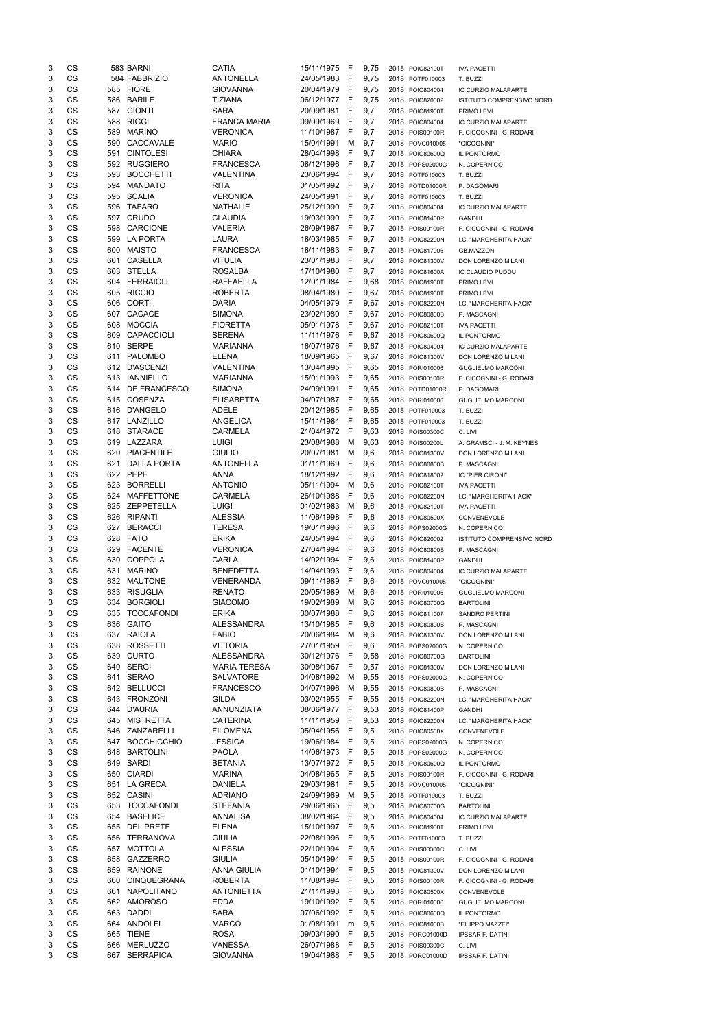| | | | | | | | | | | |
|---|---|---|---|---|---|---|---|---|---|---|
| 3 | CS | 583 | BARNI | CATIA | 15/11/1975 | F | 9,75 | 2018 | POIC82100T | IVA PACETTI |
| 3 | CS | 584 | FABBRIZIO | ANTONELLA | 24/05/1983 | F | 9,75 | 2018 | POTF010003 | T. BUZZI |
| 3 | CS | 585 | FIORE | GIOVANNA | 20/04/1979 | F | 9,75 | 2018 | POIC804004 | IC CURZIO MALAPARTE |
| 3 | CS | 586 | BARILE | TIZIANA | 06/12/1977 | F | 9,75 | 2018 | POIC820002 | ISTITUTO COMPRENSIVO NORD |
| 3 | CS | 587 | GIONTI | SARA | 20/09/1981 | F | 9,7 | 2018 | POIC81900T | PRIMO LEVI |
| 3 | CS | 588 | RIGGI | FRANCA MARIA | 09/09/1969 | F | 9,7 | 2018 | POIC804004 | IC CURZIO MALAPARTE |
| 3 | CS | 589 | MARINO | VERONICA | 11/10/1987 | F | 9,7 | 2018 | POIS00100R | F. CICOGNINI - G. RODARI |
| 3 | CS | 590 | CACCAVALE | MARIO | 15/04/1991 | M | 9,7 | 2018 | POVC010005 | "CICOGNINI" |
| 3 | CS | 591 | CINTOLESI | CHIARA | 28/04/1998 | F | 9,7 | 2018 | POIC80600Q | IL PONTORMO |
| 3 | CS | 592 | RUGGIERO | FRANCESCA | 08/12/1996 | F | 9,7 | 2018 | POPS02000G | N. COPERNICO |
| 3 | CS | 593 | BOCCHETTI | VALENTINA | 23/06/1994 | F | 9,7 | 2018 | POTF010003 | T. BUZZI |
| 3 | CS | 594 | MANDATO | RITA | 01/05/1992 | F | 9,7 | 2018 | POTD01000R | P. DAGOMARI |
| 3 | CS | 595 | SCALIA | VERONICA | 24/05/1991 | F | 9,7 | 2018 | POTF010003 | T. BUZZI |
| 3 | CS | 596 | TAFARO | NATHALIE | 25/12/1990 | F | 9,7 | 2018 | POIC804004 | IC CURZIO MALAPARTE |
| 3 | CS | 597 | CRUDO | CLAUDIA | 19/03/1990 | F | 9,7 | 2018 | POIC81400P | GANDHI |
| 3 | CS | 598 | CARCIONE | VALERIA | 26/09/1987 | F | 9,7 | 2018 | POIS00100R | F. CICOGNINI - G. RODARI |
| 3 | CS | 599 | LA PORTA | LAURA | 18/03/1985 | F | 9,7 | 2018 | POIC82200N | I.C. "MARGHERITA HACK" |
| 3 | CS | 600 | MAISTO | FRANCESCA | 18/11/1983 | F | 9,7 | 2018 | POIC817006 | GB.MAZZONI |
| 3 | CS | 601 | CASELLA | VITULIA | 23/01/1983 | F | 9,7 | 2018 | POIC81300V | DON LORENZO MILANI |
| 3 | CS | 603 | STELLA | ROSALBA | 17/10/1980 | F | 9,7 | 2018 | POIC81600A | IC CLAUDIO PUDDU |
| 3 | CS | 604 | FERRAIOLI | RAFFAELLA | 12/01/1984 | F | 9,68 | 2018 | POIC81900T | PRIMO LEVI |
| 3 | CS | 605 | RICCIO | ROBERTA | 08/04/1980 | F | 9,67 | 2018 | POIC81900T | PRIMO LEVI |
| 3 | CS | 606 | CORTI | DARIA | 04/05/1979 | F | 9,67 | 2018 | POIC82200N | I.C. "MARGHERITA HACK" |
| 3 | CS | 607 | CACACE | SIMONA | 23/02/1980 | F | 9,67 | 2018 | POIC80800B | P. MASCAGNI |
| 3 | CS | 608 | MOCCIA | FIORETTA | 05/01/1978 | F | 9,67 | 2018 | POIC82100T | IVA PACETTI |
| 3 | CS | 609 | CAPACCIOLI | SERENA | 11/11/1976 | F | 9,67 | 2018 | POIC80600Q | IL PONTORMO |
| 3 | CS | 610 | SERPE | MARIANNA | 16/07/1976 | F | 9,67 | 2018 | POIC804004 | IC CURZIO MALAPARTE |
| 3 | CS | 611 | PALOMBO | ELENA | 18/09/1965 | F | 9,67 | 2018 | POIC81300V | DON LORENZO MILANI |
| 3 | CS | 612 | D'ASCENZI | VALENTINA | 13/04/1995 | F | 9,65 | 2018 | PORI010006 | GUGLIELMO MARCONI |
| 3 | CS | 613 | IANNIELLO | MARIANNA | 15/01/1993 | F | 9,65 | 2018 | POIS00100R | F. CICOGNINI - G. RODARI |
| 3 | CS | 614 | DE FRANCESCO | SIMONA | 24/09/1991 | F | 9,65 | 2018 | POTD01000R | P. DAGOMARI |
| 3 | CS | 615 | COSENZA | ELISABETTA | 04/07/1987 | F | 9,65 | 2018 | PORI010006 | GUGLIELMO MARCONI |
| 3 | CS | 616 | D'ANGELO | ADELE | 20/12/1985 | F | 9,65 | 2018 | POTF010003 | T. BUZZI |
| 3 | CS | 617 | LANZILLO | ANGELICA | 15/11/1984 | F | 9,65 | 2018 | POTF010003 | T. BUZZI |
| 3 | CS | 618 | STARACE | CARMELA | 21/04/1972 | F | 9,63 | 2018 | POIS00300C | C. LIVI |
| 3 | CS | 619 | LAZZARA | LUIGI | 23/08/1988 | M | 9,63 | 2018 | POIS00200L | A. GRAMSCI - J. M. KEYNES |
| 3 | CS | 620 | PIACENTILE | GIULIO | 20/07/1981 | M | 9,6 | 2018 | POIC81300V | DON LORENZO MILANI |
| 3 | CS | 621 | DALLA PORTA | ANTONELLA | 01/11/1969 | F | 9,6 | 2018 | POIC80800B | P. MASCAGNI |
| 3 | CS | 622 | PEPE | ANNA | 18/12/1992 | F | 9,6 | 2018 | POIC818002 | IC "PIER CIRONI" |
| 3 | CS | 623 | BORRELLI | ANTONIO | 05/11/1994 | M | 9,6 | 2018 | POIC82100T | IVA PACETTI |
| 3 | CS | 624 | MAFFETTONE | CARMELA | 26/10/1988 | F | 9,6 | 2018 | POIC82200N | I.C. "MARGHERITA HACK" |
| 3 | CS | 625 | ZEPPETELLA | LUIGI | 01/02/1983 | M | 9,6 | 2018 | POIC82100T | IVA PACETTI |
| 3 | CS | 626 | RIPANTI | ALESSIA | 11/06/1998 | F | 9,6 | 2018 | POIC80500X | CONVENEVOLE |
| 3 | CS | 627 | BERACCI | TERESA | 19/01/1996 | F | 9,6 | 2018 | POPS02000G | N. COPERNICO |
| 3 | CS | 628 | FATO | ERIKA | 24/05/1994 | F | 9,6 | 2018 | POIC820002 | ISTITUTO COMPRENSIVO NORD |
| 3 | CS | 629 | FACENTE | VERONICA | 27/04/1994 | F | 9,6 | 2018 | POIC80800B | P. MASCAGNI |
| 3 | CS | 630 | COPPOLA | CARLA | 14/02/1994 | F | 9,6 | 2018 | POIC81400P | GANDHI |
| 3 | CS | 631 | MARINO | BENEDETTA | 14/04/1993 | F | 9,6 | 2018 | POIC804004 | IC CURZIO MALAPARTE |
| 3 | CS | 632 | MAUTONE | VENERANDA | 09/11/1989 | F | 9,6 | 2018 | POVC010005 | "CICOGNINI" |
| 3 | CS | 633 | RISUGLIA | RENATO | 20/05/1989 | M | 9,6 | 2018 | PORI010006 | GUGLIELMO MARCONI |
| 3 | CS | 634 | BORGIOLI | GIACOMO | 19/02/1989 | M | 9,6 | 2018 | POIC80700G | BARTOLINI |
| 3 | CS | 635 | TOCCAFONDI | ERIKA | 30/07/1988 | F | 9,6 | 2018 | POIC811007 | SANDRO PERTINI |
| 3 | CS | 636 | GAITO | ALESSANDRA | 13/10/1985 | F | 9,6 | 2018 | POIC80800B | P. MASCAGNI |
| 3 | CS | 637 | RAIOLA | FABIO | 20/06/1984 | M | 9,6 | 2018 | POIC81300V | DON LORENZO MILANI |
| 3 | CS | 638 | ROSSETTI | VITTORIA | 27/01/1959 | F | 9,6 | 2018 | POPS02000G | N. COPERNICO |
| 3 | CS | 639 | CURTO | ALESSANDRA | 30/12/1976 | F | 9,58 | 2018 | POIC80700G | BARTOLINI |
| 3 | CS | 640 | SERGI | MARIA TERESA | 30/08/1967 | F | 9,57 | 2018 | POIC81300V | DON LORENZO MILANI |
| 3 | CS | 641 | SERAO | SALVATORE | 04/08/1992 | M | 9,55 | 2018 | POPS02000G | N. COPERNICO |
| 3 | CS | 642 | BELLUCCI | FRANCESCO | 04/07/1996 | M | 9,55 | 2018 | POIC80800B | P. MASCAGNI |
| 3 | CS | 643 | FRONZONI | GILDA | 03/02/1955 | F | 9,55 | 2018 | POIC82200N | I.C. "MARGHERITA HACK" |
| 3 | CS | 644 | D'AURIA | ANNUNZIATA | 08/06/1977 | F | 9,53 | 2018 | POIC81400P | GANDHI |
| 3 | CS | 645 | MISTRETTA | CATERINA | 11/11/1959 | F | 9,53 | 2018 | POIC82200N | I.C. "MARGHERITA HACK" |
| 3 | CS | 646 | ZANZARELLI | FILOMENA | 05/04/1956 | F | 9,5 | 2018 | POIC80500X | CONVENEVOLE |
| 3 | CS | 647 | BOCCHICCHIO | JESSICA | 19/06/1984 | F | 9,5 | 2018 | POPS02000G | N. COPERNICO |
| 3 | CS | 648 | BARTOLINI | PAOLA | 14/06/1973 | F | 9,5 | 2018 | POPS02000G | N. COPERNICO |
| 3 | CS | 649 | SARDI | BETANIA | 13/07/1972 | F | 9,5 | 2018 | POIC80600Q | IL PONTORMO |
| 3 | CS | 650 | CIARDI | MARINA | 04/08/1965 | F | 9,5 | 2018 | POIS00100R | F. CICOGNINI - G. RODARI |
| 3 | CS | 651 | LA GRECA | DANIELA | 29/03/1981 | F | 9,5 | 2018 | POVC010005 | "CICOGNINI" |
| 3 | CS | 652 | CASINI | ADRIANO | 24/09/1969 | M | 9,5 | 2018 | POTF010003 | T. BUZZI |
| 3 | CS | 653 | TOCCAFONDI | STEFANIA | 29/06/1965 | F | 9,5 | 2018 | POIC80700G | BARTOLINI |
| 3 | CS | 654 | BASELICE | ANNALISA | 08/02/1964 | F | 9,5 | 2018 | POIC804004 | IC CURZIO MALAPARTE |
| 3 | CS | 655 | DEL PRETE | ELENA | 15/10/1997 | F | 9,5 | 2018 | POIC81900T | PRIMO LEVI |
| 3 | CS | 656 | TERRANOVA | GIULIA | 22/08/1996 | F | 9,5 | 2018 | POTF010003 | T. BUZZI |
| 3 | CS | 657 | MOTTOLA | ALESSIA | 22/10/1994 | F | 9,5 | 2018 | POIS00300C | C. LIVI |
| 3 | CS | 658 | GAZZERRO | GIULIA | 05/10/1994 | F | 9,5 | 2018 | POIS00100R | F. CICOGNINI - G. RODARI |
| 3 | CS | 659 | RAINONE | ANNA GIULIA | 01/10/1994 | F | 9,5 | 2018 | POIC81300V | DON LORENZO MILANI |
| 3 | CS | 660 | CINQUEGRANA | ROBERTA | 11/08/1994 | F | 9,5 | 2018 | POIS00100R | F. CICOGNINI - G. RODARI |
| 3 | CS | 661 | NAPOLITANO | ANTONIETTA | 21/11/1993 | F | 9,5 | 2018 | POIC80500X | CONVENEVOLE |
| 3 | CS | 662 | AMOROSO | EDDA | 19/10/1992 | F | 9,5 | 2018 | PORI010006 | GUGLIELMO MARCONI |
| 3 | CS | 663 | DADDI | SARA | 07/06/1992 | F | 9,5 | 2018 | POIC80600Q | IL PONTORMO |
| 3 | CS | 664 | ANDOLFI | MARCO | 01/08/1991 | m | 9,5 | 2018 | POIC81000B | "FILIPPO MAZZEI" |
| 3 | CS | 665 | TIENE | ROSA | 09/03/1990 | F | 9,5 | 2018 | PORC01000D | IPSSAR F. DATINI |
| 3 | CS | 666 | MERLUZZO | VANESSA | 26/07/1988 | F | 9,5 | 2018 | POIS00300C | C. LIVI |
| 3 | CS | 667 | SERRAPICA | GIOVANNA | 19/04/1988 | F | 9,5 | 2018 | PORC01000D | IPSSAR F. DATINI |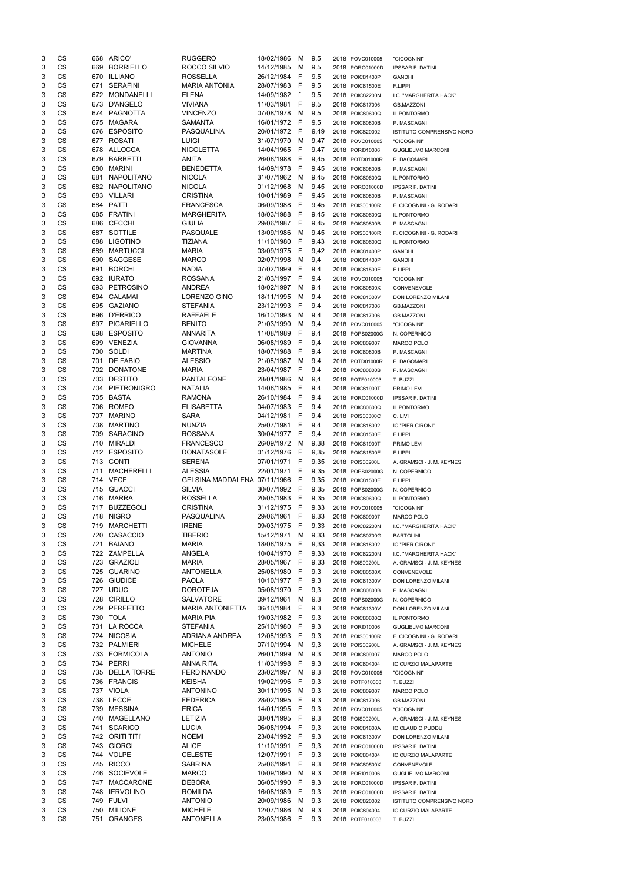| | | | | | | | | | | |
|---|---|---|---|---|---|---|---|---|---|---|
| 3 | CS | 668 | ARICO' | RUGGERO | 18/02/1986 | M | 9,5 | 2018 | POVC010005 | "CICOGNINI" |
| 3 | CS | 669 | BORRIELLO | ROCCO SILVIO | 14/12/1985 | M | 9,5 | 2018 | PORC01000D | IPSSAR F. DATINI |
| 3 | CS | 670 | ILLIANO | ROSSELLA | 26/12/1984 | F | 9,5 | 2018 | POIC81400P | GANDHI |
| 3 | CS | 671 | SERAFINI | MARIA ANTONIA | 28/07/1983 | F | 9,5 | 2018 | POIC81500E | F.LIPPI |
| 3 | CS | 672 | MONDANELLI | ELENA | 14/09/1982 | f | 9,5 | 2018 | POIC82200N | I.C. "MARGHERITA HACK" |
| 3 | CS | 673 | D'ANGELO | VIVIANA | 11/03/1981 | F | 9,5 | 2018 | POIC817006 | GB.MAZZONI |
| 3 | CS | 674 | PAGNOTTA | VINCENZO | 07/08/1978 | M | 9,5 | 2018 | POIC80600Q | IL PONTORMO |
| 3 | CS | 675 | MAGARA | SAMANTA | 16/01/1972 | F | 9,5 | 2018 | POIC80800B | P. MASCAGNI |
| 3 | CS | 676 | ESPOSITO | PASQUALINA | 20/01/1972 | F | 9,49 | 2018 | POIC820002 | ISTITUTO COMPRENSIVO NORD |
| 3 | CS | 677 | ROSATI | LUIGI | 31/07/1970 | M | 9,47 | 2018 | POVC010005 | "CICOGNINI" |
| 3 | CS | 678 | ALLOCCA | NICOLETTA | 14/04/1965 | F | 9,47 | 2018 | PORI010006 | GUGLIELMO MARCONI |
| 3 | CS | 679 | BARBETTI | ANITA | 26/06/1988 | F | 9,45 | 2018 | POTD01000R | P. DAGOMARI |
| 3 | CS | 680 | MARINI | BENEDETTA | 14/09/1978 | F | 9,45 | 2018 | POIC80800B | P. MASCAGNI |
| 3 | CS | 681 | NAPOLITANO | NICOLA | 31/07/1962 | M | 9,45 | 2018 | POIC80600Q | IL PONTORMO |
| 3 | CS | 682 | NAPOLITANO | NICOLA | 01/12/1968 | M | 9,45 | 2018 | PORC01000D | IPSSAR F. DATINI |
| 3 | CS | 683 | VILLARI | CRISTINA | 10/01/1989 | F | 9,45 | 2018 | POIC80800B | P. MASCAGNI |
| 3 | CS | 684 | PATTI | FRANCESCA | 06/09/1988 | F | 9,45 | 2018 | POIS00100R | F. CICOGNINI - G. RODARI |
| 3 | CS | 685 | FRATINI | MARGHERITA | 18/03/1988 | F | 9,45 | 2018 | POIC80600Q | IL PONTORMO |
| 3 | CS | 686 | CECCHI | GIULIA | 29/06/1987 | F | 9,45 | 2018 | POIC80800B | P. MASCAGNI |
| 3 | CS | 687 | SOTTILE | PASQUALE | 13/09/1986 | M | 9,45 | 2018 | POIS00100R | F. CICOGNINI - G. RODARI |
| 3 | CS | 688 | LIGOTINO | TIZIANA | 11/10/1980 | F | 9,43 | 2018 | POIC80600Q | IL PONTORMO |
| 3 | CS | 689 | MARTUCCI | MARIA | 03/09/1975 | F | 9,42 | 2018 | POIC81400P | GANDHI |
| 3 | CS | 690 | SAGGESE | MARCO | 02/07/1998 | M | 9,4 | 2018 | POIC81400P | GANDHI |
| 3 | CS | 691 | BORCHI | NADIA | 07/02/1999 | F | 9,4 | 2018 | POIC81500E | F.LIPPI |
| 3 | CS | 692 | IURATO | ROSSANA | 21/03/1997 | F | 9,4 | 2018 | POVC010005 | "CICOGNINI" |
| 3 | CS | 693 | PETROSINO | ANDREA | 18/02/1997 | M | 9,4 | 2018 | POIC80500X | CONVENEVOLE |
| 3 | CS | 694 | CALAMAI | LORENZO GINO | 18/11/1995 | M | 9,4 | 2018 | POIC81300V | DON LORENZO MILANI |
| 3 | CS | 695 | GAZIANO | STEFANIA | 23/12/1993 | F | 9,4 | 2018 | POIC817006 | GB.MAZZONI |
| 3 | CS | 696 | D'ERRICO | RAFFAELE | 16/10/1993 | M | 9,4 | 2018 | POIC817006 | GB.MAZZONI |
| 3 | CS | 697 | PICARIELLO | BENITO | 21/03/1990 | M | 9,4 | 2018 | POVC010005 | "CICOGNINI" |
| 3 | CS | 698 | ESPOSITO | ANNARITA | 11/08/1989 | F | 9,4 | 2018 | POPS02000G | N. COPERNICO |
| 3 | CS | 699 | VENEZIA | GIOVANNA | 06/08/1989 | F | 9,4 | 2018 | POIC809007 | MARCO POLO |
| 3 | CS | 700 | SOLDI | MARTINA | 18/07/1988 | F | 9,4 | 2018 | POIC80800B | P. MASCAGNI |
| 3 | CS | 701 | DE FABIO | ALESSIO | 21/08/1987 | M | 9,4 | 2018 | POTD01000R | P. DAGOMARI |
| 3 | CS | 702 | DONATONE | MARIA | 23/04/1987 | F | 9,4 | 2018 | POIC80800B | P. MASCAGNI |
| 3 | CS | 703 | DESTITO | PANTALEONE | 28/01/1986 | M | 9,4 | 2018 | POTF010003 | T. BUZZI |
| 3 | CS | 704 | PIETRONIGRO | NATALIA | 14/06/1985 | F | 9,4 | 2018 | POIC81900T | PRIMO LEVI |
| 3 | CS | 705 | BASTA | RAMONA | 26/10/1984 | F | 9,4 | 2018 | PORC01000D | IPSSAR F. DATINI |
| 3 | CS | 706 | ROMEO | ELISABETTA | 04/07/1983 | F | 9,4 | 2018 | POIC80600Q | IL PONTORMO |
| 3 | CS | 707 | MARINO | SARA | 04/12/1981 | F | 9,4 | 2018 | POIS00300C | C. LIVI |
| 3 | CS | 708 | MARTINO | NUNZIA | 25/07/1981 | F | 9,4 | 2018 | POIC818002 | IC "PIER CIRONI" |
| 3 | CS | 709 | SARACINO | ROSSANA | 30/04/1977 | F | 9,4 | 2018 | POIC81500E | F.LIPPI |
| 3 | CS | 710 | MIRALDI | FRANCESCO | 26/09/1972 | M | 9,38 | 2018 | POIC81900T | PRIMO LEVI |
| 3 | CS | 712 | ESPOSITO | DONATASOLE | 01/12/1976 | F | 9,35 | 2018 | POIC81500E | F.LIPPI |
| 3 | CS | 713 | CONTI | SERENA | 07/01/1971 | F | 9,35 | 2018 | POIS00200L | A. GRAMSCI - J. M. KEYNES |
| 3 | CS | 711 | MACHERELLI | ALESSIA | 22/01/1971 | F | 9,35 | 2018 | POPS02000G | N. COPERNICO |
| 3 | CS | 714 | VECE | GELSINA MADDALENA | 07/11/1966 | F | 9,35 | 2018 | POIC81500E | F.LIPPI |
| 3 | CS | 715 | GUACCI | SILVIA | 30/07/1992 | F | 9,35 | 2018 | POPS02000G | N. COPERNICO |
| 3 | CS | 716 | MARRA | ROSSELLA | 20/05/1983 | F | 9,35 | 2018 | POIC80600Q | IL PONTORMO |
| 3 | CS | 717 | BUZZEGOLI | CRISTINA | 31/12/1975 | F | 9,33 | 2018 | POVC010005 | "CICOGNINI" |
| 3 | CS | 718 | NIGRO | PASQUALINA | 29/06/1961 | F | 9,33 | 2018 | POIC809007 | MARCO POLO |
| 3 | CS | 719 | MARCHETTI | IRENE | 09/03/1975 | F | 9,33 | 2018 | POIC82200N | I.C. "MARGHERITA HACK" |
| 3 | CS | 720 | CASACCIO | TIBERIO | 15/12/1971 | M | 9,33 | 2018 | POIC80700G | BARTOLINI |
| 3 | CS | 721 | BAIANO | MARIA | 18/06/1975 | F | 9,33 | 2018 | POIC818002 | IC "PIER CIRONI" |
| 3 | CS | 722 | ZAMPELLA | ANGELA | 10/04/1970 | F | 9,33 | 2018 | POIC82200N | I.C. "MARGHERITA HACK" |
| 3 | CS | 723 | GRAZIOLI | MARIA | 28/05/1967 | F | 9,33 | 2018 | POIS00200L | A. GRAMSCI - J. M. KEYNES |
| 3 | CS | 725 | GUARINO | ANTONELLA | 25/08/1980 | F | 9,3 | 2018 | POIC80500X | CONVENEVOLE |
| 3 | CS | 726 | GIUDICE | PAOLA | 10/10/1977 | F | 9,3 | 2018 | POIC81300V | DON LORENZO MILANI |
| 3 | CS | 727 | UDUC | DOROTEJA | 05/08/1970 | F | 9,3 | 2018 | POIC80800B | P. MASCAGNI |
| 3 | CS | 728 | CIRILLO | SALVATORE | 09/12/1961 | M | 9,3 | 2018 | POPS02000G | N. COPERNICO |
| 3 | CS | 729 | PERFETTO | MARIA ANTONIETTA | 06/10/1984 | F | 9,3 | 2018 | POIC81300V | DON LORENZO MILANI |
| 3 | CS | 730 | TOLA | MARIA PIA | 19/03/1982 | F | 9,3 | 2018 | POIC80600Q | IL PONTORMO |
| 3 | CS | 731 | LA ROCCA | STEFANIA | 25/10/1980 | F | 9,3 | 2018 | PORI010006 | GUGLIELMO MARCONI |
| 3 | CS | 724 | NICOSIA | ADRIANA ANDREA | 12/08/1993 | F | 9,3 | 2018 | POIS00100R | F. CICOGNINI - G. RODARI |
| 3 | CS | 732 | PALMIERI | MICHELE | 07/10/1994 | M | 9,3 | 2018 | POIS00200L | A. GRAMSCI - J. M. KEYNES |
| 3 | CS | 733 | FORMICOLA | ANTONIO | 26/01/1999 | M | 9,3 | 2018 | POIC809007 | MARCO POLO |
| 3 | CS | 734 | PERRI | ANNA RITA | 11/03/1998 | F | 9,3 | 2018 | POIC804004 | IC CURZIO MALAPARTE |
| 3 | CS | 735 | DELLA TORRE | FERDINANDO | 23/02/1997 | M | 9,3 | 2018 | POVC010005 | "CICOGNINI" |
| 3 | CS | 736 | FRANCIS | KEISHA | 19/02/1996 | F | 9,3 | 2018 | POTF010003 | T. BUZZI |
| 3 | CS | 737 | VIOLA | ANTONINO | 30/11/1995 | M | 9,3 | 2018 | POIC809007 | MARCO POLO |
| 3 | CS | 738 | LECCE | FEDERICA | 28/02/1995 | F | 9,3 | 2018 | POIC817006 | GB.MAZZONI |
| 3 | CS | 739 | MESSINA | ERICA | 14/01/1995 | F | 9,3 | 2018 | POVC010005 | "CICOGNINI" |
| 3 | CS | 740 | MAGELLANO | LETIZIA | 08/01/1995 | F | 9,3 | 2018 | POIS00200L | A. GRAMSCI - J. M. KEYNES |
| 3 | CS | 741 | SCARICO | LUCIA | 06/08/1994 | F | 9,3 | 2018 | POIC81600A | IC CLAUDIO PUDDU |
| 3 | CS | 742 | ORITI TITI' | NOEMI | 23/04/1992 | F | 9,3 | 2018 | POIC81300V | DON LORENZO MILANI |
| 3 | CS | 743 | GIORGI | ALICE | 11/10/1991 | F | 9,3 | 2018 | PORC01000D | IPSSAR F. DATINI |
| 3 | CS | 744 | VOLPE | CELESTE | 12/07/1991 | F | 9,3 | 2018 | POIC804004 | IC CURZIO MALAPARTE |
| 3 | CS | 745 | RICCO | SABRINA | 25/06/1991 | F | 9,3 | 2018 | POIC80500X | CONVENEVOLE |
| 3 | CS | 746 | SOCIEVOLE | MARCO | 10/09/1990 | M | 9,3 | 2018 | PORI010006 | GUGLIELMO MARCONI |
| 3 | CS | 747 | MACCARONE | DEBORA | 06/05/1990 | F | 9,3 | 2018 | PORC01000D | IPSSAR F. DATINI |
| 3 | CS | 748 | IERVOLINO | ROMILDA | 16/08/1989 | F | 9,3 | 2018 | PORC01000D | IPSSAR F. DATINI |
| 3 | CS | 749 | FULVI | ANTONIO | 20/09/1986 | M | 9,3 | 2018 | POIC820002 | ISTITUTO COMPRENSIVO NORD |
| 3 | CS | 750 | MILIONE | MICHELE | 12/07/1986 | M | 9,3 | 2018 | POIC804004 | IC CURZIO MALAPARTE |
| 3 | CS | 751 | ORANGES | ANTONELLA | 23/03/1986 | F | 9,3 | 2018 | POTF010003 | T. BUZZI |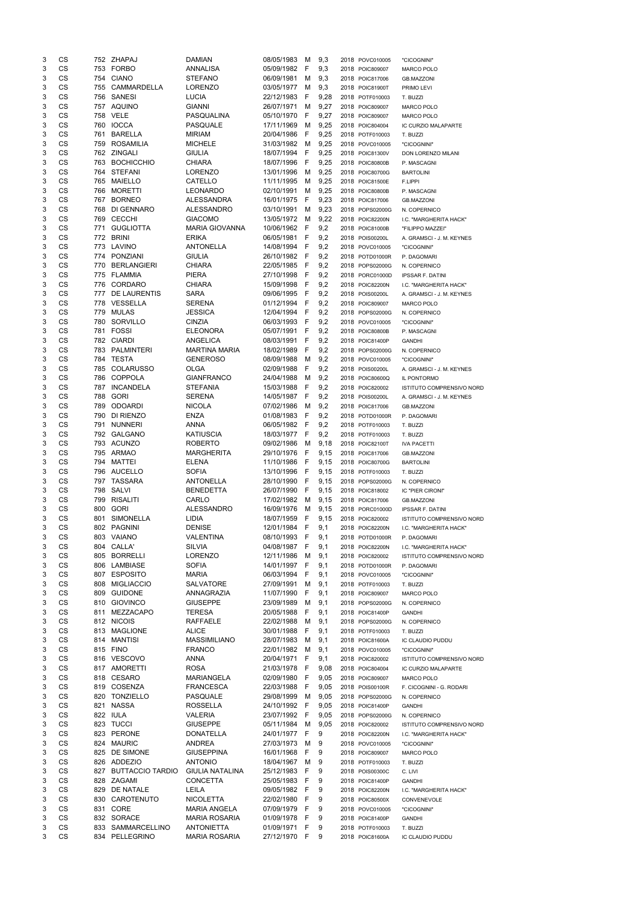| | | | | | | | | | | |
|---|---|---|---|---|---|---|---|---|---|---|
| 3 | CS | 752 | ZHAPAJ | DAMIAN | 08/05/1983 | M | 9,3 | 2018 | POVC010005 | "CICOGNINI" |
| 3 | CS | 753 | FORBO | ANNALISA | 05/09/1982 | F | 9,3 | 2018 | POIC809007 | MARCO POLO |
| 3 | CS | 754 | CIANO | STEFANO | 06/09/1981 | M | 9,3 | 2018 | POIC817006 | GB.MAZZONI |
| 3 | CS | 755 | CAMMARDELLA | LORENZO | 03/05/1977 | M | 9,3 | 2018 | POIC81900T | PRIMO LEVI |
| 3 | CS | 756 | SANESI | LUCIA | 22/12/1983 | F | 9,28 | 2018 | POTF010003 | T. BUZZI |
| 3 | CS | 757 | AQUINO | GIANNI | 26/07/1971 | M | 9,27 | 2018 | POIC809007 | MARCO POLO |
| 3 | CS | 758 | VELE | PASQUALINA | 05/10/1970 | F | 9,27 | 2018 | POIC809007 | MARCO POLO |
| 3 | CS | 760 | IOCCA | PASQUALE | 17/11/1969 | M | 9,25 | 2018 | POIC804004 | IC CURZIO MALAPARTE |
| 3 | CS | 761 | BARELLA | MIRIAM | 20/04/1986 | F | 9,25 | 2018 | POTF010003 | T. BUZZI |
| 3 | CS | 759 | ROSAMILIA | MICHELE | 31/03/1982 | M | 9,25 | 2018 | POVC010005 | "CICOGNINI" |
| 3 | CS | 762 | ZINGALI | GIULIA | 18/07/1994 | F | 9,25 | 2018 | POIC81300V | DON LORENZO MILANI |
| 3 | CS | 763 | BOCHICCHIO | CHIARA | 18/07/1996 | F | 9,25 | 2018 | POIC80800B | P. MASCAGNI |
| 3 | CS | 764 | STEFANI | LORENZO | 13/01/1996 | M | 9,25 | 2018 | POIC80700G | BARTOLINI |
| 3 | CS | 765 | MAIELLO | CATELLO | 11/11/1995 | M | 9,25 | 2018 | POIC81500E | F.LIPPI |
| 3 | CS | 766 | MORETTI | LEONARDO | 02/10/1991 | M | 9,25 | 2018 | POIC80800B | P. MASCAGNI |
| 3 | CS | 767 | BORNEO | ALESSANDRA | 16/01/1975 | F | 9,23 | 2018 | POIC817006 | GB.MAZZONI |
| 3 | CS | 768 | DI GENNARO | ALESSANDRO | 03/10/1991 | M | 9,23 | 2018 | POPS02000G | N. COPERNICO |
| 3 | CS | 769 | CECCHI | GIACOMO | 13/05/1972 | M | 9,22 | 2018 | POIC82200N | I.C. "MARGHERITA HACK" |
| 3 | CS | 771 | GUGLIOTTA | MARIA GIOVANNA | 10/06/1962 | F | 9,2 | 2018 | POIC81000B | "FILIPPO MAZZEI" |
| 3 | CS | 772 | BRINI | ERIKA | 06/05/1981 | F | 9,2 | 2018 | POIS00200L | A. GRAMSCI - J. M. KEYNES |
| 3 | CS | 773 | LAVINO | ANTONELLA | 14/08/1994 | F | 9,2 | 2018 | POVC010005 | "CICOGNINI" |
| 3 | CS | 774 | PONZIANI | GIULIA | 26/10/1982 | F | 9,2 | 2018 | POTD01000R | P. DAGOMARI |
| 3 | CS | 770 | BERLANGIERI | CHIARA | 22/05/1985 | F | 9,2 | 2018 | POPS02000G | N. COPERNICO |
| 3 | CS | 775 | FLAMMIA | PIERA | 27/10/1998 | F | 9,2 | 2018 | PORC01000D | IPSSAR F. DATINI |
| 3 | CS | 776 | CORDARO | CHIARA | 15/09/1998 | F | 9,2 | 2018 | POIC82200N | I.C. "MARGHERITA HACK" |
| 3 | CS | 777 | DE LAURENTIS | SARA | 09/06/1995 | F | 9,2 | 2018 | POIS00200L | A. GRAMSCI - J. M. KEYNES |
| 3 | CS | 778 | VESSELLA | SERENA | 01/12/1994 | F | 9,2 | 2018 | POIC809007 | MARCO POLO |
| 3 | CS | 779 | MULAS | JESSICA | 12/04/1994 | F | 9,2 | 2018 | POPS02000G | N. COPERNICO |
| 3 | CS | 780 | SORVILLO | CINZIA | 06/03/1993 | F | 9,2 | 2018 | POVC010005 | "CICOGNINI" |
| 3 | CS | 781 | FOSSI | ELEONORA | 05/07/1991 | F | 9,2 | 2018 | POIC80800B | P. MASCAGNI |
| 3 | CS | 782 | CIARDI | ANGELICA | 08/03/1991 | F | 9,2 | 2018 | POIC81400P | GANDHI |
| 3 | CS | 783 | PALMINTERI | MARTINA MARIA | 18/02/1989 | F | 9,2 | 2018 | POPS02000G | N. COPERNICO |
| 3 | CS | 784 | TESTA | GENEROSO | 08/09/1988 | M | 9,2 | 2018 | POVC010005 | "CICOGNINI" |
| 3 | CS | 785 | COLARUSSO | OLGA | 02/09/1988 | F | 9,2 | 2018 | POIS00200L | A. GRAMSCI - J. M. KEYNES |
| 3 | CS | 786 | COPPOLA | GIANFRANCO | 24/04/1988 | M | 9,2 | 2018 | POIC80600Q | IL PONTORMO |
| 3 | CS | 787 | INCANDELA | STEFANIA | 15/03/1988 | F | 9,2 | 2018 | POIC820002 | ISTITUTO COMPRENSIVO NORD |
| 3 | CS | 788 | GORI | SERENA | 14/05/1987 | F | 9,2 | 2018 | POIS00200L | A. GRAMSCI - J. M. KEYNES |
| 3 | CS | 789 | ODOARDI | NICOLA | 07/02/1986 | M | 9,2 | 2018 | POIC817006 | GB.MAZZONI |
| 3 | CS | 790 | DI RIENZO | ENZA | 01/08/1983 | F | 9,2 | 2018 | POTD01000R | P. DAGOMARI |
| 3 | CS | 791 | NUNNERI | ANNA | 06/05/1982 | F | 9,2 | 2018 | POTF010003 | T. BUZZI |
| 3 | CS | 792 | GALGANO | KATIUSCIA | 18/03/1977 | F | 9,2 | 2018 | POTF010003 | T. BUZZI |
| 3 | CS | 793 | ACUNZO | ROBERTO | 09/02/1986 | M | 9,18 | 2018 | POIC82100T | IVA PACETTI |
| 3 | CS | 795 | ARMAO | MARGHERITA | 29/10/1976 | F | 9,15 | 2018 | POIC817006 | GB.MAZZONI |
| 3 | CS | 794 | MATTEI | ELENA | 11/10/1986 | F | 9,15 | 2018 | POIC80700G | BARTOLINI |
| 3 | CS | 796 | AUCELLO | SOFIA | 13/10/1996 | F | 9,15 | 2018 | POTF010003 | T. BUZZI |
| 3 | CS | 797 | TASSARA | ANTONELLA | 28/10/1990 | F | 9,15 | 2018 | POPS02000G | N. COPERNICO |
| 3 | CS | 798 | SALVI | BENEDETTA | 26/07/1990 | F | 9,15 | 2018 | POIC818002 | IC "PIER CIRONI" |
| 3 | CS | 799 | RISALITI | CARLO | 17/02/1982 | M | 9,15 | 2018 | POIC817006 | GB.MAZZONI |
| 3 | CS | 800 | GORI | ALESSANDRO | 16/09/1976 | M | 9,15 | 2018 | PORC01000D | IPSSAR F. DATINI |
| 3 | CS | 801 | SIMONELLA | LIDIA | 18/07/1959 | F | 9,15 | 2018 | POIC820002 | ISTITUTO COMPRENSIVO NORD |
| 3 | CS | 802 | PAGNINI | DENISE | 12/01/1984 | F | 9,1 | 2018 | POIC82200N | I.C. "MARGHERITA HACK" |
| 3 | CS | 803 | VAIANO | VALENTINA | 08/10/1993 | F | 9,1 | 2018 | POTD01000R | P. DAGOMARI |
| 3 | CS | 804 | CALLA' | SILVIA | 04/08/1987 | F | 9,1 | 2018 | POIC82200N | I.C. "MARGHERITA HACK" |
| 3 | CS | 805 | BORRELLI | LORENZO | 12/11/1986 | M | 9,1 | 2018 | POIC820002 | ISTITUTO COMPRENSIVO NORD |
| 3 | CS | 806 | LAMBIASE | SOFIA | 14/01/1997 | F | 9,1 | 2018 | POTD01000R | P. DAGOMARI |
| 3 | CS | 807 | ESPOSITO | MARIA | 06/03/1994 | F | 9,1 | 2018 | POVC010005 | "CICOGNINI" |
| 3 | CS | 808 | MIGLIACCIO | SALVATORE | 27/09/1991 | M | 9,1 | 2018 | POTF010003 | T. BUZZI |
| 3 | CS | 809 | GUIDONE | ANNAGRAZIA | 11/07/1990 | F | 9,1 | 2018 | POIC809007 | MARCO POLO |
| 3 | CS | 810 | GIOVINCO | GIUSEPPE | 23/09/1989 | M | 9,1 | 2018 | POPS02000G | N. COPERNICO |
| 3 | CS | 811 | MEZZACAPO | TERESA | 20/05/1988 | F | 9,1 | 2018 | POIC81400P | GANDHI |
| 3 | CS | 812 | NICOIS | RAFFAELE | 22/02/1988 | M | 9,1 | 2018 | POPS02000G | N. COPERNICO |
| 3 | CS | 813 | MAGLIONE | ALICE | 30/01/1988 | F | 9,1 | 2018 | POTF010003 | T. BUZZI |
| 3 | CS | 814 | MANTISI | MASSIMILIANO | 28/07/1983 | M | 9,1 | 2018 | POIC81600A | IC CLAUDIO PUDDU |
| 3 | CS | 815 | FINO | FRANCO | 22/01/1982 | M | 9,1 | 2018 | POVC010005 | "CICOGNINI" |
| 3 | CS | 816 | VESCOVO | ANNA | 20/04/1971 | F | 9,1 | 2018 | POIC820002 | ISTITUTO COMPRENSIVO NORD |
| 3 | CS | 817 | AMORETTI | ROSA | 21/03/1978 | F | 9,08 | 2018 | POIC804004 | IC CURZIO MALAPARTE |
| 3 | CS | 818 | CESARO | MARIANGELA | 02/09/1980 | F | 9,05 | 2018 | POIC809007 | MARCO POLO |
| 3 | CS | 819 | COSENZA | FRANCESCA | 22/03/1988 | F | 9,05 | 2018 | POIS00100R | F. CICOGNINI - G. RODARI |
| 3 | CS | 820 | TONZIELLO | PASQUALE | 29/08/1999 | M | 9,05 | 2018 | POPS02000G | N. COPERNICO |
| 3 | CS | 821 | NASSA | ROSSELLA | 24/10/1992 | F | 9,05 | 2018 | POIC81400P | GANDHI |
| 3 | CS | 822 | IULA | VALERIA | 23/07/1992 | F | 9,05 | 2018 | POPS02000G | N. COPERNICO |
| 3 | CS | 823 | TUCCI | GIUSEPPE | 05/11/1984 | M | 9,05 | 2018 | POIC820002 | ISTITUTO COMPRENSIVO NORD |
| 3 | CS | 823 | PERONE | DONATELLA | 24/01/1977 | F | 9 | 2018 | POIC82200N | I.C. "MARGHERITA HACK" |
| 3 | CS | 824 | MAURIC | ANDREA | 27/03/1973 | M | 9 | 2018 | POVC010005 | "CICOGNINI" |
| 3 | CS | 825 | DE SIMONE | GIUSEPPINA | 16/01/1968 | F | 9 | 2018 | POIC809007 | MARCO POLO |
| 3 | CS | 826 | ADDEZIO | ANTONIO | 18/04/1967 | M | 9 | 2018 | POTF010003 | T. BUZZI |
| 3 | CS | 827 | BUTTACCIO TARDIO | GIULIA NATALINA | 25/12/1983 | F | 9 | 2018 | POIS00300C | C. LIVI |
| 3 | CS | 828 | ZAGAMI | CONCETTA | 25/05/1983 | F | 9 | 2018 | POIC81400P | GANDHI |
| 3 | CS | 829 | DE NATALE | LEILA | 09/05/1982 | F | 9 | 2018 | POIC82200N | I.C. "MARGHERITA HACK" |
| 3 | CS | 830 | CAROTENUTO | NICOLETTA | 22/02/1980 | F | 9 | 2018 | POIC80500X | CONVENEVOLE |
| 3 | CS | 831 | CORE | MARIA ANGELA | 07/09/1979 | F | 9 | 2018 | POVC010005 | "CICOGNINI" |
| 3 | CS | 832 | SORACE | MARIA ROSARIA | 01/09/1978 | F | 9 | 2018 | POIC81400P | GANDHI |
| 3 | CS | 833 | SAMMARCELLINO | ANTONIETTA | 01/09/1971 | F | 9 | 2018 | POTF010003 | T. BUZZI |
| 3 | CS | 834 | PELLEGRINO | MARIA ROSARIA | 27/12/1970 | F | 9 | 2018 | POIC81600A | IC CLAUDIO PUDDU |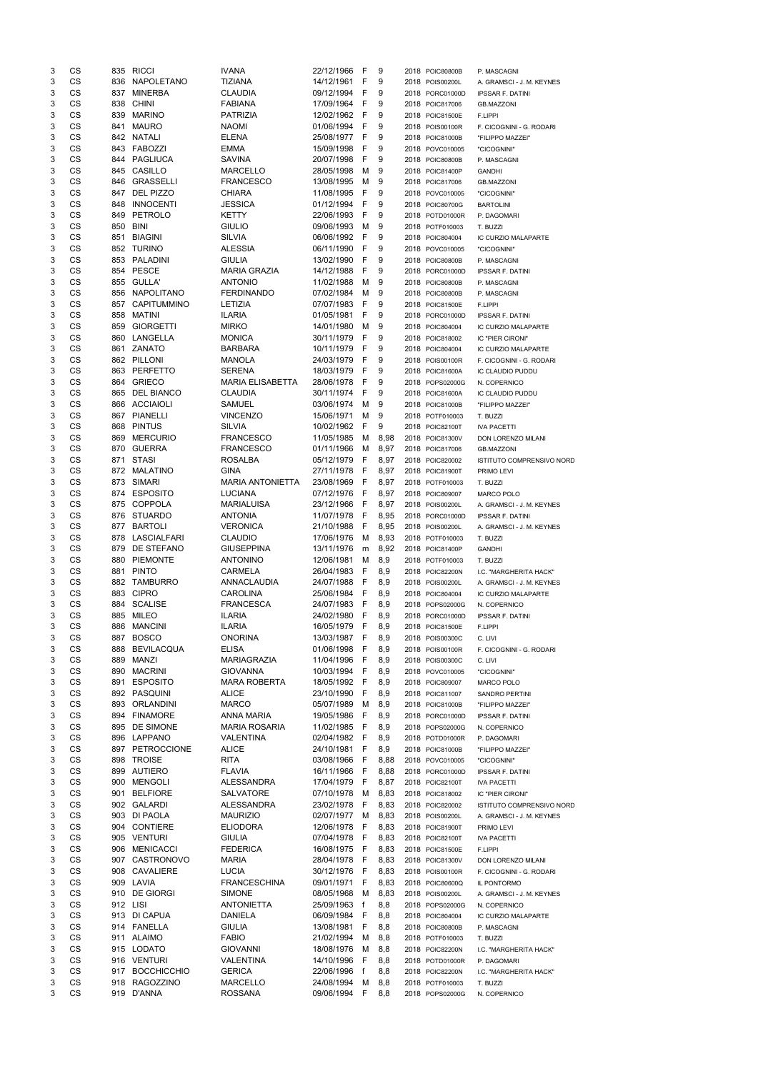| | | | | | | | | | | |
|---|---|---|---|---|---|---|---|---|---|---|
| 3 | CS | 835 | RICCI | IVANA | 22/12/1966 | F | 9 | 2018 | POIC80800B | P. MASCAGNI |
| 3 | CS | 836 | NAPOLETANO | TIZIANA | 14/12/1961 | F | 9 | 2018 | POIS00200L | A. GRAMSCI - J. M. KEYNES |
| 3 | CS | 837 | MINERBA | CLAUDIA | 09/12/1994 | F | 9 | 2018 | PORC01000D | IPSSAR F. DATINI |
| 3 | CS | 838 | CHINI | FABIANA | 17/09/1964 | F | 9 | 2018 | POIC817006 | GB.MAZZONI |
| 3 | CS | 839 | MARINO | PATRIZIA | 12/02/1962 | F | 9 | 2018 | POIC81500E | F.LIPPI |
| 3 | CS | 841 | MAURO | NAOMI | 01/06/1994 | F | 9 | 2018 | POIS00100R | F. CICOGNINI - G. RODARI |
| 3 | CS | 842 | NATALI | ELENA | 25/08/1977 | F | 9 | 2018 | POIC81000B | "FILIPPO MAZZEI" |
| 3 | CS | 843 | FABOZZI | EMMA | 15/09/1998 | F | 9 | 2018 | POVC010005 | "CICOGNINI" |
| 3 | CS | 844 | PAGLIUCA | SAVINA | 20/07/1998 | F | 9 | 2018 | POIC80800B | P. MASCAGNI |
| 3 | CS | 845 | CASILLO | MARCELLO | 28/05/1998 | M | 9 | 2018 | POIC81400P | GANDHI |
| 3 | CS | 846 | GRASSELLI | FRANCESCO | 13/08/1995 | M | 9 | 2018 | POIC817006 | GB.MAZZONI |
| 3 | CS | 847 | DEL PIZZO | CHIARA | 11/08/1995 | F | 9 | 2018 | POVC010005 | "CICOGNINI" |
| 3 | CS | 848 | INNOCENTI | JESSICA | 01/12/1994 | F | 9 | 2018 | POIC80700G | BARTOLINI |
| 3 | CS | 849 | PETROLO | KETTY | 22/06/1993 | F | 9 | 2018 | POTD01000R | P. DAGOMARI |
| 3 | CS | 850 | BINI | GIULIO | 09/06/1993 | M | 9 | 2018 | POTF010003 | T. BUZZI |
| 3 | CS | 851 | BIAGINI | SILVIA | 06/06/1992 | F | 9 | 2018 | POIC804004 | IC CURZIO MALAPARTE |
| 3 | CS | 852 | TURINO | ALESSIA | 06/11/1990 | F | 9 | 2018 | POVC010005 | "CICOGNINI" |
| 3 | CS | 853 | PALADINI | GIULIA | 13/02/1990 | F | 9 | 2018 | POIC80800B | P. MASCAGNI |
| 3 | CS | 854 | PESCE | MARIA GRAZIA | 14/12/1988 | F | 9 | 2018 | PORC01000D | IPSSAR F. DATINI |
| 3 | CS | 855 | GULLA' | ANTONIO | 11/02/1988 | M | 9 | 2018 | POIC80800B | P. MASCAGNI |
| 3 | CS | 856 | NAPOLITANO | FERDINANDO | 07/02/1984 | M | 9 | 2018 | POIC80800B | P. MASCAGNI |
| 3 | CS | 857 | CAPITUMMINO | LETIZIA | 07/07/1983 | F | 9 | 2018 | POIC81500E | F.LIPPI |
| 3 | CS | 858 | MATINI | ILARIA | 01/05/1981 | F | 9 | 2018 | PORC01000D | IPSSAR F. DATINI |
| 3 | CS | 859 | GIORGETTI | MIRKO | 14/01/1980 | M | 9 | 2018 | POIC804004 | IC CURZIO MALAPARTE |
| 3 | CS | 860 | LANGELLA | MONICA | 30/11/1979 | F | 9 | 2018 | POIC818002 | IC "PIER CIRONI" |
| 3 | CS | 861 | ZANATO | BARBARA | 10/11/1979 | F | 9 | 2018 | POIC804004 | IC CURZIO MALAPARTE |
| 3 | CS | 862 | PILLONI | MANOLA | 24/03/1979 | F | 9 | 2018 | POIS00100R | F. CICOGNINI - G. RODARI |
| 3 | CS | 863 | PERFETTO | SERENA | 18/03/1979 | F | 9 | 2018 | POIC81600A | IC CLAUDIO PUDDU |
| 3 | CS | 864 | GRIECO | MARIA ELISABETTA | 28/06/1978 | F | 9 | 2018 | POPS02000G | N. COPERNICO |
| 3 | CS | 865 | DEL BIANCO | CLAUDIA | 30/11/1974 | F | 9 | 2018 | POIC81600A | IC CLAUDIO PUDDU |
| 3 | CS | 866 | ACCIAIOLI | SAMUEL | 03/06/1974 | M | 9 | 2018 | POIC81000B | "FILIPPO MAZZEI" |
| 3 | CS | 867 | PIANELLI | VINCENZO | 15/06/1971 | M | 9 | 2018 | POTF010003 | T. BUZZI |
| 3 | CS | 868 | PINTUS | SILVIA | 10/02/1962 | F | 9 | 2018 | POIC82100T | IVA PACETTI |
| 3 | CS | 869 | MERCURIO | FRANCESCO | 11/05/1985 | M | 8,98 | 2018 | POIC81300V | DON LORENZO MILANI |
| 3 | CS | 870 | GUERRA | FRANCESCO | 01/11/1966 | M | 8,97 | 2018 | POIC817006 | GB.MAZZONI |
| 3 | CS | 871 | STASI | ROSALBA | 05/12/1979 | F | 8,97 | 2018 | POIC820002 | ISTITUTO COMPRENSIVO NORD |
| 3 | CS | 872 | MALATINO | GINA | 27/11/1978 | F | 8,97 | 2018 | POIC81900T | PRIMO LEVI |
| 3 | CS | 873 | SIMARI | MARIA ANTONIETTA | 23/08/1969 | F | 8,97 | 2018 | POTF010003 | T. BUZZI |
| 3 | CS | 874 | ESPOSITO | LUCIANA | 07/12/1976 | F | 8,97 | 2018 | POIC809007 | MARCO POLO |
| 3 | CS | 875 | COPPOLA | MARIALUISA | 23/12/1966 | F | 8,97 | 2018 | POIS00200L | A. GRAMSCI - J. M. KEYNES |
| 3 | CS | 876 | STUARDO | ANTONIA | 11/07/1978 | F | 8,95 | 2018 | PORC01000D | IPSSAR F. DATINI |
| 3 | CS | 877 | BARTOLI | VERONICA | 21/10/1988 | F | 8,95 | 2018 | POIS00200L | A. GRAMSCI - J. M. KEYNES |
| 3 | CS | 878 | LASCIALFARI | CLAUDIO | 17/06/1976 | M | 8,93 | 2018 | POTF010003 | T. BUZZI |
| 3 | CS | 879 | DE STEFANO | GIUSEPPINA | 13/11/1976 | m | 8,92 | 2018 | POIC81400P | GANDHI |
| 3 | CS | 880 | PIEMONTE | ANTONINO | 12/06/1981 | M | 8,9 | 2018 | POTF010003 | T. BUZZI |
| 3 | CS | 881 | PINTO | CARMELA | 26/04/1983 | F | 8,9 | 2018 | POIC82200N | I.C. "MARGHERITA HACK" |
| 3 | CS | 882 | TAMBURRO | ANNACLAUDIA | 24/07/1988 | F | 8,9 | 2018 | POIS00200L | A. GRAMSCI - J. M. KEYNES |
| 3 | CS | 883 | CIPRO | CAROLINA | 25/06/1984 | F | 8,9 | 2018 | POIC804004 | IC CURZIO MALAPARTE |
| 3 | CS | 884 | SCALISE | FRANCESCA | 24/07/1983 | F | 8,9 | 2018 | POPS02000G | N. COPERNICO |
| 3 | CS | 885 | MILEO | ILARIA | 24/02/1980 | F | 8,9 | 2018 | PORC01000D | IPSSAR F. DATINI |
| 3 | CS | 886 | MANCINI | ILARIA | 16/05/1979 | F | 8,9 | 2018 | POIC81500E | F.LIPPI |
| 3 | CS | 887 | BOSCO | ONORINA | 13/03/1987 | F | 8,9 | 2018 | POIS00300C | C. LIVI |
| 3 | CS | 888 | BEVILACQUA | ELISA | 01/06/1998 | F | 8,9 | 2018 | POIS00100R | F. CICOGNINI - G. RODARI |
| 3 | CS | 889 | MANZI | MARIAGRAZIA | 11/04/1996 | F | 8,9 | 2018 | POIS00300C | C. LIVI |
| 3 | CS | 890 | MACRINI | GIOVANNA | 10/03/1994 | F | 8,9 | 2018 | POVC010005 | "CICOGNINI" |
| 3 | CS | 891 | ESPOSITO | MARA ROBERTA | 18/05/1992 | F | 8,9 | 2018 | POIC809007 | MARCO POLO |
| 3 | CS | 892 | PASQUINI | ALICE | 23/10/1990 | F | 8,9 | 2018 | POIC811007 | SANDRO PERTINI |
| 3 | CS | 893 | ORLANDINI | MARCO | 05/07/1989 | M | 8,9 | 2018 | POIC81000B | "FILIPPO MAZZEI" |
| 3 | CS | 894 | FINAMORE | ANNA MARIA | 19/05/1986 | F | 8,9 | 2018 | PORC01000D | IPSSAR F. DATINI |
| 3 | CS | 895 | DE SIMONE | MARIA ROSARIA | 11/02/1985 | F | 8,9 | 2018 | POPS02000G | N. COPERNICO |
| 3 | CS | 896 | LAPPANO | VALENTINA | 02/04/1982 | F | 8,9 | 2018 | POTD01000R | P. DAGOMARI |
| 3 | CS | 897 | PETROCCIONE | ALICE | 24/10/1981 | F | 8,9 | 2018 | POIC81000B | "FILIPPO MAZZEI" |
| 3 | CS | 898 | TROISE | RITA | 03/08/1966 | F | 8,88 | 2018 | POVC010005 | "CICOGNINI" |
| 3 | CS | 899 | AUTIERO | FLAVIA | 16/11/1966 | F | 8,88 | 2018 | PORC01000D | IPSSAR F. DATINI |
| 3 | CS | 900 | MENGOLI | ALESSANDRA | 17/04/1979 | F | 8,87 | 2018 | POIC82100T | IVA PACETTI |
| 3 | CS | 901 | BELFIORE | SALVATORE | 07/10/1978 | M | 8,83 | 2018 | POIC818002 | IC "PIER CIRONI" |
| 3 | CS | 902 | GALARDI | ALESSANDRA | 23/02/1978 | F | 8,83 | 2018 | POIC820002 | ISTITUTO COMPRENSIVO NORD |
| 3 | CS | 903 | DI PAOLA | MAURIZIO | 02/07/1977 | M | 8,83 | 2018 | POIS00200L | A. GRAMSCI - J. M. KEYNES |
| 3 | CS | 904 | CONTIERE | ELIODORA | 12/06/1978 | F | 8,83 | 2018 | POIC81900T | PRIMO LEVI |
| 3 | CS | 905 | VENTURI | GIULIA | 07/04/1978 | F | 8,83 | 2018 | POIC82100T | IVA PACETTI |
| 3 | CS | 906 | MENICACCI | FEDERICA | 16/08/1975 | F | 8,83 | 2018 | POIC81500E | F.LIPPI |
| 3 | CS | 907 | CASTRONOVO | MARIA | 28/04/1978 | F | 8,83 | 2018 | POIC81300V | DON LORENZO MILANI |
| 3 | CS | 908 | CAVALIERE | LUCIA | 30/12/1976 | F | 8,83 | 2018 | POIS00100R | F. CICOGNINI - G. RODARI |
| 3 | CS | 909 | LAVIA | FRANCESCHINA | 09/01/1971 | F | 8,83 | 2018 | POIC80600Q | IL PONTORMO |
| 3 | CS | 910 | DE GIORGI | SIMONE | 08/05/1968 | M | 8,83 | 2018 | POIS00200L | A. GRAMSCI - J. M. KEYNES |
| 3 | CS | 912 | LISI | ANTONIETTA | 25/09/1963 | f | 8,8 | 2018 | POPS02000G | N. COPERNICO |
| 3 | CS | 913 | DI CAPUA | DANIELA | 06/09/1984 | F | 8,8 | 2018 | POIC804004 | IC CURZIO MALAPARTE |
| 3 | CS | 914 | FANELLA | GIULIA | 13/08/1981 | F | 8,8 | 2018 | POIC80800B | P. MASCAGNI |
| 3 | CS | 911 | ALAIMO | FABIO | 21/02/1994 | M | 8,8 | 2018 | POTF010003 | T. BUZZI |
| 3 | CS | 915 | LODATO | GIOVANNI | 18/08/1976 | M | 8,8 | 2018 | POIC82200N | I.C. "MARGHERITA HACK" |
| 3 | CS | 916 | VENTURI | VALENTINA | 14/10/1996 | F | 8,8 | 2018 | POTD01000R | P. DAGOMARI |
| 3 | CS | 917 | BOCCHICCHIO | GERICA | 22/06/1996 | f | 8,8 | 2018 | POIC82200N | I.C. "MARGHERITA HACK" |
| 3 | CS | 918 | RAGOZZINO | MARCELLO | 24/08/1994 | M | 8,8 | 2018 | POTF010003 | T. BUZZI |
| 3 | CS | 919 | D'ANNA | ROSSANA | 09/06/1994 | F | 8,8 | 2018 | POPS02000G | N. COPERNICO |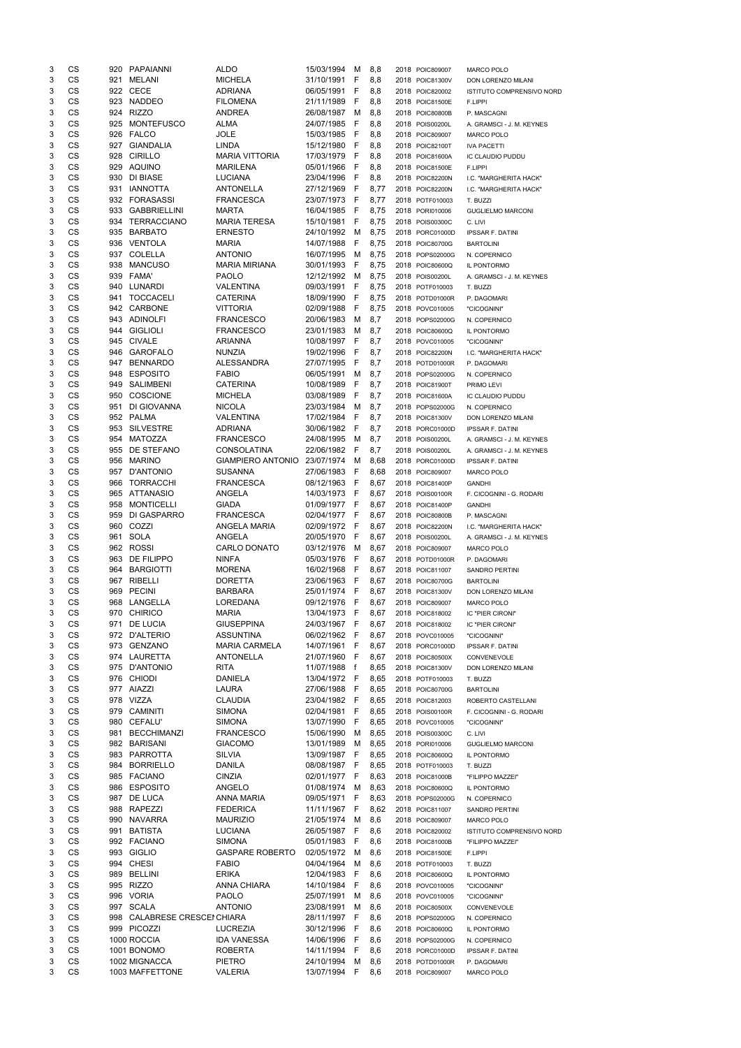| | | | | | | | | | | |
|---|---|---|---|---|---|---|---|---|---|---|
| 3 | CS | 920 | PAPAIANNI | ALDO | 15/03/1994 | M | 8,8 | 2018 | POIC809007 | MARCO POLO |
| 3 | CS | 921 | MELANI | MICHELA | 31/10/1991 | F | 8,8 | 2018 | POIC81300V | DON LORENZO MILANI |
| 3 | CS | 922 | CECE | ADRIANA | 06/05/1991 | F | 8,8 | 2018 | POIC820002 | ISTITUTO COMPRENSIVO NORD |
| 3 | CS | 923 | NADDEO | FILOMENA | 21/11/1989 | F | 8,8 | 2018 | POIC81500E | F.LIPPI |
| 3 | CS | 924 | RIZZO | ANDREA | 26/08/1987 | M | 8,8 | 2018 | POIC80800B | P. MASCAGNI |
| 3 | CS | 925 | MONTEFUSCO | ALMA | 24/07/1985 | F | 8,8 | 2018 | POIS00200L | A. GRAMSCI - J. M. KEYNES |
| 3 | CS | 926 | FALCO | JOLE | 15/03/1985 | F | 8,8 | 2018 | POIC809007 | MARCO POLO |
| 3 | CS | 927 | GIANDALIA | LINDA | 15/12/1980 | F | 8,8 | 2018 | POIC82100T | IVA PACETTI |
| 3 | CS | 928 | CIRILLO | MARIA VITTORIA | 17/03/1979 | F | 8,8 | 2018 | POIC81600A | IC CLAUDIO PUDDU |
| 3 | CS | 929 | AQUINO | MARILENA | 05/01/1966 | F | 8,8 | 2018 | POIC81500E | F.LIPPI |
| 3 | CS | 930 | DI BIASE | LUCIANA | 23/04/1996 | F | 8,8 | 2018 | POIC82200N | I.C. "MARGHERITA HACK" |
| 3 | CS | 931 | IANNOTTA | ANTONELLA | 27/12/1969 | F | 8,77 | 2018 | POIC82200N | I.C. "MARGHERITA HACK" |
| 3 | CS | 932 | FORASASSI | FRANCESCA | 23/07/1973 | F | 8,77 | 2018 | POTF010003 | T. BUZZI |
| 3 | CS | 933 | GABBRIELLINI | MARTA | 16/04/1985 | F | 8,75 | 2018 | PORI010006 | GUGLIELMO MARCONI |
| 3 | CS | 934 | TERRACCIANO | MARIA TERESA | 15/10/1981 | F | 8,75 | 2018 | POIS00300C | C. LIVI |
| 3 | CS | 935 | BARBATO | ERNESTO | 24/10/1992 | M | 8,75 | 2018 | PORC01000D | IPSSAR F. DATINI |
| 3 | CS | 936 | VENTOLA | MARIA | 14/07/1988 | F | 8,75 | 2018 | POIC80700G | BARTOLINI |
| 3 | CS | 937 | COLELLA | ANTONIO | 16/07/1995 | M | 8,75 | 2018 | POPS02000G | N. COPERNICO |
| 3 | CS | 938 | MANCUSO | MARIA MIRIANA | 30/01/1993 | F | 8,75 | 2018 | POIC80600Q | IL PONTORMO |
| 3 | CS | 939 | FAMA' | PAOLO | 12/12/1992 | M | 8,75 | 2018 | POIS00200L | A. GRAMSCI - J. M. KEYNES |
| 3 | CS | 940 | LUNARDI | VALENTINA | 09/03/1991 | F | 8,75 | 2018 | POTF010003 | T. BUZZI |
| 3 | CS | 941 | TOCCACELI | CATERINA | 18/09/1990 | F | 8,75 | 2018 | POTD01000R | P. DAGOMARI |
| 3 | CS | 942 | CARBONE | VITTORIA | 02/09/1988 | F | 8,75 | 2018 | POVC010005 | "CICOGNINI" |
| 3 | CS | 943 | ADINOLFI | FRANCESCO | 20/06/1983 | M | 8,7 | 2018 | POPS02000G | N. COPERNICO |
| 3 | CS | 944 | GIGLIOLI | FRANCESCO | 23/01/1983 | M | 8,7 | 2018 | POIC80600Q | IL PONTORMO |
| 3 | CS | 945 | CIVALE | ARIANNA | 10/08/1997 | F | 8,7 | 2018 | POVC010005 | "CICOGNINI" |
| 3 | CS | 946 | GAROFALO | NUNZIA | 19/02/1996 | F | 8,7 | 2018 | POIC82200N | I.C. "MARGHERITA HACK" |
| 3 | CS | 947 | BENNARDO | ALESSANDRA | 27/07/1995 | F | 8,7 | 2018 | POTD01000R | P. DAGOMARI |
| 3 | CS | 948 | ESPOSITO | FABIO | 06/05/1991 | M | 8,7 | 2018 | POPS02000G | N. COPERNICO |
| 3 | CS | 949 | SALIMBENI | CATERINA | 10/08/1989 | F | 8,7 | 2018 | POIC81900T | PRIMO LEVI |
| 3 | CS | 950 | COSCIONE | MICHELA | 03/08/1989 | F | 8,7 | 2018 | POIC81600A | IC CLAUDIO PUDDU |
| 3 | CS | 951 | DI GIOVANNA | NICOLA | 23/03/1984 | M | 8,7 | 2018 | POPS02000G | N. COPERNICO |
| 3 | CS | 952 | PALMA | VALENTINA | 17/02/1984 | F | 8,7 | 2018 | POIC81300V | DON LORENZO MILANI |
| 3 | CS | 953 | SILVESTRE | ADRIANA | 30/06/1982 | F | 8,7 | 2018 | PORC01000D | IPSSAR F. DATINI |
| 3 | CS | 954 | MATOZZA | FRANCESCO | 24/08/1995 | M | 8,7 | 2018 | POIS00200L | A. GRAMSCI - J. M. KEYNES |
| 3 | CS | 955 | DE STEFANO | CONSOLATINA | 22/06/1982 | F | 8,7 | 2018 | POIS00200L | A. GRAMSCI - J. M. KEYNES |
| 3 | CS | 956 | MARINO | GIAMPIERO ANTONIO | 23/07/1974 | M | 8,68 | 2018 | PORC01000D | IPSSAR F. DATINI |
| 3 | CS | 957 | D'ANTONIO | SUSANNA | 27/06/1983 | F | 8,68 | 2018 | POIC809007 | MARCO POLO |
| 3 | CS | 966 | TORRACCHI | FRANCESCA | 08/12/1963 | F | 8,67 | 2018 | POIC81400P | GANDHI |
| 3 | CS | 965 | ATTANASIO | ANGELA | 14/03/1973 | F | 8,67 | 2018 | POIS00100R | F. CICOGNINI - G. RODARI |
| 3 | CS | 958 | MONTICELLI | GIADA | 01/09/1977 | F | 8,67 | 2018 | POIC81400P | GANDHI |
| 3 | CS | 959 | DI GASPARRO | FRANCESCA | 02/04/1977 | F | 8,67 | 2018 | POIC80800B | P. MASCAGNI |
| 3 | CS | 960 | COZZI | ANGELA MARIA | 02/09/1972 | F | 8,67 | 2018 | POIC82200N | I.C. "MARGHERITA HACK" |
| 3 | CS | 961 | SOLA | ANGELA | 20/05/1970 | F | 8,67 | 2018 | POIS00200L | A. GRAMSCI - J. M. KEYNES |
| 3 | CS | 962 | ROSSI | CARLO DONATO | 03/12/1976 | M | 8,67 | 2018 | POIC809007 | MARCO POLO |
| 3 | CS | 963 | DE FILIPPO | NINFA | 05/03/1976 | F | 8,67 | 2018 | POTD01000R | P. DAGOMARI |
| 3 | CS | 964 | BARGIOTTI | MORENA | 16/02/1968 | F | 8,67 | 2018 | POIC811007 | SANDRO PERTINI |
| 3 | CS | 967 | RIBELLI | DORETTA | 23/06/1963 | F | 8,67 | 2018 | POIC80700G | BARTOLINI |
| 3 | CS | 969 | PECINI | BARBARA | 25/01/1974 | F | 8,67 | 2018 | POIC81300V | DON LORENZO MILANI |
| 3 | CS | 968 | LANGELLA | LOREDANA | 09/12/1976 | F | 8,67 | 2018 | POIC809007 | MARCO POLO |
| 3 | CS | 970 | CHIRICO | MARIA | 13/04/1973 | F | 8,67 | 2018 | POIC818002 | IC "PIER CIRONI" |
| 3 | CS | 971 | DE LUCIA | GIUSEPPINA | 24/03/1967 | F | 8,67 | 2018 | POIC818002 | IC "PIER CIRONI" |
| 3 | CS | 972 | D'ALTERIO | ASSUNTINA | 06/02/1962 | F | 8,67 | 2018 | POVC010005 | "CICOGNINI" |
| 3 | CS | 973 | GENZANO | MARIA CARMELA | 14/07/1961 | F | 8,67 | 2018 | PORC01000D | IPSSAR F. DATINI |
| 3 | CS | 974 | LAURETTA | ANTONELLA | 21/07/1960 | F | 8,67 | 2018 | POIC80500X | CONVENEVOLE |
| 3 | CS | 975 | D'ANTONIO | RITA | 11/07/1988 | f | 8,65 | 2018 | POIC81300V | DON LORENZO MILANI |
| 3 | CS | 976 | CHIODI | DANIELA | 13/04/1972 | F | 8,65 | 2018 | POTF010003 | T. BUZZI |
| 3 | CS | 977 | AIAZZI | LAURA | 27/06/1988 | F | 8,65 | 2018 | POIC80700G | BARTOLINI |
| 3 | CS | 978 | VIZZA | CLAUDIA | 23/04/1982 | F | 8,65 | 2018 | POIC812003 | ROBERTO CASTELLANI |
| 3 | CS | 979 | CAMINITI | SIMONA | 02/04/1981 | F | 8,65 | 2018 | POIS00100R | F. CICOGNINI - G. RODARI |
| 3 | CS | 980 | CEFALU' | SIMONA | 13/07/1990 | F | 8,65 | 2018 | POVC010005 | "CICOGNINI" |
| 3 | CS | 981 | BECCHIMANZI | FRANCESCO | 15/06/1990 | M | 8,65 | 2018 | POIS00300C | C. LIVI |
| 3 | CS | 982 | BARISANI | GIACOMO | 13/01/1989 | M | 8,65 | 2018 | PORI010006 | GUGLIELMO MARCONI |
| 3 | CS | 983 | PARROTTA | SILVIA | 13/09/1987 | F | 8,65 | 2018 | POIC80600Q | IL PONTORMO |
| 3 | CS | 984 | BORRIELLO | DANILA | 08/08/1987 | F | 8,65 | 2018 | POTF010003 | T. BUZZI |
| 3 | CS | 985 | FACIANO | CINZIA | 02/01/1977 | F | 8,63 | 2018 | POIC81000B | "FILIPPO MAZZEI" |
| 3 | CS | 986 | ESPOSITO | ANGELO | 01/08/1974 | M | 8,63 | 2018 | POIC80600Q | IL PONTORMO |
| 3 | CS | 987 | DE LUCA | ANNA MARIA | 09/05/1971 | F | 8,63 | 2018 | POPS02000G | N. COPERNICO |
| 3 | CS | 988 | RAPEZZI | FEDERICA | 11/11/1967 | F | 8,62 | 2018 | POIC811007 | SANDRO PERTINI |
| 3 | CS | 990 | NAVARRA | MAURIZIO | 21/05/1974 | M | 8,6 | 2018 | POIC809007 | MARCO POLO |
| 3 | CS | 991 | BATISTA | LUCIANA | 26/05/1987 | F | 8,6 | 2018 | POIC820002 | ISTITUTO COMPRENSIVO NORD |
| 3 | CS | 992 | FACIANO | SIMONA | 05/01/1983 | F | 8,6 | 2018 | POIC81000B | "FILIPPO MAZZEI" |
| 3 | CS | 993 | GIGLIO | GASPARE ROBERTO | 02/05/1972 | M | 8,6 | 2018 | POIC81500E | F.LIPPI |
| 3 | CS | 994 | CHESI | FABIO | 04/04/1964 | M | 8,6 | 2018 | POTF010003 | T. BUZZI |
| 3 | CS | 989 | BELLINI | ERIKA | 12/04/1983 | F | 8,6 | 2018 | POIC80600Q | IL PONTORMO |
| 3 | CS | 995 | RIZZO | ANNA CHIARA | 14/10/1984 | F | 8,6 | 2018 | POVC010005 | "CICOGNINI" |
| 3 | CS | 996 | VORIA | PAOLO | 25/07/1991 | M | 8,6 | 2018 | POVC010005 | "CICOGNINI" |
| 3 | CS | 997 | SCALA | ANTONIO | 23/08/1991 | M | 8,6 | 2018 | POIC80500X | CONVENEVOLE |
| 3 | CS | 998 | CALABRESE CRESCEN | CHIARA | 28/11/1997 | F | 8,6 | 2018 | POPS02000G | N. COPERNICO |
| 3 | CS | 999 | PICOZZI | LUCREZIA | 30/12/1996 | F | 8,6 | 2018 | POIC80600Q | IL PONTORMO |
| 3 | CS | 1000 | ROCCIA | IDA VANESSA | 14/06/1996 | F | 8,6 | 2018 | POPS02000G | N. COPERNICO |
| 3 | CS | 1001 | BONOMO | ROBERTA | 14/11/1994 | F | 8,6 | 2018 | PORC01000D | IPSSAR F. DATINI |
| 3 | CS | 1002 | MIGNACCA | PIETRO | 24/10/1994 | M | 8,6 | 2018 | POTD01000R | P. DAGOMARI |
| 3 | CS | 1003 | MAFFETTONE | VALERIA | 13/07/1994 | F | 8,6 | 2018 | POIC809007 | MARCO POLO |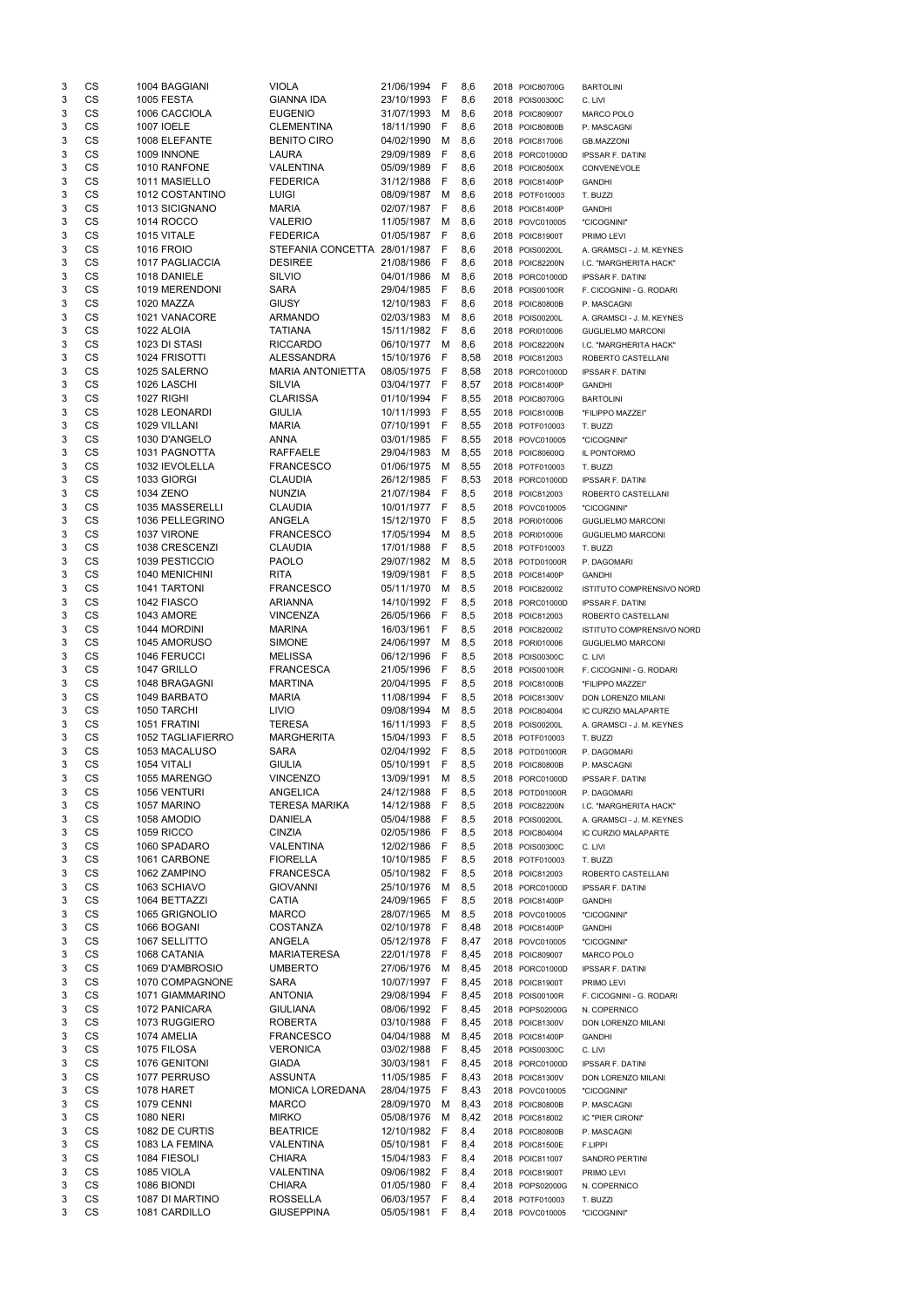| | | | | | | | | | |
|---|---|---|---|---|---|---|---|---|---|
| 3 | CS | 1004 BAGGIANI | VIOLA | 21/06/1994 | F | 8,6 | 2018 | POIC80700G | BARTOLINI |
| 3 | CS | 1005 FESTA | GIANNA IDA | 23/10/1993 | F | 8,6 | 2018 | POIS00300C | C. LIVI |
| 3 | CS | 1006 CACCIOLA | EUGENIO | 31/07/1993 | M | 8,6 | 2018 | POIC809007 | MARCO POLO |
| 3 | CS | 1007 IOELE | CLEMENTINA | 18/11/1990 | F | 8,6 | 2018 | POIC80800B | P. MASCAGNI |
| 3 | CS | 1008 ELEFANTE | BENITO CIRO | 04/02/1990 | M | 8,6 | 2018 | POIC817006 | GB.MAZZONI |
| 3 | CS | 1009 INNONE | LAURA | 29/09/1989 | F | 8,6 | 2018 | PORC01000D | IPSSAR F. DATINI |
| 3 | CS | 1010 RANFONE | VALENTINA | 05/09/1989 | F | 8,6 | 2018 | POIC80500X | CONVENEVOLE |
| 3 | CS | 1011 MASIELLO | FEDERICA | 31/12/1988 | F | 8,6 | 2018 | POIC81400P | GANDHI |
| 3 | CS | 1012 COSTANTINO | LUIGI | 08/09/1987 | M | 8,6 | 2018 | POTF010003 | T. BUZZI |
| 3 | CS | 1013 SICIGNANO | MARIA | 02/07/1987 | F | 8,6 | 2018 | POIC81400P | GANDHI |
| 3 | CS | 1014 ROCCO | VALERIO | 11/05/1987 | M | 8,6 | 2018 | POVC010005 | "CICOGNINI" |
| 3 | CS | 1015 VITALE | FEDERICA | 01/05/1987 | F | 8,6 | 2018 | POIC81900T | PRIMO LEVI |
| 3 | CS | 1016 FROIO | STEFANIA CONCETTA | 28/01/1987 | F | 8,6 | 2018 | POIS00200L | A. GRAMSCI - J. M. KEYNES |
| 3 | CS | 1017 PAGLIACCIA | DESIREE | 21/08/1986 | F | 8,6 | 2018 | POIC82200N | I.C. "MARGHERITA HACK" |
| 3 | CS | 1018 DANIELE | SILVIO | 04/01/1986 | M | 8,6 | 2018 | PORC01000D | IPSSAR F. DATINI |
| 3 | CS | 1019 MERENDONI | SARA | 29/04/1985 | F | 8,6 | 2018 | POIS00100R | F. CICOGNINI - G. RODARI |
| 3 | CS | 1020 MAZZA | GIUSY | 12/10/1983 | F | 8,6 | 2018 | POIC80800B | P. MASCAGNI |
| 3 | CS | 1021 VANACORE | ARMANDO | 02/03/1983 | M | 8,6 | 2018 | POIS00200L | A. GRAMSCI - J. M. KEYNES |
| 3 | CS | 1022 ALOIA | TATIANA | 15/11/1982 | F | 8,6 | 2018 | PORI010006 | GUGLIELMO MARCONI |
| 3 | CS | 1023 DI STASI | RICCARDO | 06/10/1977 | M | 8,6 | 2018 | POIC82200N | I.C. "MARGHERITA HACK" |
| 3 | CS | 1024 FRISOTTI | ALESSANDRA | 15/10/1976 | F | 8,58 | 2018 | POIC812003 | ROBERTO CASTELLANI |
| 3 | CS | 1025 SALERNO | MARIA ANTONIETTA | 08/05/1975 | F | 8,58 | 2018 | PORC01000D | IPSSAR F. DATINI |
| 3 | CS | 1026 LASCHI | SILVIA | 03/04/1977 | F | 8,57 | 2018 | POIC81400P | GANDHI |
| 3 | CS | 1027 RIGHI | CLARISSA | 01/10/1994 | F | 8,55 | 2018 | POIC80700G | BARTOLINI |
| 3 | CS | 1028 LEONARDI | GIULIA | 10/11/1993 | F | 8,55 | 2018 | POIC81000B | "FILIPPO MAZZEI" |
| 3 | CS | 1029 VILLANI | MARIA | 07/10/1991 | F | 8,55 | 2018 | POTF010003 | T. BUZZI |
| 3 | CS | 1030 D'ANGELO | ANNA | 03/01/1985 | F | 8,55 | 2018 | POVC010005 | "CICOGNINI" |
| 3 | CS | 1031 PAGNOTTA | RAFFAELE | 29/04/1983 | M | 8,55 | 2018 | POIC80600Q | IL PONTORMO |
| 3 | CS | 1032 IEVOLELLA | FRANCESCO | 01/06/1975 | M | 8,55 | 2018 | POTF010003 | T. BUZZI |
| 3 | CS | 1033 GIORGI | CLAUDIA | 26/12/1985 | F | 8,53 | 2018 | PORC01000D | IPSSAR F. DATINI |
| 3 | CS | 1034 ZENO | NUNZIA | 21/07/1984 | F | 8,5 | 2018 | POIC812003 | ROBERTO CASTELLANI |
| 3 | CS | 1035 MASSERELLI | CLAUDIA | 10/01/1977 | F | 8,5 | 2018 | POVC010005 | "CICOGNINI" |
| 3 | CS | 1036 PELLEGRINO | ANGELA | 15/12/1970 | F | 8,5 | 2018 | PORI010006 | GUGLIELMO MARCONI |
| 3 | CS | 1037 VIRONE | FRANCESCO | 17/05/1994 | M | 8,5 | 2018 | PORI010006 | GUGLIELMO MARCONI |
| 3 | CS | 1038 CRESCENZI | CLAUDIA | 17/01/1988 | F | 8,5 | 2018 | POTF010003 | T. BUZZI |
| 3 | CS | 1039 PESTICCIO | PAOLO | 29/07/1982 | M | 8,5 | 2018 | POTD01000R | P. DAGOMARI |
| 3 | CS | 1040 MENICHINI | RITA | 19/09/1981 | F | 8,5 | 2018 | POIC81400P | GANDHI |
| 3 | CS | 1041 TARTONI | FRANCESCO | 05/11/1970 | M | 8,5 | 2018 | POIC820002 | ISTITUTO COMPRENSIVO NORD |
| 3 | CS | 1042 FIASCO | ARIANNA | 14/10/1992 | F | 8,5 | 2018 | PORC01000D | IPSSAR F. DATINI |
| 3 | CS | 1043 AMORE | VINCENZA | 26/05/1966 | F | 8,5 | 2018 | POIC812003 | ROBERTO CASTELLANI |
| 3 | CS | 1044 MORDINI | MARINA | 16/03/1961 | F | 8,5 | 2018 | POIC820002 | ISTITUTO COMPRENSIVO NORD |
| 3 | CS | 1045 AMORUSO | SIMONE | 24/06/1997 | M | 8,5 | 2018 | PORI010006 | GUGLIELMO MARCONI |
| 3 | CS | 1046 FERUCCI | MELISSA | 06/12/1996 | F | 8,5 | 2018 | POIS00300C | C. LIVI |
| 3 | CS | 1047 GRILLO | FRANCESCA | 21/05/1996 | F | 8,5 | 2018 | POIS00100R | F. CICOGNINI - G. RODARI |
| 3 | CS | 1048 BRAGAGNI | MARTINA | 20/04/1995 | F | 8,5 | 2018 | POIC81000B | "FILIPPO MAZZEI" |
| 3 | CS | 1049 BARBATO | MARIA | 11/08/1994 | F | 8,5 | 2018 | POIC81300V | DON LORENZO MILANI |
| 3 | CS | 1050 TARCHI | LIVIO | 09/08/1994 | M | 8,5 | 2018 | POIC804004 | IC CURZIO MALAPARTE |
| 3 | CS | 1051 FRATINI | TERESA | 16/11/1993 | F | 8,5 | 2018 | POIS00200L | A. GRAMSCI - J. M. KEYNES |
| 3 | CS | 1052 TAGLIAFIERRO | MARGHERITA | 15/04/1993 | F | 8,5 | 2018 | POTF010003 | T. BUZZI |
| 3 | CS | 1053 MACALUSO | SARA | 02/04/1992 | F | 8,5 | 2018 | POTD01000R | P. DAGOMARI |
| 3 | CS | 1054 VITALI | GIULIA | 05/10/1991 | F | 8,5 | 2018 | POIC80800B | P. MASCAGNI |
| 3 | CS | 1055 MARENGO | VINCENZO | 13/09/1991 | M | 8,5 | 2018 | PORC01000D | IPSSAR F. DATINI |
| 3 | CS | 1056 VENTURI | ANGELICA | 24/12/1988 | F | 8,5 | 2018 | POTD01000R | P. DAGOMARI |
| 3 | CS | 1057 MARINO | TERESA MARIKA | 14/12/1988 | F | 8,5 | 2018 | POIC82200N | I.C. "MARGHERITA HACK" |
| 3 | CS | 1058 AMODIO | DANIELA | 05/04/1988 | F | 8,5 | 2018 | POIS00200L | A. GRAMSCI - J. M. KEYNES |
| 3 | CS | 1059 RICCO | CINZIA | 02/05/1986 | F | 8,5 | 2018 | POIC804004 | IC CURZIO MALAPARTE |
| 3 | CS | 1060 SPADARO | VALENTINA | 12/02/1986 | F | 8,5 | 2018 | POIS00300C | C. LIVI |
| 3 | CS | 1061 CARBONE | FIORELLA | 10/10/1985 | F | 8,5 | 2018 | POTF010003 | T. BUZZI |
| 3 | CS | 1062 ZAMPINO | FRANCESCA | 05/10/1982 | F | 8,5 | 2018 | POIC812003 | ROBERTO CASTELLANI |
| 3 | CS | 1063 SCHIAVO | GIOVANNI | 25/10/1976 | M | 8,5 | 2018 | PORC01000D | IPSSAR F. DATINI |
| 3 | CS | 1064 BETTAZZI | CATIA | 24/09/1965 | F | 8,5 | 2018 | POIC81400P | GANDHI |
| 3 | CS | 1065 GRIGNOLIO | MARCO | 28/07/1965 | M | 8,5 | 2018 | POVC010005 | "CICOGNINI" |
| 3 | CS | 1066 BOGANI | COSTANZA | 02/10/1978 | F | 8,48 | 2018 | POIC81400P | GANDHI |
| 3 | CS | 1067 SELLITTO | ANGELA | 05/12/1978 | F | 8,47 | 2018 | POVC010005 | "CICOGNINI" |
| 3 | CS | 1068 CATANIA | MARIATERESA | 22/01/1978 | F | 8,45 | 2018 | POIC809007 | MARCO POLO |
| 3 | CS | 1069 D'AMBROSIO | UMBERTO | 27/06/1976 | M | 8,45 | 2018 | PORC01000D | IPSSAR F. DATINI |
| 3 | CS | 1070 COMPAGNONE | SARA | 10/07/1997 | F | 8,45 | 2018 | POIC81900T | PRIMO LEVI |
| 3 | CS | 1071 GIAMMARINO | ANTONIA | 29/08/1994 | F | 8,45 | 2018 | POIS00100R | F. CICOGNINI - G. RODARI |
| 3 | CS | 1072 PANICARA | GIULIANA | 08/06/1992 | F | 8,45 | 2018 | POPS02000G | N. COPERNICO |
| 3 | CS | 1073 RUGGIERO | ROBERTA | 03/10/1988 | F | 8,45 | 2018 | POIC81300V | DON LORENZO MILANI |
| 3 | CS | 1074 AMELIA | FRANCESCO | 04/04/1988 | M | 8,45 | 2018 | POIC81400P | GANDHI |
| 3 | CS | 1075 FILOSA | VERONICA | 03/02/1988 | F | 8,45 | 2018 | POIS00300C | C. LIVI |
| 3 | CS | 1076 GENITONI | GIADA | 30/03/1981 | F | 8,45 | 2018 | PORC01000D | IPSSAR F. DATINI |
| 3 | CS | 1077 PERRUSO | ASSUNTA | 11/05/1985 | F | 8,43 | 2018 | POIC81300V | DON LORENZO MILANI |
| 3 | CS | 1078 HARET | MONICA LOREDANA | 28/04/1975 | F | 8,43 | 2018 | POVC010005 | "CICOGNINI" |
| 3 | CS | 1079 CENNI | MARCO | 28/09/1970 | M | 8,43 | 2018 | POIC80800B | P. MASCAGNI |
| 3 | CS | 1080 NERI | MIRKO | 05/08/1976 | M | 8,42 | 2018 | POIC818002 | IC "PIER CIRONI" |
| 3 | CS | 1082 DE CURTIS | BEATRICE | 12/10/1982 | F | 8,4 | 2018 | POIC80800B | P. MASCAGNI |
| 3 | CS | 1083 LA FEMINA | VALENTINA | 05/10/1981 | F | 8,4 | 2018 | POIC81500E | F.LIPPI |
| 3 | CS | 1084 FIESOLI | CHIARA | 15/04/1983 | F | 8,4 | 2018 | POIC811007 | SANDRO PERTINI |
| 3 | CS | 1085 VIOLA | VALENTINA | 09/06/1982 | F | 8,4 | 2018 | POIC81900T | PRIMO LEVI |
| 3 | CS | 1086 BIONDI | CHIARA | 01/05/1980 | F | 8,4 | 2018 | POPS02000G | N. COPERNICO |
| 3 | CS | 1087 DI MARTINO | ROSSELLA | 06/03/1957 | F | 8,4 | 2018 | POTF010003 | T. BUZZI |
| 3 | CS | 1081 CARDILLO | GIUSEPPINA | 05/05/1981 | F | 8,4 | 2018 | POVC010005 | "CICOGNINI" |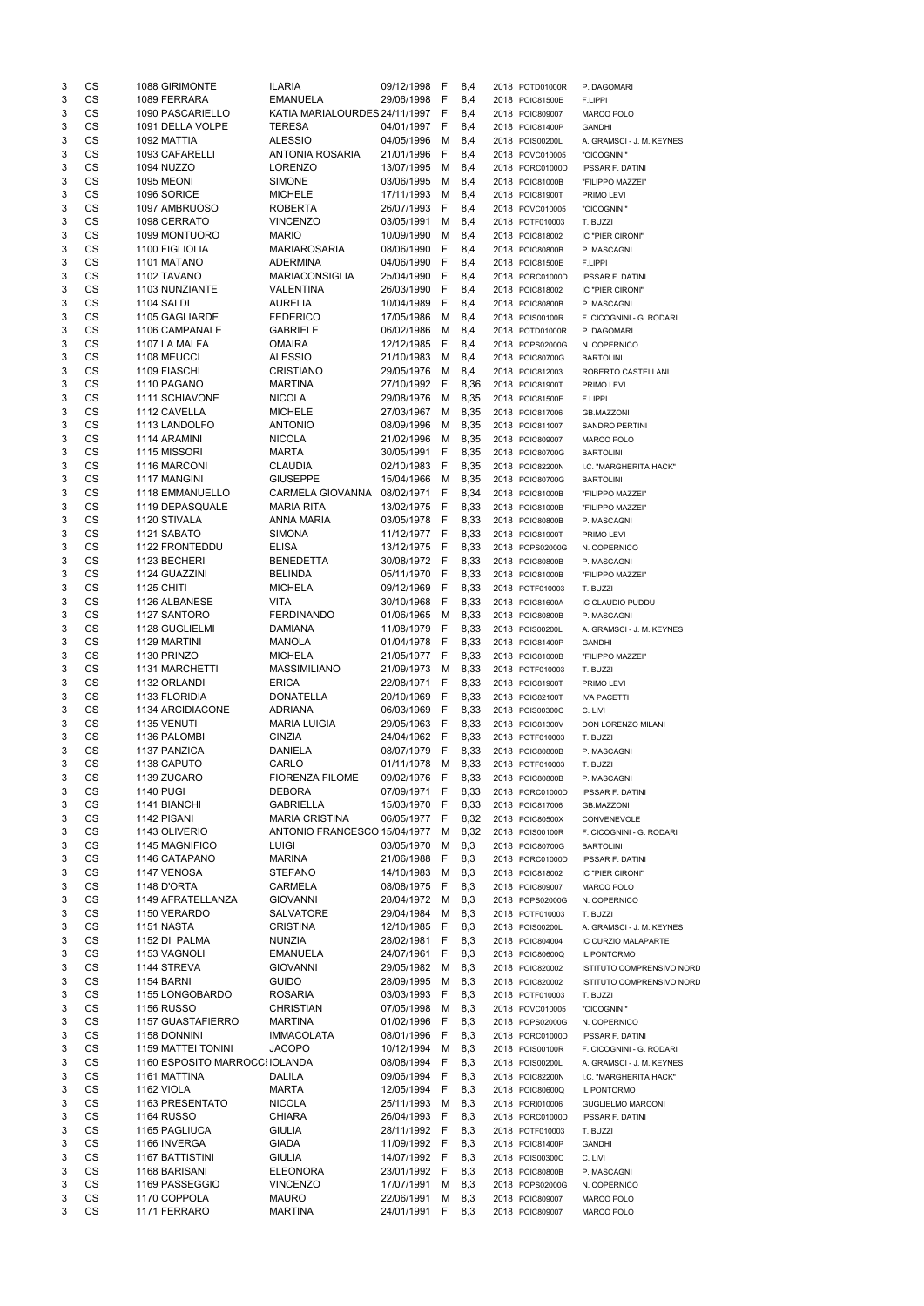| | | | | | | | | | | |
|---|---|---|---|---|---|---|---|---|---|---|
| 3 | CS | 1088 | GIRIMONTE | ILARIA | 09/12/1998 | F | 8,4 | 2018 | POTD01000R | P. DAGOMARI |
| 3 | CS | 1089 | FERRARA | EMANUELA | 29/06/1998 | F | 8,4 | 2018 | POIC81500E | F.LIPPI |
| 3 | CS | 1090 | PASCARIELLO | KATIA MARIALOURDES | 24/11/1997 | F | 8,4 | 2018 | POIC809007 | MARCO POLO |
| 3 | CS | 1091 | DELLA VOLPE | TERESA | 04/01/1997 | F | 8,4 | 2018 | POIC81400P | GANDHI |
| 3 | CS | 1092 | MATTIA | ALESSIO | 04/05/1996 | M | 8,4 | 2018 | POIS00200L | A. GRAMSCI - J. M. KEYNES |
| 3 | CS | 1093 | CAFARELLI | ANTONIA ROSARIA | 21/01/1996 | F | 8,4 | 2018 | POVC010005 | "CICOGNINI" |
| 3 | CS | 1094 | NUZZO | LORENZO | 13/07/1995 | M | 8,4 | 2018 | PORC01000D | IPSSAR F. DATINI |
| 3 | CS | 1095 | MEONI | SIMONE | 03/06/1995 | M | 8,4 | 2018 | POIC81000B | "FILIPPO MAZZEI" |
| 3 | CS | 1096 | SORICE | MICHELE | 17/11/1993 | M | 8,4 | 2018 | POIC81900T | PRIMO LEVI |
| 3 | CS | 1097 | AMBRUOSO | ROBERTA | 26/07/1993 | F | 8,4 | 2018 | POVC010005 | "CICOGNINI" |
| 3 | CS | 1098 | CERRATO | VINCENZO | 03/05/1991 | M | 8,4 | 2018 | POTF010003 | T. BUZZI |
| 3 | CS | 1099 | MONTUORO | MARIO | 10/09/1990 | M | 8,4 | 2018 | POIC818002 | IC "PIER CIRONI" |
| 3 | CS | 1100 | FIGLIOLIA | MARIAROSARIA | 08/06/1990 | F | 8,4 | 2018 | POIC80800B | P. MASCAGNI |
| 3 | CS | 1101 | MATANO | ADERMINA | 04/06/1990 | F | 8,4 | 2018 | POIC81500E | F.LIPPI |
| 3 | CS | 1102 | TAVANO | MARIACONSIGLIA | 25/04/1990 | F | 8,4 | 2018 | PORC01000D | IPSSAR F. DATINI |
| 3 | CS | 1103 | NUNZIANTE | VALENTINA | 26/03/1990 | F | 8,4 | 2018 | POIC818002 | IC "PIER CIRONI" |
| 3 | CS | 1104 | SALDI | AURELIA | 10/04/1989 | F | 8,4 | 2018 | POIC80800B | P. MASCAGNI |
| 3 | CS | 1105 | GAGLIARDE | FEDERICO | 17/05/1986 | M | 8,4 | 2018 | POIS00100R | F. CICOGNINI - G. RODARI |
| 3 | CS | 1106 | CAMPANALE | GABRIELE | 06/02/1986 | M | 8,4 | 2018 | POTD01000R | P. DAGOMARI |
| 3 | CS | 1107 | LA MALFA | OMAIRA | 12/12/1985 | F | 8,4 | 2018 | POPS02000G | N. COPERNICO |
| 3 | CS | 1108 | MEUCCI | ALESSIO | 21/10/1983 | M | 8,4 | 2018 | POIC80700G | BARTOLINI |
| 3 | CS | 1109 | FIASCHI | CRISTIANO | 29/05/1976 | M | 8,4 | 2018 | POIC812003 | ROBERTO CASTELLANI |
| 3 | CS | 1110 | PAGANO | MARTINA | 27/10/1992 | F | 8,36 | 2018 | POIC81900T | PRIMO LEVI |
| 3 | CS | 1111 | SCHIAVONE | NICOLA | 29/08/1976 | M | 8,35 | 2018 | POIC81500E | F.LIPPI |
| 3 | CS | 1112 | CAVELLA | MICHELE | 27/03/1967 | M | 8,35 | 2018 | POIC817006 | GB.MAZZONI |
| 3 | CS | 1113 | LANDOLFO | ANTONIO | 08/09/1996 | M | 8,35 | 2018 | POIC811007 | SANDRO PERTINI |
| 3 | CS | 1114 | ARAMINI | NICOLA | 21/02/1996 | M | 8,35 | 2018 | POIC809007 | MARCO POLO |
| 3 | CS | 1115 | MISSORI | MARTA | 30/05/1991 | F | 8,35 | 2018 | POIC80700G | BARTOLINI |
| 3 | CS | 1116 | MARCONI | CLAUDIA | 02/10/1983 | F | 8,35 | 2018 | POIC82200N | I.C. "MARGHERITA HACK" |
| 3 | CS | 1117 | MANGINI | GIUSEPPE | 15/04/1966 | M | 8,35 | 2018 | POIC80700G | BARTOLINI |
| 3 | CS | 1118 | EMMANUELLO | CARMELA GIOVANNA | 08/02/1971 | F | 8,34 | 2018 | POIC81000B | "FILIPPO MAZZEI" |
| 3 | CS | 1119 | DEPASQUALE | MARIA RITA | 13/02/1975 | F | 8,33 | 2018 | POIC81000B | "FILIPPO MAZZEI" |
| 3 | CS | 1120 | STIVALA | ANNA MARIA | 03/05/1978 | F | 8,33 | 2018 | POIC80800B | P. MASCAGNI |
| 3 | CS | 1121 | SABATO | SIMONA | 11/12/1977 | F | 8,33 | 2018 | POIC81900T | PRIMO LEVI |
| 3 | CS | 1122 | FRONTEDDU | ELISA | 13/12/1975 | F | 8,33 | 2018 | POPS02000G | N. COPERNICO |
| 3 | CS | 1123 | BECHERI | BENEDETTA | 30/08/1972 | F | 8,33 | 2018 | POIC80800B | P. MASCAGNI |
| 3 | CS | 1124 | GUAZZINI | BELINDA | 05/11/1970 | F | 8,33 | 2018 | POIC81000B | "FILIPPO MAZZEI" |
| 3 | CS | 1125 | CHITI | MICHELA | 09/12/1969 | F | 8,33 | 2018 | POTF010003 | T. BUZZI |
| 3 | CS | 1126 | ALBANESE | VITA | 30/10/1968 | F | 8,33 | 2018 | POIC81600A | IC CLAUDIO PUDDU |
| 3 | CS | 1127 | SANTORO | FERDINANDO | 01/06/1965 | M | 8,33 | 2018 | POIC80800B | P. MASCAGNI |
| 3 | CS | 1128 | GUGLIELMI | DAMIANA | 11/08/1979 | F | 8,33 | 2018 | POIS00200L | A. GRAMSCI - J. M. KEYNES |
| 3 | CS | 1129 | MARTINI | MANOLA | 01/04/1978 | F | 8,33 | 2018 | POIC81400P | GANDHI |
| 3 | CS | 1130 | PRINZO | MICHELA | 21/05/1977 | F | 8,33 | 2018 | POIC81000B | "FILIPPO MAZZEI" |
| 3 | CS | 1131 | MARCHETTI | MASSIMILIANO | 21/09/1973 | M | 8,33 | 2018 | POTF010003 | T. BUZZI |
| 3 | CS | 1132 | ORLANDI | ERICA | 22/08/1971 | F | 8,33 | 2018 | POIC81900T | PRIMO LEVI |
| 3 | CS | 1133 | FLORIDIA | DONATELLA | 20/10/1969 | F | 8,33 | 2018 | POIC82100T | IVA PACETTI |
| 3 | CS | 1134 | ARCIDIACONE | ADRIANA | 06/03/1969 | F | 8,33 | 2018 | POIS00300C | C. LIVI |
| 3 | CS | 1135 | VENUTI | MARIA LUIGIA | 29/05/1963 | F | 8,33 | 2018 | POIC81300V | DON LORENZO MILANI |
| 3 | CS | 1136 | PALOMBI | CINZIA | 24/04/1962 | F | 8,33 | 2018 | POTF010003 | T. BUZZI |
| 3 | CS | 1137 | PANZICA | DANIELA | 08/07/1979 | F | 8,33 | 2018 | POIC80800B | P. MASCAGNI |
| 3 | CS | 1138 | CAPUTO | CARLO | 01/11/1978 | M | 8,33 | 2018 | POTF010003 | T. BUZZI |
| 3 | CS | 1139 | ZUCARO | FIORENZA FILOME | 09/02/1976 | F | 8,33 | 2018 | POIC80800B | P. MASCAGNI |
| 3 | CS | 1140 | PUGI | DEBORA | 07/09/1971 | F | 8,33 | 2018 | PORC01000D | IPSSAR F. DATINI |
| 3 | CS | 1141 | BIANCHI | GABRIELLA | 15/03/1970 | F | 8,33 | 2018 | POIC817006 | GB.MAZZONI |
| 3 | CS | 1142 | PISANI | MARIA CRISTINA | 06/05/1977 | F | 8,32 | 2018 | POIC80500X | CONVENEVOLE |
| 3 | CS | 1143 | OLIVERIO | ANTONIO FRANCESCO | 15/04/1977 | M | 8,32 | 2018 | POIS00100R | F. CICOGNINI - G. RODARI |
| 3 | CS | 1145 | MAGNIFICO | LUIGI | 03/05/1970 | M | 8,3 | 2018 | POIC80700G | BARTOLINI |
| 3 | CS | 1146 | CATAPANO | MARINA | 21/06/1988 | F | 8,3 | 2018 | PORC01000D | IPSSAR F. DATINI |
| 3 | CS | 1147 | VENOSA | STEFANO | 14/10/1983 | M | 8,3 | 2018 | POIC818002 | IC "PIER CIRONI" |
| 3 | CS | 1148 | D'ORTA | CARMELA | 08/08/1975 | F | 8,3 | 2018 | POIC809007 | MARCO POLO |
| 3 | CS | 1149 | AFRATELLANZA | GIOVANNI | 28/04/1972 | M | 8,3 | 2018 | POPS02000G | N. COPERNICO |
| 3 | CS | 1150 | VERARDO | SALVATORE | 29/04/1984 | M | 8,3 | 2018 | POTF010003 | T. BUZZI |
| 3 | CS | 1151 | NASTA | CRISTINA | 12/10/1985 | F | 8,3 | 2018 | POIS00200L | A. GRAMSCI - J. M. KEYNES |
| 3 | CS | 1152 | DI PALMA | NUNZIA | 28/02/1981 | F | 8,3 | 2018 | POIC804004 | IC CURZIO MALAPARTE |
| 3 | CS | 1153 | VAGNOLI | EMANUELA | 24/07/1961 | F | 8,3 | 2018 | POIC80600Q | IL PONTORMO |
| 3 | CS | 1144 | STREVA | GIOVANNI | 29/05/1982 | M | 8,3 | 2018 | POIC820002 | ISTITUTO COMPRENSIVO NORD |
| 3 | CS | 1154 | BARNI | GUIDO | 28/09/1995 | M | 8,3 | 2018 | POIC820002 | ISTITUTO COMPRENSIVO NORD |
| 3 | CS | 1155 | LONGOBARDO | ROSARIA | 03/03/1993 | F | 8,3 | 2018 | POTF010003 | T. BUZZI |
| 3 | CS | 1156 | RUSSO | CHRISTIAN | 07/05/1998 | M | 8,3 | 2018 | POVC010005 | "CICOGNINI" |
| 3 | CS | 1157 | GUASTAFIERRO | MARTINA | 01/02/1996 | F | 8,3 | 2018 | POPS02000G | N. COPERNICO |
| 3 | CS | 1158 | DONNINI | IMMACOLATA | 08/01/1996 | F | 8,3 | 2018 | PORC01000D | IPSSAR F. DATINI |
| 3 | CS | 1159 | MATTEI TONINI | JACOPO | 10/12/1994 | M | 8,3 | 2018 | POIS00100R | F. CICOGNINI - G. RODARI |
| 3 | CS | 1160 | ESPOSITO MARROCCI | IOLANDA | 08/08/1994 | F | 8,3 | 2018 | POIS00200L | A. GRAMSCI - J. M. KEYNES |
| 3 | CS | 1161 | MATTINA | DALILA | 09/06/1994 | F | 8,3 | 2018 | POIC82200N | I.C. "MARGHERITA HACK" |
| 3 | CS | 1162 | VIOLA | MARTA | 12/05/1994 | F | 8,3 | 2018 | POIC80600Q | IL PONTORMO |
| 3 | CS | 1163 | PRESENTATO | NICOLA | 25/11/1993 | M | 8,3 | 2018 | PORI010006 | GUGLIELMO MARCONI |
| 3 | CS | 1164 | RUSSO | CHIARA | 26/04/1993 | F | 8,3 | 2018 | PORC01000D | IPSSAR F. DATINI |
| 3 | CS | 1165 | PAGLIUCA | GIULIA | 28/11/1992 | F | 8,3 | 2018 | POTF010003 | T. BUZZI |
| 3 | CS | 1166 | INVERGA | GIADA | 11/09/1992 | F | 8,3 | 2018 | POIC81400P | GANDHI |
| 3 | CS | 1167 | BATTISTINI | GIULIA | 14/07/1992 | F | 8,3 | 2018 | POIS00300C | C. LIVI |
| 3 | CS | 1168 | BARISANI | ELEONORA | 23/01/1992 | F | 8,3 | 2018 | POIC80800B | P. MASCAGNI |
| 3 | CS | 1169 | PASSEGGIO | VINCENZO | 17/07/1991 | M | 8,3 | 2018 | POPS02000G | N. COPERNICO |
| 3 | CS | 1170 | COPPOLA | MAURO | 22/06/1991 | M | 8,3 | 2018 | POIC809007 | MARCO POLO |
| 3 | CS | 1171 | FERRARO | MARTINA | 24/01/1991 | F | 8,3 | 2018 | POIC809007 | MARCO POLO |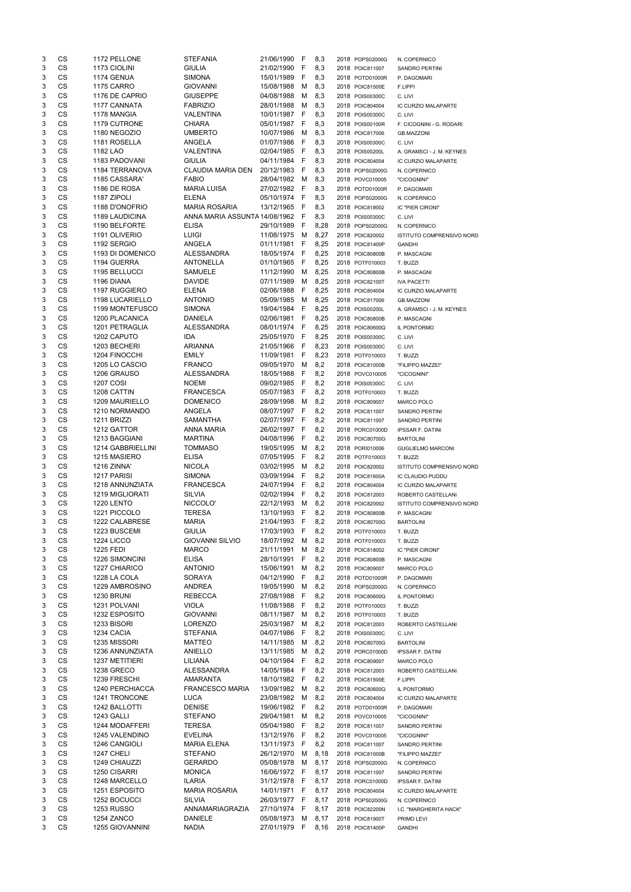| | | | | | | | | | | |
|---|---|---|---|---|---|---|---|---|---|---|
| 3 | CS | 1172 | PELLONE | STEFANIA | 21/06/1990 | F | 8,3 | 2018 | POPS02000G | N. COPERNICO |
| 3 | CS | 1173 | CIOLINI | GIULIA | 21/02/1990 | F | 8,3 | 2018 | POIC811007 | SANDRO PERTINI |
| 3 | CS | 1174 | GENUA | SIMONA | 15/01/1989 | F | 8,3 | 2018 | POTD01000R | P. DAGOMARI |
| 3 | CS | 1175 | CARRO | GIOVANNI | 15/08/1988 | M | 8,3 | 2018 | POIC81500E | F.LIPPI |
| 3 | CS | 1176 | DE CAPRIO | GIUSEPPE | 04/08/1988 | M | 8,3 | 2018 | POIS00300C | C. LIVI |
| 3 | CS | 1177 | CANNATA | FABRIZIO | 28/01/1988 | M | 8,3 | 2018 | POIC804004 | IC CURZIO MALAPARTE |
| 3 | CS | 1178 | MANGIA | VALENTINA | 10/01/1987 | F | 8,3 | 2018 | POIS00300C | C. LIVI |
| 3 | CS | 1179 | CUTRONE | CHIARA | 05/01/1987 | F | 8,3 | 2018 | POIS00100R | F. CICOGNINI - G. RODARI |
| 3 | CS | 1180 | NEGOZIO | UMBERTO | 10/07/1986 | M | 8,3 | 2018 | POIC817006 | GB.MAZZONI |
| 3 | CS | 1181 | ROSELLA | ANGELA | 01/07/1986 | F | 8,3 | 2018 | POIS00300C | C. LIVI |
| 3 | CS | 1182 | LAO | VALENTINA | 02/04/1985 | F | 8,3 | 2018 | POIS00200L | A. GRAMSCI - J. M. KEYNES |
| 3 | CS | 1183 | PADOVANI | GIULIA | 04/11/1984 | F | 8,3 | 2018 | POIC804004 | IC CURZIO MALAPARTE |
| 3 | CS | 1184 | TERRANOVA | CLAUDIA MARIA DEN | 20/12/1983 | F | 8,3 | 2018 | POPS02000G | N. COPERNICO |
| 3 | CS | 1185 | CASSARA' | FABIO | 28/04/1982 | M | 8,3 | 2018 | POVC010005 | "CICOGNINI" |
| 3 | CS | 1186 | DE ROSA | MARIA LUISA | 27/02/1982 | F | 8,3 | 2018 | POTD01000R | P. DAGOMARI |
| 3 | CS | 1187 | ZIPOLI | ELENA | 05/10/1974 | F | 8,3 | 2018 | POPS02000G | N. COPERNICO |
| 3 | CS | 1188 | D'ONOFRIO | MARIA ROSARIA | 13/12/1965 | F | 8,3 | 2018 | POIC818002 | IC "PIER CIRONI" |
| 3 | CS | 1189 | LAUDICINA | ANNA MARIA ASSUNTA | 14/08/1962 | F | 8,3 | 2018 | POIS00300C | C. LIVI |
| 3 | CS | 1190 | BELFORTE | ELISA | 29/10/1989 | F | 8,28 | 2018 | POPS02000G | N. COPERNICO |
| 3 | CS | 1191 | OLIVERIO | LUIGI | 11/08/1975 | M | 8,27 | 2018 | POIC820002 | ISTITUTO COMPRENSIVO NORD |
| 3 | CS | 1192 | SERGIO | ANGELA | 01/11/1981 | F | 8,25 | 2018 | POIC81400P | GANDHI |
| 3 | CS | 1193 | DI DOMENICO | ALESSANDRA | 18/05/1974 | F | 8,25 | 2018 | POIC80800B | P. MASCAGNI |
| 3 | CS | 1194 | GUERRA | ANTONELLA | 01/10/1965 | F | 8,25 | 2018 | POTF010003 | T. BUZZI |
| 3 | CS | 1195 | BELLUCCI | SAMUELE | 11/12/1990 | M | 8,25 | 2018 | POIC80800B | P. MASCAGNI |
| 3 | CS | 1196 | DIANA | DAVIDE | 07/11/1989 | M | 8,25 | 2018 | POIC82100T | IVA PACETTI |
| 3 | CS | 1197 | RUGGIERO | ELENA | 02/06/1988 | F | 8,25 | 2018 | POIC804004 | IC CURZIO MALAPARTE |
| 3 | CS | 1198 | LUCARIELLO | ANTONIO | 05/09/1985 | M | 8,25 | 2018 | POIC817006 | GB.MAZZONI |
| 3 | CS | 1199 | MONTEFUSCO | SIMONA | 19/04/1984 | F | 8,25 | 2018 | POIS00200L | A. GRAMSCI - J. M. KEYNES |
| 3 | CS | 1200 | PLACANICA | DANIELA | 02/06/1981 | F | 8,25 | 2018 | POIC80800B | P. MASCAGNI |
| 3 | CS | 1201 | PETRAGLIA | ALESSANDRA | 08/01/1974 | F | 8,25 | 2018 | POIC80600Q | IL PONTORMO |
| 3 | CS | 1202 | CAPUTO | IDA | 25/05/1970 | F | 8,25 | 2018 | POIS00300C | C. LIVI |
| 3 | CS | 1203 | BECHERI | ARIANNA | 21/05/1966 | F | 8,23 | 2018 | POIS00300C | C. LIVI |
| 3 | CS | 1204 | FINOCCHI | EMILY | 11/09/1981 | F | 8,23 | 2018 | POTF010003 | T. BUZZI |
| 3 | CS | 1205 | LO CASCIO | FRANCO | 09/05/1970 | M | 8,2 | 2018 | POIC81000B | "FILIPPO MAZZEI" |
| 3 | CS | 1206 | GRAUSO | ALESSANDRA | 18/05/1988 | F | 8,2 | 2018 | POVC010005 | "CICOGNINI" |
| 3 | CS | 1207 | COSI | NOEMI | 09/02/1985 | F | 8,2 | 2018 | POIS00300C | C. LIVI |
| 3 | CS | 1208 | CATTIN | FRANCESCA | 05/07/1983 | F | 8,2 | 2018 | POTF010003 | T. BUZZI |
| 3 | CS | 1209 | MAURIELLO | DOMENICO | 28/09/1998 | M | 8,2 | 2018 | POIC809007 | MARCO POLO |
| 3 | CS | 1210 | NORMANDO | ANGELA | 08/07/1997 | F | 8,2 | 2018 | POIC811007 | SANDRO PERTINI |
| 3 | CS | 1211 | BRIZZI | SAMANTHA | 02/07/1997 | F | 8,2 | 2018 | POIC811007 | SANDRO PERTINI |
| 3 | CS | 1212 | GATTOR | ANNA MARIA | 26/02/1997 | F | 8,2 | 2018 | PORC01000D | IPSSAR F. DATINI |
| 3 | CS | 1213 | BAGGIANI | MARTINA | 04/08/1996 | F | 8,2 | 2018 | POIC80700G | BARTOLINI |
| 3 | CS | 1214 | GABBRIELLINI | TOMMASO | 19/05/1995 | M | 8,2 | 2018 | PORI010006 | GUGLIELMO MARCONI |
| 3 | CS | 1215 | MASIERO | ELISA | 07/05/1995 | F | 8,2 | 2018 | POTF010003 | T. BUZZI |
| 3 | CS | 1216 | ZINNA' | NICOLA | 03/02/1995 | M | 8,2 | 2018 | POIC820002 | ISTITUTO COMPRENSIVO NORD |
| 3 | CS | 1217 | PARISI | SIMONA | 03/09/1994 | F | 8,2 | 2018 | POIC81600A | IC CLAUDIO PUDDU |
| 3 | CS | 1218 | ANNUNZIATA | FRANCESCA | 24/07/1994 | F | 8,2 | 2018 | POIC804004 | IC CURZIO MALAPARTE |
| 3 | CS | 1219 | MIGLIORATI | SILVIA | 02/02/1994 | F | 8,2 | 2018 | POIC812003 | ROBERTO CASTELLANI |
| 3 | CS | 1220 | LENTO | NICCOLO' | 22/12/1993 | M | 8,2 | 2018 | POIC820002 | ISTITUTO COMPRENSIVO NORD |
| 3 | CS | 1221 | PICCOLO | TERESA | 13/10/1993 | F | 8,2 | 2018 | POIC80800B | P. MASCAGNI |
| 3 | CS | 1222 | CALABRESE | MARIA | 21/04/1993 | F | 8,2 | 2018 | POIC80700G | BARTOLINI |
| 3 | CS | 1223 | BUSCEMI | GIULIA | 17/03/1993 | F | 8,2 | 2018 | POTF010003 | T. BUZZI |
| 3 | CS | 1224 | LICCO | GIOVANNI SILVIO | 18/07/1992 | M | 8,2 | 2018 | POTF010003 | T. BUZZI |
| 3 | CS | 1225 | FEDI | MARCO | 21/11/1991 | M | 8,2 | 2018 | POIC818002 | IC "PIER CIRONI" |
| 3 | CS | 1226 | SIMONCINI | ELISA | 28/10/1991 | F | 8,2 | 2018 | POIC80800B | P. MASCAGNI |
| 3 | CS | 1227 | CHIARICO | ANTONIO | 15/06/1991 | M | 8,2 | 2018 | POIC809007 | MARCO POLO |
| 3 | CS | 1228 | LA COLA | SORAYA | 04/12/1990 | F | 8,2 | 2018 | POTD01000R | P. DAGOMARI |
| 3 | CS | 1229 | AMBROSINO | ANDREA | 19/05/1990 | M | 8,2 | 2018 | POPS02000G | N. COPERNICO |
| 3 | CS | 1230 | BRUNI | REBECCA | 27/08/1988 | F | 8,2 | 2018 | POIC80600Q | IL PONTORMO |
| 3 | CS | 1231 | POLVANI | VIOLA | 11/08/1988 | F | 8,2 | 2018 | POTF010003 | T. BUZZI |
| 3 | CS | 1232 | ESPOSITO | GIOVANNI | 08/11/1987 | M | 8,2 | 2018 | POTF010003 | T. BUZZI |
| 3 | CS | 1233 | BISORI | LORENZO | 25/03/1987 | M | 8,2 | 2018 | POIC812003 | ROBERTO CASTELLANI |
| 3 | CS | 1234 | CACIA | STEFANIA | 04/07/1986 | F | 8,2 | 2018 | POIS00300C | C. LIVI |
| 3 | CS | 1235 | MISSORI | MATTEO | 14/11/1985 | M | 8,2 | 2018 | POIC80700G | BARTOLINI |
| 3 | CS | 1236 | ANNUNZIATA | ANIELLO | 13/11/1985 | M | 8,2 | 2018 | PORC01000D | IPSSAR F. DATINI |
| 3 | CS | 1237 | METITIERI | LILIANA | 04/10/1984 | F | 8,2 | 2018 | POIC809007 | MARCO POLO |
| 3 | CS | 1238 | GRECO | ALESSANDRA | 14/05/1984 | F | 8,2 | 2018 | POIC812003 | ROBERTO CASTELLANI |
| 3 | CS | 1239 | FRESCHI | AMARANTA | 18/10/1982 | F | 8,2 | 2018 | POIC81500E | F.LIPPI |
| 3 | CS | 1240 | PERCHIACCA | FRANCESCO MARIA | 13/09/1982 | M | 8,2 | 2018 | POIC80600Q | IL PONTORMO |
| 3 | CS | 1241 | TRONCONE | LUCA | 23/08/1982 | M | 8,2 | 2018 | POIC804004 | IC CURZIO MALAPARTE |
| 3 | CS | 1242 | BALLOTTI | DENISE | 19/06/1982 | F | 8,2 | 2018 | POTD01000R | P. DAGOMARI |
| 3 | CS | 1243 | GALLI | STEFANO | 29/04/1981 | M | 8,2 | 2018 | POVC010005 | "CICOGNINI" |
| 3 | CS | 1244 | MODAFFERI | TERESA | 05/04/1980 | F | 8,2 | 2018 | POIC811007 | SANDRO PERTINI |
| 3 | CS | 1245 | VALENDINO | EVELINA | 13/12/1976 | F | 8,2 | 2018 | POVC010005 | "CICOGNINI" |
| 3 | CS | 1246 | CANGIOLI | MARIA ELENA | 13/11/1973 | F | 8,2 | 2018 | POIC811007 | SANDRO PERTINI |
| 3 | CS | 1247 | CHELI | STEFANO | 26/12/1970 | M | 8,18 | 2018 | POIC81000B | "FILIPPO MAZZEI" |
| 3 | CS | 1249 | CHIAUZZI | GERARDO | 05/08/1978 | M | 8,17 | 2018 | POPS02000G | N. COPERNICO |
| 3 | CS | 1250 | CISARRI | MONICA | 16/06/1972 | F | 8,17 | 2018 | POIC811007 | SANDRO PERTINI |
| 3 | CS | 1248 | MARCELLO | ILARIA | 31/12/1978 | F | 8,17 | 2018 | PORC01000D | IPSSAR F. DATINI |
| 3 | CS | 1251 | ESPOSITO | MARIA ROSARIA | 14/01/1971 | F | 8,17 | 2018 | POIC804004 | IC CURZIO MALAPARTE |
| 3 | CS | 1252 | BOCUCCI | SILVIA | 26/03/1977 | F | 8,17 | 2018 | POPS02000G | N. COPERNICO |
| 3 | CS | 1253 | RUSSO | ANNAMARIAGRAZIA | 27/10/1974 | F | 8,17 | 2018 | POIC82200N | I.C. "MARGHERITA HACK" |
| 3 | CS | 1254 | ZANCO | DANIELE | 05/08/1973 | M | 8,17 | 2018 | POIC81900T | PRIMO LEVI |
| 3 | CS | 1255 | GIOVANNINI | NADIA | 27/01/1979 | F | 8,16 | 2018 | POIC81400P | GANDHI |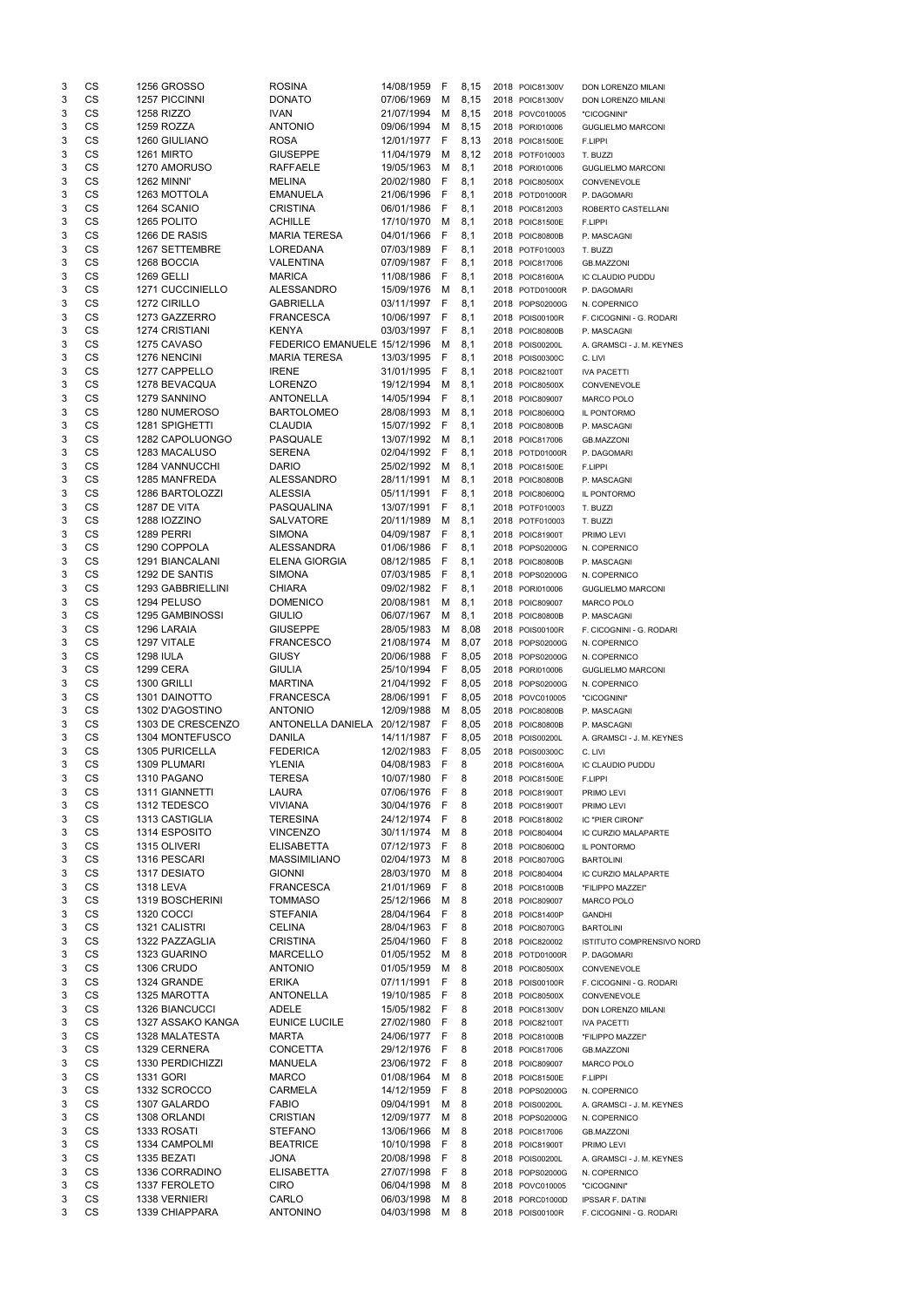| | | | | | | | | | | |
|---|---|---|---|---|---|---|---|---|---|---|
| 3 | CS | 1256 | GROSSO | ROSINA | 14/08/1959 | F | 8,15 | 2018 | POIC81300V | DON LORENZO MILANI |
| 3 | CS | 1257 | PICCINNI | DONATO | 07/06/1969 | M | 8,15 | 2018 | POIC81300V | DON LORENZO MILANI |
| 3 | CS | 1258 | RIZZO | IVAN | 21/07/1994 | M | 8,15 | 2018 | POVC010005 | "CICOGNINI" |
| 3 | CS | 1259 | ROZZA | ANTONIO | 09/06/1994 | M | 8,15 | 2018 | PORI010006 | GUGLIELMO MARCONI |
| 3 | CS | 1260 | GIULIANO | ROSA | 12/01/1977 | F | 8,13 | 2018 | POIC81500E | F.LIPPI |
| 3 | CS | 1261 | MIRTO | GIUSEPPE | 11/04/1979 | M | 8,12 | 2018 | POTF010003 | T. BUZZI |
| 3 | CS | 1270 | AMORUSO | RAFFAELE | 19/05/1963 | M | 8,1 | 2018 | PORI010006 | GUGLIELMO MARCONI |
| 3 | CS | 1262 | MINNI' | MELINA | 20/02/1980 | F | 8,1 | 2018 | POIC80500X | CONVENEVOLE |
| 3 | CS | 1263 | MOTTOLA | EMANUELA | 21/06/1996 | F | 8,1 | 2018 | POTD01000R | P. DAGOMARI |
| 3 | CS | 1264 | SCANIO | CRISTINA | 06/01/1986 | F | 8,1 | 2018 | POIC812003 | ROBERTO CASTELLANI |
| 3 | CS | 1265 | POLITO | ACHILLE | 17/10/1970 | M | 8,1 | 2018 | POIC81500E | F.LIPPI |
| 3 | CS | 1266 | DE RASIS | MARIA TERESA | 04/01/1966 | F | 8,1 | 2018 | POIC80800B | P. MASCAGNI |
| 3 | CS | 1267 | SETTEMBRE | LOREDANA | 07/03/1989 | F | 8,1 | 2018 | POTF010003 | T. BUZZI |
| 3 | CS | 1268 | BOCCIA | VALENTINA | 07/09/1987 | F | 8,1 | 2018 | POIC817006 | GB.MAZZONI |
| 3 | CS | 1269 | GELLI | MARICA | 11/08/1986 | F | 8,1 | 2018 | POIC81600A | IC CLAUDIO PUDDU |
| 3 | CS | 1271 | CUCCINIELLO | ALESSANDRO | 15/09/1976 | M | 8,1 | 2018 | POTD01000R | P. DAGOMARI |
| 3 | CS | 1272 | CIRILLO | GABRIELLA | 03/11/1997 | F | 8,1 | 2018 | POPS02000G | N. COPERNICO |
| 3 | CS | 1273 | GAZZERRO | FRANCESCA | 10/06/1997 | F | 8,1 | 2018 | POIS00100R | F. CICOGNINI - G. RODARI |
| 3 | CS | 1274 | CRISTIANI | KENYA | 03/03/1997 | F | 8,1 | 2018 | POIC80800B | P. MASCAGNI |
| 3 | CS | 1275 | CAVASO | FEDERICO EMANUELE | 15/12/1996 | M | 8,1 | 2018 | POIS00200L | A. GRAMSCI - J. M. KEYNES |
| 3 | CS | 1276 | NENCINI | MARIA TERESA | 13/03/1995 | F | 8,1 | 2018 | POIS00300C | C. LIVI |
| 3 | CS | 1277 | CAPPELLO | IRENE | 31/01/1995 | F | 8,1 | 2018 | POIC82100T | IVA PACETTI |
| 3 | CS | 1278 | BEVACQUA | LORENZO | 19/12/1994 | M | 8,1 | 2018 | POIC80500X | CONVENEVOLE |
| 3 | CS | 1279 | SANNINO | ANTONELLA | 14/05/1994 | F | 8,1 | 2018 | POIC809007 | MARCO POLO |
| 3 | CS | 1280 | NUMEROSO | BARTOLOMEO | 28/08/1993 | M | 8,1 | 2018 | POIC80600Q | IL PONTORMO |
| 3 | CS | 1281 | SPIGHETTI | CLAUDIA | 15/07/1992 | F | 8,1 | 2018 | POIC80800B | P. MASCAGNI |
| 3 | CS | 1282 | CAPOLUONGO | PASQUALE | 13/07/1992 | M | 8,1 | 2018 | POIC817006 | GB.MAZZONI |
| 3 | CS | 1283 | MACALUSO | SERENA | 02/04/1992 | F | 8,1 | 2018 | POTD01000R | P. DAGOMARI |
| 3 | CS | 1284 | VANNUCCHI | DARIO | 25/02/1992 | M | 8,1 | 2018 | POIC81500E | F.LIPPI |
| 3 | CS | 1285 | MANFREDA | ALESSANDRO | 28/11/1991 | M | 8,1 | 2018 | POIC80800B | P. MASCAGNI |
| 3 | CS | 1286 | BARTOLOZZI | ALESSIA | 05/11/1991 | F | 8,1 | 2018 | POIC80600Q | IL PONTORMO |
| 3 | CS | 1287 | DE VITA | PASQUALINA | 13/07/1991 | F | 8,1 | 2018 | POTF010003 | T. BUZZI |
| 3 | CS | 1288 | IOZZINO | SALVATORE | 20/11/1989 | M | 8,1 | 2018 | POTF010003 | T. BUZZI |
| 3 | CS | 1289 | PERRI | SIMONA | 04/09/1987 | F | 8,1 | 2018 | POIC81900T | PRIMO LEVI |
| 3 | CS | 1290 | COPPOLA | ALESSANDRA | 01/06/1986 | F | 8,1 | 2018 | POPS02000G | N. COPERNICO |
| 3 | CS | 1291 | BIANCALANI | ELENA GIORGIA | 08/12/1985 | F | 8,1 | 2018 | POIC80800B | P. MASCAGNI |
| 3 | CS | 1292 | DE SANTIS | SIMONA | 07/03/1985 | F | 8,1 | 2018 | POPS02000G | N. COPERNICO |
| 3 | CS | 1293 | GABBRIELLINI | CHIARA | 09/02/1982 | F | 8,1 | 2018 | PORI010006 | GUGLIELMO MARCONI |
| 3 | CS | 1294 | PELUSO | DOMENICO | 20/08/1981 | M | 8,1 | 2018 | POIC809007 | MARCO POLO |
| 3 | CS | 1295 | GAMBINOSSI | GIULIO | 06/07/1967 | M | 8,1 | 2018 | POIC80800B | P. MASCAGNI |
| 3 | CS | 1296 | LARAIA | GIUSEPPE | 28/05/1983 | M | 8,08 | 2018 | POIS00100R | F. CICOGNINI - G. RODARI |
| 3 | CS | 1297 | VITALE | FRANCESCO | 21/08/1974 | M | 8,07 | 2018 | POPS02000G | N. COPERNICO |
| 3 | CS | 1298 | IULA | GIUSY | 20/06/1988 | F | 8,05 | 2018 | POPS02000G | N. COPERNICO |
| 3 | CS | 1299 | CERA | GIULIA | 25/10/1994 | F | 8,05 | 2018 | PORI010006 | GUGLIELMO MARCONI |
| 3 | CS | 1300 | GRILLI | MARTINA | 21/04/1992 | F | 8,05 | 2018 | POPS02000G | N. COPERNICO |
| 3 | CS | 1301 | DAINOTTO | FRANCESCA | 28/06/1991 | F | 8,05 | 2018 | POVC010005 | "CICOGNINI" |
| 3 | CS | 1302 | D'AGOSTINO | ANTONIO | 12/09/1988 | M | 8,05 | 2018 | POIC80800B | P. MASCAGNI |
| 3 | CS | 1303 | DE CRESCENZO | ANTONELLA DANIELA | 20/12/1987 | F | 8,05 | 2018 | POIC80800B | P. MASCAGNI |
| 3 | CS | 1304 | MONTEFUSCO | DANILA | 14/11/1987 | F | 8,05 | 2018 | POIS00200L | A. GRAMSCI - J. M. KEYNES |
| 3 | CS | 1305 | PURICELLA | FEDERICA | 12/02/1983 | F | 8,05 | 2018 | POIS00300C | C. LIVI |
| 3 | CS | 1309 | PLUMARI | YLENIA | 04/08/1983 | F | 8 | 2018 | POIC81600A | IC CLAUDIO PUDDU |
| 3 | CS | 1310 | PAGANO | TERESA | 10/07/1980 | F | 8 | 2018 | POIC81500E | F.LIPPI |
| 3 | CS | 1311 | GIANNETTI | LAURA | 07/06/1976 | F | 8 | 2018 | POIC81900T | PRIMO LEVI |
| 3 | CS | 1312 | TEDESCO | VIVIANA | 30/04/1976 | F | 8 | 2018 | POIC81900T | PRIMO LEVI |
| 3 | CS | 1313 | CASTIGLIA | TERESINA | 24/12/1974 | F | 8 | 2018 | POIC818002 | IC "PIER CIRONI" |
| 3 | CS | 1314 | ESPOSITO | VINCENZO | 30/11/1974 | M | 8 | 2018 | POIC804004 | IC CURZIO MALAPARTE |
| 3 | CS | 1315 | OLIVERI | ELISABETTA | 07/12/1973 | F | 8 | 2018 | POIC80600Q | IL PONTORMO |
| 3 | CS | 1316 | PESCARI | MASSIMILIANO | 02/04/1973 | M | 8 | 2018 | POIC80700G | BARTOLINI |
| 3 | CS | 1317 | DESIATO | GIONNI | 28/03/1970 | M | 8 | 2018 | POIC804004 | IC CURZIO MALAPARTE |
| 3 | CS | 1318 | LEVA | FRANCESCA | 21/01/1969 | F | 8 | 2018 | POIC81000B | "FILIPPO MAZZEI" |
| 3 | CS | 1319 | BOSCHERINI | TOMMASO | 25/12/1966 | M | 8 | 2018 | POIC809007 | MARCO POLO |
| 3 | CS | 1320 | COCCI | STEFANIA | 28/04/1964 | F | 8 | 2018 | POIC81400P | GANDHI |
| 3 | CS | 1321 | CALISTRI | CELINA | 28/04/1963 | F | 8 | 2018 | POIC80700G | BARTOLINI |
| 3 | CS | 1322 | PAZZAGLIA | CRISTINA | 25/04/1960 | F | 8 | 2018 | POIC820002 | ISTITUTO COMPRENSIVO NORD |
| 3 | CS | 1323 | GUARINO | MARCELLO | 01/05/1952 | M | 8 | 2018 | POTD01000R | P. DAGOMARI |
| 3 | CS | 1306 | CRUDO | ANTONIO | 01/05/1959 | M | 8 | 2018 | POIC80500X | CONVENEVOLE |
| 3 | CS | 1324 | GRANDE | ERIKA | 07/11/1991 | F | 8 | 2018 | POIS00100R | F. CICOGNINI - G. RODARI |
| 3 | CS | 1325 | MAROTTA | ANTONELLA | 19/10/1985 | F | 8 | 2018 | POIC80500X | CONVENEVOLE |
| 3 | CS | 1326 | BIANCUCCI | ADELE | 15/05/1982 | F | 8 | 2018 | POIC81300V | DON LORENZO MILANI |
| 3 | CS | 1327 | ASSAKO KANGA | EUNICE LUCILE | 27/02/1980 | F | 8 | 2018 | POIC82100T | IVA PACETTI |
| 3 | CS | 1328 | MALATESTA | MARTA | 24/06/1977 | F | 8 | 2018 | POIC81000B | "FILIPPO MAZZEI" |
| 3 | CS | 1329 | CERNERA | CONCETTA | 29/12/1976 | F | 8 | 2018 | POIC817006 | GB.MAZZONI |
| 3 | CS | 1330 | PERDICHIZZI | MANUELA | 23/06/1972 | F | 8 | 2018 | POIC809007 | MARCO POLO |
| 3 | CS | 1331 | GORI | MARCO | 01/08/1964 | M | 8 | 2018 | POIC81500E | F.LIPPI |
| 3 | CS | 1332 | SCROCCO | CARMELA | 14/12/1959 | F | 8 | 2018 | POPS02000G | N. COPERNICO |
| 3 | CS | 1307 | GALARDO | FABIO | 09/04/1991 | M | 8 | 2018 | POIS00200L | A. GRAMSCI - J. M. KEYNES |
| 3 | CS | 1308 | ORLANDI | CRISTIAN | 12/09/1977 | M | 8 | 2018 | POPS02000G | N. COPERNICO |
| 3 | CS | 1333 | ROSATI | STEFANO | 13/06/1966 | M | 8 | 2018 | POIC817006 | GB.MAZZONI |
| 3 | CS | 1334 | CAMPOLMI | BEATRICE | 10/10/1998 | F | 8 | 2018 | POIC81900T | PRIMO LEVI |
| 3 | CS | 1335 | BEZATI | JONA | 20/08/1998 | F | 8 | 2018 | POIS00200L | A. GRAMSCI - J. M. KEYNES |
| 3 | CS | 1336 | CORRADINO | ELISABETTA | 27/07/1998 | F | 8 | 2018 | POPS02000G | N. COPERNICO |
| 3 | CS | 1337 | FEROLETO | CIRO | 06/04/1998 | M | 8 | 2018 | POVC010005 | "CICOGNINI" |
| 3 | CS | 1338 | VERNIERI | CARLO | 06/03/1998 | M | 8 | 2018 | PORC01000D | IPSSAR F. DATINI |
| 3 | CS | 1339 | CHIAPPARA | ANTONINO | 04/03/1998 | M | 8 | 2018 | POIS00100R | F. CICOGNINI - G. RODARI |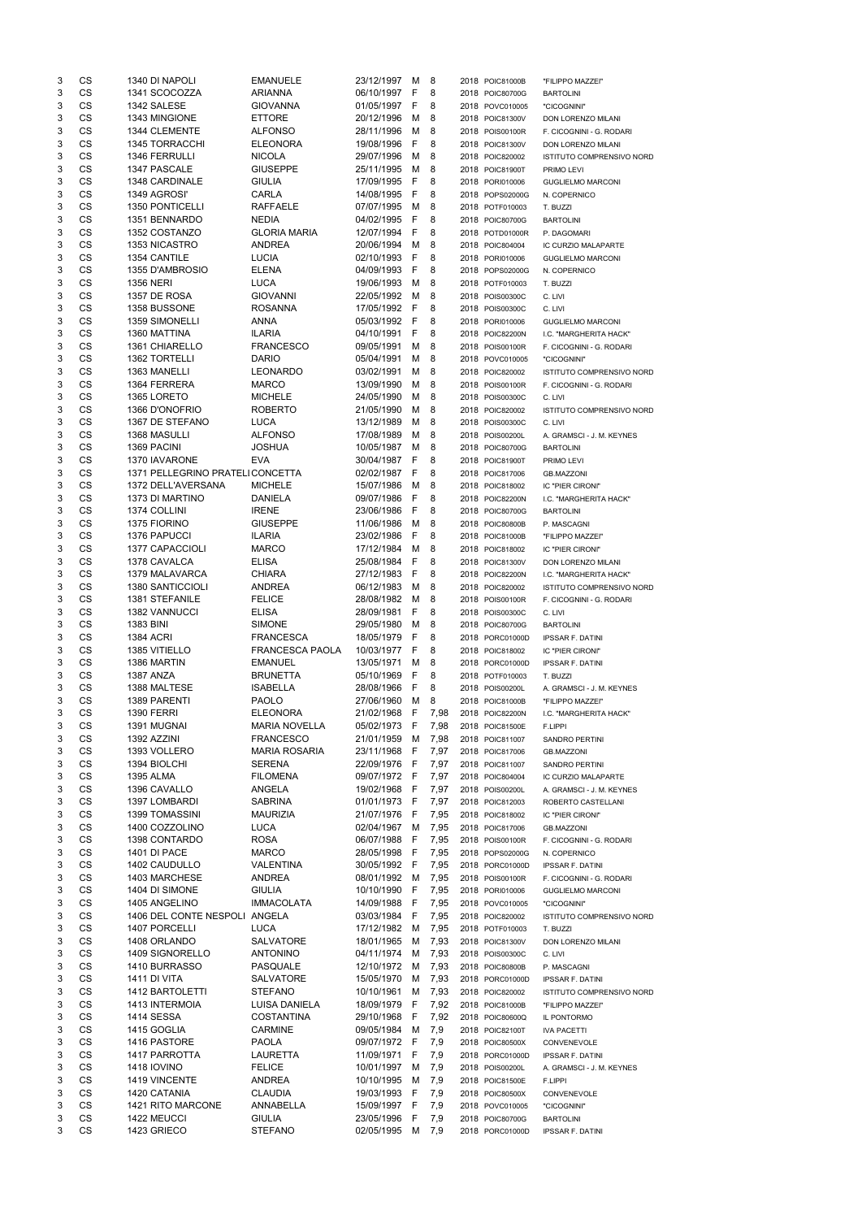| | | | | | | | | | | |
|---|---|---|---|---|---|---|---|---|---|---|
| 3 | CS | 1340 | DI NAPOLI | EMANUELE | 23/12/1997 | M | 8 | 2018 | POIC81000B | "FILIPPO MAZZEI" |
| 3 | CS | 1341 | SCOCOZZA | ARIANNA | 06/10/1997 | F | 8 | 2018 | POIC80700G | BARTOLINI |
| 3 | CS | 1342 | SALESE | GIOVANNA | 01/05/1997 | F | 8 | 2018 | POVC010005 | "CICOGNINI" |
| 3 | CS | 1343 | MINGIONE | ETTORE | 20/12/1996 | M | 8 | 2018 | POIC81300V | DON LORENZO MILANI |
| 3 | CS | 1344 | CLEMENTE | ALFONSO | 28/11/1996 | M | 8 | 2018 | POIS00100R | F. CICOGNINI - G. RODARI |
| 3 | CS | 1345 | TORRACCHI | ELEONORA | 19/08/1996 | F | 8 | 2018 | POIC81300V | DON LORENZO MILANI |
| 3 | CS | 1346 | FERRULLI | NICOLA | 29/07/1996 | M | 8 | 2018 | POIC820002 | ISTITUTO COMPRENSIVO NORD |
| 3 | CS | 1347 | PASCALE | GIUSEPPE | 25/11/1995 | M | 8 | 2018 | POIC81900T | PRIMO LEVI |
| 3 | CS | 1348 | CARDINALE | GIULIA | 17/09/1995 | F | 8 | 2018 | PORI010006 | GUGLIELMO MARCONI |
| 3 | CS | 1349 | AGROSI' | CARLA | 14/08/1995 | F | 8 | 2018 | POPS02000G | N. COPERNICO |
| 3 | CS | 1350 | PONTICELLI | RAFFAELE | 07/07/1995 | M | 8 | 2018 | POTF010003 | T. BUZZI |
| 3 | CS | 1351 | BENNARDO | NEDIA | 04/02/1995 | F | 8 | 2018 | POIC80700G | BARTOLINI |
| 3 | CS | 1352 | COSTANZO | GLORIA MARIA | 12/07/1994 | F | 8 | 2018 | POTD01000R | P. DAGOMARI |
| 3 | CS | 1353 | NICASTRO | ANDREA | 20/06/1994 | M | 8 | 2018 | POIC804004 | IC CURZIO MALAPARTE |
| 3 | CS | 1354 | CANTILE | LUCIA | 02/10/1993 | F | 8 | 2018 | PORI010006 | GUGLIELMO MARCONI |
| 3 | CS | 1355 | D'AMBROSIO | ELENA | 04/09/1993 | F | 8 | 2018 | POPS02000G | N. COPERNICO |
| 3 | CS | 1356 | NERI | LUCA | 19/06/1993 | M | 8 | 2018 | POTF010003 | T. BUZZI |
| 3 | CS | 1357 | DE ROSA | GIOVANNI | 22/05/1992 | M | 8 | 2018 | POIS00300C | C. LIVI |
| 3 | CS | 1358 | BUSSONE | ROSANNA | 17/05/1992 | F | 8 | 2018 | POIS00300C | C. LIVI |
| 3 | CS | 1359 | SIMONELLI | ANNA | 05/03/1992 | F | 8 | 2018 | PORI010006 | GUGLIELMO MARCONI |
| 3 | CS | 1360 | MATTINA | ILARIA | 04/10/1991 | F | 8 | 2018 | POIC82200N | I.C. "MARGHERITA HACK" |
| 3 | CS | 1361 | CHIARELLO | FRANCESCO | 09/05/1991 | M | 8 | 2018 | POIS00100R | F. CICOGNINI - G. RODARI |
| 3 | CS | 1362 | TORTELLI | DARIO | 05/04/1991 | M | 8 | 2018 | POVC010005 | "CICOGNINI" |
| 3 | CS | 1363 | MANELLI | LEONARDO | 03/02/1991 | M | 8 | 2018 | POIC820002 | ISTITUTO COMPRENSIVO NORD |
| 3 | CS | 1364 | FERRERA | MARCO | 13/09/1990 | M | 8 | 2018 | POIS00100R | F. CICOGNINI - G. RODARI |
| 3 | CS | 1365 | LORETO | MICHELE | 24/05/1990 | M | 8 | 2018 | POIS00300C | C. LIVI |
| 3 | CS | 1366 | D'ONOFRIO | ROBERTO | 21/05/1990 | M | 8 | 2018 | POIC820002 | ISTITUTO COMPRENSIVO NORD |
| 3 | CS | 1367 | DE STEFANO | LUCA | 13/12/1989 | M | 8 | 2018 | POIS00300C | C. LIVI |
| 3 | CS | 1368 | MASULLI | ALFONSO | 17/08/1989 | M | 8 | 2018 | POIS00200L | A. GRAMSCI - J. M. KEYNES |
| 3 | CS | 1369 | PACINI | JOSHUA | 10/05/1987 | M | 8 | 2018 | POIC80700G | BARTOLINI |
| 3 | CS | 1370 | IAVARONE | EVA | 30/04/1987 | F | 8 | 2018 | POIC81900T | PRIMO LEVI |
| 3 | CS | 1371 | PELLEGRINO PRATELLI | CONCETTA | 02/02/1987 | F | 8 | 2018 | POIC817006 | GB.MAZZONI |
| 3 | CS | 1372 | DELL'AVERSANA | MICHELE | 15/07/1986 | M | 8 | 2018 | POIC818002 | IC "PIER CIRONI" |
| 3 | CS | 1373 | DI MARTINO | DANIELA | 09/07/1986 | F | 8 | 2018 | POIC82200N | I.C. "MARGHERITA HACK" |
| 3 | CS | 1374 | COLLINI | IRENE | 23/06/1986 | F | 8 | 2018 | POIC80700G | BARTOLINI |
| 3 | CS | 1375 | FIORINO | GIUSEPPE | 11/06/1986 | M | 8 | 2018 | POIC80800B | P. MASCAGNI |
| 3 | CS | 1376 | PAPUCCI | ILARIA | 23/02/1986 | F | 8 | 2018 | POIC81000B | "FILIPPO MAZZEI" |
| 3 | CS | 1377 | CAPACCIOLI | MARCO | 17/12/1984 | M | 8 | 2018 | POIC818002 | IC "PIER CIRONI" |
| 3 | CS | 1378 | CAVALCA | ELISA | 25/08/1984 | F | 8 | 2018 | POIC81300V | DON LORENZO MILANI |
| 3 | CS | 1379 | MALAVARCA | CHIARA | 27/12/1983 | F | 8 | 2018 | POIC82200N | I.C. "MARGHERITA HACK" |
| 3 | CS | 1380 | SANTICCIOLI | ANDREA | 06/12/1983 | M | 8 | 2018 | POIC820002 | ISTITUTO COMPRENSIVO NORD |
| 3 | CS | 1381 | STEFANILE | FELICE | 28/08/1982 | M | 8 | 2018 | POIS00100R | F. CICOGNINI - G. RODARI |
| 3 | CS | 1382 | VANNUCCI | ELISA | 28/09/1981 | F | 8 | 2018 | POIS00300C | C. LIVI |
| 3 | CS | 1383 | BINI | SIMONE | 29/05/1980 | M | 8 | 2018 | POIC80700G | BARTOLINI |
| 3 | CS | 1384 | ACRI | FRANCESCA | 18/05/1979 | F | 8 | 2018 | PORC01000D | IPSSAR F. DATINI |
| 3 | CS | 1385 | VITIELLO | FRANCESCA PAOLA | 10/03/1977 | F | 8 | 2018 | POIC818002 | IC "PIER CIRONI" |
| 3 | CS | 1386 | MARTIN | EMANUEL | 13/05/1971 | M | 8 | 2018 | PORC01000D | IPSSAR F. DATINI |
| 3 | CS | 1387 | ANZA | BRUNETTA | 05/10/1969 | F | 8 | 2018 | POTF010003 | T. BUZZI |
| 3 | CS | 1388 | MALTESE | ISABELLA | 28/08/1966 | F | 8 | 2018 | POIS00200L | A. GRAMSCI - J. M. KEYNES |
| 3 | CS | 1389 | PARENTI | PAOLO | 27/06/1960 | M | 8 | 2018 | POIC81000B | "FILIPPO MAZZEI" |
| 3 | CS | 1390 | FERRI | ELEONORA | 21/02/1968 | F | 7,98 | 2018 | POIC82200N | I.C. "MARGHERITA HACK" |
| 3 | CS | 1391 | MUGNAI | MARIA NOVELLA | 05/02/1973 | F | 7,98 | 2018 | POIC81500E | F.LIPPI |
| 3 | CS | 1392 | AZZINI | FRANCESCO | 21/01/1959 | M | 7,98 | 2018 | POIC811007 | SANDRO PERTINI |
| 3 | CS | 1393 | VOLLERO | MARIA ROSARIA | 23/11/1968 | F | 7,97 | 2018 | POIC817006 | GB.MAZZONI |
| 3 | CS | 1394 | BIOLCHI | SERENA | 22/09/1976 | F | 7,97 | 2018 | POIC811007 | SANDRO PERTINI |
| 3 | CS | 1395 | ALMA | FILOMENA | 09/07/1972 | F | 7,97 | 2018 | POIC804004 | IC CURZIO MALAPARTE |
| 3 | CS | 1396 | CAVALLO | ANGELA | 19/02/1968 | F | 7,97 | 2018 | POIS00200L | A. GRAMSCI - J. M. KEYNES |
| 3 | CS | 1397 | LOMBARDI | SABRINA | 01/01/1973 | F | 7,97 | 2018 | POIC812003 | ROBERTO CASTELLANI |
| 3 | CS | 1399 | TOMASSINI | MAURIZIA | 21/07/1976 | F | 7,95 | 2018 | POIC818002 | IC "PIER CIRONI" |
| 3 | CS | 1400 | COZZOLINO | LUCA | 02/04/1967 | M | 7,95 | 2018 | POIC817006 | GB.MAZZONI |
| 3 | CS | 1398 | CONTARDO | ROSA | 06/07/1988 | F | 7,95 | 2018 | POIS00100R | F. CICOGNINI - G. RODARI |
| 3 | CS | 1401 | DI PACE | MARCO | 28/05/1998 | F | 7,95 | 2018 | POPS02000G | N. COPERNICO |
| 3 | CS | 1402 | CAUDULLO | VALENTINA | 30/05/1992 | F | 7,95 | 2018 | PORC01000D | IPSSAR F. DATINI |
| 3 | CS | 1403 | MARCHESE | ANDREA | 08/01/1992 | M | 7,95 | 2018 | POIS00100R | F. CICOGNINI - G. RODARI |
| 3 | CS | 1404 | DI SIMONE | GIULIA | 10/10/1990 | F | 7,95 | 2018 | PORI010006 | GUGLIELMO MARCONI |
| 3 | CS | 1405 | ANGELINO | IMMACOLATA | 14/09/1988 | F | 7,95 | 2018 | POVC010005 | "CICOGNINI" |
| 3 | CS | 1406 | DEL CONTE NESPOLI | ANGELA | 03/03/1984 | F | 7,95 | 2018 | POIC820002 | ISTITUTO COMPRENSIVO NORD |
| 3 | CS | 1407 | PORCELLI | LUCA | 17/12/1982 | M | 7,95 | 2018 | POTF010003 | T. BUZZI |
| 3 | CS | 1408 | ORLANDO | SALVATORE | 18/01/1965 | M | 7,93 | 2018 | POIC81300V | DON LORENZO MILANI |
| 3 | CS | 1409 | SIGNORELLO | ANTONINO | 04/11/1974 | M | 7,93 | 2018 | POIS00300C | C. LIVI |
| 3 | CS | 1410 | BURRASSO | PASQUALE | 12/10/1972 | M | 7,93 | 2018 | POIC80800B | P. MASCAGNI |
| 3 | CS | 1411 | DI VITA | SALVATORE | 15/05/1970 | M | 7,93 | 2018 | PORC01000D | IPSSAR F. DATINI |
| 3 | CS | 1412 | BARTOLETTI | STEFANO | 10/10/1961 | M | 7,93 | 2018 | POIC820002 | ISTITUTO COMPRENSIVO NORD |
| 3 | CS | 1413 | INTERMOIA | LUISA DANIELA | 18/09/1979 | F | 7,92 | 2018 | POIC81000B | "FILIPPO MAZZEI" |
| 3 | CS | 1414 | SESSA | COSTANTINA | 29/10/1968 | F | 7,92 | 2018 | POIC80600Q | IL PONTORMO |
| 3 | CS | 1415 | GOGLIA | CARMINE | 09/05/1984 | M | 7,9 | 2018 | POIC82100T | IVA PACETTI |
| 3 | CS | 1416 | PASTORE | PAOLA | 09/07/1972 | F | 7,9 | 2018 | POIC80500X | CONVENEVOLE |
| 3 | CS | 1417 | PARROTTA | LAURETTA | 11/09/1971 | F | 7,9 | 2018 | PORC01000D | IPSSAR F. DATINI |
| 3 | CS | 1418 | IOVINO | FELICE | 10/01/1997 | M | 7,9 | 2018 | POIS00200L | A. GRAMSCI - J. M. KEYNES |
| 3 | CS | 1419 | VINCENTE | ANDREA | 10/10/1995 | M | 7,9 | 2018 | POIC81500E | F.LIPPI |
| 3 | CS | 1420 | CATANIA | CLAUDIA | 19/03/1993 | F | 7,9 | 2018 | POIC80500X | CONVENEVOLE |
| 3 | CS | 1421 | RITO MARCONE | ANNABELLA | 15/09/1997 | F | 7,9 | 2018 | POVC010005 | "CICOGNINI" |
| 3 | CS | 1422 | MEUCCI | GIULIA | 23/05/1996 | F | 7,9 | 2018 | POIC80700G | BARTOLINI |
| 3 | CS | 1423 | GRIECO | STEFANO | 02/05/1995 | M | 7,9 | 2018 | PORC01000D | IPSSAR F. DATINI |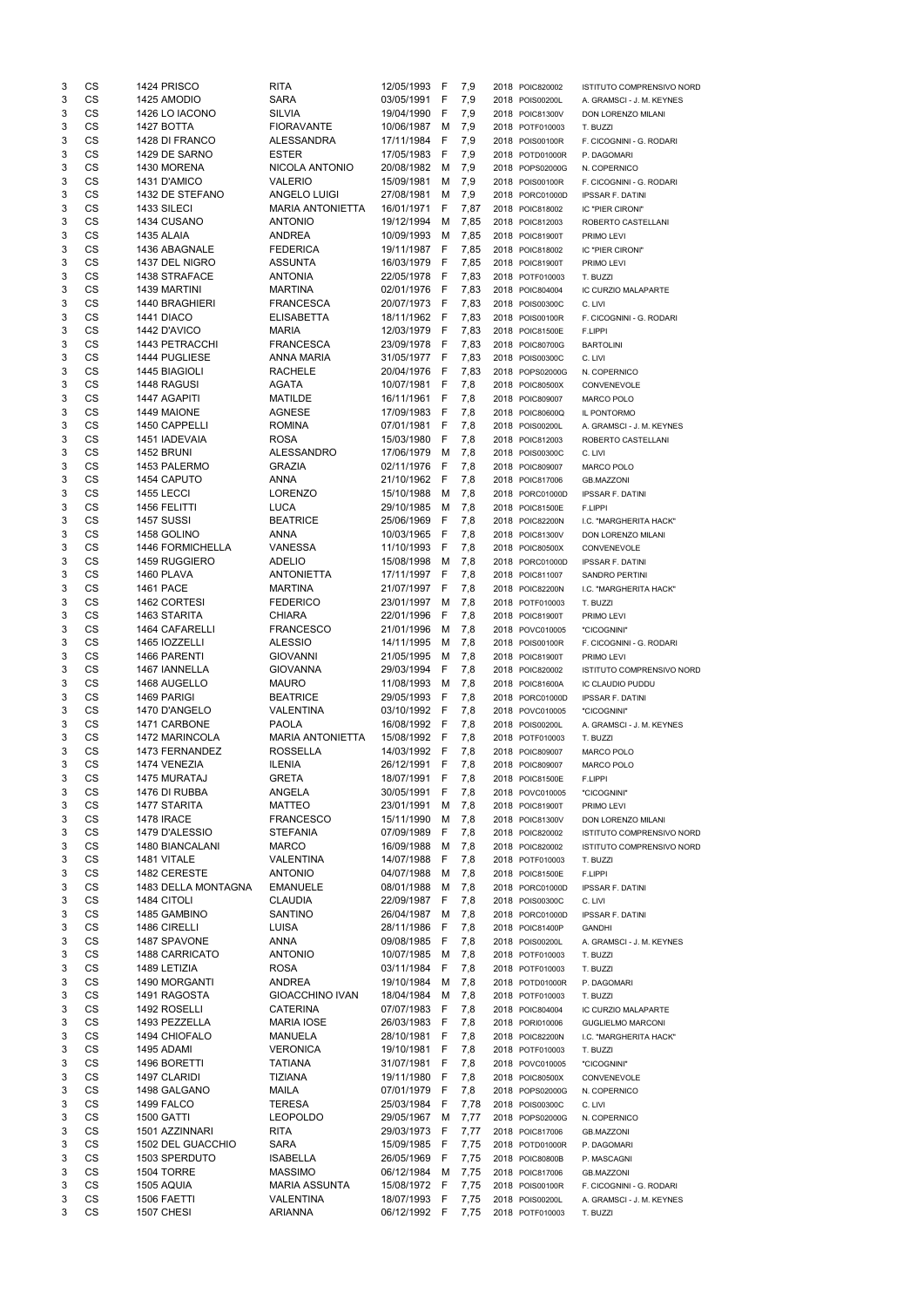| | | | | | | | | | | |
|---|---|---|---|---|---|---|---|---|---|---|
| 3 | CS | 1424 | PRISCO | RITA | 12/05/1993 | F | 7,9 | 2018 | POIC820002 | ISTITUTO COMPRENSIVO NORD |
| 3 | CS | 1425 | AMODIO | SARA | 03/05/1991 | F | 7,9 | 2018 | POIS00200L | A. GRAMSCI - J. M. KEYNES |
| 3 | CS | 1426 | LO IACONO | SILVIA | 19/04/1990 | F | 7,9 | 2018 | POIC81300V | DON LORENZO MILANI |
| 3 | CS | 1427 | BOTTA | FIORAVANTE | 10/06/1987 | M | 7,9 | 2018 | POTF010003 | T. BUZZI |
| 3 | CS | 1428 | DI FRANCO | ALESSANDRA | 17/11/1984 | F | 7,9 | 2018 | POIS00100R | F. CICOGNINI - G. RODARI |
| 3 | CS | 1429 | DE SARNO | ESTER | 17/05/1983 | F | 7,9 | 2018 | POTD01000R | P. DAGOMARI |
| 3 | CS | 1430 | MORENA | NICOLA ANTONIO | 20/08/1982 | M | 7,9 | 2018 | POPS02000G | N. COPERNICO |
| 3 | CS | 1431 | D'AMICO | VALERIO | 15/09/1981 | M | 7,9 | 2018 | POIS00100R | F. CICOGNINI - G. RODARI |
| 3 | CS | 1432 | DE STEFANO | ANGELO LUIGI | 27/08/1981 | M | 7,9 | 2018 | PORC01000D | IPSSAR F. DATINI |
| 3 | CS | 1433 | SILECI | MARIA ANTONIETTA | 16/01/1971 | F | 7,87 | 2018 | POIC818002 | IC "PIER CIRONI" |
| 3 | CS | 1434 | CUSANO | ANTONIO | 19/12/1994 | M | 7,85 | 2018 | POIC812003 | ROBERTO CASTELLANI |
| 3 | CS | 1435 | ALAIA | ANDREA | 10/09/1993 | M | 7,85 | 2018 | POIC81900T | PRIMO LEVI |
| 3 | CS | 1436 | ABAGNALE | FEDERICA | 19/11/1987 | F | 7,85 | 2018 | POIC818002 | IC "PIER CIRONI" |
| 3 | CS | 1437 | DEL NIGRO | ASSUNTA | 16/03/1979 | F | 7,85 | 2018 | POIC81900T | PRIMO LEVI |
| 3 | CS | 1438 | STRAFACE | ANTONIA | 22/05/1978 | F | 7,83 | 2018 | POTF010003 | T. BUZZI |
| 3 | CS | 1439 | MARTINI | MARTINA | 02/01/1976 | F | 7,83 | 2018 | POIC804004 | IC CURZIO MALAPARTE |
| 3 | CS | 1440 | BRAGHIERI | FRANCESCA | 20/07/1973 | F | 7,83 | 2018 | POIS00300C | C. LIVI |
| 3 | CS | 1441 | DIACO | ELISABETTA | 18/11/1962 | F | 7,83 | 2018 | POIS00100R | F. CICOGNINI - G. RODARI |
| 3 | CS | 1442 | D'AVICO | MARIA | 12/03/1979 | F | 7,83 | 2018 | POIC81500E | F.LIPPI |
| 3 | CS | 1443 | PETRACCHI | FRANCESCA | 23/09/1978 | F | 7,83 | 2018 | POIC80700G | BARTOLINI |
| 3 | CS | 1444 | PUGLIESE | ANNA MARIA | 31/05/1977 | F | 7,83 | 2018 | POIS00300C | C. LIVI |
| 3 | CS | 1445 | BIAGIOLI | RACHELE | 20/04/1976 | F | 7,83 | 2018 | POPS02000G | N. COPERNICO |
| 3 | CS | 1448 | RAGUSI | AGATA | 10/07/1981 | F | 7,8 | 2018 | POIC80500X | CONVENEVOLE |
| 3 | CS | 1447 | AGAPITI | MATILDE | 16/11/1961 | F | 7,8 | 2018 | POIC809007 | MARCO POLO |
| 3 | CS | 1449 | MAIONE | AGNESE | 17/09/1983 | F | 7,8 | 2018 | POIC80600Q | IL PONTORMO |
| 3 | CS | 1450 | CAPPELLI | ROMINA | 07/01/1981 | F | 7,8 | 2018 | POIS00200L | A. GRAMSCI - J. M. KEYNES |
| 3 | CS | 1451 | IADEVAIA | ROSA | 15/03/1980 | F | 7,8 | 2018 | POIC812003 | ROBERTO CASTELLANI |
| 3 | CS | 1452 | BRUNI | ALESSANDRO | 17/06/1979 | M | 7,8 | 2018 | POIS00300C | C. LIVI |
| 3 | CS | 1453 | PALERMO | GRAZIA | 02/11/1976 | F | 7,8 | 2018 | POIC809007 | MARCO POLO |
| 3 | CS | 1454 | CAPUTO | ANNA | 21/10/1962 | F | 7,8 | 2018 | POIC817006 | GB.MAZZONI |
| 3 | CS | 1455 | LECCI | LORENZO | 15/10/1988 | M | 7,8 | 2018 | PORC01000D | IPSSAR F. DATINI |
| 3 | CS | 1456 | FELITTI | LUCA | 29/10/1985 | M | 7,8 | 2018 | POIC81500E | F.LIPPI |
| 3 | CS | 1457 | SUSSI | BEATRICE | 25/06/1969 | F | 7,8 | 2018 | POIC82200N | I.C. "MARGHERITA HACK" |
| 3 | CS | 1458 | GOLINO | ANNA | 10/03/1965 | F | 7,8 | 2018 | POIC81300V | DON LORENZO MILANI |
| 3 | CS | 1446 | FORMICHELLA | VANESSA | 11/10/1993 | F | 7,8 | 2018 | POIC80500X | CONVENEVOLE |
| 3 | CS | 1459 | RUGGIERO | ADELIO | 15/08/1998 | M | 7,8 | 2018 | PORC01000D | IPSSAR F. DATINI |
| 3 | CS | 1460 | PLAVA | ANTONIETTA | 17/11/1997 | F | 7,8 | 2018 | POIC811007 | SANDRO PERTINI |
| 3 | CS | 1461 | PACE | MARTINA | 21/07/1997 | F | 7,8 | 2018 | POIC82200N | I.C. "MARGHERITA HACK" |
| 3 | CS | 1462 | CORTESI | FEDERICO | 23/01/1997 | M | 7,8 | 2018 | POTF010003 | T. BUZZI |
| 3 | CS | 1463 | STARITA | CHIARA | 22/01/1996 | F | 7,8 | 2018 | POIC81900T | PRIMO LEVI |
| 3 | CS | 1464 | CAFARELLI | FRANCESCO | 21/01/1996 | M | 7,8 | 2018 | POVC010005 | "CICOGNINI" |
| 3 | CS | 1465 | IOZZELLI | ALESSIO | 14/11/1995 | M | 7,8 | 2018 | POIS00100R | F. CICOGNINI - G. RODARI |
| 3 | CS | 1466 | PARENTI | GIOVANNI | 21/05/1995 | M | 7,8 | 2018 | POIC81900T | PRIMO LEVI |
| 3 | CS | 1467 | IANNELLA | GIOVANNA | 29/03/1994 | F | 7,8 | 2018 | POIC820002 | ISTITUTO COMPRENSIVO NORD |
| 3 | CS | 1468 | AUGELLO | MAURO | 11/08/1993 | M | 7,8 | 2018 | POIC81600A | IC CLAUDIO PUDDU |
| 3 | CS | 1469 | PARIGI | BEATRICE | 29/05/1993 | F | 7,8 | 2018 | PORC01000D | IPSSAR F. DATINI |
| 3 | CS | 1470 | D'ANGELO | VALENTINA | 03/10/1992 | F | 7,8 | 2018 | POVC010005 | "CICOGNINI" |
| 3 | CS | 1471 | CARBONE | PAOLA | 16/08/1992 | F | 7,8 | 2018 | POIS00200L | A. GRAMSCI - J. M. KEYNES |
| 3 | CS | 1472 | MARINCOLA | MARIA ANTONIETTA | 15/08/1992 | F | 7,8 | 2018 | POTF010003 | T. BUZZI |
| 3 | CS | 1473 | FERNANDEZ | ROSSELLA | 14/03/1992 | F | 7,8 | 2018 | POIC809007 | MARCO POLO |
| 3 | CS | 1474 | VENEZIA | ILENIA | 26/12/1991 | F | 7,8 | 2018 | POIC809007 | MARCO POLO |
| 3 | CS | 1475 | MURATAJ | GRETA | 18/07/1991 | F | 7,8 | 2018 | POIC81500E | F.LIPPI |
| 3 | CS | 1476 | DI RUBBA | ANGELA | 30/05/1991 | F | 7,8 | 2018 | POVC010005 | "CICOGNINI" |
| 3 | CS | 1477 | STARITA | MATTEO | 23/01/1991 | M | 7,8 | 2018 | POIC81900T | PRIMO LEVI |
| 3 | CS | 1478 | IRACE | FRANCESCO | 15/11/1990 | M | 7,8 | 2018 | POIC81300V | DON LORENZO MILANI |
| 3 | CS | 1479 | D'ALESSIO | STEFANIA | 07/09/1989 | F | 7,8 | 2018 | POIC820002 | ISTITUTO COMPRENSIVO NORD |
| 3 | CS | 1480 | BIANCALANI | MARCO | 16/09/1988 | M | 7,8 | 2018 | POIC820002 | ISTITUTO COMPRENSIVO NORD |
| 3 | CS | 1481 | VITALE | VALENTINA | 14/07/1988 | F | 7,8 | 2018 | POTF010003 | T. BUZZI |
| 3 | CS | 1482 | CERESTE | ANTONIO | 04/07/1988 | M | 7,8 | 2018 | POIC81500E | F.LIPPI |
| 3 | CS | 1483 | DELLA MONTAGNA | EMANUELE | 08/01/1988 | M | 7,8 | 2018 | PORC01000D | IPSSAR F. DATINI |
| 3 | CS | 1484 | CITOLI | CLAUDIA | 22/09/1987 | F | 7,8 | 2018 | POIS00300C | C. LIVI |
| 3 | CS | 1485 | GAMBINO | SANTINO | 26/04/1987 | M | 7,8 | 2018 | PORC01000D | IPSSAR F. DATINI |
| 3 | CS | 1486 | CIRELLI | LUISA | 28/11/1986 | F | 7,8 | 2018 | POIC81400P | GANDHI |
| 3 | CS | 1487 | SPAVONE | ANNA | 09/08/1985 | F | 7,8 | 2018 | POIS00200L | A. GRAMSCI - J. M. KEYNES |
| 3 | CS | 1488 | CARRICATO | ANTONIO | 10/07/1985 | M | 7,8 | 2018 | POTF010003 | T. BUZZI |
| 3 | CS | 1489 | LETIZIA | ROSA | 03/11/1984 | F | 7,8 | 2018 | POTF010003 | T. BUZZI |
| 3 | CS | 1490 | MORGANTI | ANDREA | 19/10/1984 | M | 7,8 | 2018 | POTD01000R | P. DAGOMARI |
| 3 | CS | 1491 | RAGOSTA | GIOACCHINO IVAN | 18/04/1984 | M | 7,8 | 2018 | POTF010003 | T. BUZZI |
| 3 | CS | 1492 | ROSELLI | CATERINA | 07/07/1983 | F | 7,8 | 2018 | POIC804004 | IC CURZIO MALAPARTE |
| 3 | CS | 1493 | PEZZELLA | MARIA IOSE | 26/03/1983 | F | 7,8 | 2018 | PORI010006 | GUGLIELMO MARCONI |
| 3 | CS | 1494 | CHIOFALO | MANUELA | 28/10/1981 | F | 7,8 | 2018 | POIC82200N | I.C. "MARGHERITA HACK" |
| 3 | CS | 1495 | ADAMI | VERONICA | 19/10/1981 | F | 7,8 | 2018 | POTF010003 | T. BUZZI |
| 3 | CS | 1496 | BORETTI | TATIANA | 31/07/1981 | F | 7,8 | 2018 | POVC010005 | "CICOGNINI" |
| 3 | CS | 1497 | CLARIDI | TIZIANA | 19/11/1980 | F | 7,8 | 2018 | POIC80500X | CONVENEVOLE |
| 3 | CS | 1498 | GALGANO | MAILA | 07/01/1979 | F | 7,8 | 2018 | POPS02000G | N. COPERNICO |
| 3 | CS | 1499 | FALCO | TERESA | 25/03/1984 | F | 7,78 | 2018 | POIS00300C | C. LIVI |
| 3 | CS | 1500 | GATTI | LEOPOLDO | 29/05/1967 | M | 7,77 | 2018 | POPS02000G | N. COPERNICO |
| 3 | CS | 1501 | AZZINNARI | RITA | 29/03/1973 | F | 7,77 | 2018 | POIC817006 | GB.MAZZONI |
| 3 | CS | 1502 | DEL GUACCHIO | SARA | 15/09/1985 | F | 7,75 | 2018 | POTD01000R | P. DAGOMARI |
| 3 | CS | 1503 | SPERDUTO | ISABELLA | 26/05/1969 | F | 7,75 | 2018 | POIC80800B | P. MASCAGNI |
| 3 | CS | 1504 | TORRE | MASSIMO | 06/12/1984 | M | 7,75 | 2018 | POIC817006 | GB.MAZZONI |
| 3 | CS | 1505 | AQUIA | MARIA ASSUNTA | 15/08/1972 | F | 7,75 | 2018 | POIS00100R | F. CICOGNINI - G. RODARI |
| 3 | CS | 1506 | FAETTI | VALENTINA | 18/07/1993 | F | 7,75 | 2018 | POIS00200L | A. GRAMSCI - J. M. KEYNES |
| 3 | CS | 1507 | CHESI | ARIANNA | 06/12/1992 | F | 7,75 | 2018 | POTF010003 | T. BUZZI |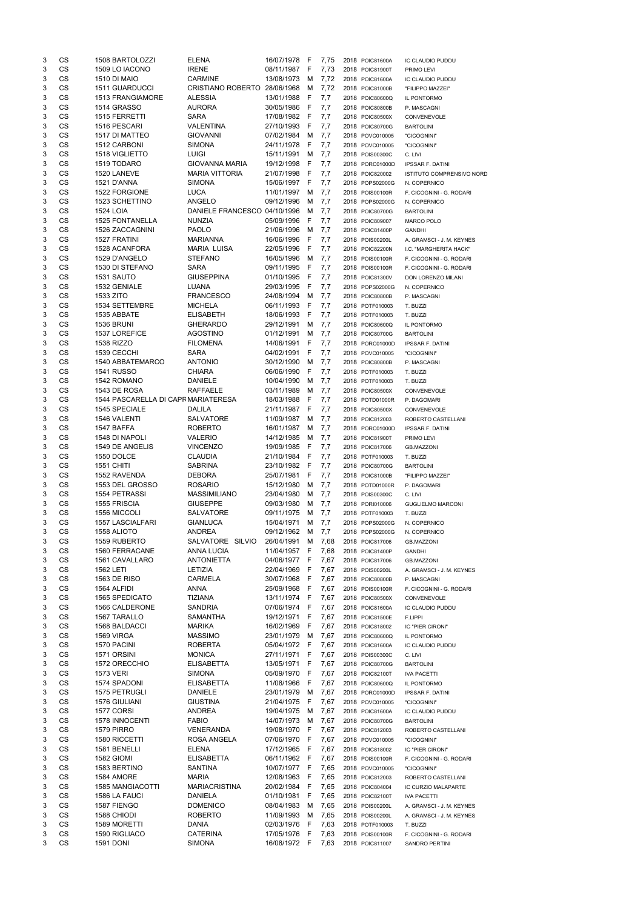| | | | | | | | | | | |
|---|---|---|---|---|---|---|---|---|---|---|
| 3 | CS | 1508 BARTOLOZZI | ELENA | 16/07/1978 | F | 7,75 | 2018 | POIC81600A | IC CLAUDIO PUDDU |
| 3 | CS | 1509 LO IACONO | IRENE | 08/11/1987 | F | 7,73 | 2018 | POIC81900T | PRIMO LEVI |
| 3 | CS | 1510 DI MAIO | CARMINE | 13/08/1973 | M | 7,72 | 2018 | POIC81600A | IC CLAUDIO PUDDU |
| 3 | CS | 1511 GUARDUCCI | CRISTIANO ROBERTO | 28/06/1968 | M | 7,72 | 2018 | POIC81000B | "FILIPPO MAZZEI" |
| 3 | CS | 1513 FRANGIAMORE | ALESSIA | 13/01/1988 | F | 7,7 | 2018 | POIC80600Q | IL PONTORMO |
| 3 | CS | 1514 GRASSO | AURORA | 30/05/1986 | F | 7,7 | 2018 | POIC80800B | P. MASCAGNI |
| 3 | CS | 1515 FERRETTI | SARA | 17/08/1982 | F | 7,7 | 2018 | POIC80500X | CONVENEVOLE |
| 3 | CS | 1516 PESCARI | VALENTINA | 27/10/1993 | F | 7,7 | 2018 | POIC80700G | BARTOLINI |
| 3 | CS | 1517 DI MATTEO | GIOVANNI | 07/02/1984 | M | 7,7 | 2018 | POVC010005 | "CICOGNINI" |
| 3 | CS | 1512 CARBONI | SIMONA | 24/11/1978 | F | 7,7 | 2018 | POVC010005 | "CICOGNINI" |
| 3 | CS | 1518 VIGLIETTO | LUIGI | 15/11/1991 | M | 7,7 | 2018 | POIS00300C | C. LIVI |
| 3 | CS | 1519 TODARO | GIOVANNA MARIA | 19/12/1998 | F | 7,7 | 2018 | PORC01000D | IPSSAR F. DATINI |
| 3 | CS | 1520 LANEVE | MARIA VITTORIA | 21/07/1998 | F | 7,7 | 2018 | POIC820002 | ISTITUTO COMPRENSIVO NORD |
| 3 | CS | 1521 D'ANNA | SIMONA | 15/06/1997 | F | 7,7 | 2018 | POPS02000G | N. COPERNICO |
| 3 | CS | 1522 FORGIONE | LUCA | 11/01/1997 | M | 7,7 | 2018 | POIS00100R | F. CICOGNINI - G. RODARI |
| 3 | CS | 1523 SCHETTINO | ANGELO | 09/12/1996 | M | 7,7 | 2018 | POPS02000G | N. COPERNICO |
| 3 | CS | 1524 LOIA | DANIELE FRANCESCO | 04/10/1996 | M | 7,7 | 2018 | POIC80700G | BARTOLINI |
| 3 | CS | 1525 FONTANELLA | NUNZIA | 05/09/1996 | F | 7,7 | 2018 | POIC809007 | MARCO POLO |
| 3 | CS | 1526 ZACCAGNINI | PAOLO | 21/06/1996 | M | 7,7 | 2018 | POIC81400P | GANDHI |
| 3 | CS | 1527 FRATINI | MARIANNA | 16/06/1996 | F | 7,7 | 2018 | POIS00200L | A. GRAMSCI - J. M. KEYNES |
| 3 | CS | 1528 ACANFORA | MARIA LUISA | 22/05/1996 | F | 7,7 | 2018 | POIC82200N | I.C. "MARGHERITA HACK" |
| 3 | CS | 1529 D'ANGELO | STEFANO | 16/05/1996 | M | 7,7 | 2018 | POIS00100R | F. CICOGNINI - G. RODARI |
| 3 | CS | 1530 DI STEFANO | SARA | 09/11/1995 | F | 7,7 | 2018 | POIS00100R | F. CICOGNINI - G. RODARI |
| 3 | CS | 1531 SAUTO | GIUSEPPINA | 01/10/1995 | F | 7,7 | 2018 | POIC81300V | DON LORENZO MILANI |
| 3 | CS | 1532 GENIALE | LUANA | 29/03/1995 | F | 7,7 | 2018 | POPS02000G | N. COPERNICO |
| 3 | CS | 1533 ZITO | FRANCESCO | 24/08/1994 | M | 7,7 | 2018 | POIC80800B | P. MASCAGNI |
| 3 | CS | 1534 SETTEMBRE | MICHELA | 06/11/1993 | F | 7,7 | 2018 | POTF010003 | T. BUZZI |
| 3 | CS | 1535 ABBATE | ELISABETH | 18/06/1993 | F | 7,7 | 2018 | POTF010003 | T. BUZZI |
| 3 | CS | 1536 BRUNI | GHERARDO | 29/12/1991 | M | 7,7 | 2018 | POIC80600Q | IL PONTORMO |
| 3 | CS | 1537 LOREFICE | AGOSTINO | 01/12/1991 | M | 7,7 | 2018 | POIC80700G | BARTOLINI |
| 3 | CS | 1538 RIZZO | FILOMENA | 14/06/1991 | F | 7,7 | 2018 | PORC01000D | IPSSAR F. DATINI |
| 3 | CS | 1539 CECCHI | SARA | 04/02/1991 | F | 7,7 | 2018 | POVC010005 | "CICOGNINI" |
| 3 | CS | 1540 ABBATEMARCO | ANTONIO | 30/12/1990 | M | 7,7 | 2018 | POIC80800B | P. MASCAGNI |
| 3 | CS | 1541 RUSSO | CHIARA | 06/06/1990 | F | 7,7 | 2018 | POTF010003 | T. BUZZI |
| 3 | CS | 1542 ROMANO | DANIELE | 10/04/1990 | M | 7,7 | 2018 | POTF010003 | T. BUZZI |
| 3 | CS | 1543 DE ROSA | RAFFAELE | 03/11/1989 | M | 7,7 | 2018 | POIC80500X | CONVENEVOLE |
| 3 | CS | 1544 PASCARELLA DI CAPRI | MARIATERESA | 18/03/1988 | F | 7,7 | 2018 | POTD01000R | P. DAGOMARI |
| 3 | CS | 1545 SPECIALE | DALILA | 21/11/1987 | F | 7,7 | 2018 | POIC80500X | CONVENEVOLE |
| 3 | CS | 1546 VALENTI | SALVATORE | 11/09/1987 | M | 7,7 | 2018 | POIC812003 | ROBERTO CASTELLANI |
| 3 | CS | 1547 BAFFA | ROBERTO | 16/01/1987 | M | 7,7 | 2018 | PORC01000D | IPSSAR F. DATINI |
| 3 | CS | 1548 DI NAPOLI | VALERIO | 14/12/1985 | M | 7,7 | 2018 | POIC81900T | PRIMO LEVI |
| 3 | CS | 1549 DE ANGELIS | VINCENZO | 19/09/1985 | F | 7,7 | 2018 | POIC817006 | GB.MAZZONI |
| 3 | CS | 1550 DOLCE | CLAUDIA | 21/10/1984 | F | 7,7 | 2018 | POTF010003 | T. BUZZI |
| 3 | CS | 1551 CHITI | SABRINA | 23/10/1982 | F | 7,7 | 2018 | POIC80700G | BARTOLINI |
| 3 | CS | 1552 RAVENDA | DEBORA | 25/07/1981 | F | 7,7 | 2018 | POIC81000B | "FILIPPO MAZZEI" |
| 3 | CS | 1553 DEL GROSSO | ROSARIO | 15/12/1980 | M | 7,7 | 2018 | POTD01000R | P. DAGOMARI |
| 3 | CS | 1554 PETRASSI | MASSIMILIANO | 23/04/1980 | M | 7,7 | 2018 | POIS00300C | C. LIVI |
| 3 | CS | 1555 FRISCIA | GIUSEPPE | 09/03/1980 | M | 7,7 | 2018 | PORI010006 | GUGLIELMO MARCONI |
| 3 | CS | 1556 MICCOLI | SALVATORE | 09/11/1975 | M | 7,7 | 2018 | POTF010003 | T. BUZZI |
| 3 | CS | 1557 LASCIALFARI | GIANLUCA | 15/04/1971 | M | 7,7 | 2018 | POPS02000G | N. COPERNICO |
| 3 | CS | 1558 ALIOTO | ANDREA | 09/12/1962 | M | 7,7 | 2018 | POPS02000G | N. COPERNICO |
| 3 | CS | 1559 RUBERTO | SALVATORE SILVIO | 26/04/1991 | M | 7,68 | 2018 | POIC817006 | GB.MAZZONI |
| 3 | CS | 1560 FERRACANE | ANNA LUCIA | 11/04/1957 | F | 7,68 | 2018 | POIC81400P | GANDHI |
| 3 | CS | 1561 CAVALLARO | ANTONIETTA | 04/06/1977 | F | 7,67 | 2018 | POIC817006 | GB.MAZZONI |
| 3 | CS | 1562 LETI | LETIZIA | 22/04/1969 | F | 7,67 | 2018 | POIS00200L | A. GRAMSCI - J. M. KEYNES |
| 3 | CS | 1563 DE RISO | CARMELA | 30/07/1968 | F | 7,67 | 2018 | POIC80800B | P. MASCAGNI |
| 3 | CS | 1564 ALFIDI | ANNA | 25/09/1968 | F | 7,67 | 2018 | POIS00100R | F. CICOGNINI - G. RODARI |
| 3 | CS | 1565 SPEDICATO | TIZIANA | 13/11/1974 | F | 7,67 | 2018 | POIC80500X | CONVENEVOLE |
| 3 | CS | 1566 CALDERONE | SANDRIA | 07/06/1974 | F | 7,67 | 2018 | POIC81600A | IC CLAUDIO PUDDU |
| 3 | CS | 1567 TARALLO | SAMANTHA | 19/12/1971 | F | 7,67 | 2018 | POIC81500E | F.LIPPI |
| 3 | CS | 1568 BALDACCI | MARIKA | 16/02/1969 | F | 7,67 | 2018 | POIC818002 | IC "PIER CIRONI" |
| 3 | CS | 1569 VIRGA | MASSIMO | 23/01/1979 | M | 7,67 | 2018 | POIC80600Q | IL PONTORMO |
| 3 | CS | 1570 PACINI | ROBERTA | 05/04/1972 | F | 7,67 | 2018 | POIC81600A | IC CLAUDIO PUDDU |
| 3 | CS | 1571 ORSINI | MONICA | 27/11/1971 | F | 7,67 | 2018 | POIS00300C | C. LIVI |
| 3 | CS | 1572 ORECCHIO | ELISABETTA | 13/05/1971 | F | 7,67 | 2018 | POIC80700G | BARTOLINI |
| 3 | CS | 1573 VERI | SIMONA | 05/09/1970 | F | 7,67 | 2018 | POIC82100T | IVA PACETTI |
| 3 | CS | 1574 SPADONI | ELISABETTA | 11/08/1966 | F | 7,67 | 2018 | POIC80600Q | IL PONTORMO |
| 3 | CS | 1575 PETRUGLI | DANIELE | 23/01/1979 | M | 7,67 | 2018 | PORC01000D | IPSSAR F. DATINI |
| 3 | CS | 1576 GIULIANI | GIUSTINA | 21/04/1975 | F | 7,67 | 2018 | POVC010005 | "CICOGNINI" |
| 3 | CS | 1577 CORSI | ANDREA | 19/04/1975 | M | 7,67 | 2018 | POIC81600A | IC CLAUDIO PUDDU |
| 3 | CS | 1578 INNOCENTI | FABIO | 14/07/1973 | M | 7,67 | 2018 | POIC80700G | BARTOLINI |
| 3 | CS | 1579 PIRRO | VENERANDA | 19/08/1970 | F | 7,67 | 2018 | POIC812003 | ROBERTO CASTELLANI |
| 3 | CS | 1580 RICCETTI | ROSA ANGELA | 07/06/1970 | F | 7,67 | 2018 | POVC010005 | "CICOGNINI" |
| 3 | CS | 1581 BENELLI | ELENA | 17/12/1965 | F | 7,67 | 2018 | POIC818002 | IC "PIER CIRONI" |
| 3 | CS | 1582 GIOMI | ELISABETTA | 06/11/1962 | F | 7,67 | 2018 | POIS00100R | F. CICOGNINI - G. RODARI |
| 3 | CS | 1583 BERTINO | SANTINA | 10/07/1977 | F | 7,65 | 2018 | POVC010005 | "CICOGNINI" |
| 3 | CS | 1584 AMORE | MARIA | 12/08/1963 | F | 7,65 | 2018 | POIC812003 | ROBERTO CASTELLANI |
| 3 | CS | 1585 MANGIACOTTI | MARIACRISTINA | 20/02/1984 | F | 7,65 | 2018 | POIC804004 | IC CURZIO MALAPARTE |
| 3 | CS | 1586 LA FAUCI | DANIELA | 01/10/1981 | F | 7,65 | 2018 | POIC82100T | IVA PACETTI |
| 3 | CS | 1587 FIENGO | DOMENICO | 08/04/1983 | M | 7,65 | 2018 | POIS00200L | A. GRAMSCI - J. M. KEYNES |
| 3 | CS | 1588 CHIODI | ROBERTO | 11/09/1993 | M | 7,65 | 2018 | POIS00200L | A. GRAMSCI - J. M. KEYNES |
| 3 | CS | 1589 MORETTI | DANIA | 02/03/1976 | F | 7,63 | 2018 | POTF010003 | T. BUZZI |
| 3 | CS | 1590 RIGLIACO | CATERINA | 17/05/1976 | F | 7,63 | 2018 | POIS00100R | F. CICOGNINI - G. RODARI |
| 3 | CS | 1591 DONI | SIMONA | 16/08/1972 | F | 7,63 | 2018 | POIC811007 | SANDRO PERTINI |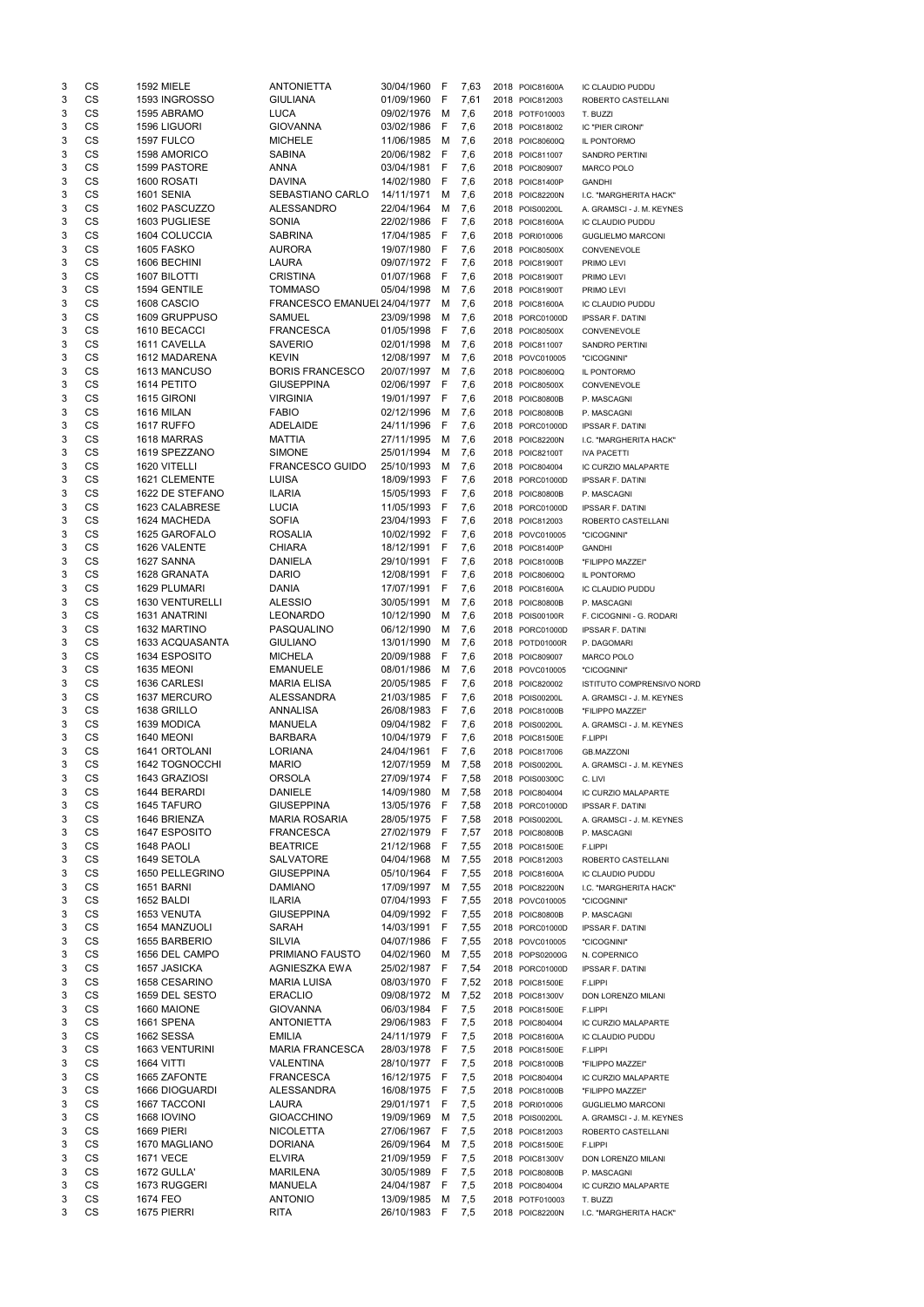| | | | | | | | | | | |
|---|---|---|---|---|---|---|---|---|---|---|
| 3 | CS | 1592 | MIELE | ANTONIETTA | 30/04/1960 | F | 7,63 | 2018 | POIC81600A | IC CLAUDIO PUDDU |
| 3 | CS | 1593 | INGROSSO | GIULIANA | 01/09/1960 | F | 7,61 | 2018 | POIC812003 | ROBERTO CASTELLANI |
| 3 | CS | 1595 | ABRAMO | LUCA | 09/02/1976 | M | 7,6 | 2018 | POTF010003 | T. BUZZI |
| 3 | CS | 1596 | LIGUORI | GIOVANNA | 03/02/1986 | F | 7,6 | 2018 | POIC818002 | IC "PIER CIRONI" |
| 3 | CS | 1597 | FULCO | MICHELE | 11/06/1985 | M | 7,6 | 2018 | POIC80600Q | IL PONTORMO |
| 3 | CS | 1598 | AMORICO | SABINA | 20/06/1982 | F | 7,6 | 2018 | POIC811007 | SANDRO PERTINI |
| 3 | CS | 1599 | PASTORE | ANNA | 03/04/1981 | F | 7,6 | 2018 | POIC809007 | MARCO POLO |
| 3 | CS | 1600 | ROSATI | DAVINA | 14/02/1980 | F | 7,6 | 2018 | POIC81400P | GANDHI |
| 3 | CS | 1601 | SENIA | SEBASTIANO CARLO | 14/11/1971 | M | 7,6 | 2018 | POIC82200N | I.C. "MARGHERITA HACK" |
| 3 | CS | 1602 | PASCUZZO | ALESSANDRO | 22/04/1964 | M | 7,6 | 2018 | POIS00200L | A. GRAMSCI - J. M. KEYNES |
| 3 | CS | 1603 | PUGLIESE | SONIA | 22/02/1986 | F | 7,6 | 2018 | POIC81600A | IC CLAUDIO PUDDU |
| 3 | CS | 1604 | COLUCCIA | SABRINA | 17/04/1985 | F | 7,6 | 2018 | PORI010006 | GUGLIELMO MARCONI |
| 3 | CS | 1605 | FASKO | AURORA | 19/07/1980 | F | 7,6 | 2018 | POIC80500X | CONVENEVOLE |
| 3 | CS | 1606 | BECHINI | LAURA | 09/07/1972 | F | 7,6 | 2018 | POIC81900T | PRIMO LEVI |
| 3 | CS | 1607 | BILOTTI | CRISTINA | 01/07/1968 | F | 7,6 | 2018 | POIC81900T | PRIMO LEVI |
| 3 | CS | 1594 | GENTILE | TOMMASO | 05/04/1998 | M | 7,6 | 2018 | POIC81900T | PRIMO LEVI |
| 3 | CS | 1608 | CASCIO | FRANCESCO EMANUEL | 24/04/1977 | M | 7,6 | 2018 | POIC81600A | IC CLAUDIO PUDDU |
| 3 | CS | 1609 | GRUPPUSO | SAMUEL | 23/09/1998 | M | 7,6 | 2018 | PORC01000D | IPSSAR F. DATINI |
| 3 | CS | 1610 | BECACCI | FRANCESCA | 01/05/1998 | F | 7,6 | 2018 | POIC80500X | CONVENEVOLE |
| 3 | CS | 1611 | CAVELLA | SAVERIO | 02/01/1998 | M | 7,6 | 2018 | POIC811007 | SANDRO PERTINI |
| 3 | CS | 1612 | MADARENA | KEVIN | 12/08/1997 | M | 7,6 | 2018 | POVC010005 | "CICOGNINI" |
| 3 | CS | 1613 | MANCUSO | BORIS FRANCESCO | 20/07/1997 | M | 7,6 | 2018 | POIC80600Q | IL PONTORMO |
| 3 | CS | 1614 | PETITO | GIUSEPPINA | 02/06/1997 | F | 7,6 | 2018 | POIC80500X | CONVENEVOLE |
| 3 | CS | 1615 | GIRONI | VIRGINIA | 19/01/1997 | F | 7,6 | 2018 | POIC80800B | P. MASCAGNI |
| 3 | CS | 1616 | MILAN | FABIO | 02/12/1996 | M | 7,6 | 2018 | POIC80800B | P. MASCAGNI |
| 3 | CS | 1617 | RUFFO | ADELAIDE | 24/11/1996 | F | 7,6 | 2018 | PORC01000D | IPSSAR F. DATINI |
| 3 | CS | 1618 | MARRAS | MATTIA | 27/11/1995 | M | 7,6 | 2018 | POIC82200N | I.C. "MARGHERITA HACK" |
| 3 | CS | 1619 | SPEZZANO | SIMONE | 25/01/1994 | M | 7,6 | 2018 | POIC82100T | IVA PACETTI |
| 3 | CS | 1620 | VITELLI | FRANCESCO GUIDO | 25/10/1993 | M | 7,6 | 2018 | POIC804004 | IC CURZIO MALAPARTE |
| 3 | CS | 1621 | CLEMENTE | LUISA | 18/09/1993 | F | 7,6 | 2018 | PORC01000D | IPSSAR F. DATINI |
| 3 | CS | 1622 | DE STEFANO | ILARIA | 15/05/1993 | F | 7,6 | 2018 | POIC80800B | P. MASCAGNI |
| 3 | CS | 1623 | CALABRESE | LUCIA | 11/05/1993 | F | 7,6 | 2018 | PORC01000D | IPSSAR F. DATINI |
| 3 | CS | 1624 | MACHEDA | SOFIA | 23/04/1993 | F | 7,6 | 2018 | POIC812003 | ROBERTO CASTELLANI |
| 3 | CS | 1625 | GAROFALO | ROSALIA | 10/02/1992 | F | 7,6 | 2018 | POVC010005 | "CICOGNINI" |
| 3 | CS | 1626 | VALENTE | CHIARA | 18/12/1991 | F | 7,6 | 2018 | POIC81400P | GANDHI |
| 3 | CS | 1627 | SANNA | DANIELA | 29/10/1991 | F | 7,6 | 2018 | POIC81000B | "FILIPPO MAZZEI" |
| 3 | CS | 1628 | GRANATA | DARIO | 12/08/1991 | F | 7,6 | 2018 | POIC80600Q | IL PONTORMO |
| 3 | CS | 1629 | PLUMARI | DANIA | 17/07/1991 | F | 7,6 | 2018 | POIC81600A | IC CLAUDIO PUDDU |
| 3 | CS | 1630 | VENTURELLI | ALESSIO | 30/05/1991 | M | 7,6 | 2018 | POIC80800B | P. MASCAGNI |
| 3 | CS | 1631 | ANATRINI | LEONARDO | 10/12/1990 | M | 7,6 | 2018 | POIS00100R | F. CICOGNINI - G. RODARI |
| 3 | CS | 1632 | MARTINO | PASQUALINO | 06/12/1990 | M | 7,6 | 2018 | PORC01000D | IPSSAR F. DATINI |
| 3 | CS | 1633 | ACQUASANTA | GIULIANO | 13/01/1990 | M | 7,6 | 2018 | POTD01000R | P. DAGOMARI |
| 3 | CS | 1634 | ESPOSITO | MICHELA | 20/09/1988 | F | 7,6 | 2018 | POIC809007 | MARCO POLO |
| 3 | CS | 1635 | MEONI | EMANUELE | 08/01/1986 | M | 7,6 | 2018 | POVC010005 | "CICOGNINI" |
| 3 | CS | 1636 | CARLESI | MARIA ELISA | 20/05/1985 | F | 7,6 | 2018 | POIC820002 | ISTITUTO COMPRENSIVO NORD |
| 3 | CS | 1637 | MERCURO | ALESSANDRA | 21/03/1985 | F | 7,6 | 2018 | POIS00200L | A. GRAMSCI - J. M. KEYNES |
| 3 | CS | 1638 | GRILLO | ANNALISA | 26/08/1983 | F | 7,6 | 2018 | POIC81000B | "FILIPPO MAZZEI" |
| 3 | CS | 1639 | MODICA | MANUELA | 09/04/1982 | F | 7,6 | 2018 | POIS00200L | A. GRAMSCI - J. M. KEYNES |
| 3 | CS | 1640 | MEONI | BARBARA | 10/04/1979 | F | 7,6 | 2018 | POIC81500E | F.LIPPI |
| 3 | CS | 1641 | ORTOLANI | LORIANA | 24/04/1961 | F | 7,6 | 2018 | POIC817006 | GB.MAZZONI |
| 3 | CS | 1642 | TOGNOCCHI | MARIO | 12/07/1959 | M | 7,58 | 2018 | POIS00200L | A. GRAMSCI - J. M. KEYNES |
| 3 | CS | 1643 | GRAZIOSI | ORSOLA | 27/09/1974 | F | 7,58 | 2018 | POIS00300C | C. LIVI |
| 3 | CS | 1644 | BERARDI | DANIELE | 14/09/1980 | M | 7,58 | 2018 | POIC804004 | IC CURZIO MALAPARTE |
| 3 | CS | 1645 | TAFURO | GIUSEPPINA | 13/05/1976 | F | 7,58 | 2018 | PORC01000D | IPSSAR F. DATINI |
| 3 | CS | 1646 | BRIENZA | MARIA ROSARIA | 28/05/1975 | F | 7,58 | 2018 | POIS00200L | A. GRAMSCI - J. M. KEYNES |
| 3 | CS | 1647 | ESPOSITO | FRANCESCA | 27/02/1979 | F | 7,57 | 2018 | POIC80800B | P. MASCAGNI |
| 3 | CS | 1648 | PAOLI | BEATRICE | 21/12/1968 | F | 7,55 | 2018 | POIC81500E | F.LIPPI |
| 3 | CS | 1649 | SETOLA | SALVATORE | 04/04/1968 | M | 7,55 | 2018 | POIC812003 | ROBERTO CASTELLANI |
| 3 | CS | 1650 | PELLEGRINO | GIUSEPPINA | 05/10/1964 | F | 7,55 | 2018 | POIC81600A | IC CLAUDIO PUDDU |
| 3 | CS | 1651 | BARNI | DAMIANO | 17/09/1997 | M | 7,55 | 2018 | POIC82200N | I.C. "MARGHERITA HACK" |
| 3 | CS | 1652 | BALDI | ILARIA | 07/04/1993 | F | 7,55 | 2018 | POVC010005 | "CICOGNINI" |
| 3 | CS | 1653 | VENUTA | GIUSEPPINA | 04/09/1992 | F | 7,55 | 2018 | POIC80800B | P. MASCAGNI |
| 3 | CS | 1654 | MANZUOLI | SARAH | 14/03/1991 | F | 7,55 | 2018 | PORC01000D | IPSSAR F. DATINI |
| 3 | CS | 1655 | BARBERIO | SILVIA | 04/07/1986 | F | 7,55 | 2018 | POVC010005 | "CICOGNINI" |
| 3 | CS | 1656 | DEL CAMPO | PRIMIANO FAUSTO | 04/02/1960 | M | 7,55 | 2018 | POPS02000G | N. COPERNICO |
| 3 | CS | 1657 | JASICKA | AGNIESZKA EWA | 25/02/1987 | F | 7,54 | 2018 | PORC01000D | IPSSAR F. DATINI |
| 3 | CS | 1658 | CESARINO | MARIA LUISA | 08/03/1970 | F | 7,52 | 2018 | POIC81500E | F.LIPPI |
| 3 | CS | 1659 | DEL SESTO | ERACLIO | 09/08/1972 | M | 7,52 | 2018 | POIC81300V | DON LORENZO MILANI |
| 3 | CS | 1660 | MAIONE | GIOVANNA | 06/03/1984 | F | 7,5 | 2018 | POIC81500E | F.LIPPI |
| 3 | CS | 1661 | SPENA | ANTONIETTA | 29/06/1983 | F | 7,5 | 2018 | POIC804004 | IC CURZIO MALAPARTE |
| 3 | CS | 1662 | SESSA | EMILIA | 24/11/1979 | F | 7,5 | 2018 | POIC81600A | IC CLAUDIO PUDDU |
| 3 | CS | 1663 | VENTURINI | MARIA FRANCESCA | 28/03/1978 | F | 7,5 | 2018 | POIC81500E | F.LIPPI |
| 3 | CS | 1664 | VITTI | VALENTINA | 28/10/1977 | F | 7,5 | 2018 | POIC81000B | "FILIPPO MAZZEI" |
| 3 | CS | 1665 | ZAFONTE | FRANCESCA | 16/12/1975 | F | 7,5 | 2018 | POIC804004 | IC CURZIO MALAPARTE |
| 3 | CS | 1666 | DIOGUARDI | ALESSANDRA | 16/08/1975 | F | 7,5 | 2018 | POIC81000B | "FILIPPO MAZZEI" |
| 3 | CS | 1667 | TACCONI | LAURA | 29/01/1971 | F | 7,5 | 2018 | PORI010006 | GUGLIELMO MARCONI |
| 3 | CS | 1668 | IOVINO | GIOACCHINO | 19/09/1969 | M | 7,5 | 2018 | POIS00200L | A. GRAMSCI - J. M. KEYNES |
| 3 | CS | 1669 | PIERI | NICOLETTA | 27/06/1967 | F | 7,5 | 2018 | POIC812003 | ROBERTO CASTELLANI |
| 3 | CS | 1670 | MAGLIANO | DORIANA | 26/09/1964 | M | 7,5 | 2018 | POIC81500E | F.LIPPI |
| 3 | CS | 1671 | VECE | ELVIRA | 21/09/1959 | F | 7,5 | 2018 | POIC81300V | DON LORENZO MILANI |
| 3 | CS | 1672 | GULLA' | MARILENA | 30/05/1989 | F | 7,5 | 2018 | POIC80800B | P. MASCAGNI |
| 3 | CS | 1673 | RUGGERI | MANUELA | 24/04/1987 | F | 7,5 | 2018 | POIC804004 | IC CURZIO MALAPARTE |
| 3 | CS | 1674 | FEO | ANTONIO | 13/09/1985 | M | 7,5 | 2018 | POTF010003 | T. BUZZI |
| 3 | CS | 1675 | PIERRI | RITA | 26/10/1983 | F | 7,5 | 2018 | POIC82200N | I.C. "MARGHERITA HACK" |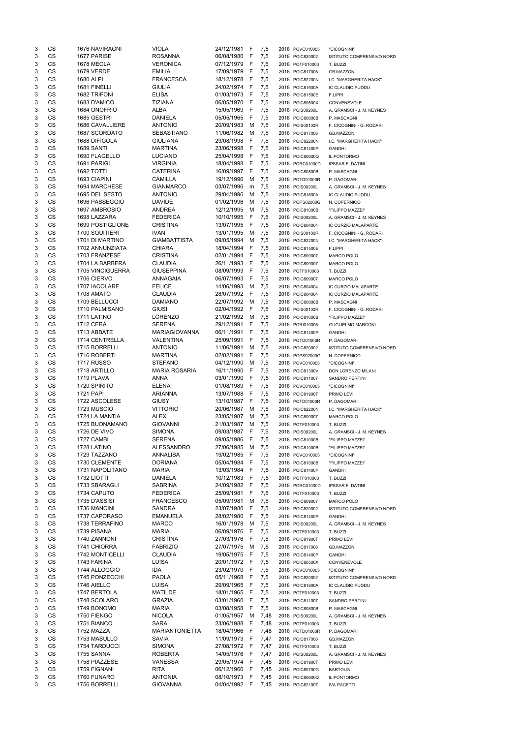| | | | | | | | | | |
|---|---|---|---|---|---|---|---|---|---|
| 3 | CS | 1676 NAVIRAGNI | VIOLA | 24/12/1981 | F | 7,5 | 2018 | POVC010005 | "CICOGNINI" |
| 3 | CS | 1677 PARISE | ROSANNA | 06/08/1980 | F | 7,5 | 2018 | POIC820002 | ISTITUTO COMPRENSIVO NORD |
| 3 | CS | 1678 MEOLA | VERONICA | 07/12/1979 | F | 7,5 | 2018 | POTF010003 | T. BUZZI |
| 3 | CS | 1679 VERDE | EMILIA | 17/09/1979 | F | 7,5 | 2018 | POIC817006 | GB.MAZZONI |
| 3 | CS | 1680 ALPI | FRANCESCA | 18/12/1978 | F | 7,5 | 2018 | POIC82200N | I.C. "MARGHERITA HACK" |
| 3 | CS | 1681 FINELLI | GIULIA | 24/02/1974 | F | 7,5 | 2018 | POIC81600A | IC CLAUDIO PUDDU |
| 3 | CS | 1682 TRIFONI | ELISA | 01/03/1973 | F | 7,5 | 2018 | POIC81500E | F.LIPPI |
| 3 | CS | 1683 D'AMICO | TIZIANA | 06/05/1970 | F | 7,5 | 2018 | POIC80500X | CONVENEVOLE |
| 3 | CS | 1684 ONOFRIO | ALBA | 15/05/1969 | F | 7,5 | 2018 | POIS00200L | A. GRAMSCI - J. M. KEYNES |
| 3 | CS | 1685 GESTRI | DANIELA | 05/05/1965 | F | 7,5 | 2018 | POIC80800B | P. MASCAGNI |
| 3 | CS | 1686 CAVALLIERE | ANTONIO | 20/09/1983 | M | 7,5 | 2018 | POIS00100R | F. CICOGNINI - G. RODARI |
| 3 | CS | 1687 SCORDATO | SEBASTIANO | 11/06/1982 | M | 7,5 | 2018 | POIC817006 | GB.MAZZONI |
| 3 | CS | 1688 DIFIGOLA | GIULIANA | 29/08/1998 | F | 7,5 | 2018 | POIC82200N | I.C. "MARGHERITA HACK" |
| 3 | CS | 1689 SANTI | MARTINA | 23/06/1998 | F | 7,5 | 2018 | POIC81400P | GANDHI |
| 3 | CS | 1690 FLAGELLO | LUCIANO | 25/04/1998 | F | 7,5 | 2018 | POIC80600Q | IL PONTORMO |
| 3 | CS | 1691 PARIGI | VIRGINIA | 18/04/1998 | F | 7,5 | 2018 | PORC01000D | IPSSAR F. DATINI |
| 3 | CS | 1692 TOTTI | CATERINA | 16/09/1997 | F | 7,5 | 2018 | POIC80800B | P. MASCAGNI |
| 3 | CS | 1693 CIAPINI | CAMILLA | 19/12/1996 | M | 7,5 | 2018 | POTD01000R | P. DAGOMARI |
| 3 | CS | 1694 MARCHESE | GIANMARCO | 03/07/1996 | m | 7,5 | 2018 | POIS00200L | A. GRAMSCI - J. M. KEYNES |
| 3 | CS | 1695 DEL SESTO | ANTONIO | 29/04/1996 | M | 7,5 | 2018 | POIC81600A | IC CLAUDIO PUDDU |
| 3 | CS | 1696 PASSEGGIO | DAVIDE | 01/02/1996 | M | 7,5 | 2018 | POPS02000G | N. COPERNICO |
| 3 | CS | 1697 AMBROSIO | ANDREA | 12/12/1995 | M | 7,5 | 2018 | POIC81000B | "FILIPPO MAZZEI" |
| 3 | CS | 1698 LAZZARA | FEDERICA | 10/10/1995 | F | 7,5 | 2018 | POIS00200L | A. GRAMSCI - J. M. KEYNES |
| 3 | CS | 1699 POSTIGLIONE | CRISTINA | 13/07/1995 | F | 7,5 | 2018 | POIC804004 | IC CURZIO MALAPARTE |
| 3 | CS | 1700 SQUITIERI | IVAN | 13/01/1995 | M | 7,5 | 2018 | POIS00100R | F. CICOGNINI - G. RODARI |
| 3 | CS | 1701 DI MARTINO | GIAMBATTISTA | 09/05/1994 | M | 7,5 | 2018 | POIC82200N | I.C. "MARGHERITA HACK" |
| 3 | CS | 1702 ANNUNZIATA | CHIARA | 18/04/1994 | F | 7,5 | 2018 | POIC81500E | F.LIPPI |
| 3 | CS | 1703 FRANZESE | CRISTINA | 02/01/1994 | F | 7,5 | 2018 | POIC809007 | MARCO POLO |
| 3 | CS | 1704 LA BARBERA | CLAUDIA | 26/11/1993 | F | 7,5 | 2018 | POIC809007 | MARCO POLO |
| 3 | CS | 1705 VINCIGUERRA | GIUSEPPINA | 08/09/1993 | F | 7,5 | 2018 | POTF010003 | T. BUZZI |
| 3 | CS | 1706 CIERVO | ANNAGAIA | 06/07/1993 | F | 7,5 | 2018 | POIC809007 | MARCO POLO |
| 3 | CS | 1707 IACOLARE | FELICE | 14/06/1993 | M | 7,5 | 2018 | POIC804004 | IC CURZIO MALAPARTE |
| 3 | CS | 1708 AMATO | CLAUDIA | 28/07/1992 | F | 7,5 | 2018 | POIC804004 | IC CURZIO MALAPARTE |
| 3 | CS | 1709 BELLUCCI | DAMIANO | 22/07/1992 | M | 7,5 | 2018 | POIC80800B | P. MASCAGNI |
| 3 | CS | 1710 PALMISANO | GIUSI | 02/04/1992 | F | 7,5 | 2018 | POIS00100R | F. CICOGNINI - G. RODARI |
| 3 | CS | 1711 LATINO | LORENZO | 21/02/1992 | M | 7,5 | 2018 | POIC81000B | "FILIPPO MAZZEI" |
| 3 | CS | 1712 CERA | SERENA | 29/12/1991 | F | 7,5 | 2018 | PORI010006 | GUGLIELMO MARCONI |
| 3 | CS | 1713 ABBATE | MARIAGIOVANNA | 06/11/1991 | F | 7,5 | 2018 | POIC81400P | GANDHI |
| 3 | CS | 1714 CENTRELLA | VALENTINA | 25/09/1991 | F | 7,5 | 2018 | POTD01000R | P. DAGOMARI |
| 3 | CS | 1715 BORRELLI | ANTONIO | 11/06/1991 | M | 7,5 | 2018 | POIC820002 | ISTITUTO COMPRENSIVO NORD |
| 3 | CS | 1716 ROBERTI | MARTINA | 02/02/1991 | F | 7,5 | 2018 | POPS02000G | N. COPERNICO |
| 3 | CS | 1717 RUSSO | STEFANO | 04/12/1990 | M | 7,5 | 2018 | POVC010005 | "CICOGNINI" |
| 3 | CS | 1718 ARTILLO | MARIA ROSARIA | 16/11/1990 | F | 7,5 | 2018 | POIC81300V | DON LORENZO MILANI |
| 3 | CS | 1719 PLAVA | ANNA | 03/01/1990 | F | 7,5 | 2018 | POIC811007 | SANDRO PERTINI |
| 3 | CS | 1720 SPIRITO | ELENA | 01/08/1989 | F | 7,5 | 2018 | POVC010005 | "CICOGNINI" |
| 3 | CS | 1721 PAPI | ARIANNA | 13/07/1988 | F | 7,5 | 2018 | POIC81900T | PRIMO LEVI |
| 3 | CS | 1722 ASCOLESE | GIUSY | 13/10/1987 | F | 7,5 | 2018 | POTD01000R | P. DAGOMARI |
| 3 | CS | 1723 MUSCIO | VITTORIO | 20/06/1987 | M | 7,5 | 2018 | POIC82200N | I.C. "MARGHERITA HACK" |
| 3 | CS | 1724 LA MANTIA | ALEX | 23/05/1987 | M | 7,5 | 2018 | POIC809007 | MARCO POLO |
| 3 | CS | 1725 BUONAMANO | GIOVANNI | 21/03/1987 | M | 7,5 | 2018 | POTF010003 | T. BUZZI |
| 3 | CS | 1726 DE VIVO | SIMONA | 09/03/1987 | F | 7,5 | 2018 | POIS00200L | A. GRAMSCI - J. M. KEYNES |
| 3 | CS | 1727 CAMBI | SERENA | 09/05/1986 | F | 7,5 | 2018 | POIC81000B | "FILIPPO MAZZEI" |
| 3 | CS | 1728 LATINO | ALESSANDRO | 27/06/1985 | M | 7,5 | 2018 | POIC81000B | "FILIPPO MAZZEI" |
| 3 | CS | 1729 TAZZANO | ANNALISA | 19/02/1985 | F | 7,5 | 2018 | POVC010005 | "CICOGNINI" |
| 3 | CS | 1730 CLEMENTE | DORIANA | 05/04/1984 | F | 7,5 | 2018 | POIC81000B | "FILIPPO MAZZEI" |
| 3 | CS | 1731 NAPOLITANO | MARIA | 13/03/1984 | F | 7,5 | 2018 | POIC81400P | GANDHI |
| 3 | CS | 1732 LIOTTI | DANIELA | 10/12/1983 | F | 7,5 | 2018 | POTF010003 | T. BUZZI |
| 3 | CS | 1733 SBARAGLI | SABRINA | 24/09/1982 | F | 7,5 | 2018 | PORC01000D | IPSSAR F. DATINI |
| 3 | CS | 1734 CAPUTO | FEDERICA | 25/09/1981 | F | 7,5 | 2018 | POTF010003 | T. BUZZI |
| 3 | CS | 1735 D'ASSISI | FRANCESCO | 05/09/1981 | M | 7,5 | 2018 | POIC809007 | MARCO POLO |
| 3 | CS | 1736 MANCINI | SANDRA | 23/07/1980 | F | 7,5 | 2018 | POIC820002 | ISTITUTO COMPRENSIVO NORD |
| 3 | CS | 1737 CAPORASO | EMANUELA | 28/02/1980 | F | 7,5 | 2018 | POIC81400P | GANDHI |
| 3 | CS | 1738 TERRAFINO | MARCO | 16/01/1978 | M | 7,5 | 2018 | POIS00200L | A. GRAMSCI - J. M. KEYNES |
| 3 | CS | 1739 PISANA | MARIA | 06/09/1976 | F | 7,5 | 2018 | POTF010003 | T. BUZZI |
| 3 | CS | 1740 ZANNONI | CRISTINA | 27/03/1976 | F | 7,5 | 2018 | POIC81900T | PRIMO LEVI |
| 3 | CS | 1741 CHIORRA | FABRIZIO | 27/07/1975 | M | 7,5 | 2018 | POIC817006 | GB.MAZZONI |
| 3 | CS | 1742 MONTICELLI | CLAUDIA | 19/05/1975 | F | 7,5 | 2018 | POIC81400P | GANDHI |
| 3 | CS | 1743 FARINA | LUISA | 20/01/1972 | F | 7,5 | 2018 | POIC80500X | CONVENEVOLE |
| 3 | CS | 1744 ALLOGGIO | IDA | 23/02/1970 | F | 7,5 | 2018 | POVC010005 | "CICOGNINI" |
| 3 | CS | 1745 PONZECCHI | PAOLA | 05/11/1968 | F | 7,5 | 2018 | POIC820002 | ISTITUTO COMPRENSIVO NORD |
| 3 | CS | 1746 AIELLO | LUISA | 29/09/1965 | F | 7,5 | 2018 | POIC81600A | IC CLAUDIO PUDDU |
| 3 | CS | 1747 BERTOLA | MATILDE | 18/01/1965 | F | 7,5 | 2018 | POTF010003 | T. BUZZI |
| 3 | CS | 1748 SCOLARO | GRAZIA | 03/01/1960 | F | 7,5 | 2018 | POIC811007 | SANDRO PERTINI |
| 3 | CS | 1749 BONOMO | MARIA | 03/08/1958 | F | 7,5 | 2018 | POIC80800B | P. MASCAGNI |
| 3 | CS | 1750 FIENGO | NICOLA | 01/05/1957 | M | 7,48 | 2018 | POIS00200L | A. GRAMSCI - J. M. KEYNES |
| 3 | CS | 1751 BIANCO | SARA | 23/06/1988 | F | 7,48 | 2018 | POTF010003 | T. BUZZI |
| 3 | CS | 1752 MAZZA | MARIANTONIETTA | 18/04/1966 | F | 7,48 | 2018 | POTD01000R | P. DAGOMARI |
| 3 | CS | 1753 MASULLO | SAVIA | 11/09/1973 | F | 7,47 | 2018 | POIC817006 | GB.MAZZONI |
| 3 | CS | 1754 TARDUCCI | SIMONA | 27/08/1972 | F | 7,47 | 2018 | POTF010003 | T. BUZZI |
| 3 | CS | 1755 SANNA | ROBERTA | 14/05/1976 | F | 7,47 | 2018 | POIS00200L | A. GRAMSCI - J. M. KEYNES |
| 3 | CS | 1758 PIAZZESE | VANESSA | 29/05/1974 | F | 7,45 | 2018 | POIC81900T | PRIMO LEVI |
| 3 | CS | 1759 FIGNANI | RITA | 06/12/1966 | F | 7,45 | 2018 | POIC80700G | BARTOLINI |
| 3 | CS | 1760 FUNARO | ANTONIA | 08/10/1973 | F | 7,45 | 2018 | POIC80600Q | IL PONTORMO |
| 3 | CS | 1756 BORRELLI | GIOVANNA | 04/04/1992 | F | 7,45 | 2018 | POIC82100T | IVA PACETTI |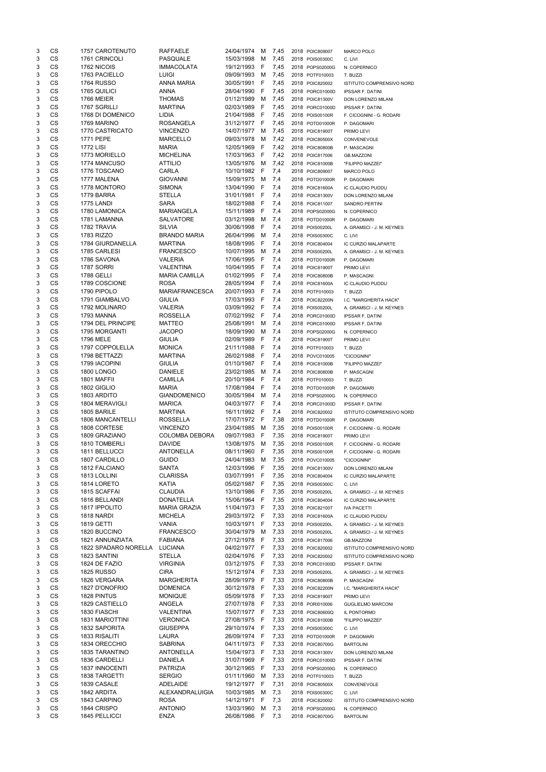| | | | | | | | | | | |
|---|---|---|---|---|---|---|---|---|---|---|
| 3 | CS | 1757 | CAROTENUTO | RAFFAELE | 24/04/1974 | M | 7,45 | 2018 | POIC809007 | MARCO POLO |
| 3 | CS | 1761 | CRINCOLI | PASQUALE | 15/03/1998 | M | 7,45 | 2018 | POIS00300C | C. LIVI |
| 3 | CS | 1762 | NICOIS | IMMACOLATA | 19/12/1993 | F | 7,45 | 2018 | POPS02000G | N. COPERNICO |
| 3 | CS | 1763 | PACIELLO | LUIGI | 09/09/1993 | M | 7,45 | 2018 | POTF010003 | T. BUZZI |
| 3 | CS | 1764 | RUSSO | ANNA MARIA | 30/05/1991 | F | 7,45 | 2018 | POIC820002 | ISTITUTO COMPRENSIVO NORD |
| 3 | CS | 1765 | QUILICI | ANNA | 28/04/1990 | F | 7,45 | 2018 | PORC01000D | IPSSAR F. DATINI |
| 3 | CS | 1766 | MEIER | THOMAS | 01/12/1989 | M | 7,45 | 2018 | POIC81300V | DON LORENZO MILANI |
| 3 | CS | 1767 | SGRILLI | MARTINA | 02/03/1989 | F | 7,45 | 2018 | PORC01000D | IPSSAR F. DATINI |
| 3 | CS | 1768 | DI DOMENICO | LIDIA | 21/04/1988 | F | 7,45 | 2018 | POIS00100R | F. CICOGNINI - G. RODARI |
| 3 | CS | 1769 | MARINO | ROSANGELA | 31/12/1977 | F | 7,45 | 2018 | POTD01000R | P. DAGOMARI |
| 3 | CS | 1770 | CASTRICATO | VINCENZO | 14/07/1977 | M | 7,45 | 2018 | POIC81900T | PRIMO LEVI |
| 3 | CS | 1771 | PEPE | MARCELLO | 09/03/1978 | M | 7,42 | 2018 | POIC80500X | CONVENEVOLE |
| 3 | CS | 1772 | LISI | MARIA | 12/05/1969 | F | 7,42 | 2018 | POIC80800B | P. MASCAGNI |
| 3 | CS | 1773 | MORIELLO | MICHELINA | 17/03/1963 | F | 7,42 | 2018 | POIC817006 | GB.MAZZONI |
| 3 | CS | 1774 | MANCUSO | ATTILIO | 13/05/1976 | M | 7,42 | 2018 | POIC81000B | "FILIPPO MAZZEI" |
| 3 | CS | 1776 | TOSCANO | CARLA | 10/10/1982 | F | 7,4 | 2018 | POIC809007 | MARCO POLO |
| 3 | CS | 1777 | MALENA | GIOVANNI | 15/09/1975 | M | 7,4 | 2018 | POTD01000R | P. DAGOMARI |
| 3 | CS | 1778 | MONTORO | SIMONA | 13/04/1990 | F | 7,4 | 2018 | POIC81600A | IC CLAUDIO PUDDU |
| 3 | CS | 1779 | BARRA | STELLA | 31/01/1981 | F | 7,4 | 2018 | POIC81300V | DON LORENZO MILANI |
| 3 | CS | 1775 | LANDI | SARA | 18/02/1988 | F | 7,4 | 2018 | POIC811007 | SANDRO PERTINI |
| 3 | CS | 1780 | LAMONICA | MARIANGELA | 15/11/1989 | F | 7,4 | 2018 | POPS02000G | N. COPERNICO |
| 3 | CS | 1781 | LAMANNA | SALVATORE | 03/12/1998 | M | 7,4 | 2018 | POTD01000R | P. DAGOMARI |
| 3 | CS | 1782 | TRAVIA | SILVIA | 30/06/1998 | F | 7,4 | 2018 | POIS00200L | A. GRAMSCI - J. M. KEYNES |
| 3 | CS | 1783 | RIZZO | BRANDO MARIA | 26/04/1996 | M | 7,4 | 2018 | POIS00300C | C. LIVI |
| 3 | CS | 1784 | GIURDANELLA | MARTINA | 18/08/1995 | F | 7,4 | 2018 | POIC804004 | IC CURZIO MALAPARTE |
| 3 | CS | 1785 | CARLESI | FRANCESCO | 10/07/1995 | M | 7,4 | 2018 | POIS00200L | A. GRAMSCI - J. M. KEYNES |
| 3 | CS | 1786 | SAVONA | VALERIA | 17/06/1995 | F | 7,4 | 2018 | POTD01000R | P. DAGOMARI |
| 3 | CS | 1787 | SORRI | VALENTINA | 10/04/1995 | F | 7,4 | 2018 | POIC81900T | PRIMO LEVI |
| 3 | CS | 1788 | GELLI | MARIA CAMILLA | 01/02/1995 | F | 7,4 | 2018 | POIC80800B | P. MASCAGNI |
| 3 | CS | 1789 | COSCIONE | ROSA | 28/05/1994 | F | 7,4 | 2018 | POIC81600A | IC CLAUDIO PUDDU |
| 3 | CS | 1790 | PIPOLO | MARIAFRANCESCA | 20/07/1993 | F | 7,4 | 2018 | POTF010003 | T. BUZZI |
| 3 | CS | 1791 | GIAMBALVO | GIULIA | 17/03/1993 | F | 7,4 | 2018 | POIC82200N | I.C. "MARGHERITA HACK" |
| 3 | CS | 1792 | MOLINARO | VALERIA | 03/09/1992 | F | 7,4 | 2018 | POIS00200L | A. GRAMSCI - J. M. KEYNES |
| 3 | CS | 1793 | MANNA | ROSSELLA | 07/02/1992 | F | 7,4 | 2018 | PORC01000D | IPSSAR F. DATINI |
| 3 | CS | 1794 | DEL PRINCIPE | MATTEO | 25/08/1991 | M | 7,4 | 2018 | PORC01000D | IPSSAR F. DATINI |
| 3 | CS | 1795 | MORGANTI | JACOPO | 18/09/1990 | M | 7,4 | 2018 | POPS02000G | N. COPERNICO |
| 3 | CS | 1796 | MELE | GIULIA | 02/09/1989 | F | 7,4 | 2018 | POIC81900T | PRIMO LEVI |
| 3 | CS | 1797 | COPPOLELLA | MONICA | 21/11/1988 | F | 7,4 | 2018 | POTF010003 | T. BUZZI |
| 3 | CS | 1798 | BETTAZZI | MARTINA | 26/02/1988 | F | 7,4 | 2018 | POVC010005 | "CICOGNINI" |
| 3 | CS | 1799 | IACOPINI | GIULIA | 01/10/1987 | F | 7,4 | 2018 | POIC81000B | "FILIPPO MAZZEI" |
| 3 | CS | 1800 | LONGO | DANIELE | 23/02/1985 | M | 7,4 | 2018 | POIC80800B | P. MASCAGNI |
| 3 | CS | 1801 | MAFFII | CAMILLA | 20/10/1984 | F | 7,4 | 2018 | POTF010003 | T. BUZZI |
| 3 | CS | 1802 | GIGLIO | MARIA | 17/08/1984 | F | 7,4 | 2018 | POTD01000R | P. DAGOMARI |
| 3 | CS | 1803 | ARDITO | GIANDOMENICO | 30/05/1984 | M | 7,4 | 2018 | POPS02000G | N. COPERNICO |
| 3 | CS | 1804 | MERAVIGLI | MARICA | 04/03/1977 | F | 7,4 | 2018 | PORC01000D | IPSSAR F. DATINI |
| 3 | CS | 1805 | BARILE | MARTINA | 16/11/1992 | F | 7,4 | 2018 | POIC820002 | ISTITUTO COMPRENSIVO NORD |
| 3 | CS | 1806 | MANCANTELLI | ROSSELLA | 17/07/1972 | F | 7,38 | 2018 | POTD01000R | P. DAGOMARI |
| 3 | CS | 1808 | CORTESE | VINCENZO | 23/04/1985 | M | 7,35 | 2018 | POIS00100R | F. CICOGNINI - G. RODARI |
| 3 | CS | 1809 | GRAZIANO | COLOMBA DEBORA | 09/07/1983 | F | 7,35 | 2018 | POIC81900T | PRIMO LEVI |
| 3 | CS | 1810 | TOMBERLI | DAVIDE | 13/08/1975 | M | 7,35 | 2018 | POIS00100R | F. CICOGNINI - G. RODARI |
| 3 | CS | 1811 | BELLUCCI | ANTONELLA | 08/11/1960 | F | 7,35 | 2018 | POIS00100R | F. CICOGNINI - G. RODARI |
| 3 | CS | 1807 | CARDILLO | GUIDO | 24/04/1983 | M | 7,35 | 2018 | POVC010005 | "CICOGNINI" |
| 3 | CS | 1812 | FALCIANO | SANTA | 12/03/1996 | F | 7,35 | 2018 | POIC81300V | DON LORENZO MILANI |
| 3 | CS | 1813 | LOLLINI | CLARISSA | 03/07/1991 | F | 7,35 | 2018 | POIC804004 | IC CURZIO MALAPARTE |
| 3 | CS | 1814 | LORETO | KATIA | 05/02/1987 | F | 7,35 | 2018 | POIS00300C | C. LIVI |
| 3 | CS | 1815 | SCAFFAI | CLAUDIA | 13/10/1986 | F | 7,35 | 2018 | POIS00200L | A. GRAMSCI - J. M. KEYNES |
| 3 | CS | 1816 | BELLANDI | DONATELLA | 15/06/1964 | F | 7,35 | 2018 | POIC804004 | IC CURZIO MALAPARTE |
| 3 | CS | 1817 | IPPOLITO | MARIA GRAZIA | 11/04/1973 | F | 7,33 | 2018 | POIC82100T | IVA PACETTI |
| 3 | CS | 1818 | NARDI | MICHELA | 29/03/1972 | F | 7,33 | 2018 | POIC81600A | IC CLAUDIO PUDDU |
| 3 | CS | 1819 | GETTI | VANIA | 10/03/1971 | F | 7,33 | 2018 | POIS00200L | A. GRAMSCI - J. M. KEYNES |
| 3 | CS | 1820 | BUCCINO | FRANCESCO | 30/04/1979 | M | 7,33 | 2018 | POIS00200L | A. GRAMSCI - J. M. KEYNES |
| 3 | CS | 1821 | ANNUNZIATA | FABIANA | 27/12/1978 | F | 7,33 | 2018 | POIC817006 | GB.MAZZONI |
| 3 | CS | 1822 | SPADARO NORELLA | LUCIANA | 04/02/1977 | F | 7,33 | 2018 | POIC820002 | ISTITUTO COMPRENSIVO NORD |
| 3 | CS | 1823 | SANTINI | STELLA | 02/04/1976 | F | 7,33 | 2018 | POIC820002 | ISTITUTO COMPRENSIVO NORD |
| 3 | CS | 1824 | DE FAZIO | VIRGINIA | 03/12/1975 | F | 7,33 | 2018 | PORC01000D | IPSSAR F. DATINI |
| 3 | CS | 1825 | RUSSO | CIRA | 15/12/1974 | F | 7,33 | 2018 | POIS00200L | A. GRAMSCI - J. M. KEYNES |
| 3 | CS | 1826 | VERGARA | MARGHERITA | 28/09/1979 | F | 7,33 | 2018 | POIC80800B | P. MASCAGNI |
| 3 | CS | 1827 | D'ONOFRIO | DOMENICA | 30/12/1978 | F | 7,33 | 2018 | POIC82200N | I.C. "MARGHERITA HACK" |
| 3 | CS | 1828 | PINTUS | MONIQUE | 05/09/1978 | F | 7,33 | 2018 | POIC81900T | PRIMO LEVI |
| 3 | CS | 1829 | CASTIELLO | ANGELA | 27/07/1978 | F | 7,33 | 2018 | PORI010006 | GUGLIELMO MARCONI |
| 3 | CS | 1830 | FIASCHI | VALENTINA | 15/07/1977 | F | 7,33 | 2018 | POIC80600Q | IL PONTORMO |
| 3 | CS | 1831 | MARIOTTINI | VERONICA | 27/08/1975 | F | 7,33 | 2018 | POIC81000B | "FILIPPO MAZZEI" |
| 3 | CS | 1832 | SAPORITA | GIUSEPPA | 29/10/1974 | F | 7,33 | 2018 | POIS00300C | C. LIVI |
| 3 | CS | 1833 | RISALITI | LAURA | 26/09/1974 | F | 7,33 | 2018 | POTD01000R | P. DAGOMARI |
| 3 | CS | 1834 | ORECCHIO | SABRINA | 04/11/1973 | F | 7,33 | 2018 | POIC80700G | BARTOLINI |
| 3 | CS | 1835 | TARANTINO | ANTONELLA | 15/04/1973 | F | 7,33 | 2018 | POIC81300V | DON LORENZO MILANI |
| 3 | CS | 1836 | CARDELLI | DANIELA | 31/07/1969 | F | 7,33 | 2018 | PORC01000D | IPSSAR F. DATINI |
| 3 | CS | 1837 | INNOCENTI | PATRIZIA | 30/12/1965 | F | 7,33 | 2018 | POPS02000G | N. COPERNICO |
| 3 | CS | 1838 | TARGETTI | SERGIO | 01/11/1960 | M | 7,33 | 2018 | POTF010003 | T. BUZZI |
| 3 | CS | 1839 | CASALE | ADELAIDE | 19/12/1977 | F | 7,31 | 2018 | POIC80500X | CONVENEVOLE |
| 3 | CS | 1842 | ARDITA | ALEXANDRALUIGIA | 10/03/1985 | M | 7,3 | 2018 | POIS00300C | C. LIVI |
| 3 | CS | 1843 | CARPINO | ROSA | 14/12/1971 | F | 7,3 | 2018 | POIC820002 | ISTITUTO COMPRENSIVO NORD |
| 3 | CS | 1844 | CRISPO | ANTONIO | 13/03/1960 | M | 7,3 | 2018 | POPS02000G | N. COPERNICO |
| 3 | CS | 1845 | PELLICCI | ENZA | 26/08/1986 | F | 7,3 | 2018 | POIC80700G | BARTOLINI |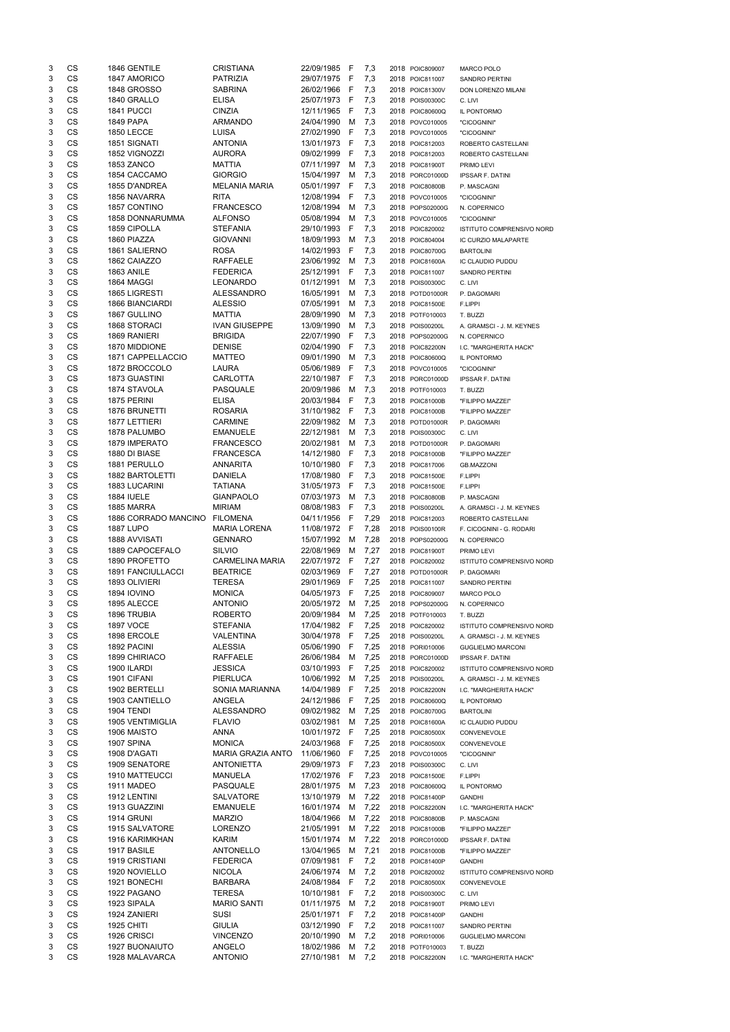| | | | | | | | | | |
|---|---|---|---|---|---|---|---|---|---|
| 3 | CS | 1846 GENTILE | CRISTIANA | 22/09/1985 | F | 7,3 | 2018 | POIC809007 | MARCO POLO |
| 3 | CS | 1847 AMORICO | PATRIZIA | 29/07/1975 | F | 7,3 | 2018 | POIC811007 | SANDRO PERTINI |
| 3 | CS | 1848 GROSSO | SABRINA | 26/02/1966 | F | 7,3 | 2018 | POIC81300V | DON LORENZO MILANI |
| 3 | CS | 1840 GRALLO | ELISA | 25/07/1973 | F | 7,3 | 2018 | POIS00300C | C. LIVI |
| 3 | CS | 1841 PUCCI | CINZIA | 12/11/1965 | F | 7,3 | 2018 | POIC80600Q | IL PONTORMO |
| 3 | CS | 1849 PAPA | ARMANDO | 24/04/1990 | M | 7,3 | 2018 | POVC010005 | "CICOGNINI" |
| 3 | CS | 1850 LECCE | LUISA | 27/02/1990 | F | 7,3 | 2018 | POVC010005 | "CICOGNINI" |
| 3 | CS | 1851 SIGNATI | ANTONIA | 13/01/1973 | F | 7,3 | 2018 | POIC812003 | ROBERTO CASTELLANI |
| 3 | CS | 1852 VIGNOZZI | AURORA | 09/02/1999 | F | 7,3 | 2018 | POIC812003 | ROBERTO CASTELLANI |
| 3 | CS | 1853 ZANCO | MATTIA | 07/11/1997 | M | 7,3 | 2018 | POIC81900T | PRIMO LEVI |
| 3 | CS | 1854 CACCAMO | GIORGIO | 15/04/1997 | M | 7,3 | 2018 | PORC01000D | IPSSAR F. DATINI |
| 3 | CS | 1855 D'ANDREA | MELANIA MARIA | 05/01/1997 | F | 7,3 | 2018 | POIC80800B | P. MASCAGNI |
| 3 | CS | 1856 NAVARRA | RITA | 12/08/1994 | F | 7,3 | 2018 | POVC010005 | "CICOGNINI" |
| 3 | CS | 1857 CONTINO | FRANCESCO | 12/08/1994 | M | 7,3 | 2018 | POPS02000G | N. COPERNICO |
| 3 | CS | 1858 DONNARUMMA | ALFONSO | 05/08/1994 | M | 7,3 | 2018 | POVC010005 | "CICOGNINI" |
| 3 | CS | 1859 CIPOLLA | STEFANIA | 29/10/1993 | F | 7,3 | 2018 | POIC820002 | ISTITUTO COMPRENSIVO NORD |
| 3 | CS | 1860 PIAZZA | GIOVANNI | 18/09/1993 | M | 7,3 | 2018 | POIC804004 | IC CURZIO MALAPARTE |
| 3 | CS | 1861 SALIERNO | ROSA | 14/02/1993 | F | 7,3 | 2018 | POIC80700G | BARTOLINI |
| 3 | CS | 1862 CAIAZZO | RAFFAELE | 23/06/1992 | M | 7,3 | 2018 | POIC81600A | IC CLAUDIO PUDDU |
| 3 | CS | 1863 ANILE | FEDERICA | 25/12/1991 | F | 7,3 | 2018 | POIC811007 | SANDRO PERTINI |
| 3 | CS | 1864 MAGGI | LEONARDO | 01/12/1991 | M | 7,3 | 2018 | POIS00300C | C. LIVI |
| 3 | CS | 1865 LIGRESTI | ALESSANDRO | 16/05/1991 | M | 7,3 | 2018 | POTD01000R | P. DAGOMARI |
| 3 | CS | 1866 BIANCIARDI | ALESSIO | 07/05/1991 | M | 7,3 | 2018 | POIC81500E | F.LIPPI |
| 3 | CS | 1867 GULLINO | MATTIA | 28/09/1990 | M | 7,3 | 2018 | POTF010003 | T. BUZZI |
| 3 | CS | 1868 STORACI | IVAN GIUSEPPE | 13/09/1990 | M | 7,3 | 2018 | POIS00200L | A. GRAMSCI - J. M. KEYNES |
| 3 | CS | 1869 RANIERI | BRIGIDA | 22/07/1990 | F | 7,3 | 2018 | POPS02000G | N. COPERNICO |
| 3 | CS | 1870 MIDDIONE | DENISE | 02/04/1990 | F | 7,3 | 2018 | POIC82200N | I.C. "MARGHERITA HACK" |
| 3 | CS | 1871 CAPPELLACCIO | MATTEO | 09/01/1990 | M | 7,3 | 2018 | POIC80600Q | IL PONTORMO |
| 3 | CS | 1872 BROCCOLO | LAURA | 05/06/1989 | F | 7,3 | 2018 | POVC010005 | "CICOGNINI" |
| 3 | CS | 1873 GUASTINI | CARLOTTA | 22/10/1987 | F | 7,3 | 2018 | PORC01000D | IPSSAR F. DATINI |
| 3 | CS | 1874 STAVOLA | PASQUALE | 20/09/1986 | M | 7,3 | 2018 | POTF010003 | T. BUZZI |
| 3 | CS | 1875 PERINI | ELISA | 20/03/1984 | F | 7,3 | 2018 | POIC81000B | "FILIPPO MAZZEI" |
| 3 | CS | 1876 BRUNETTI | ROSARIA | 31/10/1982 | F | 7,3 | 2018 | POIC81000B | "FILIPPO MAZZEI" |
| 3 | CS | 1877 LETTIERI | CARMINE | 22/09/1982 | M | 7,3 | 2018 | POTD01000R | P. DAGOMARI |
| 3 | CS | 1878 PALUMBO | EMANUELE | 22/12/1981 | M | 7,3 | 2018 | POIS00300C | C. LIVI |
| 3 | CS | 1879 IMPERATO | FRANCESCO | 20/02/1981 | M | 7,3 | 2018 | POTD01000R | P. DAGOMARI |
| 3 | CS | 1880 DI BIASE | FRANCESCA | 14/12/1980 | F | 7,3 | 2018 | POIC81000B | "FILIPPO MAZZEI" |
| 3 | CS | 1881 PERULLO | ANNARITA | 10/10/1980 | F | 7,3 | 2018 | POIC817006 | GB.MAZZONI |
| 3 | CS | 1882 BARTOLETTI | DANIELA | 17/08/1980 | F | 7,3 | 2018 | POIC81500E | F.LIPPI |
| 3 | CS | 1883 LUCARINI | TATIANA | 31/05/1973 | F | 7,3 | 2018 | POIC81500E | F.LIPPI |
| 3 | CS | 1884 IUELE | GIANPAOLO | 07/03/1973 | M | 7,3 | 2018 | POIC80800B | P. MASCAGNI |
| 3 | CS | 1885 MARRA | MIRIAM | 08/08/1983 | F | 7,3 | 2018 | POIS00200L | A. GRAMSCI - J. M. KEYNES |
| 3 | CS | 1886 CORRADO MANCINO | FILOMENA | 04/11/1956 | F | 7,29 | 2018 | POIC812003 | ROBERTO CASTELLANI |
| 3 | CS | 1887 LUPO | MARIA LORENA | 11/08/1972 | F | 7,28 | 2018 | POIS00100R | F. CICOGNINI - G. RODARI |
| 3 | CS | 1888 AVVISATI | GENNARO | 15/07/1992 | M | 7,28 | 2018 | POPS02000G | N. COPERNICO |
| 3 | CS | 1889 CAPOCEFALO | SILVIO | 22/08/1969 | M | 7,27 | 2018 | POIC81900T | PRIMO LEVI |
| 3 | CS | 1890 PROFETTO | CARMELINA MARIA | 22/07/1972 | F | 7,27 | 2018 | POIC820002 | ISTITUTO COMPRENSIVO NORD |
| 3 | CS | 1891 FANCIULLACCI | BEATRICE | 02/03/1969 | F | 7,27 | 2018 | POTD01000R | P. DAGOMARI |
| 3 | CS | 1893 OLIVIERI | TERESA | 29/01/1969 | F | 7,25 | 2018 | POIC811007 | SANDRO PERTINI |
| 3 | CS | 1894 IOVINO | MONICA | 04/05/1973 | F | 7,25 | 2018 | POIC809007 | MARCO POLO |
| 3 | CS | 1895 ALECCE | ANTONIO | 20/05/1972 | M | 7,25 | 2018 | POPS02000G | N. COPERNICO |
| 3 | CS | 1896 TRUBIA | ROBERTO | 20/09/1984 | M | 7,25 | 2018 | POTF010003 | T. BUZZI |
| 3 | CS | 1897 VOCE | STEFANIA | 17/04/1982 | F | 7,25 | 2018 | POIC820002 | ISTITUTO COMPRENSIVO NORD |
| 3 | CS | 1898 ERCOLE | VALENTINA | 30/04/1978 | F | 7,25 | 2018 | POIS00200L | A. GRAMSCI - J. M. KEYNES |
| 3 | CS | 1892 PACINI | ALESSIA | 05/06/1990 | F | 7,25 | 2018 | PORI010006 | GUGLIELMO MARCONI |
| 3 | CS | 1899 CHIRIACO | RAFFAELE | 26/06/1984 | M | 7,25 | 2018 | PORC01000D | IPSSAR F. DATINI |
| 3 | CS | 1900 ILARDI | JESSICA | 03/10/1993 | F | 7,25 | 2018 | POIC820002 | ISTITUTO COMPRENSIVO NORD |
| 3 | CS | 1901 CIFANI | PIERLUCA | 10/06/1992 | M | 7,25 | 2018 | POIS00200L | A. GRAMSCI - J. M. KEYNES |
| 3 | CS | 1902 BERTELLI | SONIA MARIANNA | 14/04/1989 | F | 7,25 | 2018 | POIC82200N | I.C. "MARGHERITA HACK" |
| 3 | CS | 1903 CANTIELLO | ANGELA | 24/12/1986 | F | 7,25 | 2018 | POIC80600Q | IL PONTORMO |
| 3 | CS | 1904 TENDI | ALESSANDRO | 09/02/1982 | M | 7,25 | 2018 | POIC80700G | BARTOLINI |
| 3 | CS | 1905 VENTIMIGLIA | FLAVIO | 03/02/1981 | M | 7,25 | 2018 | POIC81600A | IC CLAUDIO PUDDU |
| 3 | CS | 1906 MAISTO | ANNA | 10/01/1972 | F | 7,25 | 2018 | POIC80500X | CONVENEVOLE |
| 3 | CS | 1907 SPINA | MONICA | 24/03/1968 | F | 7,25 | 2018 | POIC80500X | CONVENEVOLE |
| 3 | CS | 1908 D'AGATI | MARIA GRAZIA ANTO | 11/06/1960 | F | 7,25 | 2018 | POVC010005 | "CICOGNINI" |
| 3 | CS | 1909 SENATORE | ANTONIETTA | 29/09/1973 | F | 7,23 | 2018 | POIS00300C | C. LIVI |
| 3 | CS | 1910 MATTEUCCI | MANUELA | 17/02/1976 | F | 7,23 | 2018 | POIC81500E | F.LIPPI |
| 3 | CS | 1911 MADEO | PASQUALE | 28/01/1975 | M | 7,23 | 2018 | POIC80600Q | IL PONTORMO |
| 3 | CS | 1912 LENTINI | SALVATORE | 13/10/1979 | M | 7,22 | 2018 | POIC81400P | GANDHI |
| 3 | CS | 1913 GUAZZINI | EMANUELE | 16/01/1974 | M | 7,22 | 2018 | POIC82200N | I.C. "MARGHERITA HACK" |
| 3 | CS | 1914 GRUNI | MARZIO | 18/04/1966 | M | 7,22 | 2018 | POIC80800B | P. MASCAGNI |
| 3 | CS | 1915 SALVATORE | LORENZO | 21/05/1991 | M | 7,22 | 2018 | POIC81000B | "FILIPPO MAZZEI" |
| 3 | CS | 1916 KARIMKHAN | KARIM | 15/01/1974 | M | 7,22 | 2018 | PORC01000D | IPSSAR F. DATINI |
| 3 | CS | 1917 BASILE | ANTONELLO | 13/04/1965 | M | 7,21 | 2018 | POIC81000B | "FILIPPO MAZZEI" |
| 3 | CS | 1919 CRISTIANI | FEDERICA | 07/09/1981 | F | 7,2 | 2018 | POIC81400P | GANDHI |
| 3 | CS | 1920 NOVIELLO | NICOLA | 24/06/1974 | M | 7,2 | 2018 | POIC820002 | ISTITUTO COMPRENSIVO NORD |
| 3 | CS | 1921 BONECHI | BARBARA | 24/08/1984 | F | 7,2 | 2018 | POIC80500X | CONVENEVOLE |
| 3 | CS | 1922 PAGANO | TERESA | 10/10/1981 | F | 7,2 | 2018 | POIS00300C | C. LIVI |
| 3 | CS | 1923 SIPALA | MARIO SANTI | 01/11/1975 | M | 7,2 | 2018 | POIC81900T | PRIMO LEVI |
| 3 | CS | 1924 ZANIERI | SUSI | 25/01/1971 | F | 7,2 | 2018 | POIC81400P | GANDHI |
| 3 | CS | 1925 CHITI | GIULIA | 03/12/1990 | F | 7,2 | 2018 | POIC811007 | SANDRO PERTINI |
| 3 | CS | 1926 CRISCI | VINCENZO | 20/10/1990 | M | 7,2 | 2018 | PORI010006 | GUGLIELMO MARCONI |
| 3 | CS | 1927 BUONAIUTO | ANGELO | 18/02/1986 | M | 7,2 | 2018 | POTF010003 | T. BUZZI |
| 3 | CS | 1928 MALAVARCA | ANTONIO | 27/10/1981 | M | 7,2 | 2018 | POIC82200N | I.C. "MARGHERITA HACK" |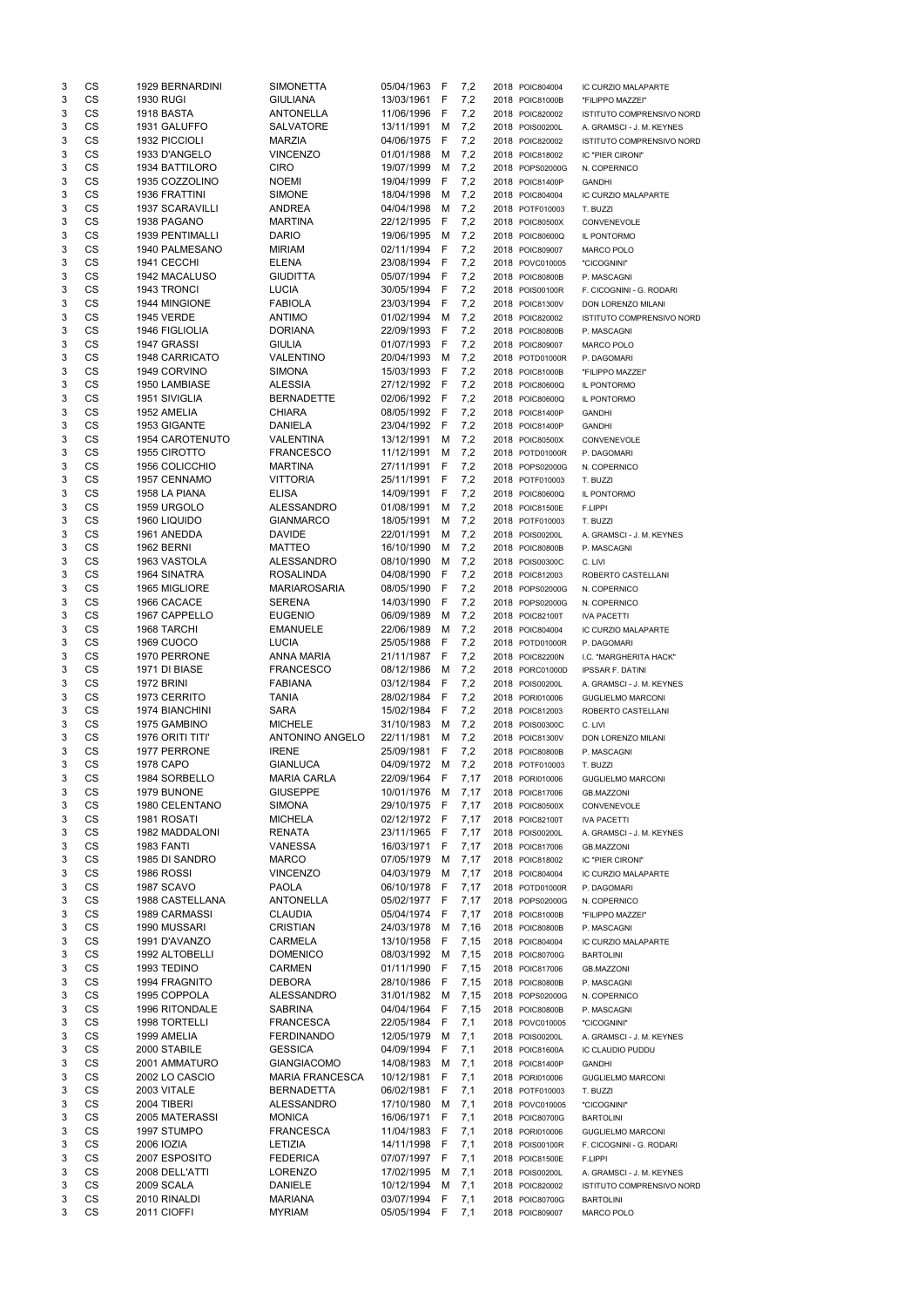| | | | | | | | | | |
|---|---|---|---|---|---|---|---|---|---|
| 3 | CS | 1929 | BERNARDINI | SIMONETTA | 05/04/1963 | F | 7,2 | 2018 | POIC804004 | IC CURZIO MALAPARTE |
| 3 | CS | 1930 | RUGI | GIULIANA | 13/03/1961 | F | 7,2 | 2018 | POIC81000B | "FILIPPO MAZZEI" |
| 3 | CS | 1918 | BASTA | ANTONELLA | 11/06/1996 | F | 7,2 | 2018 | POIC820002 | ISTITUTO COMPRENSIVO NORD |
| 3 | CS | 1931 | GALUFFO | SALVATORE | 13/11/1991 | M | 7,2 | 2018 | POIS00200L | A. GRAMSCI - J. M. KEYNES |
| 3 | CS | 1932 | PICCIOLI | MARZIA | 04/06/1975 | F | 7,2 | 2018 | POIC820002 | ISTITUTO COMPRENSIVO NORD |
| 3 | CS | 1933 | D'ANGELO | VINCENZO | 01/01/1988 | M | 7,2 | 2018 | POIC818002 | IC "PIER CIRONI" |
| 3 | CS | 1934 | BATTILORO | CIRO | 19/07/1999 | M | 7,2 | 2018 | POPS02000G | N. COPERNICO |
| 3 | CS | 1935 | COZZOLINO | NOEMI | 19/04/1999 | F | 7,2 | 2018 | POIC81400P | GANDHI |
| 3 | CS | 1936 | FRATTINI | SIMONE | 18/04/1998 | M | 7,2 | 2018 | POIC804004 | IC CURZIO MALAPARTE |
| 3 | CS | 1937 | SCARAVILLI | ANDREA | 04/04/1998 | M | 7,2 | 2018 | POTF010003 | T. BUZZI |
| 3 | CS | 1938 | PAGANO | MARTINA | 22/12/1995 | F | 7,2 | 2018 | POIC80500X | CONVENEVOLE |
| 3 | CS | 1939 | PENTIMALLI | DARIO | 19/06/1995 | M | 7,2 | 2018 | POIC80600Q | IL PONTORMO |
| 3 | CS | 1940 | PALMESANO | MIRIAM | 02/11/1994 | F | 7,2 | 2018 | POIC809007 | MARCO POLO |
| 3 | CS | 1941 | CECCHI | ELENA | 23/08/1994 | F | 7,2 | 2018 | POVC010005 | "CICOGNINI" |
| 3 | CS | 1942 | MACALUSO | GIUDITTA | 05/07/1994 | F | 7,2 | 2018 | POIC80800B | P. MASCAGNI |
| 3 | CS | 1943 | TRONCI | LUCIA | 30/05/1994 | F | 7,2 | 2018 | POIS00100R | F. CICOGNINI - G. RODARI |
| 3 | CS | 1944 | MINGIONE | FABIOLA | 23/03/1994 | F | 7,2 | 2018 | POIC81300V | DON LORENZO MILANI |
| 3 | CS | 1945 | VERDE | ANTIMO | 01/02/1994 | M | 7,2 | 2018 | POIC820002 | ISTITUTO COMPRENSIVO NORD |
| 3 | CS | 1946 | FIGLIOLIA | DORIANA | 22/09/1993 | F | 7,2 | 2018 | POIC80800B | P. MASCAGNI |
| 3 | CS | 1947 | GRASSI | GIULIA | 01/07/1993 | F | 7,2 | 2018 | POIC809007 | MARCO POLO |
| 3 | CS | 1948 | CARRICATO | VALENTINO | 20/04/1993 | M | 7,2 | 2018 | POTD01000R | P. DAGOMARI |
| 3 | CS | 1949 | CORVINO | SIMONA | 15/03/1993 | F | 7,2 | 2018 | POIC81000B | "FILIPPO MAZZEI" |
| 3 | CS | 1950 | LAMBIASE | ALESSIA | 27/12/1992 | F | 7,2 | 2018 | POIC80600Q | IL PONTORMO |
| 3 | CS | 1951 | SIVIGLIA | BERNADETTE | 02/06/1992 | F | 7,2 | 2018 | POIC80600Q | IL PONTORMO |
| 3 | CS | 1952 | AMELIA | CHIARA | 08/05/1992 | F | 7,2 | 2018 | POIC81400P | GANDHI |
| 3 | CS | 1953 | GIGANTE | DANIELA | 23/04/1992 | F | 7,2 | 2018 | POIC81400P | GANDHI |
| 3 | CS | 1954 | CAROTENUTO | VALENTINA | 13/12/1991 | M | 7,2 | 2018 | POIC80500X | CONVENEVOLE |
| 3 | CS | 1955 | CIROTTO | FRANCESCO | 11/12/1991 | M | 7,2 | 2018 | POTD01000R | P. DAGOMARI |
| 3 | CS | 1956 | COLICCHIO | MARTINA | 27/11/1991 | F | 7,2 | 2018 | POPS02000G | N. COPERNICO |
| 3 | CS | 1957 | CENNAMO | VITTORIA | 25/11/1991 | F | 7,2 | 2018 | POTF010003 | T. BUZZI |
| 3 | CS | 1958 | LA PIANA | ELISA | 14/09/1991 | F | 7,2 | 2018 | POIC80600Q | IL PONTORMO |
| 3 | CS | 1959 | URGOLO | ALESSANDRO | 01/08/1991 | M | 7,2 | 2018 | POIC81500E | F.LIPPI |
| 3 | CS | 1960 | LIQUIDO | GIANMARCO | 18/05/1991 | M | 7,2 | 2018 | POTF010003 | T. BUZZI |
| 3 | CS | 1961 | ANEDDA | DAVIDE | 22/01/1991 | M | 7,2 | 2018 | POIS00200L | A. GRAMSCI - J. M. KEYNES |
| 3 | CS | 1962 | BERNI | MATTEO | 16/10/1990 | M | 7,2 | 2018 | POIC80800B | P. MASCAGNI |
| 3 | CS | 1963 | VASTOLA | ALESSANDRO | 08/10/1990 | M | 7,2 | 2018 | POIS00300C | C. LIVI |
| 3 | CS | 1964 | SINATRA | ROSALINDA | 04/08/1990 | F | 7,2 | 2018 | POIC812003 | ROBERTO CASTELLANI |
| 3 | CS | 1965 | MIGLIORE | MARIAROSARIA | 08/05/1990 | F | 7,2 | 2018 | POPS02000G | N. COPERNICO |
| 3 | CS | 1966 | CACACE | SERENA | 14/03/1990 | F | 7,2 | 2018 | POPS02000G | N. COPERNICO |
| 3 | CS | 1967 | CAPPELLO | EUGENIO | 06/09/1989 | M | 7,2 | 2018 | POIC82100T | IVA PACETTI |
| 3 | CS | 1968 | TARCHI | EMANUELE | 22/06/1989 | M | 7,2 | 2018 | POIC804004 | IC CURZIO MALAPARTE |
| 3 | CS | 1969 | CUOCO | LUCIA | 25/05/1988 | F | 7,2 | 2018 | POTD01000R | P. DAGOMARI |
| 3 | CS | 1970 | PERRONE | ANNA MARIA | 21/11/1987 | F | 7,2 | 2018 | POIC82200N | I.C. "MARGHERITA HACK" |
| 3 | CS | 1971 | DI BIASE | FRANCESCO | 08/12/1986 | M | 7,2 | 2018 | PORC01000D | IPSSAR F. DATINI |
| 3 | CS | 1972 | BRINI | FABIANA | 03/12/1984 | F | 7,2 | 2018 | POIS00200L | A. GRAMSCI - J. M. KEYNES |
| 3 | CS | 1973 | CERRITO | TANIA | 28/02/1984 | F | 7,2 | 2018 | PORI010006 | GUGLIELMO MARCONI |
| 3 | CS | 1974 | BIANCHINI | SARA | 15/02/1984 | F | 7,2 | 2018 | POIC812003 | ROBERTO CASTELLANI |
| 3 | CS | 1975 | GAMBINO | MICHELE | 31/10/1983 | M | 7,2 | 2018 | POIS00300C | C. LIVI |
| 3 | CS | 1976 | ORITI TITI' | ANTONINO ANGELO | 22/11/1981 | M | 7,2 | 2018 | POIC81300V | DON LORENZO MILANI |
| 3 | CS | 1977 | PERRONE | IRENE | 25/09/1981 | F | 7,2 | 2018 | POIC80800B | P. MASCAGNI |
| 3 | CS | 1978 | CAPO | GIANLUCA | 04/09/1972 | M | 7,2 | 2018 | POTF010003 | T. BUZZI |
| 3 | CS | 1984 | SORBELLO | MARIA CARLA | 22/09/1964 | F | 7,17 | 2018 | PORI010006 | GUGLIELMO MARCONI |
| 3 | CS | 1979 | BUNONE | GIUSEPPE | 10/01/1976 | M | 7,17 | 2018 | POIC817006 | GB.MAZZONI |
| 3 | CS | 1980 | CELENTANO | SIMONA | 29/10/1975 | F | 7,17 | 2018 | POIC80500X | CONVENEVOLE |
| 3 | CS | 1981 | ROSATI | MICHELA | 02/12/1972 | F | 7,17 | 2018 | POIC82100T | IVA PACETTI |
| 3 | CS | 1982 | MADDALONI | RENATA | 23/11/1965 | F | 7,17 | 2018 | POIS00200L | A. GRAMSCI - J. M. KEYNES |
| 3 | CS | 1983 | FANTI | VANESSA | 16/03/1971 | F | 7,17 | 2018 | POIC817006 | GB.MAZZONI |
| 3 | CS | 1985 | DI SANDRO | MARCO | 07/05/1979 | M | 7,17 | 2018 | POIC818002 | IC "PIER CIRONI" |
| 3 | CS | 1986 | ROSSI | VINCENZO | 04/03/1979 | M | 7,17 | 2018 | POIC804004 | IC CURZIO MALAPARTE |
| 3 | CS | 1987 | SCAVO | PAOLA | 06/10/1978 | F | 7,17 | 2018 | POTD01000R | P. DAGOMARI |
| 3 | CS | 1988 | CASTELLANA | ANTONELLA | 05/02/1977 | F | 7,17 | 2018 | POPS02000G | N. COPERNICO |
| 3 | CS | 1989 | CARMASSI | CLAUDIA | 05/04/1974 | F | 7,17 | 2018 | POIC81000B | "FILIPPO MAZZEI" |
| 3 | CS | 1990 | MUSSARI | CRISTIAN | 24/03/1978 | M | 7,16 | 2018 | POIC80800B | P. MASCAGNI |
| 3 | CS | 1991 | D'AVANZO | CARMELA | 13/10/1958 | F | 7,15 | 2018 | POIC804004 | IC CURZIO MALAPARTE |
| 3 | CS | 1992 | ALTOBELLI | DOMENICO | 08/03/1992 | M | 7,15 | 2018 | POIC80700G | BARTOLINI |
| 3 | CS | 1993 | TEDINO | CARMEN | 01/11/1990 | F | 7,15 | 2018 | POIC817006 | GB.MAZZONI |
| 3 | CS | 1994 | FRAGNITO | DEBORA | 28/10/1986 | F | 7,15 | 2018 | POIC80800B | P. MASCAGNI |
| 3 | CS | 1995 | COPPOLA | ALESSANDRO | 31/01/1982 | M | 7,15 | 2018 | POPS02000G | N. COPERNICO |
| 3 | CS | 1996 | RITONDALE | SABRINA | 04/04/1964 | F | 7,15 | 2018 | POIC80800B | P. MASCAGNI |
| 3 | CS | 1998 | TORTELLI | FRANCESCA | 22/05/1984 | F | 7,1 | 2018 | POVC010005 | "CICOGNINI" |
| 3 | CS | 1999 | AMELIA | FERDINANDO | 12/05/1979 | M | 7,1 | 2018 | POIS00200L | A. GRAMSCI - J. M. KEYNES |
| 3 | CS | 2000 | STABILE | GESSICA | 04/09/1994 | F | 7,1 | 2018 | POIC81600A | IC CLAUDIO PUDDU |
| 3 | CS | 2001 | AMMATURO | GIANGIACOMO | 14/08/1983 | M | 7,1 | 2018 | POIC81400P | GANDHI |
| 3 | CS | 2002 | LO CASCIO | MARIA FRANCESCA | 10/12/1981 | F | 7,1 | 2018 | PORI010006 | GUGLIELMO MARCONI |
| 3 | CS | 2003 | VITALE | BERNADETTA | 06/02/1981 | F | 7,1 | 2018 | POTF010003 | T. BUZZI |
| 3 | CS | 2004 | TIBERI | ALESSANDRO | 17/10/1980 | M | 7,1 | 2018 | POVC010005 | "CICOGNINI" |
| 3 | CS | 2005 | MATERASSI | MONICA | 16/06/1971 | F | 7,1 | 2018 | POIC80700G | BARTOLINI |
| 3 | CS | 1997 | STUMPO | FRANCESCA | 11/04/1983 | F | 7,1 | 2018 | PORI010006 | GUGLIELMO MARCONI |
| 3 | CS | 2006 | IOZIA | LETIZIA | 14/11/1998 | F | 7,1 | 2018 | POIS00100R | F. CICOGNINI - G. RODARI |
| 3 | CS | 2007 | ESPOSITO | FEDERICA | 07/07/1997 | F | 7,1 | 2018 | POIC81500E | F.LIPPI |
| 3 | CS | 2008 | DELL'ATTI | LORENZO | 17/02/1995 | M | 7,1 | 2018 | POIS00200L | A. GRAMSCI - J. M. KEYNES |
| 3 | CS | 2009 | SCALA | DANIELE | 10/12/1994 | M | 7,1 | 2018 | POIC820002 | ISTITUTO COMPRENSIVO NORD |
| 3 | CS | 2010 | RINALDI | MARIANA | 03/07/1994 | F | 7,1 | 2018 | POIC80700G | BARTOLINI |
| 3 | CS | 2011 | CIOFFI | MYRIAM | 05/05/1994 | F | 7,1 | 2018 | POIC809007 | MARCO POLO |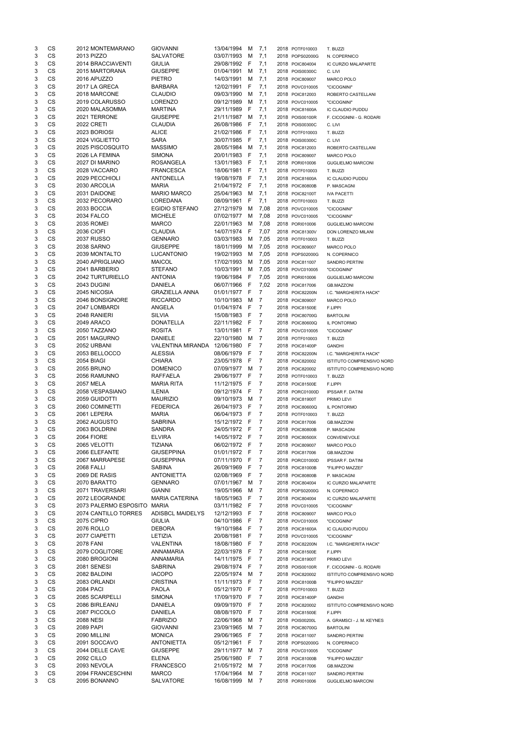| | | | | | | | | | | |
|---|---|---|---|---|---|---|---|---|---|---|
| 3 | CS | 2012 | MONTEMARANO | GIOVANNI | 13/04/1994 | M | 7,1 | 2018 | POTF010003 | T. BUZZI |
| 3 | CS | 2013 | PIZZO | SALVATORE | 03/07/1993 | M | 7,1 | 2018 | POPS02000G | N. COPERNICO |
| 3 | CS | 2014 | BRACCIAVENTI | GIULIA | 29/08/1992 | F | 7,1 | 2018 | POIC804004 | IC CURZIO MALAPARTE |
| 3 | CS | 2015 | MARTORANA | GIUSEPPE | 01/04/1991 | M | 7,1 | 2018 | POIS00300C | C. LIVI |
| 3 | CS | 2016 | APUZZO | PIETRO | 14/03/1991 | M | 7,1 | 2018 | POIC809007 | MARCO POLO |
| 3 | CS | 2017 | LA GRECA | BARBARA | 12/02/1991 | F | 7,1 | 2018 | POVC010005 | "CICOGNINI" |
| 3 | CS | 2018 | MARCONE | CLAUDIO | 09/03/1990 | M | 7,1 | 2018 | POIC812003 | ROBERTO CASTELLANI |
| 3 | CS | 2019 | COLARUSSO | LORENZO | 09/12/1989 | M | 7,1 | 2018 | POVC010005 | "CICOGNINI" |
| 3 | CS | 2020 | MALASOMMA | MARTINA | 29/11/1989 | F | 7,1 | 2018 | POIC81600A | IC CLAUDIO PUDDU |
| 3 | CS | 2021 | TERRONE | GIUSEPPE | 21/11/1987 | M | 7,1 | 2018 | POIS00100R | F. CICOGNINI - G. RODARI |
| 3 | CS | 2022 | CRETI | CLAUDIA | 26/08/1986 | F | 7,1 | 2018 | POIS00300C | C. LIVI |
| 3 | CS | 2023 | BORIOSI | ALICE | 21/02/1986 | F | 7,1 | 2018 | POTF010003 | T. BUZZI |
| 3 | CS | 2024 | VIGLIETTO | SARA | 30/07/1985 | F | 7,1 | 2018 | POIS00300C | C. LIVI |
| 3 | CS | 2025 | PISCOSQUITO | MASSIMO | 28/05/1984 | M | 7,1 | 2018 | POIC812003 | ROBERTO CASTELLANI |
| 3 | CS | 2026 | LA FEMINA | SIMONA | 20/01/1983 | F | 7,1 | 2018 | POIC809007 | MARCO POLO |
| 3 | CS | 2027 | DI MARINO | ROSANGELA | 13/01/1983 | F | 7,1 | 2018 | PORI010006 | GUGLIELMO MARCONI |
| 3 | CS | 2028 | VACCARO | FRANCESCA | 18/06/1981 | F | 7,1 | 2018 | POTF010003 | T. BUZZI |
| 3 | CS | 2029 | PECCHIOLI | ANTONELLA | 19/08/1978 | F | 7,1 | 2018 | POIC81600A | IC CLAUDIO PUDDU |
| 3 | CS | 2030 | ARCOLIA | MARIA | 21/04/1972 | F | 7,1 | 2018 | POIC80800B | P. MASCAGNI |
| 3 | CS | 2031 | DAIDONE | MARIO MARCO | 25/04/1963 | M | 7,1 | 2018 | POIC82100T | IVA PACETTI |
| 3 | CS | 2032 | PECORARO | LOREDANA | 08/09/1961 | F | 7,1 | 2018 | POTF010003 | T. BUZZI |
| 3 | CS | 2033 | BOCCIA | EGIDIO STEFANO | 27/12/1979 | M | 7,08 | 2018 | POVC010005 | "CICOGNINI" |
| 3 | CS | 2034 | FALCO | MICHELE | 07/02/1977 | M | 7,08 | 2018 | POVC010005 | "CICOGNINI" |
| 3 | CS | 2035 | ROMEI | MARCO | 22/01/1963 | M | 7,08 | 2018 | PORI010006 | GUGLIELMO MARCONI |
| 3 | CS | 2036 | CIOFI | CLAUDIA | 14/07/1974 | F | 7,07 | 2018 | POIC81300V | DON LORENZO MILANI |
| 3 | CS | 2037 | RUSSO | GENNARO | 03/03/1983 | M | 7,05 | 2018 | POTF010003 | T. BUZZI |
| 3 | CS | 2038 | SARNO | GIUSEPPE | 18/01/1999 | M | 7,05 | 2018 | POIC809007 | MARCO POLO |
| 3 | CS | 2039 | MONTALTO | LUCANTONIO | 19/02/1993 | M | 7,05 | 2018 | POPS02000G | N. COPERNICO |
| 3 | CS | 2040 | APRIGLIANO | MAICOL | 17/02/1993 | M | 7,05 | 2018 | POIC811007 | SANDRO PERTINI |
| 3 | CS | 2041 | BARBERIO | STEFANO | 10/03/1991 | M | 7,05 | 2018 | POVC010005 | "CICOGNINI" |
| 3 | CS | 2042 | TURTURIELLO | ANTONIA | 19/06/1984 | F | 7,05 | 2018 | PORI010006 | GUGLIELMO MARCONI |
| 3 | CS | 2043 | DUGINI | DANIELA | 06/07/1966 | F | 7,02 | 2018 | POIC817006 | GB.MAZZONI |
| 3 | CS | 2045 | NICOSIA | GRAZIELLA ANNA | 01/01/1977 | F | 7 | 2018 | POIC82200N | I.C. "MARGHERITA HACK" |
| 3 | CS | 2046 | BONSIGNORE | RICCARDO | 10/10/1983 | M | 7 | 2018 | POIC809007 | MARCO POLO |
| 3 | CS | 2047 | LOMBARDI | ANGELA | 01/04/1974 | F | 7 | 2018 | POIC81500E | F.LIPPI |
| 3 | CS | 2048 | RANIERI | SILVIA | 15/08/1983 | F | 7 | 2018 | POIC80700G | BARTOLINI |
| 3 | CS | 2049 | ARACO | DONATELLA | 22/11/1982 | F | 7 | 2018 | POIC80600Q | IL PONTORMO |
| 3 | CS | 2050 | TAZZANO | ROSITA | 13/01/1981 | F | 7 | 2018 | POVC010005 | "CICOGNINI" |
| 3 | CS | 2051 | MAGURNO | DANIELE | 22/10/1980 | M | 7 | 2018 | POTF010003 | T. BUZZI |
| 3 | CS | 2052 | URBANI | VALENTINA MIRANDA | 12/06/1980 | F | 7 | 2018 | POIC81400P | GANDHI |
| 3 | CS | 2053 | BELLOCCO | ALESSIA | 08/06/1979 | F | 7 | 2018 | POIC82200N | I.C. "MARGHERITA HACK" |
| 3 | CS | 2054 | BIAGI | CHIARA | 23/05/1978 | F | 7 | 2018 | POIC820002 | ISTITUTO COMPRENSIVO NORD |
| 3 | CS | 2055 | BRUNO | DOMENICO | 07/09/1977 | M | 7 | 2018 | POIC820002 | ISTITUTO COMPRENSIVO NORD |
| 3 | CS | 2056 | RAMUNNO | RAFFAELA | 29/06/1977 | F | 7 | 2018 | POTF010003 | T. BUZZI |
| 3 | CS | 2057 | MELA | MARIA RITA | 11/12/1975 | F | 7 | 2018 | POIC81500E | F.LIPPI |
| 3 | CS | 2058 | VESPASIANO | ILENIA | 09/12/1974 | F | 7 | 2018 | PORC01000D | IPSSAR F. DATINI |
| 3 | CS | 2059 | GUIDOTTI | MAURIZIO | 09/10/1973 | M | 7 | 2018 | POIC81900T | PRIMO LEVI |
| 3 | CS | 2060 | COMINETTI | FEDERICA | 26/04/1973 | F | 7 | 2018 | POIC80600Q | IL PONTORMO |
| 3 | CS | 2061 | LEPERA | MARIA | 06/04/1973 | F | 7 | 2018 | POTF010003 | T. BUZZI |
| 3 | CS | 2062 | AUGUSTO | SABRINA | 15/12/1972 | F | 7 | 2018 | POIC817006 | GB.MAZZONI |
| 3 | CS | 2063 | BOLDRINI | SANDRA | 24/05/1972 | F | 7 | 2018 | POIC80800B | P. MASCAGNI |
| 3 | CS | 2064 | FIORE | ELVIRA | 14/05/1972 | F | 7 | 2018 | POIC80500X | CONVENEVOLE |
| 3 | CS | 2065 | VELOTTI | TIZIANA | 06/02/1972 | F | 7 | 2018 | POIC809007 | MARCO POLO |
| 3 | CS | 2066 | ELEFANTE | GIUSEPPINA | 01/01/1972 | F | 7 | 2018 | POIC817006 | GB.MAZZONI |
| 3 | CS | 2067 | MARRAPESE | GIUSEPPINA | 07/11/1970 | F | 7 | 2018 | PORC01000D | IPSSAR F. DATINI |
| 3 | CS | 2068 | FALLI | SABINA | 26/09/1969 | F | 7 | 2018 | POIC81000B | "FILIPPO MAZZEI" |
| 3 | CS | 2069 | DE RASIS | ANTONIETTA | 02/08/1969 | F | 7 | 2018 | POIC80800B | P. MASCAGNI |
| 3 | CS | 2070 | BARATTO | GENNARO | 07/01/1967 | M | 7 | 2018 | POIC804004 | IC CURZIO MALAPARTE |
| 3 | CS | 2071 | TRAVERSARI | GIANNI | 19/05/1966 | M | 7 | 2018 | POPS02000G | N. COPERNICO |
| 3 | CS | 2072 | LEOGRANDE | MARIA CATERINA | 18/05/1963 | F | 7 | 2018 | POIC804004 | IC CURZIO MALAPARTE |
| 3 | CS | 2073 | PALERMO ESPOSITO | MARIA | 03/11/1982 | F | 7 | 2018 | POVC010005 | "CICOGNINI" |
| 3 | CS | 2074 | CANTILLO TORRES | ADISBCL MAIDELYS | 12/12/1993 | F | 7 | 2018 | POIC809007 | MARCO POLO |
| 3 | CS | 2075 | CIPRO | GIULIA | 04/10/1986 | F | 7 | 2018 | POVC010005 | "CICOGNINI" |
| 3 | CS | 2076 | ROLLO | DEBORA | 19/10/1984 | F | 7 | 2018 | POIC81600A | IC CLAUDIO PUDDU |
| 3 | CS | 2077 | CIAPETTI | LETIZIA | 20/08/1981 | F | 7 | 2018 | POVC010005 | "CICOGNINI" |
| 3 | CS | 2078 | FANI | VALENTINA | 18/08/1980 | F | 7 | 2018 | POIC82200N | I.C. "MARGHERITA HACK" |
| 3 | CS | 2079 | COGLITORE | ANNAMARIA | 22/03/1978 | F | 7 | 2018 | POIC81500E | F.LIPPI |
| 3 | CS | 2080 | BROGIONI | ANNAMARIA | 14/11/1975 | F | 7 | 2018 | POIC81900T | PRIMO LEVI |
| 3 | CS | 2081 | SENESI | SABRINA | 29/08/1974 | F | 7 | 2018 | POIS00100R | F. CICOGNINI - G. RODARI |
| 3 | CS | 2082 | BALDINI | IACOPO | 22/05/1974 | M | 7 | 2018 | POIC820002 | ISTITUTO COMPRENSIVO NORD |
| 3 | CS | 2083 | ORLANDI | CRISTINA | 11/11/1973 | F | 7 | 2018 | POIC81000B | "FILIPPO MAZZEI" |
| 3 | CS | 2084 | PACI | PAOLA | 05/12/1970 | F | 7 | 2018 | POTF010003 | T. BUZZI |
| 3 | CS | 2085 | SCARPELLI | SIMONA | 17/09/1970 | F | 7 | 2018 | POIC81400P | GANDHI |
| 3 | CS | 2086 | BIRLEANU | DANIELA | 09/09/1970 | F | 7 | 2018 | POIC820002 | ISTITUTO COMPRENSIVO NORD |
| 3 | CS | 2087 | PICCOLO | DANIELA | 08/08/1970 | F | 7 | 2018 | POIC81500E | F.LIPPI |
| 3 | CS | 2088 | NESI | FABRIZIO | 22/06/1968 | M | 7 | 2018 | POIS00200L | A. GRAMSCI - J. M. KEYNES |
| 3 | CS | 2089 | PAPI | GIOVANNI | 23/09/1965 | M | 7 | 2018 | POIC80700G | BARTOLINI |
| 3 | CS | 2090 | MILLINI | MONICA | 29/06/1965 | F | 7 | 2018 | POIC811007 | SANDRO PERTINI |
| 3 | CS | 2091 | SOCCAVO | ANTONIETTA | 05/12/1961 | F | 7 | 2018 | POPS02000G | N. COPERNICO |
| 3 | CS | 2044 | DELLE CAVE | GIUSEPPE | 29/11/1977 | M | 7 | 2018 | POVC010005 | "CICOGNINI" |
| 3 | CS | 2092 | CILLO | ELENA | 25/06/1980 | F | 7 | 2018 | POIC81000B | "FILIPPO MAZZEI" |
| 3 | CS | 2093 | NEVOLA | FRANCESCO | 21/05/1972 | M | 7 | 2018 | POIC817006 | GB.MAZZONI |
| 3 | CS | 2094 | FRANCESCHINI | MARCO | 17/04/1964 | M | 7 | 2018 | POIC811007 | SANDRO PERTINI |
| 3 | CS | 2095 | BONANNO | SALVATORE | 16/08/1999 | M | 7 | 2018 | PORI010006 | GUGLIELMO MARCONI |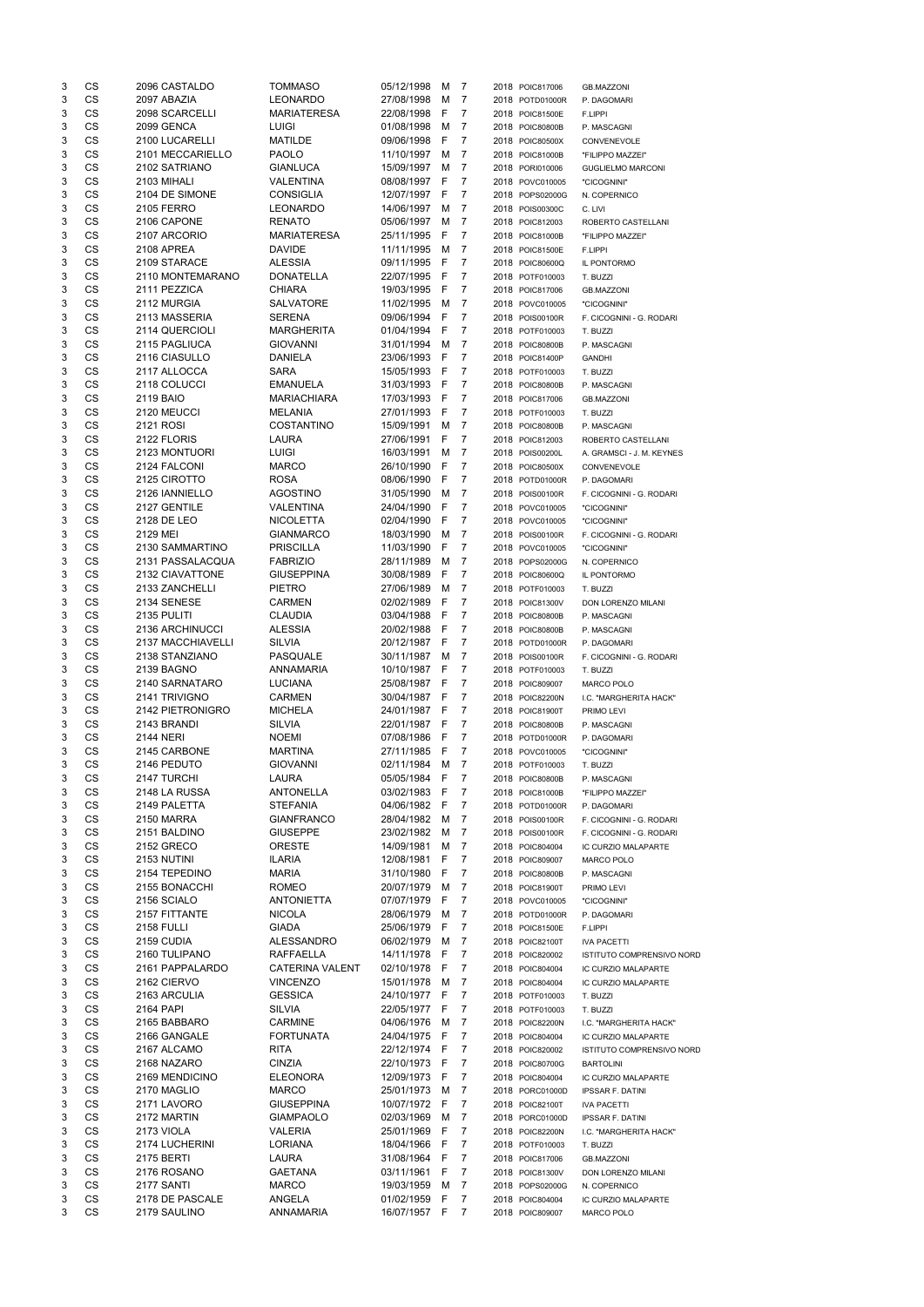| | | | | | | | | | |
|---|---|---|---|---|---|---|---|---|---|
| 3 | CS | 2096 CASTALDO | TOMMASO | 05/12/1998 | M | 7 | 2018 | POIC817006 | GB.MAZZONI |
| 3 | CS | 2097 ABAZIA | LEONARDO | 27/08/1998 | M | 7 | 2018 | POTD01000R | P. DAGOMARI |
| 3 | CS | 2098 SCARCELLI | MARIATERESA | 22/08/1998 | F | 7 | 2018 | POIC81500E | F.LIPPI |
| 3 | CS | 2099 GENCA | LUIGI | 01/08/1998 | M | 7 | 2018 | POIC80800B | P. MASCAGNI |
| 3 | CS | 2100 LUCARELLI | MATILDE | 09/06/1998 | F | 7 | 2018 | POIC80500X | CONVENEVOLE |
| 3 | CS | 2101 MECCARIELLO | PAOLO | 11/10/1997 | M | 7 | 2018 | POIC81000B | "FILIPPO MAZZEI" |
| 3 | CS | 2102 SATRIANO | GIANLUCA | 15/09/1997 | M | 7 | 2018 | PORI010006 | GUGLIELMO MARCONI |
| 3 | CS | 2103 MIHALI | VALENTINA | 08/08/1997 | F | 7 | 2018 | POVC010005 | "CICOGNINI" |
| 3 | CS | 2104 DE SIMONE | CONSIGLIA | 12/07/1997 | F | 7 | 2018 | POPS02000G | N. COPERNICO |
| 3 | CS | 2105 FERRO | LEONARDO | 14/06/1997 | M | 7 | 2018 | POIS00300C | C. LIVI |
| 3 | CS | 2106 CAPONE | RENATO | 05/06/1997 | M | 7 | 2018 | POIC812003 | ROBERTO CASTELLANI |
| 3 | CS | 2107 ARCORIO | MARIATERESA | 25/11/1995 | F | 7 | 2018 | POIC81000B | "FILIPPO MAZZEI" |
| 3 | CS | 2108 APREA | DAVIDE | 11/11/1995 | M | 7 | 2018 | POIC81500E | F.LIPPI |
| 3 | CS | 2109 STARACE | ALESSIA | 09/11/1995 | F | 7 | 2018 | POIC80600Q | IL PONTORMO |
| 3 | CS | 2110 MONTEMARANO | DONATELLA | 22/07/1995 | F | 7 | 2018 | POTF010003 | T. BUZZI |
| 3 | CS | 2111 PEZZICA | CHIARA | 19/03/1995 | F | 7 | 2018 | POIC817006 | GB.MAZZONI |
| 3 | CS | 2112 MURGIA | SALVATORE | 11/02/1995 | M | 7 | 2018 | POVC010005 | "CICOGNINI" |
| 3 | CS | 2113 MASSERIA | SERENA | 09/06/1994 | F | 7 | 2018 | POIS00100R | F. CICOGNINI - G. RODARI |
| 3 | CS | 2114 QUERCIOLI | MARGHERITA | 01/04/1994 | F | 7 | 2018 | POTF010003 | T. BUZZI |
| 3 | CS | 2115 PAGLIUCA | GIOVANNI | 31/01/1994 | M | 7 | 2018 | POIC80800B | P. MASCAGNI |
| 3 | CS | 2116 CIASULLO | DANIELA | 23/06/1993 | F | 7 | 2018 | POIC81400P | GANDHI |
| 3 | CS | 2117 ALLOCCA | SARA | 15/05/1993 | F | 7 | 2018 | POTF010003 | T. BUZZI |
| 3 | CS | 2118 COLUCCI | EMANUELA | 31/03/1993 | F | 7 | 2018 | POIC80800B | P. MASCAGNI |
| 3 | CS | 2119 BAIO | MARIACHIARA | 17/03/1993 | F | 7 | 2018 | POIC817006 | GB.MAZZONI |
| 3 | CS | 2120 MEUCCI | MELANIA | 27/01/1993 | F | 7 | 2018 | POTF010003 | T. BUZZI |
| 3 | CS | 2121 ROSI | COSTANTINO | 15/09/1991 | M | 7 | 2018 | POIC80800B | P. MASCAGNI |
| 3 | CS | 2122 FLORIS | LAURA | 27/06/1991 | F | 7 | 2018 | POIC812003 | ROBERTO CASTELLANI |
| 3 | CS | 2123 MONTUORI | LUIGI | 16/03/1991 | M | 7 | 2018 | POIS00200L | A. GRAMSCI - J. M. KEYNES |
| 3 | CS | 2124 FALCONI | MARCO | 26/10/1990 | F | 7 | 2018 | POIC80500X | CONVENEVOLE |
| 3 | CS | 2125 CIROTTO | ROSA | 08/06/1990 | F | 7 | 2018 | POTD01000R | P. DAGOMARI |
| 3 | CS | 2126 IANNIELLO | AGOSTINO | 31/05/1990 | M | 7 | 2018 | POIS00100R | F. CICOGNINI - G. RODARI |
| 3 | CS | 2127 GENTILE | VALENTINA | 24/04/1990 | F | 7 | 2018 | POVC010005 | "CICOGNINI" |
| 3 | CS | 2128 DE LEO | NICOLETTA | 02/04/1990 | F | 7 | 2018 | POVC010005 | "CICOGNINI" |
| 3 | CS | 2129 MEI | GIANMARCO | 18/03/1990 | M | 7 | 2018 | POIS00100R | F. CICOGNINI - G. RODARI |
| 3 | CS | 2130 SAMMARTINO | PRISCILLA | 11/03/1990 | F | 7 | 2018 | POVC010005 | "CICOGNINI" |
| 3 | CS | 2131 PASSALACQUA | FABRIZIO | 28/11/1989 | M | 7 | 2018 | POPS02000G | N. COPERNICO |
| 3 | CS | 2132 CIAVATTONE | GIUSEPPINA | 30/08/1989 | F | 7 | 2018 | POIC80600Q | IL PONTORMO |
| 3 | CS | 2133 ZANCHELLI | PIETRO | 27/06/1989 | M | 7 | 2018 | POTF010003 | T. BUZZI |
| 3 | CS | 2134 SENESE | CARMEN | 02/02/1989 | F | 7 | 2018 | POIC81300V | DON LORENZO MILANI |
| 3 | CS | 2135 PULITI | CLAUDIA | 03/04/1988 | F | 7 | 2018 | POIC80800B | P. MASCAGNI |
| 3 | CS | 2136 ARCHINUCCI | ALESSIA | 20/02/1988 | F | 7 | 2018 | POIC80800B | P. MASCAGNI |
| 3 | CS | 2137 MACCHIAVELLI | SILVIA | 20/12/1987 | F | 7 | 2018 | POTD01000R | P. DAGOMARI |
| 3 | CS | 2138 STANZIANO | PASQUALE | 30/11/1987 | M | 7 | 2018 | POIS00100R | F. CICOGNINI - G. RODARI |
| 3 | CS | 2139 BAGNO | ANNAMARIA | 10/10/1987 | F | 7 | 2018 | POTF010003 | T. BUZZI |
| 3 | CS | 2140 SARNATARO | LUCIANA | 25/08/1987 | F | 7 | 2018 | POIC809007 | MARCO POLO |
| 3 | CS | 2141 TRIVIGNO | CARMEN | 30/04/1987 | F | 7 | 2018 | POIC82200N | I.C. "MARGHERITA HACK" |
| 3 | CS | 2142 PIETRONIGRO | MICHELA | 24/01/1987 | F | 7 | 2018 | POIC81900T | PRIMO LEVI |
| 3 | CS | 2143 BRANDI | SILVIA | 22/01/1987 | F | 7 | 2018 | POIC80800B | P. MASCAGNI |
| 3 | CS | 2144 NERI | NOEMI | 07/08/1986 | F | 7 | 2018 | POTD01000R | P. DAGOMARI |
| 3 | CS | 2145 CARBONE | MARTINA | 27/11/1985 | F | 7 | 2018 | POVC010005 | "CICOGNINI" |
| 3 | CS | 2146 PEDUTO | GIOVANNI | 02/11/1984 | M | 7 | 2018 | POTF010003 | T. BUZZI |
| 3 | CS | 2147 TURCHI | LAURA | 05/05/1984 | F | 7 | 2018 | POIC80800B | P. MASCAGNI |
| 3 | CS | 2148 LA RUSSA | ANTONELLA | 03/02/1983 | F | 7 | 2018 | POIC81000B | "FILIPPO MAZZEI" |
| 3 | CS | 2149 PALETTA | STEFANIA | 04/06/1982 | F | 7 | 2018 | POTD01000R | P. DAGOMARI |
| 3 | CS | 2150 MARRA | GIANFRANCO | 28/04/1982 | M | 7 | 2018 | POIS00100R | F. CICOGNINI - G. RODARI |
| 3 | CS | 2151 BALDINO | GIUSEPPE | 23/02/1982 | M | 7 | 2018 | POIS00100R | F. CICOGNINI - G. RODARI |
| 3 | CS | 2152 GRECO | ORESTE | 14/09/1981 | M | 7 | 2018 | POIC804004 | IC CURZIO MALAPARTE |
| 3 | CS | 2153 NUTINI | ILARIA | 12/08/1981 | F | 7 | 2018 | POIC809007 | MARCO POLO |
| 3 | CS | 2154 TEPEDINO | MARIA | 31/10/1980 | F | 7 | 2018 | POIC80800B | P. MASCAGNI |
| 3 | CS | 2155 BONACCHI | ROMEO | 20/07/1979 | M | 7 | 2018 | POIC81900T | PRIMO LEVI |
| 3 | CS | 2156 SCIALO | ANTONIETTA | 07/07/1979 | F | 7 | 2018 | POVC010005 | "CICOGNINI" |
| 3 | CS | 2157 FITTANTE | NICOLA | 28/06/1979 | M | 7 | 2018 | POTD01000R | P. DAGOMARI |
| 3 | CS | 2158 FULLI | GIADA | 25/06/1979 | F | 7 | 2018 | POIC81500E | F.LIPPI |
| 3 | CS | 2159 CUDIA | ALESSANDRO | 06/02/1979 | M | 7 | 2018 | POIC82100T | IVA PACETTI |
| 3 | CS | 2160 TULIPANO | RAFFAELLA | 14/11/1978 | F | 7 | 2018 | POIC820002 | ISTITUTO COMPRENSIVO NORD |
| 3 | CS | 2161 PAPPALARDO | CATERINA VALENT | 02/10/1978 | F | 7 | 2018 | POIC804004 | IC CURZIO MALAPARTE |
| 3 | CS | 2162 CIERVO | VINCENZO | 15/01/1978 | M | 7 | 2018 | POIC804004 | IC CURZIO MALAPARTE |
| 3 | CS | 2163 ARCULIA | GESSICA | 24/10/1977 | F | 7 | 2018 | POTF010003 | T. BUZZI |
| 3 | CS | 2164 PAPI | SILVIA | 22/05/1977 | F | 7 | 2018 | POTF010003 | T. BUZZI |
| 3 | CS | 2165 BABBARO | CARMINE | 04/06/1976 | M | 7 | 2018 | POIC82200N | I.C. "MARGHERITA HACK" |
| 3 | CS | 2166 GANGALE | FORTUNATA | 24/04/1975 | F | 7 | 2018 | POIC804004 | IC CURZIO MALAPARTE |
| 3 | CS | 2167 ALCAMO | RITA | 22/12/1974 | F | 7 | 2018 | POIC820002 | ISTITUTO COMPRENSIVO NORD |
| 3 | CS | 2168 NAZARO | CINZIA | 22/10/1973 | F | 7 | 2018 | POIC80700G | BARTOLINI |
| 3 | CS | 2169 MENDICINO | ELEONORA | 12/09/1973 | F | 7 | 2018 | POIC804004 | IC CURZIO MALAPARTE |
| 3 | CS | 2170 MAGLIO | MARCO | 25/01/1973 | M | 7 | 2018 | PORC01000D | IPSSAR F. DATINI |
| 3 | CS | 2171 LAVORO | GIUSEPPINA | 10/07/1972 | F | 7 | 2018 | POIC82100T | IVA PACETTI |
| 3 | CS | 2172 MARTIN | GIAMPAOLO | 02/03/1969 | M | 7 | 2018 | PORC01000D | IPSSAR F. DATINI |
| 3 | CS | 2173 VIOLA | VALERIA | 25/01/1969 | F | 7 | 2018 | POIC82200N | I.C. "MARGHERITA HACK" |
| 3 | CS | 2174 LUCHERINI | LORIANA | 18/04/1966 | F | 7 | 2018 | POTF010003 | T. BUZZI |
| 3 | CS | 2175 BERTI | LAURA | 31/08/1964 | F | 7 | 2018 | POIC817006 | GB.MAZZONI |
| 3 | CS | 2176 ROSANO | GAETANA | 03/11/1961 | F | 7 | 2018 | POIC81300V | DON LORENZO MILANI |
| 3 | CS | 2177 SANTI | MARCO | 19/03/1959 | M | 7 | 2018 | POPS02000G | N. COPERNICO |
| 3 | CS | 2178 DE PASCALE | ANGELA | 01/02/1959 | F | 7 | 2018 | POIC804004 | IC CURZIO MALAPARTE |
| 3 | CS | 2179 SAULINO | ANNAMARIA | 16/07/1957 | F | 7 | 2018 | POIC809007 | MARCO POLO |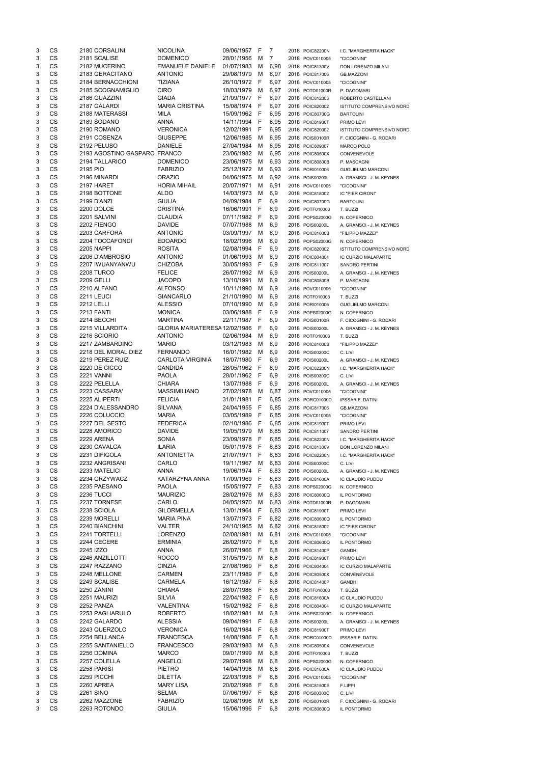| | | | | | | | | | | |
|---|---|---|---|---|---|---|---|---|---|---|
| 3 | CS | 2180 | CORSALINI | NICOLINA | 09/06/1957 | F | 7 | 2018 | POIC82200N | I.C. "MARGHERITA HACK" |
| 3 | CS | 2181 | SCALISE | DOMENICO | 28/01/1956 | M | 7 | 2018 | POVC010005 | "CICOGNINI" |
| 3 | CS | 2182 | MUCERINO | EMANUELE DANIELE | 01/07/1983 | M | 6,98 | 2018 | POIC81300V | DON LORENZO MILANI |
| 3 | CS | 2183 | GERACITANO | ANTONIO | 29/08/1979 | M | 6,97 | 2018 | POIC817006 | GB.MAZZONI |
| 3 | CS | 2184 | BERNACCHIONI | TIZIANA | 26/10/1972 | F | 6,97 | 2018 | POVC010005 | "CICOGNINI" |
| 3 | CS | 2185 | SCOGNAMIGLIO | CIRO | 18/03/1979 | M | 6,97 | 2018 | POTD01000R | P. DAGOMARI |
| 3 | CS | 2186 | GUAZZINI | GIADA | 21/09/1977 | F | 6,97 | 2018 | POIC812003 | ROBERTO CASTELLANI |
| 3 | CS | 2187 | GALARDI | MARIA CRISTINA | 15/08/1974 | F | 6,97 | 2018 | POIC820002 | ISTITUTO COMPRENSIVO NORD |
| 3 | CS | 2188 | MATERASSI | MILA | 15/09/1962 | F | 6,95 | 2018 | POIC80700G | BARTOLINI |
| 3 | CS | 2189 | SODANO | ANNA | 14/11/1994 | F | 6,95 | 2018 | POIC81900T | PRIMO LEVI |
| 3 | CS | 2190 | ROMANO | VERONICA | 12/02/1991 | F | 6,95 | 2018 | POIC820002 | ISTITUTO COMPRENSIVO NORD |
| 3 | CS | 2191 | COSENZA | GIUSEPPE | 12/06/1985 | M | 6,95 | 2018 | POIS00100R | F. CICOGNINI - G. RODARI |
| 3 | CS | 2192 | PELUSO | DANIELE | 27/04/1984 | M | 6,95 | 2018 | POIC809007 | MARCO POLO |
| 3 | CS | 2193 | AGOSTINO GASPARO | FRANCO | 23/06/1982 | M | 6,95 | 2018 | POIC80500X | CONVENEVOLE |
| 3 | CS | 2194 | TALLARICO | DOMENICO | 23/06/1975 | M | 6,93 | 2018 | POIC80800B | P. MASCAGNI |
| 3 | CS | 2195 | PIO | FABRIZIO | 25/12/1972 | M | 6,93 | 2018 | PORI010006 | GUGLIELMO MARCONI |
| 3 | CS | 2196 | MINARDI | ORAZIO | 04/06/1975 | M | 6,92 | 2018 | POIS00200L | A. GRAMSCI - J. M. KEYNES |
| 3 | CS | 2197 | HARET | HORIA MIHAIL | 20/07/1971 | M | 6,91 | 2018 | POVC010005 | "CICOGNINI" |
| 3 | CS | 2198 | BOTTONE | ALDO | 14/03/1973 | M | 6,9 | 2018 | POIC818002 | IC "PIER CIRONI" |
| 3 | CS | 2199 | D'ANZI | GIULIA | 04/09/1984 | F | 6,9 | 2018 | POIC80700G | BARTOLINI |
| 3 | CS | 2200 | DOLCE | CRISTINA | 16/06/1991 | F | 6,9 | 2018 | POTF010003 | T. BUZZI |
| 3 | CS | 2201 | SALVINI | CLAUDIA | 07/11/1982 | F | 6,9 | 2018 | POPS02000G | N. COPERNICO |
| 3 | CS | 2202 | FIENGO | DAVIDE | 07/07/1988 | M | 6,9 | 2018 | POIS00200L | A. GRAMSCI - J. M. KEYNES |
| 3 | CS | 2203 | CARFORA | ANTONIO | 03/09/1997 | M | 6,9 | 2018 | POIC81000B | "FILIPPO MAZZEI" |
| 3 | CS | 2204 | TOCCAFONDI | EDOARDO | 18/02/1996 | M | 6,9 | 2018 | POPS02000G | N. COPERNICO |
| 3 | CS | 2205 | NAPPI | ROSITA | 02/08/1994 | F | 6,9 | 2018 | POIC820002 | ISTITUTO COMPRENSIVO NORD |
| 3 | CS | 2206 | D'AMBROSIO | ANTONIO | 01/06/1993 | M | 6,9 | 2018 | POIC804004 | IC CURZIO MALAPARTE |
| 3 | CS | 2207 | IWUANYANWU | CHIZOBA | 30/05/1993 | F | 6,9 | 2018 | POIC811007 | SANDRO PERTINI |
| 3 | CS | 2208 | TURCO | FELICE | 26/07/1992 | M | 6,9 | 2018 | POIS00200L | A. GRAMSCI - J. M. KEYNES |
| 3 | CS | 2209 | GELLI | JACOPO | 13/10/1991 | M | 6,9 | 2018 | POIC80800B | P. MASCAGNI |
| 3 | CS | 2210 | ALFANO | ALFONSO | 10/11/1990 | M | 6,9 | 2018 | POVC010005 | "CICOGNINI" |
| 3 | CS | 2211 | LEUCI | GIANCARLO | 21/10/1990 | M | 6,9 | 2018 | POTF010003 | T. BUZZI |
| 3 | CS | 2212 | LELLI | ALESSIO | 07/10/1990 | M | 6,9 | 2018 | PORI010006 | GUGLIELMO MARCONI |
| 3 | CS | 2213 | FANTI | MONICA | 03/06/1988 | F | 6,9 | 2018 | POPS02000G | N. COPERNICO |
| 3 | CS | 2214 | BECCHI | MARTINA | 22/11/1987 | F | 6,9 | 2018 | POIS00100R | F. CICOGNINI - G. RODARI |
| 3 | CS | 2215 | VILLARDITA | GLORIA MARIATERESA | 12/02/1986 | F | 6,9 | 2018 | POIS00200L | A. GRAMSCI - J. M. KEYNES |
| 3 | CS | 2216 | SCIORIO | ANTONIO | 02/06/1984 | M | 6,9 | 2018 | POTF010003 | T. BUZZI |
| 3 | CS | 2217 | ZAMBARDINO | MARIO | 03/12/1983 | M | 6,9 | 2018 | POIC81000B | "FILIPPO MAZZEI" |
| 3 | CS | 2218 | DEL MORAL DIEZ | FERNANDO | 16/01/1982 | M | 6,9 | 2018 | POIS00300C | C. LIVI |
| 3 | CS | 2219 | PEREZ RUIZ | CARLOTA VIRGINIA | 18/07/1980 | F | 6,9 | 2018 | POIS00200L | A. GRAMSCI - J. M. KEYNES |
| 3 | CS | 2220 | DE CICCO | CANDIDA | 28/05/1962 | F | 6,9 | 2018 | POIC82200N | I.C. "MARGHERITA HACK" |
| 3 | CS | 2221 | VANNI | PAOLA | 28/01/1962 | F | 6,9 | 2018 | POIS00300C | C. LIVI |
| 3 | CS | 2222 | PELELLA | CHIARA | 13/07/1988 | F | 6,9 | 2018 | POIS00200L | A. GRAMSCI - J. M. KEYNES |
| 3 | CS | 2223 | CASSARA' | MASSIMILIANO | 27/02/1978 | M | 6,87 | 2018 | POVC010005 | "CICOGNINI" |
| 3 | CS | 2225 | ALIPERTI | FELICIA | 31/01/1981 | F | 6,85 | 2018 | PORC01000D | IPSSAR F. DATINI |
| 3 | CS | 2224 | D'ALESSANDRO | SILVANA | 24/04/1955 | F | 6,85 | 2018 | POIC817006 | GB.MAZZONI |
| 3 | CS | 2226 | COLUCCIO | MARIA | 03/05/1989 | F | 6,85 | 2018 | POVC010005 | "CICOGNINI" |
| 3 | CS | 2227 | DEL SESTO | FEDERICA | 02/10/1986 | F | 6,85 | 2018 | POIC81900T | PRIMO LEVI |
| 3 | CS | 2228 | AMORICO | DAVIDE | 19/05/1979 | M | 6,85 | 2018 | POIC811007 | SANDRO PERTINI |
| 3 | CS | 2229 | ARENA | SONIA | 23/09/1978 | F | 6,85 | 2018 | POIC82200N | I.C. "MARGHERITA HACK" |
| 3 | CS | 2230 | CAVALCA | ILARIA | 05/01/1978 | F | 6,83 | 2018 | POIC81300V | DON LORENZO MILANI |
| 3 | CS | 2231 | DIFIGOLA | ANTONIETTA | 21/07/1971 | F | 6,83 | 2018 | POIC82200N | I.C. "MARGHERITA HACK" |
| 3 | CS | 2232 | ANGRISANI | CARLO | 19/11/1967 | M | 6,83 | 2018 | POIS00300C | C. LIVI |
| 3 | CS | 2233 | MATELICI | ANNA | 19/06/1974 | F | 6,83 | 2018 | POIS00200L | A. GRAMSCI - J. M. KEYNES |
| 3 | CS | 2234 | GRZYWACZ | KATARZYNA ANNA | 17/09/1969 | F | 6,83 | 2018 | POIC81600A | IC CLAUDIO PUDDU |
| 3 | CS | 2235 | PAESANO | PAOLA | 15/05/1977 | F | 6,83 | 2018 | POPS02000G | N. COPERNICO |
| 3 | CS | 2236 | TUCCI | MAURIZIO | 28/02/1976 | M | 6,83 | 2018 | POIC80600Q | IL PONTORMO |
| 3 | CS | 2237 | TORNESE | CARLO | 04/05/1970 | M | 6,83 | 2018 | POTD01000R | P. DAGOMARI |
| 3 | CS | 2238 | SCIOLA | GILORMELLA | 13/01/1964 | F | 6,83 | 2018 | POIC81900T | PRIMO LEVI |
| 3 | CS | 2239 | MORELLI | MARIA PINA | 13/07/1973 | F | 6,82 | 2018 | POIC80600Q | IL PONTORMO |
| 3 | CS | 2240 | BIANCHINI | VALTER | 24/10/1965 | M | 6,82 | 2018 | POIC818002 | IC "PIER CIRONI" |
| 3 | CS | 2241 | TORTELLI | LORENZO | 02/08/1981 | M | 6,81 | 2018 | POVC010005 | "CICOGNINI" |
| 3 | CS | 2244 | CECERE | ERMINIA | 26/02/1970 | F | 6,8 | 2018 | POIC80600Q | IL PONTORMO |
| 3 | CS | 2245 | IZZO | ANNA | 26/07/1966 | F | 6,8 | 2018 | POIC81400P | GANDHI |
| 3 | CS | 2246 | ANZILLOTTI | ROCCO | 31/05/1979 | M | 6,8 | 2018 | POIC81900T | PRIMO LEVI |
| 3 | CS | 2247 | RAZZANO | CINZIA | 27/08/1969 | F | 6,8 | 2018 | POIC804004 | IC CURZIO MALAPARTE |
| 3 | CS | 2248 | MELLONE | CARMEN | 23/11/1989 | F | 6,8 | 2018 | POIC80500X | CONVENEVOLE |
| 3 | CS | 2249 | SCALISE | CARMELA | 16/12/1987 | F | 6,8 | 2018 | POIC81400P | GANDHI |
| 3 | CS | 2250 | ZANINI | CHIARA | 28/07/1986 | F | 6,8 | 2018 | POTF010003 | T. BUZZI |
| 3 | CS | 2251 | MAURIZI | SILVIA | 22/04/1982 | F | 6,8 | 2018 | POIC81600A | IC CLAUDIO PUDDU |
| 3 | CS | 2252 | PANZA | VALENTINA | 15/02/1982 | F | 6,8 | 2018 | POIC804004 | IC CURZIO MALAPARTE |
| 3 | CS | 2253 | PAGLIARULO | ROBERTO | 18/02/1981 | M | 6,8 | 2018 | POPS02000G | N. COPERNICO |
| 3 | CS | 2242 | GALARDO | ALESSIA | 09/04/1991 | F | 6,8 | 2018 | POIS00200L | A. GRAMSCI - J. M. KEYNES |
| 3 | CS | 2243 | QUERZOLO | VERONICA | 16/02/1984 | F | 6,8 | 2018 | POIC81900T | PRIMO LEVI |
| 3 | CS | 2254 | BELLANCA | FRANCESCA | 14/08/1986 | F | 6,8 | 2018 | PORC01000D | IPSSAR F. DATINI |
| 3 | CS | 2255 | SANTANIELLO | FRANCESCO | 29/03/1983 | M | 6,8 | 2018 | POIC80500X | CONVENEVOLE |
| 3 | CS | 2256 | DOMINA | MARCO | 09/01/1999 | M | 6,8 | 2018 | POTF010003 | T. BUZZI |
| 3 | CS | 2257 | COLELLA | ANGELO | 29/07/1998 | M | 6,8 | 2018 | POPS02000G | N. COPERNICO |
| 3 | CS | 2258 | PARISI | PIETRO | 14/04/1998 | M | 6,8 | 2018 | POIC81600A | IC CLAUDIO PUDDU |
| 3 | CS | 2259 | PICCHI | DILETTA | 22/03/1998 | F | 6,8 | 2018 | POVC010005 | "CICOGNINI" |
| 3 | CS | 2260 | APREA | MARY LISA | 20/02/1998 | F | 6,8 | 2018 | POIC81500E | F.LIPPI |
| 3 | CS | 2261 | SINO | SELMA | 07/06/1997 | F | 6,8 | 2018 | POIS00300C | C. LIVI |
| 3 | CS | 2262 | MAZZONE | FABRIZIO | 02/08/1996 | M | 6,8 | 2018 | POIS00100R | F. CICOGNINI - G. RODARI |
| 3 | CS | 2263 | ROTONDO | GIULIA | 15/06/1996 | F | 6,8 | 2018 | POIC80600Q | IL PONTORMO |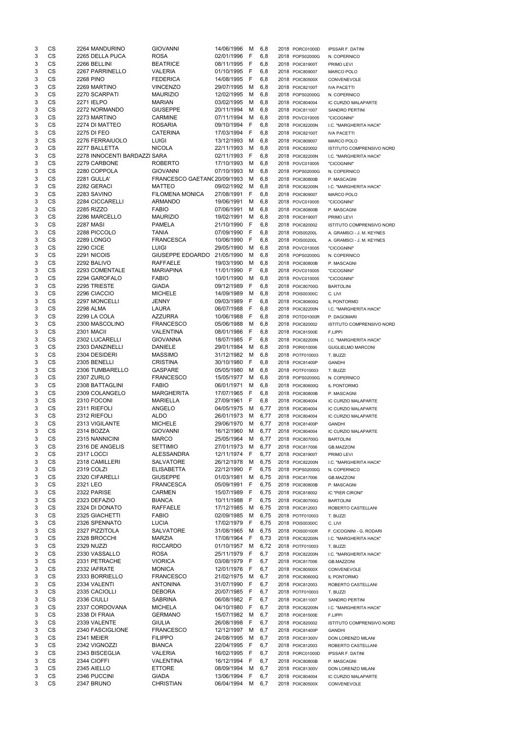| | | | | | | | | | |
|---|---|---|---|---|---|---|---|---|---|
| 3 | CS | 2264 MANDURINO | GIOVANNI | 14/06/1996 | M | 6,8 | 2018 | PORC01000D | IPSSAR F. DATINI |
| 3 | CS | 2265 DELLA PUCA | ROSA | 02/01/1996 | F | 6,8 | 2018 | POPS02000G | N. COPERNICO |
| 3 | CS | 2266 BELLINI | BEATRICE | 08/11/1995 | F | 6,8 | 2018 | POIC81900T | PRIMO LEVI |
| 3 | CS | 2267 PARRINELLO | VALERIA | 01/10/1995 | F | 6,8 | 2018 | POIC809007 | MARCO POLO |
| 3 | CS | 2268 PINO | FEDERICA | 14/08/1995 | F | 6,8 | 2018 | POIC80500X | CONVENEVOLE |
| 3 | CS | 2269 MARTINO | VINCENZO | 29/07/1995 | M | 6,8 | 2018 | POIC82100T | IVA PACETTI |
| 3 | CS | 2270 SCARPATI | MAURIZIO | 12/02/1995 | M | 6,8 | 2018 | POPS02000G | N. COPERNICO |
| 3 | CS | 2271 IELPO | MARIAN | 03/02/1995 | M | 6,8 | 2018 | POIC804004 | IC CURZIO MALAPARTE |
| 3 | CS | 2272 NORMANDO | GIUSEPPE | 20/11/1994 | M | 6,8 | 2018 | POIC811007 | SANDRO PERTINI |
| 3 | CS | 2273 MARTINO | CARMINE | 07/11/1994 | M | 6,8 | 2018 | POVC010005 | "CICOGNINI" |
| 3 | CS | 2274 DI MATTEO | ROSARIA | 09/10/1994 | F | 6,8 | 2018 | POIC82200N | I.C. "MARGHERITA HACK" |
| 3 | CS | 2275 DI FEO | CATERINA | 17/03/1994 | F | 6,8 | 2018 | POIC82100T | IVA PACETTI |
| 3 | CS | 2276 FERRAIUOLO | LUIGI | 13/12/1993 | M | 6,8 | 2018 | POIC809007 | MARCO POLO |
| 3 | CS | 2277 BALLETTA | NICOLA | 22/11/1993 | M | 6,8 | 2018 | POIC820002 | ISTITUTO COMPRENSIVO NORD |
| 3 | CS | 2278 INNOCENTI BARDAZZI | SARA | 02/11/1993 | F | 6,8 | 2018 | POIC82200N | I.C. "MARGHERITA HACK" |
| 3 | CS | 2279 CARBONE | ROBERTO | 17/10/1993 | M | 6,8 | 2018 | POVC010005 | "CICOGNINI" |
| 3 | CS | 2280 COPPOLA | GIOVANNI | 07/10/1993 | M | 6,8 | 2018 | POPS02000G | N. COPERNICO |
| 3 | CS | 2281 GULLA' | FRANCESCO GAETANO | 20/09/1993 | M | 6,8 | 2018 | POIC80800B | P. MASCAGNI |
| 3 | CS | 2282 GERACI | MATTEO | 09/02/1992 | M | 6,8 | 2018 | POIC82200N | I.C. "MARGHERITA HACK" |
| 3 | CS | 2283 SAVINO | FILOMENA MONICA | 27/08/1991 | F | 6,8 | 2018 | POIC809007 | MARCO POLO |
| 3 | CS | 2284 CICCARELLI | ARMANDO | 19/06/1991 | M | 6,8 | 2018 | POVC010005 | "CICOGNINI" |
| 3 | CS | 2285 RIZZO | FABIO | 07/06/1991 | M | 6,8 | 2018 | POIC80800B | P. MASCAGNI |
| 3 | CS | 2286 MARCELLO | MAURIZIO | 19/02/1991 | M | 6,8 | 2018 | POIC81900T | PRIMO LEVI |
| 3 | CS | 2287 MASI | PAMELA | 21/10/1990 | F | 6,8 | 2018 | POIC820002 | ISTITUTO COMPRENSIVO NORD |
| 3 | CS | 2288 PICCOLO | TANIA | 07/09/1990 | F | 6,8 | 2018 | POIS00200L | A. GRAMSCI - J. M. KEYNES |
| 3 | CS | 2289 LONGO | FRANCESCA | 10/06/1990 | F | 6,8 | 2018 | POIS00200L | A. GRAMSCI - J. M. KEYNES |
| 3 | CS | 2290 CICE | LUIGI | 29/05/1990 | M | 6,8 | 2018 | POVC010005 | "CICOGNINI" |
| 3 | CS | 2291 NICOIS | GIUSEPPE EDOARDO | 21/05/1990 | M | 6,8 | 2018 | POPS02000G | N. COPERNICO |
| 3 | CS | 2292 BALIVO | RAFFAELE | 19/03/1990 | M | 6,8 | 2018 | POIC80800B | P. MASCAGNI |
| 3 | CS | 2293 COMENTALE | MARIAPINA | 11/01/1990 | F | 6,8 | 2018 | POVC010005 | "CICOGNINI" |
| 3 | CS | 2294 GAROFALO | FABIO | 10/01/1990 | M | 6,8 | 2018 | POVC010005 | "CICOGNINI" |
| 3 | CS | 2295 TRIESTE | GIADA | 09/12/1989 | F | 6,8 | 2018 | POIC80700G | BARTOLINI |
| 3 | CS | 2296 CIACCIO | MICHELE | 14/09/1989 | M | 6,8 | 2018 | POIS00300C | C. LIVI |
| 3 | CS | 2297 MONCELLI | JENNY | 09/03/1989 | F | 6,8 | 2018 | POIC80600Q | IL PONTORMO |
| 3 | CS | 2298 ALMA | LAURA | 06/07/1988 | F | 6,8 | 2018 | POIC82200N | I.C. "MARGHERITA HACK" |
| 3 | CS | 2299 LA COLA | AZZURRA | 10/06/1988 | F | 6,8 | 2018 | POTD01000R | P. DAGOMARI |
| 3 | CS | 2300 MASCOLINO | FRANCESCO | 05/06/1988 | M | 6,8 | 2018 | POIC820002 | ISTITUTO COMPRENSIVO NORD |
| 3 | CS | 2301 MACII | VALENTINA | 08/01/1986 | F | 6,8 | 2018 | POIC81500E | F.LIPPI |
| 3 | CS | 2302 LUCARELLI | GIOVANNA | 18/07/1985 | F | 6,8 | 2018 | POIC82200N | I.C. "MARGHERITA HACK" |
| 3 | CS | 2303 DANZINELLI | DANIELE | 29/01/1984 | M | 6,8 | 2018 | PORI010006 | GUGLIELMO MARCONI |
| 3 | CS | 2304 DESIDERI | MASSIMO | 31/12/1982 | M | 6,8 | 2018 | POTF010003 | T. BUZZI |
| 3 | CS | 2305 BENELLI | CRISTINA | 30/10/1980 | F | 6,8 | 2018 | POIC81400P | GANDHI |
| 3 | CS | 2306 TUMBARELLO | GASPARE | 05/05/1980 | M | 6,8 | 2018 | POTF010003 | T. BUZZI |
| 3 | CS | 2307 ZURLO | FRANCESCO | 15/05/1977 | M | 6,8 | 2018 | POPS02000G | N. COPERNICO |
| 3 | CS | 2308 BATTAGLINI | FABIO | 06/01/1971 | M | 6,8 | 2018 | POIC80600Q | IL PONTORMO |
| 3 | CS | 2309 COLANGELO | MARGHERITA | 17/07/1965 | F | 6,8 | 2018 | POIC80800B | P. MASCAGNI |
| 3 | CS | 2310 FOCONI | MARIELLA | 27/09/1961 | F | 6,8 | 2018 | POIC804004 | IC CURZIO MALAPARTE |
| 3 | CS | 2311 RIEFOLI | ANGELO | 04/05/1975 | M | 6,77 | 2018 | POIC804004 | IC CURZIO MALAPARTE |
| 3 | CS | 2312 RIEFOLI | ALDO | 26/01/1973 | M | 6,77 | 2018 | POIC804004 | IC CURZIO MALAPARTE |
| 3 | CS | 2313 VIGILANTE | MICHELE | 29/06/1970 | M | 6,77 | 2018 | POIC81400P | GANDHI |
| 3 | CS | 2314 BOZZA | GIOVANNI | 16/12/1960 | M | 6,77 | 2018 | POIC804004 | IC CURZIO MALAPARTE |
| 3 | CS | 2315 NANNICINI | MARCO | 25/05/1964 | M | 6,77 | 2018 | POIC80700G | BARTOLINI |
| 3 | CS | 2316 DE ANGELIS | SETTIMIO | 27/01/1973 | M | 6,77 | 2018 | POIC817006 | GB.MAZZONI |
| 3 | CS | 2317 LOCCI | ALESSANDRA | 12/11/1974 | F | 6,77 | 2018 | POIC81900T | PRIMO LEVI |
| 3 | CS | 2318 CAMILLERI | SALVATORE | 26/12/1978 | M | 6,75 | 2018 | POIC82200N | I.C. "MARGHERITA HACK" |
| 3 | CS | 2319 COLZI | ELISABETTA | 22/12/1990 | F | 6,75 | 2018 | POPS02000G | N. COPERNICO |
| 3 | CS | 2320 CIFARELLI | GIUSEPPE | 01/03/1981 | M | 6,75 | 2018 | POIC817006 | GB.MAZZONI |
| 3 | CS | 2321 LEO | FRANCESCA | 05/09/1991 | F | 6,75 | 2018 | POIC80800B | P. MASCAGNI |
| 3 | CS | 2322 PARISE | CARMEN | 15/07/1989 | F | 6,75 | 2018 | POIC818002 | IC "PIER CIRONI" |
| 3 | CS | 2323 DEFAZIO | BIANCA | 10/11/1988 | F | 6,75 | 2018 | POIC80700G | BARTOLINI |
| 3 | CS | 2324 DI DONATO | RAFFAELE | 17/12/1985 | M | 6,75 | 2018 | POIC812003 | ROBERTO CASTELLANI |
| 3 | CS | 2325 GIACHETTI | FABIO | 02/09/1985 | M | 6,75 | 2018 | POTF010003 | T. BUZZI |
| 3 | CS | 2326 SPENNATO | LUCIA | 17/02/1979 | F | 6,75 | 2018 | POIS00300C | C. LIVI |
| 3 | CS | 2327 PIZZITOLA | SALVATORE | 31/08/1965 | M | 6,75 | 2018 | POIS00100R | F. CICOGNINI - G. RODARI |
| 3 | CS | 2328 BROCCHI | MARZIA | 17/08/1964 | F | 6,73 | 2018 | POIC82200N | I.C. "MARGHERITA HACK" |
| 3 | CS | 2329 NUZZI | RICCARDO | 01/10/1957 | M | 6,72 | 2018 | POTF010003 | T. BUZZI |
| 3 | CS | 2330 VASSALLO | ROSA | 25/11/1979 | F | 6,7 | 2018 | POIC82200N | I.C. "MARGHERITA HACK" |
| 3 | CS | 2331 PETRACHE | VIORICA | 03/08/1979 | F | 6,7 | 2018 | POIC817006 | GB.MAZZONI |
| 3 | CS | 2332 IAFRATE | MONICA | 12/01/1976 | F | 6,7 | 2018 | POIC80500X | CONVENEVOLE |
| 3 | CS | 2333 BORRIELLO | FRANCESCO | 21/02/1975 | M | 6,7 | 2018 | POIC80600Q | IL PONTORMO |
| 3 | CS | 2334 VALENTI | ANTONINA | 31/07/1990 | F | 6,7 | 2018 | POIC812003 | ROBERTO CASTELLANI |
| 3 | CS | 2335 CACIOLLI | DEBORA | 20/07/1985 | F | 6,7 | 2018 | POTF010003 | T. BUZZI |
| 3 | CS | 2336 CIULLI | SABRINA | 06/08/1982 | F | 6,7 | 2018 | POIC811007 | SANDRO PERTINI |
| 3 | CS | 2337 CORDOVANA | MICHELA | 04/10/1980 | F | 6,7 | 2018 | POIC82200N | I.C. "MARGHERITA HACK" |
| 3 | CS | 2338 DI FRAIA | GERMANO | 15/07/1982 | M | 6,7 | 2018 | POIC81500E | F.LIPPI |
| 3 | CS | 2339 VALENTE | GIULIA | 26/08/1998 | F | 6,7 | 2018 | POIC820002 | ISTITUTO COMPRENSIVO NORD |
| 3 | CS | 2340 FASCIGLIONE | FRANCESCO | 12/12/1997 | M | 6,7 | 2018 | POIC81400P | GANDHI |
| 3 | CS | 2341 MEIER | FILIPPO | 24/08/1995 | M | 6,7 | 2018 | POIC81300V | DON LORENZO MILANI |
| 3 | CS | 2342 VIGNOZZI | BIANCA | 22/04/1995 | F | 6,7 | 2018 | POIC812003 | ROBERTO CASTELLANI |
| 3 | CS | 2343 BISCEGLIA | VALERIA | 16/02/1995 | F | 6,7 | 2018 | PORC01000D | IPSSAR F. DATINI |
| 3 | CS | 2344 CIOFFI | VALENTINA | 16/12/1994 | F | 6,7 | 2018 | POIC80800B | P. MASCAGNI |
| 3 | CS | 2345 AIELLO | ETTORE | 08/09/1994 | M | 6,7 | 2018 | POIC81300V | DON LORENZO MILANI |
| 3 | CS | 2346 PUCCINI | GIADA | 13/06/1994 | F | 6,7 | 2018 | POIC804004 | IC CURZIO MALAPARTE |
| 3 | CS | 2347 BRUNO | CHRISTIAN | 06/04/1994 | M | 6,7 | 2018 | POIC80500X | CONVENEVOLE |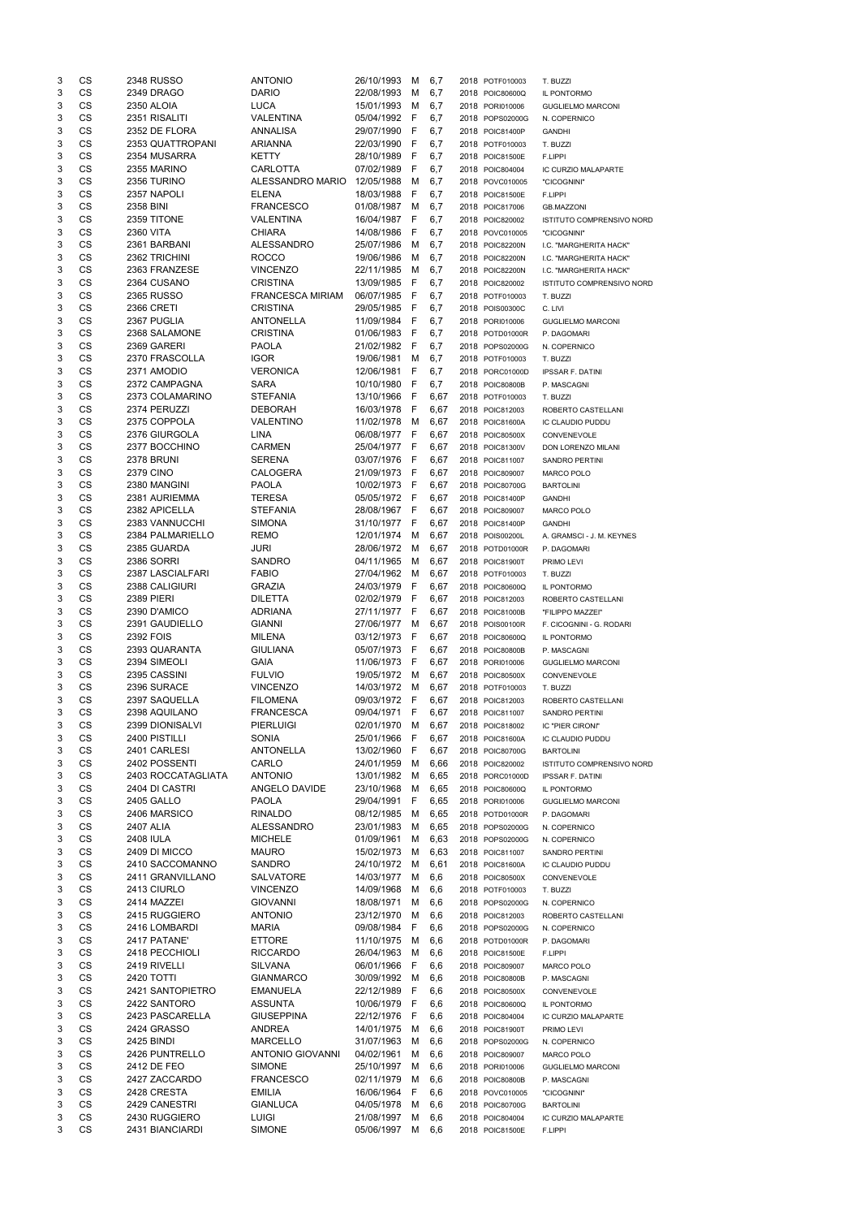| | | | | | | | | | | |
|---|---|---|---|---|---|---|---|---|---|---|
| 3 | CS | 2348 | RUSSO | ANTONIO | 26/10/1993 | M | 6,7 | 2018 | POTF010003 | T. BUZZI |
| 3 | CS | 2349 | DRAGO | DARIO | 22/08/1993 | M | 6,7 | 2018 | POIC80600Q | IL PONTORMO |
| 3 | CS | 2350 | ALOIA | LUCA | 15/01/1993 | M | 6,7 | 2018 | PORI010006 | GUGLIELMO MARCONI |
| 3 | CS | 2351 | RISALITI | VALENTINA | 05/04/1992 | F | 6,7 | 2018 | POPS02000G | N. COPERNICO |
| 3 | CS | 2352 | DE FLORA | ANNALISA | 29/07/1990 | F | 6,7 | 2018 | POIC81400P | GANDHI |
| 3 | CS | 2353 | QUATTROPANI | ARIANNA | 22/03/1990 | F | 6,7 | 2018 | POTF010003 | T. BUZZI |
| 3 | CS | 2354 | MUSARRA | KETTY | 28/10/1989 | F | 6,7 | 2018 | POIC81500E | F.LIPPI |
| 3 | CS | 2355 | MARINO | CARLOTTA | 07/02/1989 | F | 6,7 | 2018 | POIC804004 | IC CURZIO MALAPARTE |
| 3 | CS | 2356 | TURINO | ALESSANDRO MARIO | 12/05/1988 | M | 6,7 | 2018 | POVC010005 | "CICOGNINI" |
| 3 | CS | 2357 | NAPOLI | ELENA | 18/03/1988 | F | 6,7 | 2018 | POIC81500E | F.LIPPI |
| 3 | CS | 2358 | BINI | FRANCESCO | 01/08/1987 | M | 6,7 | 2018 | POIC817006 | GB.MAZZONI |
| 3 | CS | 2359 | TITONE | VALENTINA | 16/04/1987 | F | 6,7 | 2018 | POIC820002 | ISTITUTO COMPRENSIVO NORD |
| 3 | CS | 2360 | VITA | CHIARA | 14/08/1986 | F | 6,7 | 2018 | POVC010005 | "CICOGNINI" |
| 3 | CS | 2361 | BARBANI | ALESSANDRO | 25/07/1986 | M | 6,7 | 2018 | POIC82200N | I.C. "MARGHERITA HACK" |
| 3 | CS | 2362 | TRICHINI | ROCCO | 19/06/1986 | M | 6,7 | 2018 | POIC82200N | I.C. "MARGHERITA HACK" |
| 3 | CS | 2363 | FRANZESE | VINCENZO | 22/11/1985 | M | 6,7 | 2018 | POIC82200N | I.C. "MARGHERITA HACK" |
| 3 | CS | 2364 | CUSANO | CRISTINA | 13/09/1985 | F | 6,7 | 2018 | POIC820002 | ISTITUTO COMPRENSIVO NORD |
| 3 | CS | 2365 | RUSSO | FRANCESCA MIRIAM | 06/07/1985 | F | 6,7 | 2018 | POTF010003 | T. BUZZI |
| 3 | CS | 2366 | CRETI | CRISTINA | 29/05/1985 | F | 6,7 | 2018 | POIS00300C | C. LIVI |
| 3 | CS | 2367 | PUGLIA | ANTONELLA | 11/09/1984 | F | 6,7 | 2018 | PORI010006 | GUGLIELMO MARCONI |
| 3 | CS | 2368 | SALAMONE | CRISTINA | 01/06/1983 | F | 6,7 | 2018 | POTD01000R | P. DAGOMARI |
| 3 | CS | 2369 | GARERI | PAOLA | 21/02/1982 | F | 6,7 | 2018 | POPS02000G | N. COPERNICO |
| 3 | CS | 2370 | FRASCOLLA | IGOR | 19/06/1981 | M | 6,7 | 2018 | POTF010003 | T. BUZZI |
| 3 | CS | 2371 | AMODIO | VERONICA | 12/06/1981 | F | 6,7 | 2018 | PORC01000D | IPSSAR F. DATINI |
| 3 | CS | 2372 | CAMPAGNA | SARA | 10/10/1980 | F | 6,7 | 2018 | POIC80800B | P. MASCAGNI |
| 3 | CS | 2373 | COLAMARINO | STEFANIA | 13/10/1966 | F | 6,67 | 2018 | POTF010003 | T. BUZZI |
| 3 | CS | 2374 | PERUZZI | DEBORAH | 16/03/1978 | F | 6,67 | 2018 | POIC812003 | ROBERTO CASTELLANI |
| 3 | CS | 2375 | COPPOLA | VALENTINO | 11/02/1978 | M | 6,67 | 2018 | POIC81600A | IC CLAUDIO PUDDU |
| 3 | CS | 2376 | GIURGOLA | LINA | 06/08/1977 | F | 6,67 | 2018 | POIC80500X | CONVENEVOLE |
| 3 | CS | 2377 | BOCCHINO | CARMEN | 25/04/1977 | F | 6,67 | 2018 | POIC81300V | DON LORENZO MILANI |
| 3 | CS | 2378 | BRUNI | SERENA | 03/07/1976 | F | 6,67 | 2018 | POIC811007 | SANDRO PERTINI |
| 3 | CS | 2379 | CINO | CALOGERA | 21/09/1973 | F | 6,67 | 2018 | POIC809007 | MARCO POLO |
| 3 | CS | 2380 | MANGINI | PAOLA | 10/02/1973 | F | 6,67 | 2018 | POIC80700G | BARTOLINI |
| 3 | CS | 2381 | AURIEMMA | TERESA | 05/05/1972 | F | 6,67 | 2018 | POIC81400P | GANDHI |
| 3 | CS | 2382 | APICELLA | STEFANIA | 28/08/1967 | F | 6,67 | 2018 | POIC809007 | MARCO POLO |
| 3 | CS | 2383 | VANNUCCHI | SIMONA | 31/10/1977 | F | 6,67 | 2018 | POIC81400P | GANDHI |
| 3 | CS | 2384 | PALMARIELLO | REMO | 12/01/1974 | M | 6,67 | 2018 | POIS00200L | A. GRAMSCI - J. M. KEYNES |
| 3 | CS | 2385 | GUARDA | JURI | 28/06/1972 | M | 6,67 | 2018 | POTD01000R | P. DAGOMARI |
| 3 | CS | 2386 | SORRI | SANDRO | 04/11/1965 | M | 6,67 | 2018 | POIC81900T | PRIMO LEVI |
| 3 | CS | 2387 | LASCIALFARI | FABIO | 27/04/1962 | M | 6,67 | 2018 | POTF010003 | T. BUZZI |
| 3 | CS | 2388 | CALIGIURI | GRAZIA | 24/03/1979 | F | 6,67 | 2018 | POIC80600Q | IL PONTORMO |
| 3 | CS | 2389 | PIERI | DILETTA | 02/02/1979 | F | 6,67 | 2018 | POIC812003 | ROBERTO CASTELLANI |
| 3 | CS | 2390 | D'AMICO | ADRIANA | 27/11/1977 | F | 6,67 | 2018 | POIC81000B | "FILIPPO MAZZEI" |
| 3 | CS | 2391 | GAUDIELLO | GIANNI | 27/06/1977 | M | 6,67 | 2018 | POIS00100R | F. CICOGNINI - G. RODARI |
| 3 | CS | 2392 | FOIS | MILENA | 03/12/1973 | F | 6,67 | 2018 | POIC80600Q | IL PONTORMO |
| 3 | CS | 2393 | QUARANTA | GIULIANA | 05/07/1973 | F | 6,67 | 2018 | POIC80800B | P. MASCAGNI |
| 3 | CS | 2394 | SIMEOLI | GAIA | 11/06/1973 | F | 6,67 | 2018 | PORI010006 | GUGLIELMO MARCONI |
| 3 | CS | 2395 | CASSINI | FULVIO | 19/05/1972 | M | 6,67 | 2018 | POIC80500X | CONVENEVOLE |
| 3 | CS | 2396 | SURACE | VINCENZO | 14/03/1972 | M | 6,67 | 2018 | POTF010003 | T. BUZZI |
| 3 | CS | 2397 | SAQUELLA | FILOMENA | 09/03/1972 | F | 6,67 | 2018 | POIC812003 | ROBERTO CASTELLANI |
| 3 | CS | 2398 | AQUILANO | FRANCESCA | 09/04/1971 | F | 6,67 | 2018 | POIC811007 | SANDRO PERTINI |
| 3 | CS | 2399 | DIONISALVI | PIERLUIGI | 02/01/1970 | M | 6,67 | 2018 | POIC818002 | IC "PIER CIRONI" |
| 3 | CS | 2400 | PISTILLI | SONIA | 25/01/1966 | F | 6,67 | 2018 | POIC81600A | IC CLAUDIO PUDDU |
| 3 | CS | 2401 | CARLESI | ANTONELLA | 13/02/1960 | F | 6,67 | 2018 | POIC80700G | BARTOLINI |
| 3 | CS | 2402 | POSSENTI | CARLO | 24/01/1959 | M | 6,66 | 2018 | POIC820002 | ISTITUTO COMPRENSIVO NORD |
| 3 | CS | 2403 | ROCCATAGLIATA | ANTONIO | 13/01/1982 | M | 6,65 | 2018 | PORC01000D | IPSSAR F. DATINI |
| 3 | CS | 2404 | DI CASTRI | ANGELO DAVIDE | 23/10/1968 | M | 6,65 | 2018 | POIC80600Q | IL PONTORMO |
| 3 | CS | 2405 | GALLO | PAOLA | 29/04/1991 | F | 6,65 | 2018 | PORI010006 | GUGLIELMO MARCONI |
| 3 | CS | 2406 | MARSICO | RINALDO | 08/12/1985 | M | 6,65 | 2018 | POTD01000R | P. DAGOMARI |
| 3 | CS | 2407 | ALIA | ALESSANDRO | 23/01/1983 | M | 6,65 | 2018 | POPS02000G | N. COPERNICO |
| 3 | CS | 2408 | IULA | MICHELE | 01/09/1961 | M | 6,63 | 2018 | POPS02000G | N. COPERNICO |
| 3 | CS | 2409 | DI MICCO | MAURO | 15/02/1973 | M | 6,63 | 2018 | POIC811007 | SANDRO PERTINI |
| 3 | CS | 2410 | SACCOMANNO | SANDRO | 24/10/1972 | M | 6,61 | 2018 | POIC81600A | IC CLAUDIO PUDDU |
| 3 | CS | 2411 | GRANVILLANO | SALVATORE | 14/03/1977 | M | 6,6 | 2018 | POIC80500X | CONVENEVOLE |
| 3 | CS | 2413 | CIURLO | VINCENZO | 14/09/1968 | M | 6,6 | 2018 | POTF010003 | T. BUZZI |
| 3 | CS | 2414 | MAZZEI | GIOVANNI | 18/08/1971 | M | 6,6 | 2018 | POPS02000G | N. COPERNICO |
| 3 | CS | 2415 | RUGGIERO | ANTONIO | 23/12/1970 | M | 6,6 | 2018 | POIC812003 | ROBERTO CASTELLANI |
| 3 | CS | 2416 | LOMBARDI | MARIA | 09/08/1984 | F | 6,6 | 2018 | POPS02000G | N. COPERNICO |
| 3 | CS | 2417 | PATANE' | ETTORE | 11/10/1975 | M | 6,6 | 2018 | POTD01000R | P. DAGOMARI |
| 3 | CS | 2418 | PECCHIOLI | RICCARDO | 26/04/1963 | M | 6,6 | 2018 | POIC81500E | F.LIPPI |
| 3 | CS | 2419 | RIVELLI | SILVANA | 06/01/1966 | F | 6,6 | 2018 | POIC809007 | MARCO POLO |
| 3 | CS | 2420 | TOTTI | GIANMARCO | 30/09/1992 | M | 6,6 | 2018 | POIC80800B | P. MASCAGNI |
| 3 | CS | 2421 | SANTOPIETRO | EMANUELA | 22/12/1989 | F | 6,6 | 2018 | POIC80500X | CONVENEVOLE |
| 3 | CS | 2422 | SANTORO | ASSUNTA | 10/06/1979 | F | 6,6 | 2018 | POIC80600Q | IL PONTORMO |
| 3 | CS | 2423 | PASCARELLA | GIUSEPPINA | 22/12/1976 | F | 6,6 | 2018 | POIC804004 | IC CURZIO MALAPARTE |
| 3 | CS | 2424 | GRASSO | ANDREA | 14/01/1975 | M | 6,6 | 2018 | POIC81900T | PRIMO LEVI |
| 3 | CS | 2425 | BINDI | MARCELLO | 31/07/1963 | M | 6,6 | 2018 | POPS02000G | N. COPERNICO |
| 3 | CS | 2426 | PUNTRELLO | ANTONIO GIOVANNI | 04/02/1961 | M | 6,6 | 2018 | POIC809007 | MARCO POLO |
| 3 | CS | 2412 | DE FEO | SIMONE | 25/10/1997 | M | 6,6 | 2018 | PORI010006 | GUGLIELMO MARCONI |
| 3 | CS | 2427 | ZACCARDO | FRANCESCO | 02/11/1979 | M | 6,6 | 2018 | POIC80800B | P. MASCAGNI |
| 3 | CS | 2428 | CRESTA | EMILIA | 16/06/1964 | F | 6,6 | 2018 | POVC010005 | "CICOGNINI" |
| 3 | CS | 2429 | CANESTRI | GIANLUCA | 04/05/1978 | M | 6,6 | 2018 | POIC80700G | BARTOLINI |
| 3 | CS | 2430 | RUGGIERO | LUIGI | 21/08/1997 | M | 6,6 | 2018 | POIC804004 | IC CURZIO MALAPARTE |
| 3 | CS | 2431 | BIANCIARDI | SIMONE | 05/06/1997 | M | 6,6 | 2018 | POIC81500E | F.LIPPI |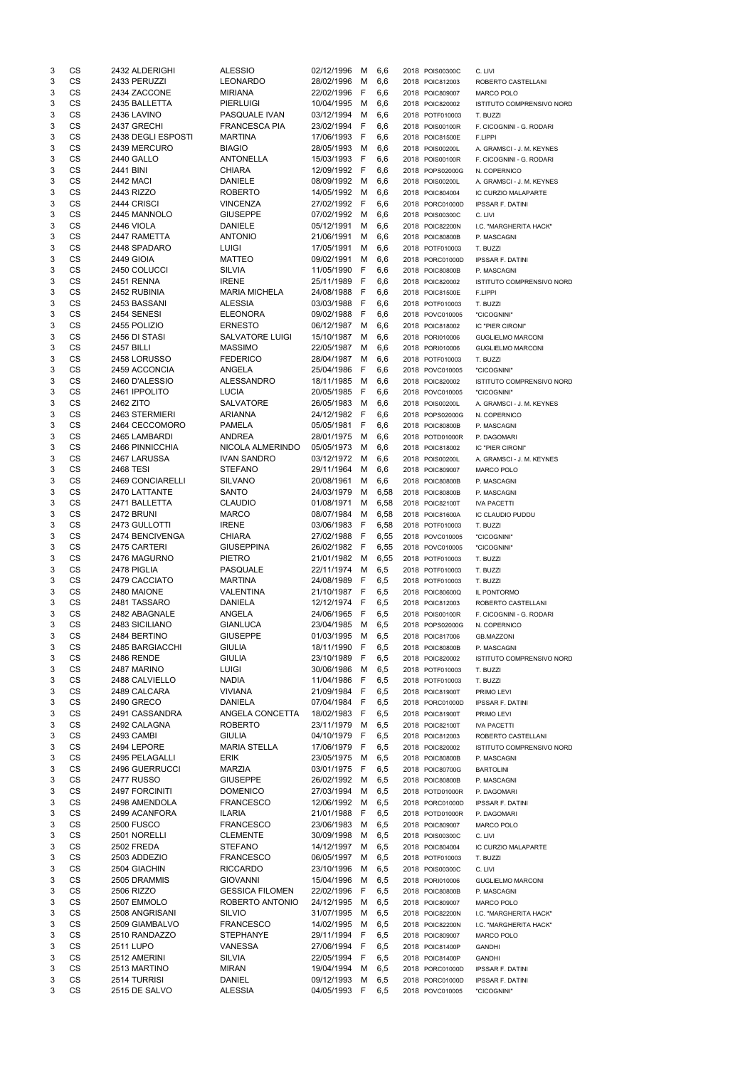| | | | | | | | | | |
|---|---|---|---|---|---|---|---|---|---|
| 3 | CS | 2432 ALDERIGHI | ALESSIO | 02/12/1996 | M | 6,6 | 2018 | POIS00300C | C. LIVI |
| 3 | CS | 2433 PERUZZI | LEONARDO | 28/02/1996 | M | 6,6 | 2018 | POIC812003 | ROBERTO CASTELLANI |
| 3 | CS | 2434 ZACCONE | MIRIANA | 22/02/1996 | F | 6,6 | 2018 | POIC809007 | MARCO POLO |
| 3 | CS | 2435 BALLETTA | PIERLUIGI | 10/04/1995 | M | 6,6 | 2018 | POIC820002 | ISTITUTO COMPRENSIVO NORD |
| 3 | CS | 2436 LAVINO | PASQUALE IVAN | 03/12/1994 | M | 6,6 | 2018 | POTF010003 | T. BUZZI |
| 3 | CS | 2437 GRECHI | FRANCESCA PIA | 23/02/1994 | F | 6,6 | 2018 | POIS00100R | F. CICOGNINI - G. RODARI |
| 3 | CS | 2438 DEGLI ESPOSTI | MARTINA | 17/06/1993 | F | 6,6 | 2018 | POIC81500E | F.LIPPI |
| 3 | CS | 2439 MERCURO | BIAGIO | 28/05/1993 | M | 6,6 | 2018 | POIS00200L | A. GRAMSCI - J. M. KEYNES |
| 3 | CS | 2440 GALLO | ANTONELLA | 15/03/1993 | F | 6,6 | 2018 | POIS00100R | F. CICOGNINI - G. RODARI |
| 3 | CS | 2441 BINI | CHIARA | 12/09/1992 | F | 6,6 | 2018 | POPS02000G | N. COPERNICO |
| 3 | CS | 2442 MACI | DANIELE | 08/09/1992 | M | 6,6 | 2018 | POIS00200L | A. GRAMSCI - J. M. KEYNES |
| 3 | CS | 2443 RIZZO | ROBERTO | 14/05/1992 | M | 6,6 | 2018 | POIC804004 | IC CURZIO MALAPARTE |
| 3 | CS | 2444 CRISCI | VINCENZA | 27/02/1992 | F | 6,6 | 2018 | PORC01000D | IPSSAR F. DATINI |
| 3 | CS | 2445 MANNOLO | GIUSEPPE | 07/02/1992 | M | 6,6 | 2018 | POIS00300C | C. LIVI |
| 3 | CS | 2446 VIOLA | DANIELE | 05/12/1991 | M | 6,6 | 2018 | POIC82200N | I.C. "MARGHERITA HACK" |
| 3 | CS | 2447 RAMETTA | ANTONIO | 21/06/1991 | M | 6,6 | 2018 | POIC80800B | P. MASCAGNI |
| 3 | CS | 2448 SPADARO | LUIGI | 17/05/1991 | M | 6,6 | 2018 | POTF010003 | T. BUZZI |
| 3 | CS | 2449 GIOIA | MATTEO | 09/02/1991 | M | 6,6 | 2018 | PORC01000D | IPSSAR F. DATINI |
| 3 | CS | 2450 COLUCCI | SILVIA | 11/05/1990 | F | 6,6 | 2018 | POIC80800B | P. MASCAGNI |
| 3 | CS | 2451 RENNA | IRENE | 25/11/1989 | F | 6,6 | 2018 | POIC820002 | ISTITUTO COMPRENSIVO NORD |
| 3 | CS | 2452 RUBINIA | MARIA MICHELA | 24/08/1988 | F | 6,6 | 2018 | POIC81500E | F.LIPPI |
| 3 | CS | 2453 BASSANI | ALESSIA | 03/03/1988 | F | 6,6 | 2018 | POTF010003 | T. BUZZI |
| 3 | CS | 2454 SENESI | ELEONORA | 09/02/1988 | F | 6,6 | 2018 | POVC010005 | "CICOGNINI" |
| 3 | CS | 2455 POLIZIO | ERNESTO | 06/12/1987 | M | 6,6 | 2018 | POIC818002 | IC "PIER CIRONI" |
| 3 | CS | 2456 DI STASI | SALVATORE LUIGI | 15/10/1987 | M | 6,6 | 2018 | PORI010006 | GUGLIELMO MARCONI |
| 3 | CS | 2457 BILLI | MASSIMO | 22/05/1987 | M | 6,6 | 2018 | PORI010006 | GUGLIELMO MARCONI |
| 3 | CS | 2458 LORUSSO | FEDERICO | 28/04/1987 | M | 6,6 | 2018 | POTF010003 | T. BUZZI |
| 3 | CS | 2459 ACCONCIA | ANGELA | 25/04/1986 | F | 6,6 | 2018 | POVC010005 | "CICOGNINI" |
| 3 | CS | 2460 D'ALESSIO | ALESSANDRO | 18/11/1985 | M | 6,6 | 2018 | POIC820002 | ISTITUTO COMPRENSIVO NORD |
| 3 | CS | 2461 IPPOLITO | LUCIA | 20/05/1985 | F | 6,6 | 2018 | POVC010005 | "CICOGNINI" |
| 3 | CS | 2462 ZITO | SALVATORE | 26/05/1983 | M | 6,6 | 2018 | POIS00200L | A. GRAMSCI - J. M. KEYNES |
| 3 | CS | 2463 STERMIERI | ARIANNA | 24/12/1982 | F | 6,6 | 2018 | POPS02000G | N. COPERNICO |
| 3 | CS | 2464 CECCOMORO | PAMELA | 05/05/1981 | F | 6,6 | 2018 | POIC80800B | P. MASCAGNI |
| 3 | CS | 2465 LAMBARDI | ANDREA | 28/01/1975 | M | 6,6 | 2018 | POTD01000R | P. DAGOMARI |
| 3 | CS | 2466 PINNICCHIA | NICOLA ALMERINDO | 05/05/1973 | M | 6,6 | 2018 | POIC818002 | IC "PIER CIRONI" |
| 3 | CS | 2467 LARUSSA | IVAN SANDRO | 03/12/1972 | M | 6,6 | 2018 | POIS00200L | A. GRAMSCI - J. M. KEYNES |
| 3 | CS | 2468 TESI | STEFANO | 29/11/1964 | M | 6,6 | 2018 | POIC809007 | MARCO POLO |
| 3 | CS | 2469 CONCIARELLI | SILVANO | 20/08/1961 | M | 6,6 | 2018 | POIC80800B | P. MASCAGNI |
| 3 | CS | 2470 LATTANTE | SANTO | 24/03/1979 | M | 6,58 | 2018 | POIC80800B | P. MASCAGNI |
| 3 | CS | 2471 BALLETTA | CLAUDIO | 01/08/1971 | M | 6,58 | 2018 | POIC82100T | IVA PACETTI |
| 3 | CS | 2472 BRUNI | MARCO | 08/07/1984 | M | 6,58 | 2018 | POIC81600A | IC CLAUDIO PUDDU |
| 3 | CS | 2473 GULLOTTI | IRENE | 03/06/1983 | F | 6,58 | 2018 | POTF010003 | T. BUZZI |
| 3 | CS | 2474 BENCIVENGA | CHIARA | 27/02/1988 | F | 6,55 | 2018 | POVC010005 | "CICOGNINI" |
| 3 | CS | 2475 CARTERI | GIUSEPPINA | 26/02/1982 | F | 6,55 | 2018 | POVC010005 | "CICOGNINI" |
| 3 | CS | 2476 MAGURNO | PIETRO | 21/01/1982 | M | 6,55 | 2018 | POTF010003 | T. BUZZI |
| 3 | CS | 2478 PIGLIA | PASQUALE | 22/11/1974 | M | 6,5 | 2018 | POTF010003 | T. BUZZI |
| 3 | CS | 2479 CACCIATO | MARTINA | 24/08/1989 | F | 6,5 | 2018 | POTF010003 | T. BUZZI |
| 3 | CS | 2480 MAIONE | VALENTINA | 21/10/1987 | F | 6,5 | 2018 | POIC80600Q | IL PONTORMO |
| 3 | CS | 2481 TASSARO | DANIELA | 12/12/1974 | F | 6,5 | 2018 | POIC812003 | ROBERTO CASTELLANI |
| 3 | CS | 2482 ABAGNALE | ANGELA | 24/06/1965 | F | 6,5 | 2018 | POIS00100R | F. CICOGNINI - G. RODARI |
| 3 | CS | 2483 SICILIANO | GIANLUCA | 23/04/1985 | M | 6,5 | 2018 | POPS02000G | N. COPERNICO |
| 3 | CS | 2484 BERTINO | GIUSEPPE | 01/03/1995 | M | 6,5 | 2018 | POIC817006 | GB.MAZZONI |
| 3 | CS | 2485 BARGIACCHI | GIULIA | 18/11/1990 | F | 6,5 | 2018 | POIC80800B | P. MASCAGNI |
| 3 | CS | 2486 RENDE | GIULIA | 23/10/1989 | F | 6,5 | 2018 | POIC820002 | ISTITUTO COMPRENSIVO NORD |
| 3 | CS | 2487 MARINO | LUIGI | 30/06/1986 | M | 6,5 | 2018 | POTF010003 | T. BUZZI |
| 3 | CS | 2488 CALVIELLO | NADIA | 11/04/1986 | F | 6,5 | 2018 | POTF010003 | T. BUZZI |
| 3 | CS | 2489 CALCARA | VIVIANA | 21/09/1984 | F | 6,5 | 2018 | POIC81900T | PRIMO LEVI |
| 3 | CS | 2490 GRECO | DANIELA | 07/04/1984 | F | 6,5 | 2018 | PORC01000D | IPSSAR F. DATINI |
| 3 | CS | 2491 CASSANDRA | ANGELA CONCETTA | 18/02/1983 | F | 6,5 | 2018 | POIC81900T | PRIMO LEVI |
| 3 | CS | 2492 CALAGNA | ROBERTO | 23/11/1979 | M | 6,5 | 2018 | POIC82100T | IVA PACETTI |
| 3 | CS | 2493 CAMBI | GIULIA | 04/10/1979 | F | 6,5 | 2018 | POIC812003 | ROBERTO CASTELLANI |
| 3 | CS | 2494 LEPORE | MARIA STELLA | 17/06/1979 | F | 6,5 | 2018 | POIC820002 | ISTITUTO COMPRENSIVO NORD |
| 3 | CS | 2495 PELAGALLI | ERIK | 23/05/1975 | M | 6,5 | 2018 | POIC80800B | P. MASCAGNI |
| 3 | CS | 2496 GUERRUCCI | MARZIA | 03/01/1975 | F | 6,5 | 2018 | POIC80700G | BARTOLINI |
| 3 | CS | 2477 RUSSO | GIUSEPPE | 26/02/1992 | M | 6,5 | 2018 | POIC80800B | P. MASCAGNI |
| 3 | CS | 2497 FORCINITI | DOMENICO | 27/03/1994 | M | 6,5 | 2018 | POTD01000R | P. DAGOMARI |
| 3 | CS | 2498 AMENDOLA | FRANCESCO | 12/06/1992 | M | 6,5 | 2018 | PORC01000D | IPSSAR F. DATINI |
| 3 | CS | 2499 ACANFORA | ILARIA | 21/01/1988 | F | 6,5 | 2018 | POTD01000R | P. DAGOMARI |
| 3 | CS | 2500 FUSCO | FRANCESCO | 23/06/1983 | M | 6,5 | 2018 | POIC809007 | MARCO POLO |
| 3 | CS | 2501 NORELLI | CLEMENTE | 30/09/1998 | M | 6,5 | 2018 | POIS00300C | C. LIVI |
| 3 | CS | 2502 FREDA | STEFANO | 14/12/1997 | M | 6,5 | 2018 | POIC804004 | IC CURZIO MALAPARTE |
| 3 | CS | 2503 ADDEZIO | FRANCESCO | 06/05/1997 | M | 6,5 | 2018 | POTF010003 | T. BUZZI |
| 3 | CS | 2504 GIACHIN | RICCARDO | 23/10/1996 | M | 6,5 | 2018 | POIS00300C | C. LIVI |
| 3 | CS | 2505 DRAMMIS | GIOVANNI | 15/04/1996 | M | 6,5 | 2018 | PORI010006 | GUGLIELMO MARCONI |
| 3 | CS | 2506 RIZZO | GESSICA FILOMEN | 22/02/1996 | F | 6,5 | 2018 | POIC80800B | P. MASCAGNI |
| 3 | CS | 2507 EMMOLO | ROBERTO ANTONIO | 24/12/1995 | M | 6,5 | 2018 | POIC809007 | MARCO POLO |
| 3 | CS | 2508 ANGRISANI | SILVIO | 31/07/1995 | M | 6,5 | 2018 | POIC82200N | I.C. "MARGHERITA HACK" |
| 3 | CS | 2509 GIAMBALVO | FRANCESCO | 14/02/1995 | M | 6,5 | 2018 | POIC82200N | I.C. "MARGHERITA HACK" |
| 3 | CS | 2510 RANDAZZO | STEPHANYE | 29/11/1994 | F | 6,5 | 2018 | POIC809007 | MARCO POLO |
| 3 | CS | 2511 LUPO | VANESSA | 27/06/1994 | F | 6,5 | 2018 | POIC81400P | GANDHI |
| 3 | CS | 2512 AMERINI | SILVIA | 22/05/1994 | F | 6,5 | 2018 | POIC81400P | GANDHI |
| 3 | CS | 2513 MARTINO | MIRAN | 19/04/1994 | M | 6,5 | 2018 | PORC01000D | IPSSAR F. DATINI |
| 3 | CS | 2514 TURRISI | DANIEL | 09/12/1993 | M | 6,5 | 2018 | PORC01000D | IPSSAR F. DATINI |
| 3 | CS | 2515 DE SALVO | ALESSIA | 04/05/1993 | F | 6,5 | 2018 | POVC010005 | "CICOGNINI" |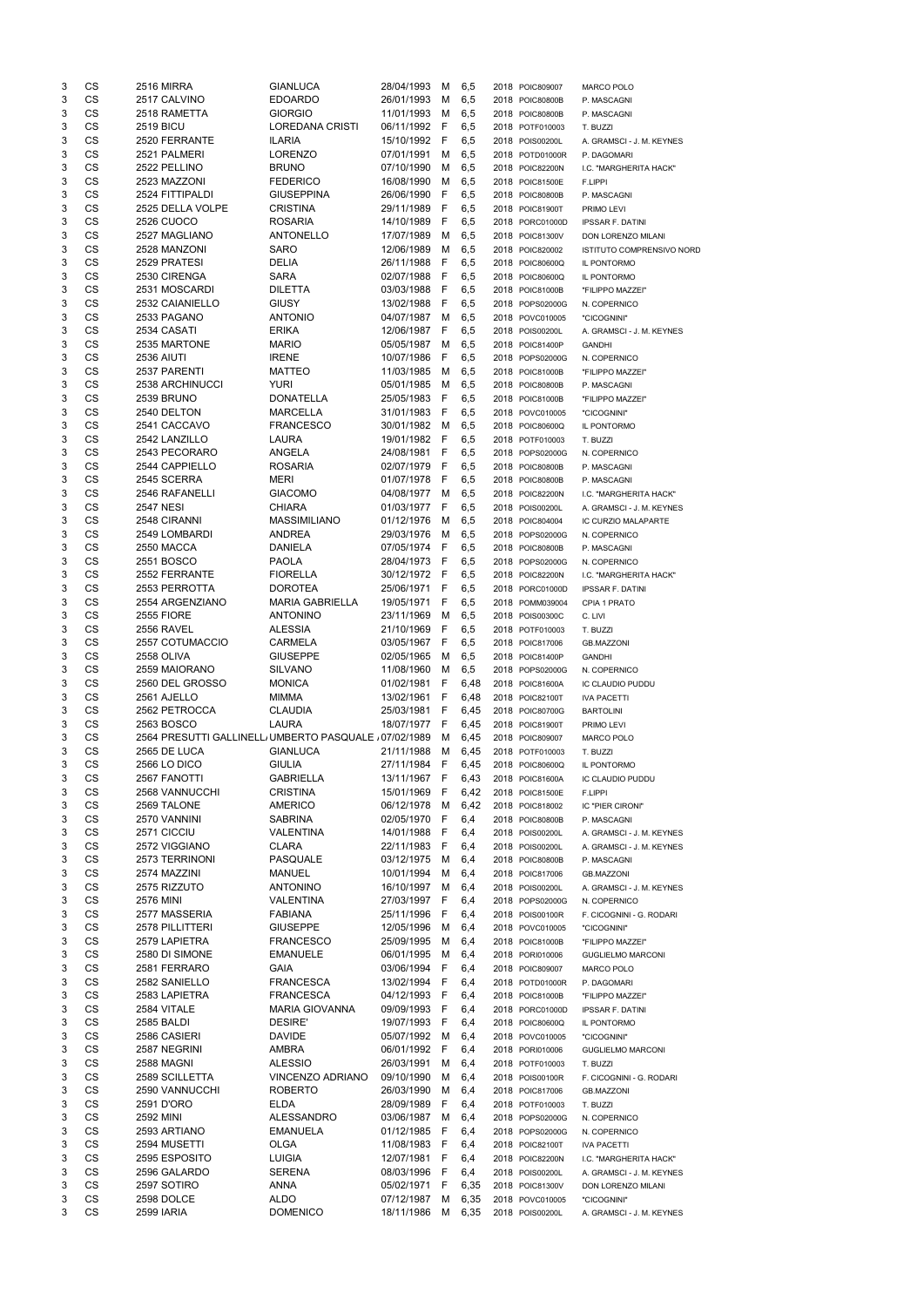| | | | | | | | | | | |
|---|---|---|---|---|---|---|---|---|---|---|
| 3 | CS | 2516 | MIRRA | GIANLUCA | 28/04/1993 | M | 6,5 | 2018 | POIC809007 | MARCO POLO |
| 3 | CS | 2517 | CALVINO | EDOARDO | 26/01/1993 | M | 6,5 | 2018 | POIC80800B | P. MASCAGNI |
| 3 | CS | 2518 | RAMETTA | GIORGIO | 11/01/1993 | M | 6,5 | 2018 | POIC80800B | P. MASCAGNI |
| 3 | CS | 2519 | BICU | LOREDANA CRISTI | 06/11/1992 | F | 6,5 | 2018 | POTF010003 | T. BUZZI |
| 3 | CS | 2520 | FERRANTE | ILARIA | 15/10/1992 | F | 6,5 | 2018 | POIS00200L | A. GRAMSCI - J. M. KEYNES |
| 3 | CS | 2521 | PALMERI | LORENZO | 07/01/1991 | M | 6,5 | 2018 | POTD01000R | P. DAGOMARI |
| 3 | CS | 2522 | PELLINO | BRUNO | 07/10/1990 | M | 6,5 | 2018 | POIC82200N | I.C. "MARGHERITA HACK" |
| 3 | CS | 2523 | MAZZONI | FEDERICO | 16/08/1990 | M | 6,5 | 2018 | POIC81500E | F.LIPPI |
| 3 | CS | 2524 | FITTIPALDI | GIUSEPPINA | 26/06/1990 | F | 6,5 | 2018 | POIC80800B | P. MASCAGNI |
| 3 | CS | 2525 | DELLA VOLPE | CRISTINA | 29/11/1989 | F | 6,5 | 2018 | POIC81900T | PRIMO LEVI |
| 3 | CS | 2526 | CUOCO | ROSARIA | 14/10/1989 | F | 6,5 | 2018 | PORC01000D | IPSSAR F. DATINI |
| 3 | CS | 2527 | MAGLIANO | ANTONELLO | 17/07/1989 | M | 6,5 | 2018 | POIC81300V | DON LORENZO MILANI |
| 3 | CS | 2528 | MANZONI | SARO | 12/06/1989 | M | 6,5 | 2018 | POIC820002 | ISTITUTO COMPRENSIVO NORD |
| 3 | CS | 2529 | PRATESI | DELIA | 26/11/1988 | F | 6,5 | 2018 | POIC80600Q | IL PONTORMO |
| 3 | CS | 2530 | CIRENGA | SARA | 02/07/1988 | F | 6,5 | 2018 | POIC80600Q | IL PONTORMO |
| 3 | CS | 2531 | MOSCARDI | DILETTA | 03/03/1988 | F | 6,5 | 2018 | POIC81000B | "FILIPPO MAZZEI" |
| 3 | CS | 2532 | CAIANIELLO | GIUSY | 13/02/1988 | F | 6,5 | 2018 | POPS02000G | N. COPERNICO |
| 3 | CS | 2533 | PAGANO | ANTONIO | 04/07/1987 | M | 6,5 | 2018 | POVC010005 | "CICOGNINI" |
| 3 | CS | 2534 | CASATI | ERIKA | 12/06/1987 | F | 6,5 | 2018 | POIS00200L | A. GRAMSCI - J. M. KEYNES |
| 3 | CS | 2535 | MARTONE | MARIO | 05/05/1987 | M | 6,5 | 2018 | POIC81400P | GANDHI |
| 3 | CS | 2536 | AIUTI | IRENE | 10/07/1986 | F | 6,5 | 2018 | POPS02000G | N. COPERNICO |
| 3 | CS | 2537 | PARENTI | MATTEO | 11/03/1985 | M | 6,5 | 2018 | POIC81000B | "FILIPPO MAZZEI" |
| 3 | CS | 2538 | ARCHINUCCI | YURI | 05/01/1985 | M | 6,5 | 2018 | POIC80800B | P. MASCAGNI |
| 3 | CS | 2539 | BRUNO | DONATELLA | 25/05/1983 | F | 6,5 | 2018 | POIC81000B | "FILIPPO MAZZEI" |
| 3 | CS | 2540 | DELTON | MARCELLA | 31/01/1983 | F | 6,5 | 2018 | POVC010005 | "CICOGNINI" |
| 3 | CS | 2541 | CACCAVO | FRANCESCO | 30/01/1982 | M | 6,5 | 2018 | POIC80600Q | IL PONTORMO |
| 3 | CS | 2542 | LANZILLO | LAURA | 19/01/1982 | F | 6,5 | 2018 | POTF010003 | T. BUZZI |
| 3 | CS | 2543 | PECORARO | ANGELA | 24/08/1981 | F | 6,5 | 2018 | POPS02000G | N. COPERNICO |
| 3 | CS | 2544 | CAPPIELLO | ROSARIA | 02/07/1979 | F | 6,5 | 2018 | POIC80800B | P. MASCAGNI |
| 3 | CS | 2545 | SCERRA | MERI | 01/07/1978 | F | 6,5 | 2018 | POIC80800B | P. MASCAGNI |
| 3 | CS | 2546 | RAFANELLI | GIACOMO | 04/08/1977 | M | 6,5 | 2018 | POIC82200N | I.C. "MARGHERITA HACK" |
| 3 | CS | 2547 | NESI | CHIARA | 01/03/1977 | F | 6,5 | 2018 | POIS00200L | A. GRAMSCI - J. M. KEYNES |
| 3 | CS | 2548 | CIRANNI | MASSIMILIANO | 01/12/1976 | M | 6,5 | 2018 | POIC804004 | IC CURZIO MALAPARTE |
| 3 | CS | 2549 | LOMBARDI | ANDREA | 29/03/1976 | M | 6,5 | 2018 | POPS02000G | N. COPERNICO |
| 3 | CS | 2550 | MACCA | DANIELA | 07/05/1974 | F | 6,5 | 2018 | POIC80800B | P. MASCAGNI |
| 3 | CS | 2551 | BOSCO | PAOLA | 28/04/1973 | F | 6,5 | 2018 | POPS02000G | N. COPERNICO |
| 3 | CS | 2552 | FERRANTE | FIORELLA | 30/12/1972 | F | 6,5 | 2018 | POIC82200N | I.C. "MARGHERITA HACK" |
| 3 | CS | 2553 | PERROTTA | DOROTEA | 25/06/1971 | F | 6,5 | 2018 | PORC01000D | IPSSAR F. DATINI |
| 3 | CS | 2554 | ARGENZIANO | MARIA GABRIELLA | 19/05/1971 | F | 6,5 | 2018 | POMM039004 | CPIA 1 PRATO |
| 3 | CS | 2555 | FIORE | ANTONINO | 23/11/1969 | M | 6,5 | 2018 | POIS00300C | C. LIVI |
| 3 | CS | 2556 | RAVEL | ALESSIA | 21/10/1969 | F | 6,5 | 2018 | POTF010003 | T. BUZZI |
| 3 | CS | 2557 | COTUMACCIO | CARMELA | 03/05/1967 | F | 6,5 | 2018 | POIC817006 | GB.MAZZONI |
| 3 | CS | 2558 | OLIVA | GIUSEPPE | 02/05/1965 | M | 6,5 | 2018 | POIC81400P | GANDHI |
| 3 | CS | 2559 | MAIORANO | SILVANO | 11/08/1960 | M | 6,5 | 2018 | POPS02000G | N. COPERNICO |
| 3 | CS | 2560 | DEL GROSSO | MONICA | 01/02/1981 | F | 6,48 | 2018 | POIC81600A | IC CLAUDIO PUDDU |
| 3 | CS | 2561 | AJELLO | MIMMA | 13/02/1961 | F | 6,48 | 2018 | POIC82100T | IVA PACETTI |
| 3 | CS | 2562 | PETROCCA | CLAUDIA | 25/03/1981 | F | 6,45 | 2018 | POIC80700G | BARTOLINI |
| 3 | CS | 2563 | BOSCO | LAURA | 18/07/1977 | F | 6,45 | 2018 | POIC81900T | PRIMO LEVI |
| 3 | CS | 2564 | PRESUTTI GALLINELLI | UMBERTO PASQUALE | 07/02/1989 | M | 6,45 | 2018 | POIC809007 | MARCO POLO |
| 3 | CS | 2565 | DE LUCA | GIANLUCA | 21/11/1988 | M | 6,45 | 2018 | POTF010003 | T. BUZZI |
| 3 | CS | 2566 | LO DICO | GIULIA | 27/11/1984 | F | 6,45 | 2018 | POIC80600Q | IL PONTORMO |
| 3 | CS | 2567 | FANOTTI | GABRIELLA | 13/11/1967 | F | 6,43 | 2018 | POIC81600A | IC CLAUDIO PUDDU |
| 3 | CS | 2568 | VANNUCCHI | CRISTINA | 15/01/1969 | F | 6,42 | 2018 | POIC81500E | F.LIPPI |
| 3 | CS | 2569 | TALONE | AMERICO | 06/12/1978 | M | 6,42 | 2018 | POIC818002 | IC "PIER CIRONI" |
| 3 | CS | 2570 | VANNINI | SABRINA | 02/05/1970 | F | 6,4 | 2018 | POIC80800B | P. MASCAGNI |
| 3 | CS | 2571 | CICCIU | VALENTINA | 14/01/1988 | F | 6,4 | 2018 | POIS00200L | A. GRAMSCI - J. M. KEYNES |
| 3 | CS | 2572 | VIGGIANO | CLARA | 22/11/1983 | F | 6,4 | 2018 | POIS00200L | A. GRAMSCI - J. M. KEYNES |
| 3 | CS | 2573 | TERRINONI | PASQUALE | 03/12/1975 | M | 6,4 | 2018 | POIC80800B | P. MASCAGNI |
| 3 | CS | 2574 | MAZZINI | MANUEL | 10/01/1994 | M | 6,4 | 2018 | POIC817006 | GB.MAZZONI |
| 3 | CS | 2575 | RIZZUTO | ANTONINO | 16/10/1997 | M | 6,4 | 2018 | POIS00200L | A. GRAMSCI - J. M. KEYNES |
| 3 | CS | 2576 | MINI | VALENTINA | 27/03/1997 | F | 6,4 | 2018 | POPS02000G | N. COPERNICO |
| 3 | CS | 2577 | MASSERIA | FABIANA | 25/11/1996 | F | 6,4 | 2018 | POIS00100R | F. CICOGNINI - G. RODARI |
| 3 | CS | 2578 | PILLITTERI | GIUSEPPE | 12/05/1996 | M | 6,4 | 2018 | POVC010005 | "CICOGNINI" |
| 3 | CS | 2579 | LAPIETRA | FRANCESCO | 25/09/1995 | M | 6,4 | 2018 | POIC81000B | "FILIPPO MAZZEI" |
| 3 | CS | 2580 | DI SIMONE | EMANUELE | 06/01/1995 | M | 6,4 | 2018 | PORI010006 | GUGLIELMO MARCONI |
| 3 | CS | 2581 | FERRARO | GAIA | 03/06/1994 | F | 6,4 | 2018 | POIC809007 | MARCO POLO |
| 3 | CS | 2582 | SANIELLO | FRANCESCA | 13/02/1994 | F | 6,4 | 2018 | POTD01000R | P. DAGOMARI |
| 3 | CS | 2583 | LAPIETRA | FRANCESCA | 04/12/1993 | F | 6,4 | 2018 | POIC81000B | "FILIPPO MAZZEI" |
| 3 | CS | 2584 | VITALE | MARIA GIOVANNA | 09/09/1993 | F | 6,4 | 2018 | PORC01000D | IPSSAR F. DATINI |
| 3 | CS | 2585 | BALDI | DESIRE' | 19/07/1993 | F | 6,4 | 2018 | POIC80600Q | IL PONTORMO |
| 3 | CS | 2586 | CASIERI | DAVIDE | 05/07/1992 | M | 6,4 | 2018 | POVC010005 | "CICOGNINI" |
| 3 | CS | 2587 | NEGRINI | AMBRA | 06/01/1992 | F | 6,4 | 2018 | PORI010006 | GUGLIELMO MARCONI |
| 3 | CS | 2588 | MAGNI | ALESSIO | 26/03/1991 | M | 6,4 | 2018 | POTF010003 | T. BUZZI |
| 3 | CS | 2589 | SCILLETTA | VINCENZO ADRIANO | 09/10/1990 | M | 6,4 | 2018 | POIS00100R | F. CICOGNINI - G. RODARI |
| 3 | CS | 2590 | VANNUCCHI | ROBERTO | 26/03/1990 | M | 6,4 | 2018 | POIC817006 | GB.MAZZONI |
| 3 | CS | 2591 | D'ORO | ELDA | 28/09/1989 | F | 6,4 | 2018 | POTF010003 | T. BUZZI |
| 3 | CS | 2592 | MINI | ALESSANDRO | 03/06/1987 | M | 6,4 | 2018 | POPS02000G | N. COPERNICO |
| 3 | CS | 2593 | ARTIANO | EMANUELA | 01/12/1985 | F | 6,4 | 2018 | POPS02000G | N. COPERNICO |
| 3 | CS | 2594 | MUSETTI | OLGA | 11/08/1983 | F | 6,4 | 2018 | POIC82100T | IVA PACETTI |
| 3 | CS | 2595 | ESPOSITO | LUIGIA | 12/07/1981 | F | 6,4 | 2018 | POIC82200N | I.C. "MARGHERITA HACK" |
| 3 | CS | 2596 | GALARDO | SERENA | 08/03/1996 | F | 6,4 | 2018 | POIS00200L | A. GRAMSCI - J. M. KEYNES |
| 3 | CS | 2597 | SOTIRO | ANNA | 05/02/1971 | F | 6,35 | 2018 | POIC81300V | DON LORENZO MILANI |
| 3 | CS | 2598 | DOLCE | ALDO | 07/12/1987 | M | 6,35 | 2018 | POVC010005 | "CICOGNINI" |
| 3 | CS | 2599 | IARIA | DOMENICO | 18/11/1986 | M | 6,35 | 2018 | POIS00200L | A. GRAMSCI - J. M. KEYNES |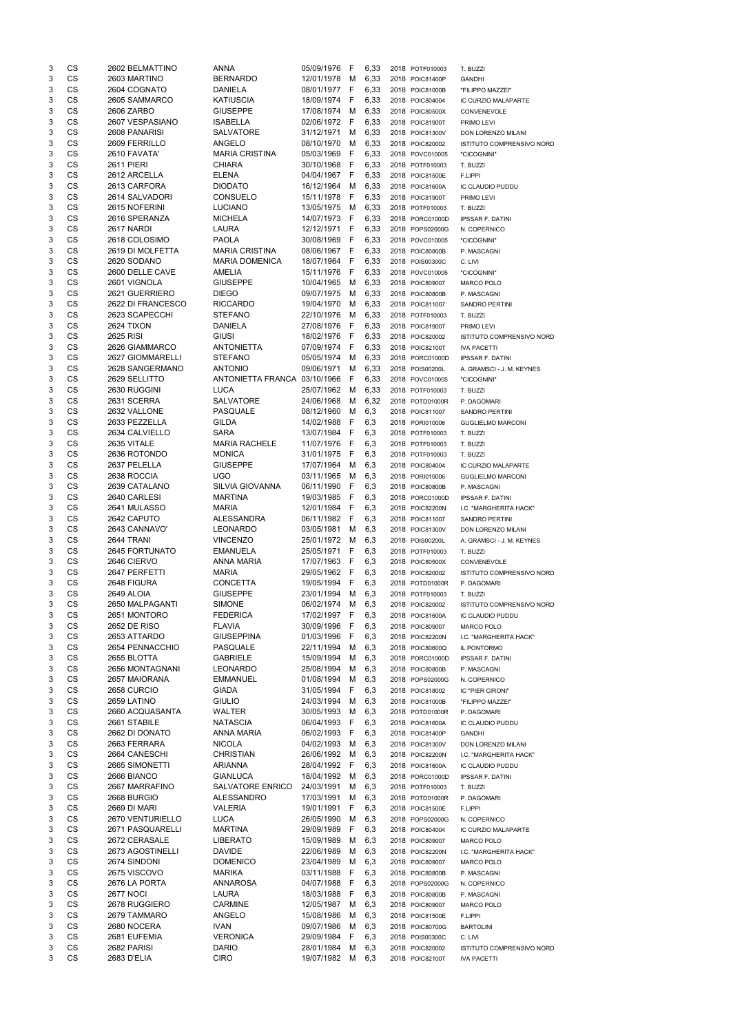| | | | | | | | | | |
|---|---|---|---|---|---|---|---|---|---|
| 3 | CS | 2602 BELMATTINO | ANNA | 05/09/1976 | F | 6,33 | 2018 | POTF010003 | T. BUZZI |
| 3 | CS | 2603 MARTINO | BERNARDO | 12/01/1978 | M | 6,33 | 2018 | POIC81400P | GANDHI |
| 3 | CS | 2604 COGNATO | DANIELA | 08/01/1977 | F | 6,33 | 2018 | POIC81000B | "FILIPPO MAZZEI" |
| 3 | CS | 2605 SAMMARCO | KATIUSCIA | 18/09/1974 | F | 6,33 | 2018 | POIC804004 | IC CURZIO MALAPARTE |
| 3 | CS | 2606 ZARBO | GIUSEPPE | 17/08/1974 | M | 6,33 | 2018 | POIC80500X | CONVENEVOLE |
| 3 | CS | 2607 VESPASIANO | ISABELLA | 02/06/1972 | F | 6,33 | 2018 | POIC81900T | PRIMO LEVI |
| 3 | CS | 2608 PANARISI | SALVATORE | 31/12/1971 | M | 6,33 | 2018 | POIC81300V | DON LORENZO MILANI |
| 3 | CS | 2609 FERRILLO | ANGELO | 08/10/1970 | M | 6,33 | 2018 | POIC820002 | ISTITUTO COMPRENSIVO NORD |
| 3 | CS | 2610 FAVATA' | MARIA CRISTINA | 05/03/1969 | F | 6,33 | 2018 | POVC010005 | "CICOGNINI" |
| 3 | CS | 2611 PIERI | CHIARA | 30/10/1968 | F | 6,33 | 2018 | POTF010003 | T. BUZZI |
| 3 | CS | 2612 ARCELLA | ELENA | 04/04/1967 | F | 6,33 | 2018 | POIC81500E | F.LIPPI |
| 3 | CS | 2613 CARFORA | DIODATO | 16/12/1964 | M | 6,33 | 2018 | POIC81600A | IC CLAUDIO PUDDU |
| 3 | CS | 2614 SALVADORI | CONSUELO | 15/11/1978 | F | 6,33 | 2018 | POIC81900T | PRIMO LEVI |
| 3 | CS | 2615 NOFERINI | LUCIANO | 13/05/1975 | M | 6,33 | 2018 | POTF010003 | T. BUZZI |
| 3 | CS | 2616 SPERANZA | MICHELA | 14/07/1973 | F | 6,33 | 2018 | PORC01000D | IPSSAR F. DATINI |
| 3 | CS | 2617 NARDI | LAURA | 12/12/1971 | F | 6,33 | 2018 | POPS02000G | N. COPERNICO |
| 3 | CS | 2618 COLOSIMO | PAOLA | 30/08/1969 | F | 6,33 | 2018 | POVC010005 | "CICOGNINI" |
| 3 | CS | 2619 DI MOLFETTA | MARIA CRISTINA | 08/06/1967 | F | 6,33 | 2018 | POIC80800B | P. MASCAGNI |
| 3 | CS | 2620 SODANO | MARIA DOMENICA | 18/07/1964 | F | 6,33 | 2018 | POIS00300C | C. LIVI |
| 3 | CS | 2600 DELLE CAVE | AMELIA | 15/11/1976 | F | 6,33 | 2018 | POVC010005 | "CICOGNINI" |
| 3 | CS | 2601 VIGNOLA | GIUSEPPE | 10/04/1965 | M | 6,33 | 2018 | POIC809007 | MARCO POLO |
| 3 | CS | 2621 GUERRIERO | DIEGO | 09/07/1975 | M | 6,33 | 2018 | POIC80800B | P. MASCAGNI |
| 3 | CS | 2622 DI FRANCESCO | RICCARDO | 19/04/1970 | M | 6,33 | 2018 | POIC811007 | SANDRO PERTINI |
| 3 | CS | 2623 SCAPECCHI | STEFANO | 22/10/1976 | M | 6,33 | 2018 | POTF010003 | T. BUZZI |
| 3 | CS | 2624 TIXON | DANIELA | 27/08/1976 | F | 6,33 | 2018 | POIC81900T | PRIMO LEVI |
| 3 | CS | 2625 RISI | GIUSI | 18/02/1976 | F | 6,33 | 2018 | POIC820002 | ISTITUTO COMPRENSIVO NORD |
| 3 | CS | 2626 GIAMMARCO | ANTONIETTA | 07/09/1974 | F | 6,33 | 2018 | POIC82100T | IVA PACETTI |
| 3 | CS | 2627 GIOMMARELLI | STEFANO | 05/05/1974 | M | 6,33 | 2018 | PORC01000D | IPSSAR F. DATINI |
| 3 | CS | 2628 SANGERMANO | ANTONIO | 09/06/1971 | M | 6,33 | 2018 | POIS00200L | A. GRAMSCI - J. M. KEYNES |
| 3 | CS | 2629 SELLITTO | ANTONIETTA FRANCA | 03/10/1966 | F | 6,33 | 2018 | POVC010005 | "CICOGNINI" |
| 3 | CS | 2630 RUGGINI | LUCA | 25/07/1962 | M | 6,33 | 2018 | POTF010003 | T. BUZZI |
| 3 | CS | 2631 SCERRA | SALVATORE | 24/06/1968 | M | 6,32 | 2018 | POTD01000R | P. DAGOMARI |
| 3 | CS | 2632 VALLONE | PASQUALE | 08/12/1960 | M | 6,3 | 2018 | POIC811007 | SANDRO PERTINI |
| 3 | CS | 2633 PEZZELLA | GILDA | 14/02/1988 | F | 6,3 | 2018 | PORI010006 | GUGLIELMO MARCONI |
| 3 | CS | 2634 CALVIELLO | SARA | 13/07/1984 | F | 6,3 | 2018 | POTF010003 | T. BUZZI |
| 3 | CS | 2635 VITALE | MARIA RACHELE | 11/07/1976 | F | 6,3 | 2018 | POTF010003 | T. BUZZI |
| 3 | CS | 2636 ROTONDO | MONICA | 31/01/1975 | F | 6,3 | 2018 | POTF010003 | T. BUZZI |
| 3 | CS | 2637 PELELLA | GIUSEPPE | 17/07/1964 | M | 6,3 | 2018 | POIC804004 | IC CURZIO MALAPARTE |
| 3 | CS | 2638 ROCCIA | UGO | 03/11/1965 | M | 6,3 | 2018 | PORI010006 | GUGLIELMO MARCONI |
| 3 | CS | 2639 CATALANO | SILVIA GIOVANNA | 06/11/1990 | F | 6,3 | 2018 | POIC80800B | P. MASCAGNI |
| 3 | CS | 2640 CARLESI | MARTINA | 19/03/1985 | F | 6,3 | 2018 | PORC01000D | IPSSAR F. DATINI |
| 3 | CS | 2641 MULASSO | MARIA | 12/01/1984 | F | 6,3 | 2018 | POIC82200N | I.C. "MARGHERITA HACK" |
| 3 | CS | 2642 CAPUTO | ALESSANDRA | 06/11/1982 | F | 6,3 | 2018 | POIC811007 | SANDRO PERTINI |
| 3 | CS | 2643 CANNAVO' | LEONARDO | 03/05/1981 | M | 6,3 | 2018 | POIC81300V | DON LORENZO MILANI |
| 3 | CS | 2644 TRANI | VINCENZO | 25/01/1972 | M | 6,3 | 2018 | POIS00200L | A. GRAMSCI - J. M. KEYNES |
| 3 | CS | 2645 FORTUNATO | EMANUELA | 25/05/1971 | F | 6,3 | 2018 | POTF010003 | T. BUZZI |
| 3 | CS | 2646 CIERVO | ANNA MARIA | 17/07/1963 | F | 6,3 | 2018 | POIC80500X | CONVENEVOLE |
| 3 | CS | 2647 PERFETTI | MARIA | 29/05/1962 | F | 6,3 | 2018 | POIC820002 | ISTITUTO COMPRENSIVO NORD |
| 3 | CS | 2648 FIGURA | CONCETTA | 19/05/1994 | F | 6,3 | 2018 | POTD01000R | P. DAGOMARI |
| 3 | CS | 2649 ALOIA | GIUSEPPE | 23/01/1994 | M | 6,3 | 2018 | POTF010003 | T. BUZZI |
| 3 | CS | 2650 MALPAGANTI | SIMONE | 06/02/1974 | M | 6,3 | 2018 | POIC820002 | ISTITUTO COMPRENSIVO NORD |
| 3 | CS | 2651 MONTORO | FEDERICA | 17/02/1997 | F | 6,3 | 2018 | POIC81600A | IC CLAUDIO PUDDU |
| 3 | CS | 2652 DE RISO | FLAVIA | 30/09/1996 | F | 6,3 | 2018 | POIC809007 | MARCO POLO |
| 3 | CS | 2653 ATTARDO | GIUSEPPINA | 01/03/1996 | F | 6,3 | 2018 | POIC82200N | I.C. "MARGHERITA HACK" |
| 3 | CS | 2654 PENNACCHIO | PASQUALE | 22/11/1994 | M | 6,3 | 2018 | POIC80600Q | IL PONTORMO |
| 3 | CS | 2655 BLOTTA | GABRIELE | 15/09/1994 | M | 6,3 | 2018 | PORC01000D | IPSSAR F. DATINI |
| 3 | CS | 2656 MONTAGNANI | LEONARDO | 25/08/1994 | M | 6,3 | 2018 | POIC80800B | P. MASCAGNI |
| 3 | CS | 2657 MAIORANA | EMMANUEL | 01/08/1994 | M | 6,3 | 2018 | POPS02000G | N. COPERNICO |
| 3 | CS | 2658 CURCIO | GIADA | 31/05/1994 | F | 6,3 | 2018 | POIC818002 | IC "PIER CIRONI" |
| 3 | CS | 2659 LATINO | GIULIO | 24/03/1994 | M | 6,3 | 2018 | POIC81000B | "FILIPPO MAZZEI" |
| 3 | CS | 2660 ACQUASANTA | WALTER | 30/05/1993 | M | 6,3 | 2018 | POTD01000R | P. DAGOMARI |
| 3 | CS | 2661 STABILE | NATASCIA | 06/04/1993 | F | 6,3 | 2018 | POIC81600A | IC CLAUDIO PUDDU |
| 3 | CS | 2662 DI DONATO | ANNA MARIA | 06/02/1993 | F | 6,3 | 2018 | POIC81400P | GANDHI |
| 3 | CS | 2663 FERRARA | NICOLA | 04/02/1993 | M | 6,3 | 2018 | POIC81300V | DON LORENZO MILANI |
| 3 | CS | 2664 CANESCHI | CHRISTIAN | 26/06/1992 | M | 6,3 | 2018 | POIC82200N | I.C. "MARGHERITA HACK" |
| 3 | CS | 2665 SIMONETTI | ARIANNA | 28/04/1992 | F | 6,3 | 2018 | POIC81600A | IC CLAUDIO PUDDU |
| 3 | CS | 2666 BIANCO | GIANLUCA | 18/04/1992 | M | 6,3 | 2018 | PORC01000D | IPSSAR F. DATINI |
| 3 | CS | 2667 MARRAFINO | SALVATORE ENRICO | 24/03/1991 | M | 6,3 | 2018 | POTF010003 | T. BUZZI |
| 3 | CS | 2668 BURGIO | ALESSANDRO | 17/03/1991 | M | 6,3 | 2018 | POTD01000R | P. DAGOMARI |
| 3 | CS | 2669 DI MARI | VALERIA | 19/01/1991 | F | 6,3 | 2018 | POIC81500E | F.LIPPI |
| 3 | CS | 2670 VENTURIELLO | LUCA | 26/05/1990 | M | 6,3 | 2018 | POPS02000G | N. COPERNICO |
| 3 | CS | 2671 PASQUARELLI | MARTINA | 29/09/1989 | F | 6,3 | 2018 | POIC804004 | IC CURZIO MALAPARTE |
| 3 | CS | 2672 CERASALE | LIBERATO | 15/09/1989 | M | 6,3 | 2018 | POIC809007 | MARCO POLO |
| 3 | CS | 2673 AGOSTINELLI | DAVIDE | 22/06/1989 | M | 6,3 | 2018 | POIC82200N | I.C. "MARGHERITA HACK" |
| 3 | CS | 2674 SINDONI | DOMENICO | 23/04/1989 | M | 6,3 | 2018 | POIC809007 | MARCO POLO |
| 3 | CS | 2675 VISCOVO | MARIKA | 03/11/1988 | F | 6,3 | 2018 | POIC80800B | P. MASCAGNI |
| 3 | CS | 2676 LA PORTA | ANNAROSA | 04/07/1988 | F | 6,3 | 2018 | POPS02000G | N. COPERNICO |
| 3 | CS | 2677 NOCI | LAURA | 18/03/1988 | F | 6,3 | 2018 | POIC80800B | P. MASCAGNI |
| 3 | CS | 2678 RUGGIERO | CARMINE | 12/05/1987 | M | 6,3 | 2018 | POIC809007 | MARCO POLO |
| 3 | CS | 2679 TAMMARO | ANGELO | 15/08/1986 | M | 6,3 | 2018 | POIC81500E | F.LIPPI |
| 3 | CS | 2680 NOCERA | IVAN | 09/07/1986 | M | 6,3 | 2018 | POIC80700G | BARTOLINI |
| 3 | CS | 2681 EUFEMIA | VERONICA | 29/09/1984 | F | 6,3 | 2018 | POIS00300C | C. LIVI |
| 3 | CS | 2682 PARISI | DARIO | 28/01/1984 | M | 6,3 | 2018 | POIC820002 | ISTITUTO COMPRENSIVO NORD |
| 3 | CS | 2683 D'ELIA | CIRO | 19/07/1982 | M | 6,3 | 2018 | POIC82100T | IVA PACETTI |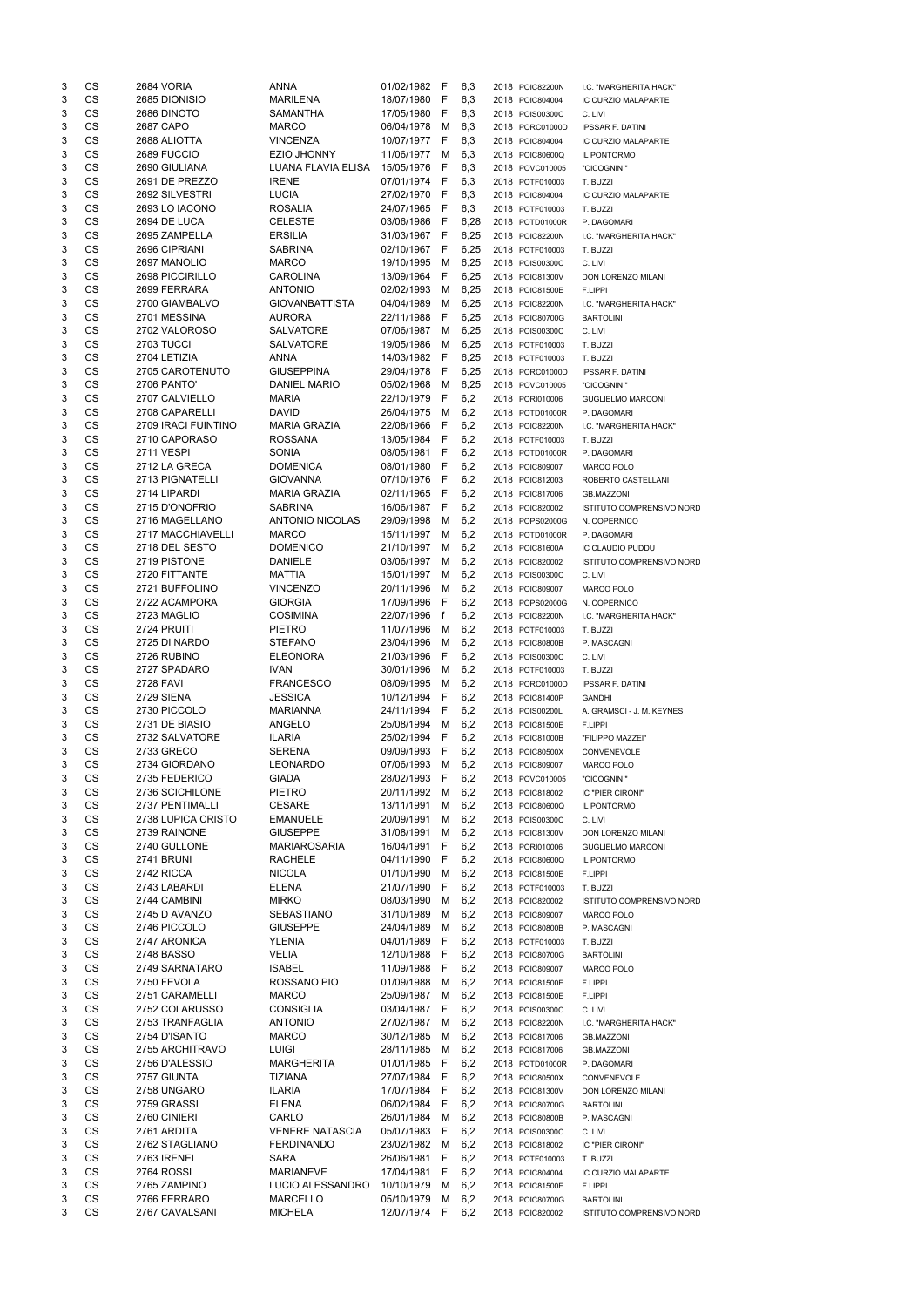| | | | | | | | | | | |
|---|---|---|---|---|---|---|---|---|---|---|
| 3 | CS | 2684 | VORIA | ANNA | 01/02/1982 | F | 6,3 | 2018 | POIC82200N | I.C. "MARGHERITA HACK" |
| 3 | CS | 2685 | DIONISIO | MARILENA | 18/07/1980 | F | 6,3 | 2018 | POIC804004 | IC CURZIO MALAPARTE |
| 3 | CS | 2686 | DINOTO | SAMANTHA | 17/05/1980 | F | 6,3 | 2018 | POIS00300C | C. LIVI |
| 3 | CS | 2687 | CAPO | MARCO | 06/04/1978 | M | 6,3 | 2018 | PORC01000D | IPSSAR F. DATINI |
| 3 | CS | 2688 | ALIOTTA | VINCENZA | 10/07/1977 | F | 6,3 | 2018 | POIC804004 | IC CURZIO MALAPARTE |
| 3 | CS | 2689 | FUCCIO | EZIO JHONNY | 11/06/1977 | M | 6,3 | 2018 | POIC80600Q | IL PONTORMO |
| 3 | CS | 2690 | GIULIANA | LUANA FLAVIA ELISA | 15/05/1976 | F | 6,3 | 2018 | POVC010005 | "CICOGNINI" |
| 3 | CS | 2691 | DE PREZZO | IRENE | 07/01/1974 | F | 6,3 | 2018 | POTF010003 | T. BUZZI |
| 3 | CS | 2692 | SILVESTRI | LUCIA | 27/02/1970 | F | 6,3 | 2018 | POIC804004 | IC CURZIO MALAPARTE |
| 3 | CS | 2693 | LO IACONO | ROSALIA | 24/07/1965 | F | 6,3 | 2018 | POTF010003 | T. BUZZI |
| 3 | CS | 2694 | DE LUCA | CELESTE | 03/06/1986 | F | 6,28 | 2018 | POTD01000R | P. DAGOMARI |
| 3 | CS | 2695 | ZAMPELLA | ERSILIA | 31/03/1967 | F | 6,25 | 2018 | POIC82200N | I.C. "MARGHERITA HACK" |
| 3 | CS | 2696 | CIPRIANI | SABRINA | 02/10/1967 | F | 6,25 | 2018 | POTF010003 | T. BUZZI |
| 3 | CS | 2697 | MANOLIO | MARCO | 19/10/1995 | M | 6,25 | 2018 | POIS00300C | C. LIVI |
| 3 | CS | 2698 | PICCIRILLO | CAROLINA | 13/09/1964 | F | 6,25 | 2018 | POIC81300V | DON LORENZO MILANI |
| 3 | CS | 2699 | FERRARA | ANTONIO | 02/02/1993 | M | 6,25 | 2018 | POIC81500E | F.LIPPI |
| 3 | CS | 2700 | GIAMBALVO | GIOVANBATTISTA | 04/04/1989 | M | 6,25 | 2018 | POIC82200N | I.C. "MARGHERITA HACK" |
| 3 | CS | 2701 | MESSINA | AURORA | 22/11/1988 | F | 6,25 | 2018 | POIC80700G | BARTOLINI |
| 3 | CS | 2702 | VALOROSO | SALVATORE | 07/06/1987 | M | 6,25 | 2018 | POIS00300C | C. LIVI |
| 3 | CS | 2703 | TUCCI | SALVATORE | 19/05/1986 | M | 6,25 | 2018 | POTF010003 | T. BUZZI |
| 3 | CS | 2704 | LETIZIA | ANNA | 14/03/1982 | F | 6,25 | 2018 | POTF010003 | T. BUZZI |
| 3 | CS | 2705 | CAROTENUTO | GIUSEPPINA | 29/04/1978 | F | 6,25 | 2018 | PORC01000D | IPSSAR F. DATINI |
| 3 | CS | 2706 | PANTO' | DANIEL MARIO | 05/02/1968 | M | 6,25 | 2018 | POVC010005 | "CICOGNINI" |
| 3 | CS | 2707 | CALVIELLO | MARIA | 22/10/1979 | F | 6,2 | 2018 | PORI010006 | GUGLIELMO MARCONI |
| 3 | CS | 2708 | CAPARELLI | DAVID | 26/04/1975 | M | 6,2 | 2018 | POTD01000R | P. DAGOMARI |
| 3 | CS | 2709 | IRACI FUINTINO | MARIA GRAZIA | 22/08/1966 | F | 6,2 | 2018 | POIC82200N | I.C. "MARGHERITA HACK" |
| 3 | CS | 2710 | CAPORASO | ROSSANA | 13/05/1984 | F | 6,2 | 2018 | POTF010003 | T. BUZZI |
| 3 | CS | 2711 | VESPI | SONIA | 08/05/1981 | F | 6,2 | 2018 | POTD01000R | P. DAGOMARI |
| 3 | CS | 2712 | LA GRECA | DOMENICA | 08/01/1980 | F | 6,2 | 2018 | POIC809007 | MARCO POLO |
| 3 | CS | 2713 | PIGNATELLI | GIOVANNA | 07/10/1976 | F | 6,2 | 2018 | POIC812003 | ROBERTO CASTELLANI |
| 3 | CS | 2714 | LIPARDI | MARIA GRAZIA | 02/11/1965 | F | 6,2 | 2018 | POIC817006 | GB.MAZZONI |
| 3 | CS | 2715 | D'ONOFRIO | SABRINA | 16/06/1987 | F | 6,2 | 2018 | POIC820002 | ISTITUTO COMPRENSIVO NORD |
| 3 | CS | 2716 | MAGELLANO | ANTONIO NICOLAS | 29/09/1998 | M | 6,2 | 2018 | POPS02000G | N. COPERNICO |
| 3 | CS | 2717 | MACCHIAVELLI | MARCO | 15/11/1997 | M | 6,2 | 2018 | POTD01000R | P. DAGOMARI |
| 3 | CS | 2718 | DEL SESTO | DOMENICO | 21/10/1997 | M | 6,2 | 2018 | POIC81600A | IC CLAUDIO PUDDU |
| 3 | CS | 2719 | PISTONE | DANIELE | 03/06/1997 | M | 6,2 | 2018 | POIC820002 | ISTITUTO COMPRENSIVO NORD |
| 3 | CS | 2720 | FITTANTE | MATTIA | 15/01/1997 | M | 6,2 | 2018 | POIS00300C | C. LIVI |
| 3 | CS | 2721 | BUFFOLINO | VINCENZO | 20/11/1996 | M | 6,2 | 2018 | POIC809007 | MARCO POLO |
| 3 | CS | 2722 | ACAMPORA | GIORGIA | 17/09/1996 | F | 6,2 | 2018 | POPS02000G | N. COPERNICO |
| 3 | CS | 2723 | MAGLIO | COSIMINA | 22/07/1996 | f | 6,2 | 2018 | POIC82200N | I.C. "MARGHERITA HACK" |
| 3 | CS | 2724 | PRUITI | PIETRO | 11/07/1996 | M | 6,2 | 2018 | POTF010003 | T. BUZZI |
| 3 | CS | 2725 | DI NARDO | STEFANO | 23/04/1996 | M | 6,2 | 2018 | POIC80800B | P. MASCAGNI |
| 3 | CS | 2726 | RUBINO | ELEONORA | 21/03/1996 | F | 6,2 | 2018 | POIS00300C | C. LIVI |
| 3 | CS | 2727 | SPADARO | IVAN | 30/01/1996 | M | 6,2 | 2018 | POTF010003 | T. BUZZI |
| 3 | CS | 2728 | FAVI | FRANCESCO | 08/09/1995 | M | 6,2 | 2018 | PORC01000D | IPSSAR F. DATINI |
| 3 | CS | 2729 | SIENA | JESSICA | 10/12/1994 | F | 6,2 | 2018 | POIC81400P | GANDHI |
| 3 | CS | 2730 | PICCOLO | MARIANNA | 24/11/1994 | F | 6,2 | 2018 | POIS00200L | A. GRAMSCI - J. M. KEYNES |
| 3 | CS | 2731 | DE BIASIO | ANGELO | 25/08/1994 | M | 6,2 | 2018 | POIC81500E | F.LIPPI |
| 3 | CS | 2732 | SALVATORE | ILARIA | 25/02/1994 | F | 6,2 | 2018 | POIC81000B | "FILIPPO MAZZEI" |
| 3 | CS | 2733 | GRECO | SERENA | 09/09/1993 | F | 6,2 | 2018 | POIC80500X | CONVENEVOLE |
| 3 | CS | 2734 | GIORDANO | LEONARDO | 07/06/1993 | M | 6,2 | 2018 | POIC809007 | MARCO POLO |
| 3 | CS | 2735 | FEDERICO | GIADA | 28/02/1993 | F | 6,2 | 2018 | POVC010005 | "CICOGNINI" |
| 3 | CS | 2736 | SCICHILONE | PIETRO | 20/11/1992 | M | 6,2 | 2018 | POIC818002 | IC "PIER CIRONI" |
| 3 | CS | 2737 | PENTIMALLI | CESARE | 13/11/1991 | M | 6,2 | 2018 | POIC80600Q | IL PONTORMO |
| 3 | CS | 2738 | LUPICA CRISTO | EMANUELE | 20/09/1991 | M | 6,2 | 2018 | POIS00300C | C. LIVI |
| 3 | CS | 2739 | RAINONE | GIUSEPPE | 31/08/1991 | M | 6,2 | 2018 | POIC81300V | DON LORENZO MILANI |
| 3 | CS | 2740 | GULLONE | MARIAROSARIA | 16/04/1991 | F | 6,2 | 2018 | PORI010006 | GUGLIELMO MARCONI |
| 3 | CS | 2741 | BRUNI | RACHELE | 04/11/1990 | F | 6,2 | 2018 | POIC80600Q | IL PONTORMO |
| 3 | CS | 2742 | RICCA | NICOLA | 01/10/1990 | M | 6,2 | 2018 | POIC81500E | F.LIPPI |
| 3 | CS | 2743 | LABARDI | ELENA | 21/07/1990 | F | 6,2 | 2018 | POTF010003 | T. BUZZI |
| 3 | CS | 2744 | CAMBINI | MIRKO | 08/03/1990 | M | 6,2 | 2018 | POIC820002 | ISTITUTO COMPRENSIVO NORD |
| 3 | CS | 2745 | D AVANZO | SEBASTIANO | 31/10/1989 | M | 6,2 | 2018 | POIC809007 | MARCO POLO |
| 3 | CS | 2746 | PICCOLO | GIUSEPPE | 24/04/1989 | M | 6,2 | 2018 | POIC80800B | P. MASCAGNI |
| 3 | CS | 2747 | ARONICA | YLENIA | 04/01/1989 | F | 6,2 | 2018 | POTF010003 | T. BUZZI |
| 3 | CS | 2748 | BASSO | VELIA | 12/10/1988 | F | 6,2 | 2018 | POIC80700G | BARTOLINI |
| 3 | CS | 2749 | SARNATARO | ISABEL | 11/09/1988 | F | 6,2 | 2018 | POIC809007 | MARCO POLO |
| 3 | CS | 2750 | FEVOLA | ROSSANO PIO | 01/09/1988 | M | 6,2 | 2018 | POIC81500E | F.LIPPI |
| 3 | CS | 2751 | CARAMELLI | MARCO | 25/09/1987 | M | 6,2 | 2018 | POIC81500E | F.LIPPI |
| 3 | CS | 2752 | COLARUSSO | CONSIGLIA | 03/04/1987 | F | 6,2 | 2018 | POIS00300C | C. LIVI |
| 3 | CS | 2753 | TRANFAGLIA | ANTONIO | 27/02/1987 | M | 6,2 | 2018 | POIC82200N | I.C. "MARGHERITA HACK" |
| 3 | CS | 2754 | D'ISANTO | MARCO | 30/12/1985 | M | 6,2 | 2018 | POIC817006 | GB.MAZZONI |
| 3 | CS | 2755 | ARCHITRAVO | LUIGI | 28/11/1985 | M | 6,2 | 2018 | POIC817006 | GB.MAZZONI |
| 3 | CS | 2756 | D'ALESSIO | MARGHERITA | 01/01/1985 | F | 6,2 | 2018 | POTD01000R | P. DAGOMARI |
| 3 | CS | 2757 | GIUNTA | TIZIANA | 27/07/1984 | F | 6,2 | 2018 | POIC80500X | CONVENEVOLE |
| 3 | CS | 2758 | UNGARO | ILARIA | 17/07/1984 | F | 6,2 | 2018 | POIC81300V | DON LORENZO MILANI |
| 3 | CS | 2759 | GRASSI | ELENA | 06/02/1984 | F | 6,2 | 2018 | POIC80700G | BARTOLINI |
| 3 | CS | 2760 | CINIERI | CARLO | 26/01/1984 | M | 6,2 | 2018 | POIC80800B | P. MASCAGNI |
| 3 | CS | 2761 | ARDITA | VENERE NATASCIA | 05/07/1983 | F | 6,2 | 2018 | POIS00300C | C. LIVI |
| 3 | CS | 2762 | STAGLIANO | FERDINANDO | 23/02/1982 | M | 6,2 | 2018 | POIC818002 | IC "PIER CIRONI" |
| 3 | CS | 2763 | IRENEI | SARA | 26/06/1981 | F | 6,2 | 2018 | POTF010003 | T. BUZZI |
| 3 | CS | 2764 | ROSSI | MARIANEVE | 17/04/1981 | F | 6,2 | 2018 | POIC804004 | IC CURZIO MALAPARTE |
| 3 | CS | 2765 | ZAMPINO | LUCIO ALESSANDRO | 10/10/1979 | M | 6,2 | 2018 | POIC81500E | F.LIPPI |
| 3 | CS | 2766 | FERRARO | MARCELLO | 05/10/1979 | M | 6,2 | 2018 | POIC80700G | BARTOLINI |
| 3 | CS | 2767 | CAVALSANI | MICHELA | 12/07/1974 | F | 6,2 | 2018 | POIC820002 | ISTITUTO COMPRENSIVO NORD |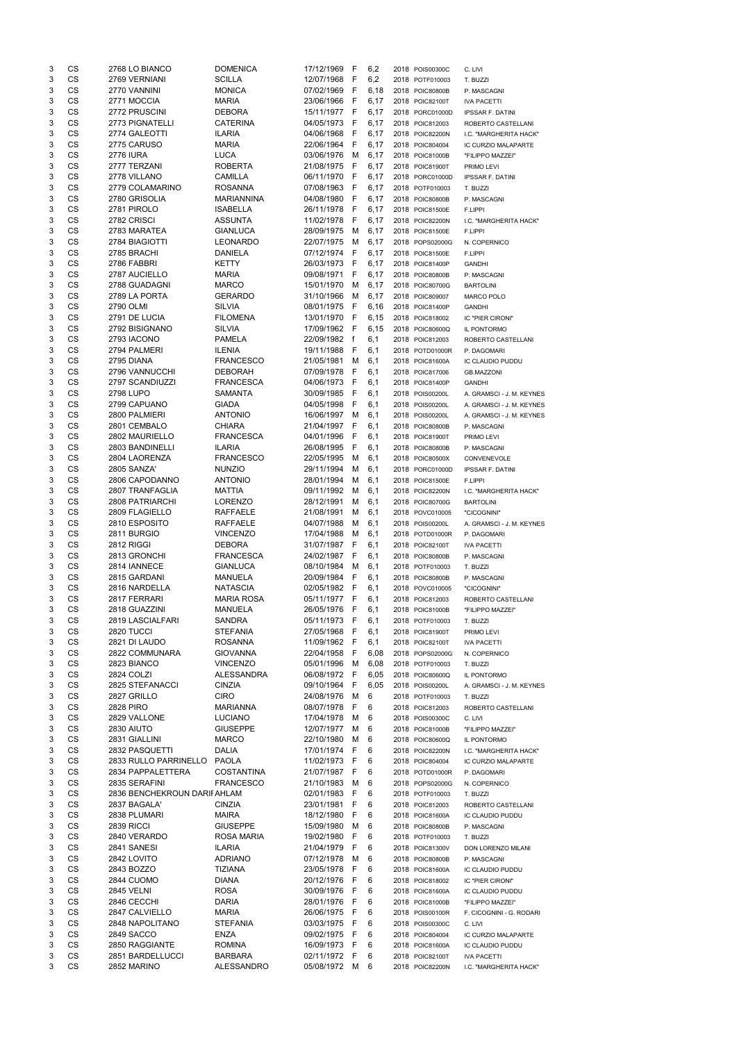| | | | | | | | | | | |
|---|---|---|---|---|---|---|---|---|---|---|
| 3 | CS | 2768 | LO BIANCO | DOMENICA | 17/12/1969 | F | 6,2 | 2018 | POIS00300C | C. LIVI |
| 3 | CS | 2769 | VERNIANI | SCILLA | 12/07/1968 | F | 6,2 | 2018 | POTF010003 | T. BUZZI |
| 3 | CS | 2770 | VANNINI | MONICA | 07/02/1969 | F | 6,18 | 2018 | POIC80800B | P. MASCAGNI |
| 3 | CS | 2771 | MOCCIA | MARIA | 23/06/1966 | F | 6,17 | 2018 | POIC82100T | IVA PACETTI |
| 3 | CS | 2772 | PRUSCINI | DEBORA | 15/11/1977 | F | 6,17 | 2018 | PORC01000D | IPSSAR F. DATINI |
| 3 | CS | 2773 | PIGNATELLI | CATERINA | 04/05/1973 | F | 6,17 | 2018 | POIC812003 | ROBERTO CASTELLANI |
| 3 | CS | 2774 | GALEOTTI | ILARIA | 04/06/1968 | F | 6,17 | 2018 | POIC82200N | I.C. "MARGHERITA HACK" |
| 3 | CS | 2775 | CARUSO | MARIA | 22/06/1964 | F | 6,17 | 2018 | POIC804004 | IC CURZIO MALAPARTE |
| 3 | CS | 2776 | IURA | LUCA | 03/06/1976 | M | 6,17 | 2018 | POIC81000B | "FILIPPO MAZZEI" |
| 3 | CS | 2777 | TERZANI | ROBERTA | 21/08/1975 | F | 6,17 | 2018 | POIC81900T | PRIMO LEVI |
| 3 | CS | 2778 | VILLANO | CAMILLA | 06/11/1970 | F | 6,17 | 2018 | PORC01000D | IPSSAR F. DATINI |
| 3 | CS | 2779 | COLAMARINO | ROSANNA | 07/08/1963 | F | 6,17 | 2018 | POTF010003 | T. BUZZI |
| 3 | CS | 2780 | GRISOLIA | MARIANNINA | 04/08/1980 | F | 6,17 | 2018 | POIC80800B | P. MASCAGNI |
| 3 | CS | 2781 | PIROLO | ISABELLA | 26/11/1978 | F | 6,17 | 2018 | POIC81500E | F.LIPPI |
| 3 | CS | 2782 | CRISCI | ASSUNTA | 11/02/1978 | F | 6,17 | 2018 | POIC82200N | I.C. "MARGHERITA HACK" |
| 3 | CS | 2783 | MARATEA | GIANLUCA | 28/09/1975 | M | 6,17 | 2018 | POIC81500E | F.LIPPI |
| 3 | CS | 2784 | BIAGIOTTI | LEONARDO | 22/07/1975 | M | 6,17 | 2018 | POPS02000G | N. COPERNICO |
| 3 | CS | 2785 | BRACHI | DANIELA | 07/12/1974 | F | 6,17 | 2018 | POIC81500E | F.LIPPI |
| 3 | CS | 2786 | FABBRI | KETTY | 26/03/1973 | F | 6,17 | 2018 | POIC81400P | GANDHI |
| 3 | CS | 2787 | AUCIELLO | MARIA | 09/08/1971 | F | 6,17 | 2018 | POIC80800B | P. MASCAGNI |
| 3 | CS | 2788 | GUADAGNI | MARCO | 15/01/1970 | M | 6,17 | 2018 | POIC80700G | BARTOLINI |
| 3 | CS | 2789 | LA PORTA | GERARDO | 31/10/1966 | M | 6,17 | 2018 | POIC809007 | MARCO POLO |
| 3 | CS | 2790 | OLMI | SILVIA | 08/01/1975 | F | 6,16 | 2018 | POIC81400P | GANDHI |
| 3 | CS | 2791 | DE LUCIA | FILOMENA | 13/01/1970 | F | 6,15 | 2018 | POIC818002 | IC "PIER CIRONI" |
| 3 | CS | 2792 | BISIGNANO | SILVIA | 17/09/1962 | F | 6,15 | 2018 | POIC80600Q | IL PONTORMO |
| 3 | CS | 2793 | IACONO | PAMELA | 22/09/1982 | f | 6,1 | 2018 | POIC812003 | ROBERTO CASTELLANI |
| 3 | CS | 2794 | PALMERI | ILENIA | 19/11/1988 | F | 6,1 | 2018 | POTD01000R | P. DAGOMARI |
| 3 | CS | 2795 | DIANA | FRANCESCO | 21/05/1981 | M | 6,1 | 2018 | POIC81600A | IC CLAUDIO PUDDU |
| 3 | CS | 2796 | VANNUCCHI | DEBORAH | 07/09/1978 | F | 6,1 | 2018 | POIC817006 | GB.MAZZONI |
| 3 | CS | 2797 | SCANDIUZZI | FRANCESCA | 04/06/1973 | F | 6,1 | 2018 | POIC81400P | GANDHI |
| 3 | CS | 2798 | LUPO | SAMANTA | 30/09/1985 | F | 6,1 | 2018 | POIS00200L | A. GRAMSCI - J. M. KEYNES |
| 3 | CS | 2799 | CAPUANO | GIADA | 04/05/1998 | F | 6,1 | 2018 | POIS00200L | A. GRAMSCI - J. M. KEYNES |
| 3 | CS | 2800 | PALMIERI | ANTONIO | 16/06/1997 | M | 6,1 | 2018 | POIS00200L | A. GRAMSCI - J. M. KEYNES |
| 3 | CS | 2801 | CEMBALO | CHIARA | 21/04/1997 | F | 6,1 | 2018 | POIC80800B | P. MASCAGNI |
| 3 | CS | 2802 | MAURIELLO | FRANCESCA | 04/01/1996 | F | 6,1 | 2018 | POIC81900T | PRIMO LEVI |
| 3 | CS | 2803 | BANDINELLI | ILARIA | 26/08/1995 | F | 6,1 | 2018 | POIC80800B | P. MASCAGNI |
| 3 | CS | 2804 | LAORENZA | FRANCESCO | 22/05/1995 | M | 6,1 | 2018 | POIC80500X | CONVENEVOLE |
| 3 | CS | 2805 | SANZA' | NUNZIO | 29/11/1994 | M | 6,1 | 2018 | PORC01000D | IPSSAR F. DATINI |
| 3 | CS | 2806 | CAPODANNO | ANTONIO | 28/01/1994 | M | 6,1 | 2018 | POIC81500E | F.LIPPI |
| 3 | CS | 2807 | TRANFAGLIA | MATTIA | 09/11/1992 | M | 6,1 | 2018 | POIC82200N | I.C. "MARGHERITA HACK" |
| 3 | CS | 2808 | PATRIARCHI | LORENZO | 28/12/1991 | M | 6,1 | 2018 | POIC80700G | BARTOLINI |
| 3 | CS | 2809 | FLAGIELLO | RAFFAELE | 21/08/1991 | M | 6,1 | 2018 | POVC010005 | "CICOGNINI" |
| 3 | CS | 2810 | ESPOSITO | RAFFAELE | 04/07/1988 | M | 6,1 | 2018 | POIS00200L | A. GRAMSCI - J. M. KEYNES |
| 3 | CS | 2811 | BURGIO | VINCENZO | 17/04/1988 | M | 6,1 | 2018 | POTD01000R | P. DAGOMARI |
| 3 | CS | 2812 | RIGGI | DEBORA | 31/07/1987 | F | 6,1 | 2018 | POIC82100T | IVA PACETTI |
| 3 | CS | 2813 | GRONCHI | FRANCESCA | 24/02/1987 | F | 6,1 | 2018 | POIC80800B | P. MASCAGNI |
| 3 | CS | 2814 | IANNECE | GIANLUCA | 08/10/1984 | M | 6,1 | 2018 | POTF010003 | T. BUZZI |
| 3 | CS | 2815 | GARDANI | MANUELA | 20/09/1984 | F | 6,1 | 2018 | POIC80800B | P. MASCAGNI |
| 3 | CS | 2816 | NARDELLA | NATASCIA | 02/05/1982 | F | 6,1 | 2018 | POVC010005 | "CICOGNINI" |
| 3 | CS | 2817 | FERRARI | MARIA ROSA | 05/11/1977 | F | 6,1 | 2018 | POIC812003 | ROBERTO CASTELLANI |
| 3 | CS | 2818 | GUAZZINI | MANUELA | 26/05/1976 | F | 6,1 | 2018 | POIC81000B | "FILIPPO MAZZEI" |
| 3 | CS | 2819 | LASCIALFARI | SANDRA | 05/11/1973 | F | 6,1 | 2018 | POTF010003 | T. BUZZI |
| 3 | CS | 2820 | TUCCI | STEFANIA | 27/05/1968 | F | 6,1 | 2018 | POIC81900T | PRIMO LEVI |
| 3 | CS | 2821 | DI LAUDO | ROSANNA | 11/09/1962 | F | 6,1 | 2018 | POIC82100T | IVA PACETTI |
| 3 | CS | 2822 | COMMUNARA | GIOVANNA | 22/04/1958 | F | 6,08 | 2018 | POPS02000G | N. COPERNICO |
| 3 | CS | 2823 | BIANCO | VINCENZO | 05/01/1996 | M | 6,08 | 2018 | POTF010003 | T. BUZZI |
| 3 | CS | 2824 | COLZI | ALESSANDRA | 06/08/1972 | F | 6,05 | 2018 | POIC80600Q | IL PONTORMO |
| 3 | CS | 2825 | STEFANACCI | CINZIA | 09/10/1964 | F | 6,05 | 2018 | POIS00200L | A. GRAMSCI - J. M. KEYNES |
| 3 | CS | 2827 | GRILLO | CIRO | 24/08/1976 | M | 6 | 2018 | POTF010003 | T. BUZZI |
| 3 | CS | 2828 | PIRO | MARIANNA | 08/07/1978 | F | 6 | 2018 | POIC812003 | ROBERTO CASTELLANI |
| 3 | CS | 2829 | VALLONE | LUCIANO | 17/04/1978 | M | 6 | 2018 | POIS00300C | C. LIVI |
| 3 | CS | 2830 | AIUTO | GIUSEPPE | 12/07/1977 | M | 6 | 2018 | POIC81000B | "FILIPPO MAZZEI" |
| 3 | CS | 2831 | GIALLINI | MARCO | 22/10/1980 | M | 6 | 2018 | POIC80600Q | IL PONTORMO |
| 3 | CS | 2832 | PASQUETTI | DALIA | 17/01/1974 | F | 6 | 2018 | POIC82200N | I.C. "MARGHERITA HACK" |
| 3 | CS | 2833 | RULLO PARRINELLO | PAOLA | 11/02/1973 | F | 6 | 2018 | POIC804004 | IC CURZIO MALAPARTE |
| 3 | CS | 2834 | PAPPALETTERA | COSTANTINA | 21/07/1987 | F | 6 | 2018 | POTD01000R | P. DAGOMARI |
| 3 | CS | 2835 | SERAFINI | FRANCESCO | 21/10/1983 | M | 6 | 2018 | POPS02000G | N. COPERNICO |
| 3 | CS | 2836 | BENCHEKROUN DARIF | AHLAM | 02/01/1983 | F | 6 | 2018 | POTF010003 | T. BUZZI |
| 3 | CS | 2837 | BAGALA' | CINZIA | 23/01/1981 | F | 6 | 2018 | POIC812003 | ROBERTO CASTELLANI |
| 3 | CS | 2838 | PLUMARI | MAIRA | 18/12/1980 | F | 6 | 2018 | POIC81600A | IC CLAUDIO PUDDU |
| 3 | CS | 2839 | RICCI | GIUSEPPE | 15/09/1980 | M | 6 | 2018 | POIC80800B | P. MASCAGNI |
| 3 | CS | 2840 | VERARDO | ROSA MARIA | 19/02/1980 | F | 6 | 2018 | POTF010003 | T. BUZZI |
| 3 | CS | 2841 | SANESI | ILARIA | 21/04/1979 | F | 6 | 2018 | POIC81300V | DON LORENZO MILANI |
| 3 | CS | 2842 | LOVITO | ADRIANO | 07/12/1978 | M | 6 | 2018 | POIC80800B | P. MASCAGNI |
| 3 | CS | 2843 | BOZZO | TIZIANA | 23/05/1978 | F | 6 | 2018 | POIC81600A | IC CLAUDIO PUDDU |
| 3 | CS | 2844 | CUOMO | DIANA | 20/12/1976 | F | 6 | 2018 | POIC818002 | IC "PIER CIRONI" |
| 3 | CS | 2845 | VELNI | ROSA | 30/09/1976 | F | 6 | 2018 | POIC81600A | IC CLAUDIO PUDDU |
| 3 | CS | 2846 | CECCHI | DARIA | 28/01/1976 | F | 6 | 2018 | POIC81000B | "FILIPPO MAZZEI" |
| 3 | CS | 2847 | CALVIELLO | MARIA | 26/06/1975 | F | 6 | 2018 | POIS00100R | F. CICOGNINI - G. RODARI |
| 3 | CS | 2848 | NAPOLITANO | STEFANIA | 03/03/1975 | F | 6 | 2018 | POIS00300C | C. LIVI |
| 3 | CS | 2849 | SACCO | ENZA | 09/02/1975 | F | 6 | 2018 | POIC804004 | IC CURZIO MALAPARTE |
| 3 | CS | 2850 | RAGGIANTE | ROMINA | 16/09/1973 | F | 6 | 2018 | POIC81600A | IC CLAUDIO PUDDU |
| 3 | CS | 2851 | BARDELLUCCI | BARBARA | 02/11/1972 | F | 6 | 2018 | POIC82100T | IVA PACETTI |
| 3 | CS | 2852 | MARINO | ALESSANDRO | 05/08/1972 | M | 6 | 2018 | POIC82200N | I.C. "MARGHERITA HACK" |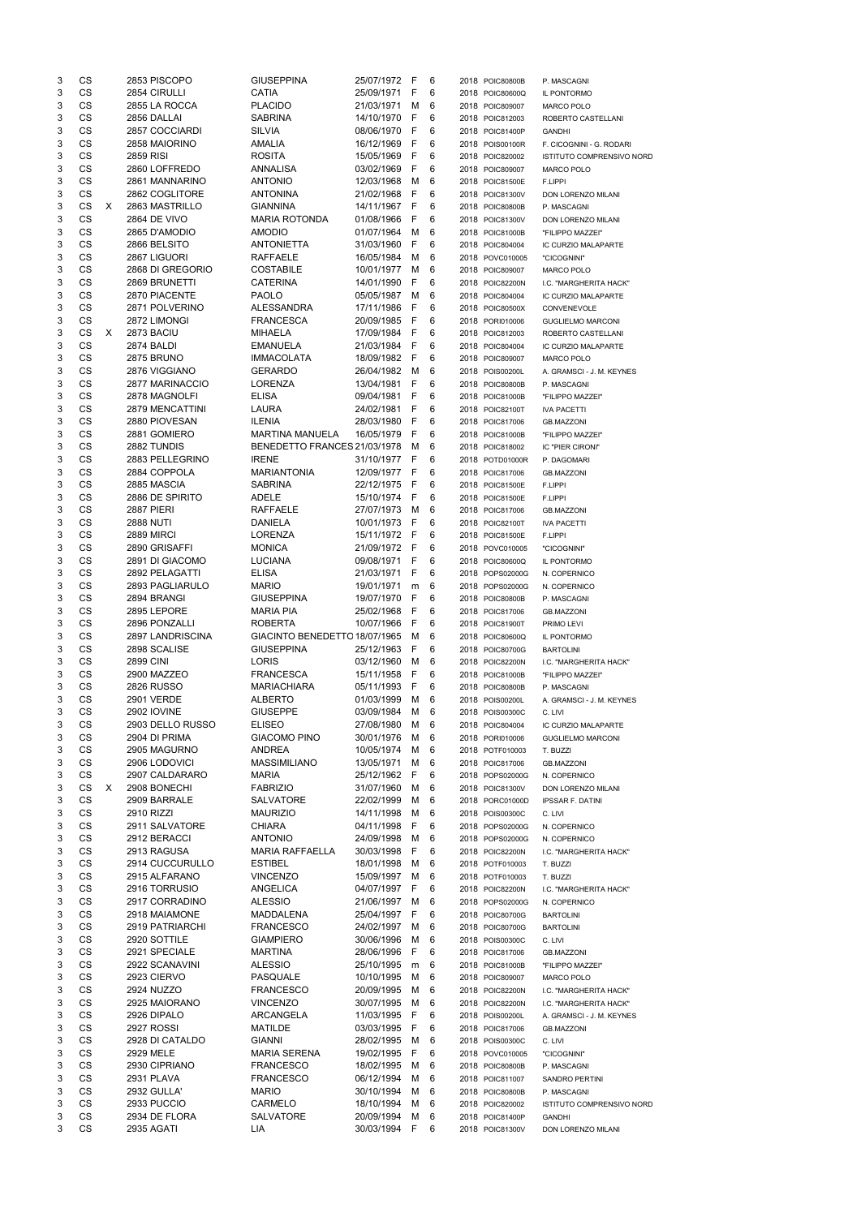| | | | | | | | | | | |
|---|---|---|---|---|---|---|---|---|---|---|
| 3 | CS | | 2853 PISCOPO | GIUSEPPINA | 25/07/1972 | F | 6 | 2018 | POIC80800B | P. MASCAGNI |
| 3 | CS | | 2854 CIRULLI | CATIA | 25/09/1971 | F | 6 | 2018 | POIC80600Q | IL PONTORMO |
| 3 | CS | | 2855 LA ROCCA | PLACIDO | 21/03/1971 | M | 6 | 2018 | POIC809007 | MARCO POLO |
| 3 | CS | | 2856 DALLAI | SABRINA | 14/10/1970 | F | 6 | 2018 | POIC812003 | ROBERTO CASTELLANI |
| 3 | CS | | 2857 COCCIARDI | SILVIA | 08/06/1970 | F | 6 | 2018 | POIC81400P | GANDHI |
| 3 | CS | | 2858 MAIORINO | AMALIA | 16/12/1969 | F | 6 | 2018 | POIS00100R | F. CICOGNINI - G. RODARI |
| 3 | CS | | 2859 RISI | ROSITA | 15/05/1969 | F | 6 | 2018 | POIC820002 | ISTITUTO COMPRENSIVO NORD |
| 3 | CS | | 2860 LOFFREDO | ANNALISA | 03/02/1969 | F | 6 | 2018 | POIC809007 | MARCO POLO |
| 3 | CS | | 2861 MANNARINO | ANTONIO | 12/03/1968 | M | 6 | 2018 | POIC81500E | F.LIPPI |
| 3 | CS | | 2862 COGLITORE | ANTONINA | 21/02/1968 | F | 6 | 2018 | POIC81300V | DON LORENZO MILANI |
| 3 | CS | X | 2863 MASTRILLO | GIANNINA | 14/11/1967 | F | 6 | 2018 | POIC80800B | P. MASCAGNI |
| 3 | CS | | 2864 DE VIVO | MARIA ROTONDA | 01/08/1966 | F | 6 | 2018 | POIC81300V | DON LORENZO MILANI |
| 3 | CS | | 2865 D'AMODIO | AMODIO | 01/07/1964 | M | 6 | 2018 | POIC81000B | "FILIPPO MAZZEI" |
| 3 | CS | | 2866 BELSITO | ANTONIETTA | 31/03/1960 | F | 6 | 2018 | POIC804004 | IC CURZIO MALAPARTE |
| 3 | CS | | 2867 LIGUORI | RAFFAELE | 16/05/1984 | M | 6 | 2018 | POVC010005 | "CICOGNINI" |
| 3 | CS | | 2868 DI GREGORIO | COSTABILE | 10/01/1977 | M | 6 | 2018 | POIC809007 | MARCO POLO |
| 3 | CS | | 2869 BRUNETTI | CATERINA | 14/01/1990 | F | 6 | 2018 | POIC82200N | I.C. "MARGHERITA HACK" |
| 3 | CS | | 2870 PIACENTE | PAOLO | 05/05/1987 | M | 6 | 2018 | POIC804004 | IC CURZIO MALAPARTE |
| 3 | CS | | 2871 POLVERINO | ALESSANDRA | 17/11/1986 | F | 6 | 2018 | POIC80500X | CONVENEVOLE |
| 3 | CS | | 2872 LIMONGI | FRANCESCA | 20/09/1985 | F | 6 | 2018 | PORI010006 | GUGLIELMO MARCONI |
| 3 | CS | X | 2873 BACIU | MIHAELA | 17/09/1984 | F | 6 | 2018 | POIC812003 | ROBERTO CASTELLANI |
| 3 | CS | | 2874 BALDI | EMANUELA | 21/03/1984 | F | 6 | 2018 | POIC804004 | IC CURZIO MALAPARTE |
| 3 | CS | | 2875 BRUNO | IMMACOLATA | 18/09/1982 | F | 6 | 2018 | POIC809007 | MARCO POLO |
| 3 | CS | | 2876 VIGGIANO | GERARDO | 26/04/1982 | M | 6 | 2018 | POIS00200L | A. GRAMSCI - J. M. KEYNES |
| 3 | CS | | 2877 MARINACCIO | LORENZA | 13/04/1981 | F | 6 | 2018 | POIC80800B | P. MASCAGNI |
| 3 | CS | | 2878 MAGNOLFI | ELISA | 09/04/1981 | F | 6 | 2018 | POIC81000B | "FILIPPO MAZZEI" |
| 3 | CS | | 2879 MENCATTINI | LAURA | 24/02/1981 | F | 6 | 2018 | POIC82100T | IVA PACETTI |
| 3 | CS | | 2880 PIOVESAN | ILENIA | 28/03/1980 | F | 6 | 2018 | POIC817006 | GB.MAZZONI |
| 3 | CS | | 2881 GOMIERO | MARTINA MANUELA | 16/05/1979 | F | 6 | 2018 | POIC81000B | "FILIPPO MAZZEI" |
| 3 | CS | | 2882 TUNDIS | BENEDETTO FRANCES | 21/03/1978 | M | 6 | 2018 | POIC818002 | IC "PIER CIRONI" |
| 3 | CS | | 2883 PELLEGRINO | IRENE | 31/10/1977 | F | 6 | 2018 | POTD01000R | P. DAGOMARI |
| 3 | CS | | 2884 COPPOLA | MARIANTONIA | 12/09/1977 | F | 6 | 2018 | POIC817006 | GB.MAZZONI |
| 3 | CS | | 2885 MASCIA | SABRINA | 22/12/1975 | F | 6 | 2018 | POIC81500E | F.LIPPI |
| 3 | CS | | 2886 DE SPIRITO | ADELE | 15/10/1974 | F | 6 | 2018 | POIC81500E | F.LIPPI |
| 3 | CS | | 2887 PIERI | RAFFAELE | 27/07/1973 | M | 6 | 2018 | POIC817006 | GB.MAZZONI |
| 3 | CS | | 2888 NUTI | DANIELA | 10/01/1973 | F | 6 | 2018 | POIC82100T | IVA PACETTI |
| 3 | CS | | 2889 MIRCI | LORENZA | 15/11/1972 | F | 6 | 2018 | POIC81500E | F.LIPPI |
| 3 | CS | | 2890 GRISAFFI | MONICA | 21/09/1972 | F | 6 | 2018 | POVC010005 | "CICOGNINI" |
| 3 | CS | | 2891 DI GIACOMO | LUCIANA | 09/08/1971 | F | 6 | 2018 | POIC80600Q | IL PONTORMO |
| 3 | CS | | 2892 PELAGATTI | ELISA | 21/03/1971 | F | 6 | 2018 | POPS02000G | N. COPERNICO |
| 3 | CS | | 2893 PAGLIARULO | MARIO | 19/01/1971 | m | 6 | 2018 | POPS02000G | N. COPERNICO |
| 3 | CS | | 2894 BRANGI | GIUSEPPINA | 19/07/1970 | F | 6 | 2018 | POIC80800B | P. MASCAGNI |
| 3 | CS | | 2895 LEPORE | MARIA PIA | 25/02/1968 | F | 6 | 2018 | POIC817006 | GB.MAZZONI |
| 3 | CS | | 2896 PONZALLI | ROBERTA | 10/07/1966 | F | 6 | 2018 | POIC81900T | PRIMO LEVI |
| 3 | CS | | 2897 LANDRISCINA | GIACINTO BENEDETTO | 18/07/1965 | M | 6 | 2018 | POIC80600Q | IL PONTORMO |
| 3 | CS | | 2898 SCALISE | GIUSEPPINA | 25/12/1963 | F | 6 | 2018 | POIC80700G | BARTOLINI |
| 3 | CS | | 2899 CINI | LORIS | 03/12/1960 | M | 6 | 2018 | POIC82200N | I.C. "MARGHERITA HACK" |
| 3 | CS | | 2900 MAZZEO | FRANCESCA | 15/11/1958 | F | 6 | 2018 | POIC81000B | "FILIPPO MAZZEI" |
| 3 | CS | | 2826 RUSSO | MARIACHIARA | 05/11/1993 | F | 6 | 2018 | POIC80800B | P. MASCAGNI |
| 3 | CS | | 2901 VERDE | ALBERTO | 01/03/1999 | M | 6 | 2018 | POIS00200L | A. GRAMSCI - J. M. KEYNES |
| 3 | CS | | 2902 IOVINE | GIUSEPPE | 03/09/1984 | M | 6 | 2018 | POIS00300C | C. LIVI |
| 3 | CS | | 2903 DELLO RUSSO | ELISEO | 27/08/1980 | M | 6 | 2018 | POIC804004 | IC CURZIO MALAPARTE |
| 3 | CS | | 2904 DI PRIMA | GIACOMO PINO | 30/01/1976 | M | 6 | 2018 | PORI010006 | GUGLIELMO MARCONI |
| 3 | CS | | 2905 MAGURNO | ANDREA | 10/05/1974 | M | 6 | 2018 | POTF010003 | T. BUZZI |
| 3 | CS | | 2906 LODOVICI | MASSIMILIANO | 13/05/1971 | M | 6 | 2018 | POIC817006 | GB.MAZZONI |
| 3 | CS | | 2907 CALDARARO | MARIA | 25/12/1962 | F | 6 | 2018 | POPS02000G | N. COPERNICO |
| 3 | CS | X | 2908 BONECHI | FABRIZIO | 31/07/1960 | M | 6 | 2018 | POIC81300V | DON LORENZO MILANI |
| 3 | CS | | 2909 BARRALE | SALVATORE | 22/02/1999 | M | 6 | 2018 | PORC01000D | IPSSAR F. DATINI |
| 3 | CS | | 2910 RIZZI | MAURIZIO | 14/11/1998 | M | 6 | 2018 | POIS00300C | C. LIVI |
| 3 | CS | | 2911 SALVATORE | CHIARA | 04/11/1998 | F | 6 | 2018 | POPS02000G | N. COPERNICO |
| 3 | CS | | 2912 BERACCI | ANTONIO | 24/09/1998 | M | 6 | 2018 | POPS02000G | N. COPERNICO |
| 3 | CS | | 2913 RAGUSA | MARIA RAFFAELLA | 30/03/1998 | F | 6 | 2018 | POIC82200N | I.C. "MARGHERITA HACK" |
| 3 | CS | | 2914 CUCCURULLO | ESTIBEL | 18/01/1998 | M | 6 | 2018 | POTF010003 | T. BUZZI |
| 3 | CS | | 2915 ALFARANO | VINCENZO | 15/09/1997 | M | 6 | 2018 | POTF010003 | T. BUZZI |
| 3 | CS | | 2916 TORRUSIO | ANGELICA | 04/07/1997 | F | 6 | 2018 | POIC82200N | I.C. "MARGHERITA HACK" |
| 3 | CS | | 2917 CORRADINO | ALESSIO | 21/06/1997 | M | 6 | 2018 | POPS02000G | N. COPERNICO |
| 3 | CS | | 2918 MAIAMONE | MADDALENA | 25/04/1997 | F | 6 | 2018 | POIC80700G | BARTOLINI |
| 3 | CS | | 2919 PATRIARCHI | FRANCESCO | 24/02/1997 | M | 6 | 2018 | POIC80700G | BARTOLINI |
| 3 | CS | | 2920 SOTTILE | GIAMPIERO | 30/06/1996 | M | 6 | 2018 | POIS00300C | C. LIVI |
| 3 | CS | | 2921 SPECIALE | MARTINA | 28/06/1996 | F | 6 | 2018 | POIC817006 | GB.MAZZONI |
| 3 | CS | | 2922 SCANAVINI | ALESSIO | 25/10/1995 | m | 6 | 2018 | POIC81000B | "FILIPPO MAZZEI" |
| 3 | CS | | 2923 CIERVO | PASQUALE | 10/10/1995 | M | 6 | 2018 | POIC809007 | MARCO POLO |
| 3 | CS | | 2924 NUZZO | FRANCESCO | 20/09/1995 | M | 6 | 2018 | POIC82200N | I.C. "MARGHERITA HACK" |
| 3 | CS | | 2925 MAIORANO | VINCENZO | 30/07/1995 | M | 6 | 2018 | POIC82200N | I.C. "MARGHERITA HACK" |
| 3 | CS | | 2926 DIPALO | ARCANGELA | 11/03/1995 | F | 6 | 2018 | POIS00200L | A. GRAMSCI - J. M. KEYNES |
| 3 | CS | | 2927 ROSSI | MATILDE | 03/03/1995 | F | 6 | 2018 | POIC817006 | GB.MAZZONI |
| 3 | CS | | 2928 DI CATALDO | GIANNI | 28/02/1995 | M | 6 | 2018 | POIS00300C | C. LIVI |
| 3 | CS | | 2929 MELE | MARIA SERENA | 19/02/1995 | F | 6 | 2018 | POVC010005 | "CICOGNINI" |
| 3 | CS | | 2930 CIPRIANO | FRANCESCO | 18/02/1995 | M | 6 | 2018 | POIC80800B | P. MASCAGNI |
| 3 | CS | | 2931 PLAVA | FRANCESCO | 06/12/1994 | M | 6 | 2018 | POIC811007 | SANDRO PERTINI |
| 3 | CS | | 2932 GULLA' | MARIO | 30/10/1994 | M | 6 | 2018 | POIC80800B | P. MASCAGNI |
| 3 | CS | | 2933 PUCCIO | CARMELO | 18/10/1994 | M | 6 | 2018 | POIC820002 | ISTITUTO COMPRENSIVO NORD |
| 3 | CS | | 2934 DE FLORA | SALVATORE | 20/09/1994 | M | 6 | 2018 | POIC81400P | GANDHI |
| 3 | CS | | 2935 AGATI | LIA | 30/03/1994 | F | 6 | 2018 | POIC81300V | DON LORENZO MILANI |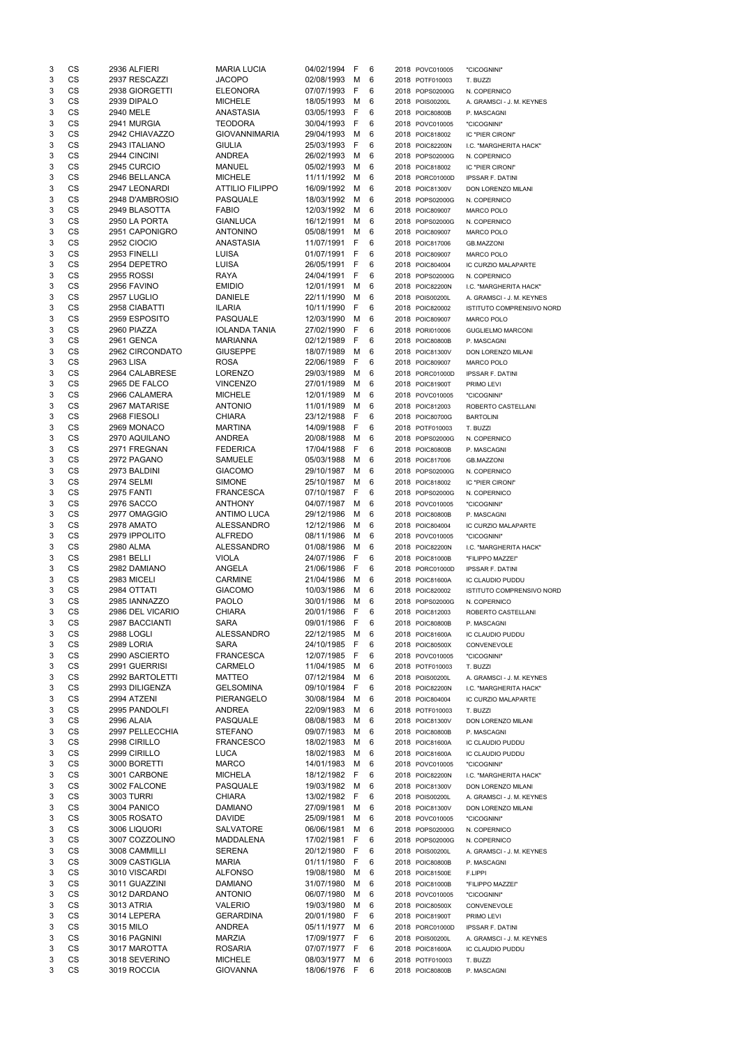| 3 | CS | 2936 ALFIERI | MARIA LUCIA | 04/02/1994 | F | 6 | 2018 | POVC010005 | "CICOGNINI" |
|---|---|---|---|---|---|---|---|---|---|
| 3 | CS | 2937 RESCAZZI | JACOPO | 02/08/1993 | M | 6 | 2018 | POTF010003 | T. BUZZI |
| 3 | CS | 2938 GIORGETTI | ELEONORA | 07/07/1993 | F | 6 | 2018 | POPS02000G | N. COPERNICO |
| 3 | CS | 2939 DIPALO | MICHELE | 18/05/1993 | M | 6 | 2018 | POIS00200L | A. GRAMSCI - J. M. KEYNES |
| 3 | CS | 2940 MELE | ANASTASIA | 03/05/1993 | F | 6 | 2018 | POIC80800B | P. MASCAGNI |
| 3 | CS | 2941 MURGIA | TEODORA | 30/04/1993 | F | 6 | 2018 | POVC010005 | "CICOGNINI" |
| 3 | CS | 2942 CHIAVAZZO | GIOVANNIMARIA | 29/04/1993 | M | 6 | 2018 | POIC818002 | IC "PIER CIRONI" |
| 3 | CS | 2943 ITALIANO | GIULIA | 25/03/1993 | F | 6 | 2018 | POIC82200N | I.C. "MARGHERITA HACK" |
| 3 | CS | 2944 CINCINI | ANDREA | 26/02/1993 | M | 6 | 2018 | POPS02000G | N. COPERNICO |
| 3 | CS | 2945 CURCIO | MANUEL | 05/02/1993 | M | 6 | 2018 | POIC818002 | IC "PIER CIRONI" |
| 3 | CS | 2946 BELLANCA | MICHELE | 11/11/1992 | M | 6 | 2018 | PORC01000D | IPSSAR F. DATINI |
| 3 | CS | 2947 LEONARDI | ATTILIO FILIPPO | 16/09/1992 | M | 6 | 2018 | POIC81300V | DON LORENZO MILANI |
| 3 | CS | 2948 D'AMBROSIO | PASQUALE | 18/03/1992 | M | 6 | 2018 | POPS02000G | N. COPERNICO |
| 3 | CS | 2949 BLASOTTA | FABIO | 12/03/1992 | M | 6 | 2018 | POIC809007 | MARCO POLO |
| 3 | CS | 2950 LA PORTA | GIANLUCA | 16/12/1991 | M | 6 | 2018 | POPS02000G | N. COPERNICO |
| 3 | CS | 2951 CAPONIGRO | ANTONINO | 05/08/1991 | M | 6 | 2018 | POIC809007 | MARCO POLO |
| 3 | CS | 2952 CIOCIO | ANASTASIA | 11/07/1991 | F | 6 | 2018 | POIC817006 | GB.MAZZONI |
| 3 | CS | 2953 FINELLI | LUISA | 01/07/1991 | F | 6 | 2018 | POIC809007 | MARCO POLO |
| 3 | CS | 2954 DEPETRO | LUISA | 26/05/1991 | F | 6 | 2018 | POIC804004 | IC CURZIO MALAPARTE |
| 3 | CS | 2955 ROSSI | RAYA | 24/04/1991 | F | 6 | 2018 | POPS02000G | N. COPERNICO |
| 3 | CS | 2956 FAVINO | EMIDIO | 12/01/1991 | M | 6 | 2018 | POIC82200N | I.C. "MARGHERITA HACK" |
| 3 | CS | 2957 LUGLIO | DANIELE | 22/11/1990 | M | 6 | 2018 | POIS00200L | A. GRAMSCI - J. M. KEYNES |
| 3 | CS | 2958 CIABATTI | ILARIA | 10/11/1990 | F | 6 | 2018 | POIC820002 | ISTITUTO COMPRENSIVO NORD |
| 3 | CS | 2959 ESPOSITO | PASQUALE | 12/03/1990 | M | 6 | 2018 | POIC809007 | MARCO POLO |
| 3 | CS | 2960 PIAZZA | IOLANDA TANIA | 27/02/1990 | F | 6 | 2018 | PORI010006 | GUGLIELMO MARCONI |
| 3 | CS | 2961 GENCA | MARIANNA | 02/12/1989 | F | 6 | 2018 | POIC80800B | P. MASCAGNI |
| 3 | CS | 2962 CIRCONDATO | GIUSEPPE | 18/07/1989 | M | 6 | 2018 | POIC81300V | DON LORENZO MILANI |
| 3 | CS | 2963 LISA | ROSA | 22/06/1989 | F | 6 | 2018 | POIC809007 | MARCO POLO |
| 3 | CS | 2964 CALABRESE | LORENZO | 29/03/1989 | M | 6 | 2018 | PORC01000D | IPSSAR F. DATINI |
| 3 | CS | 2965 DE FALCO | VINCENZO | 27/01/1989 | M | 6 | 2018 | POIC81900T | PRIMO LEVI |
| 3 | CS | 2966 CALAMERA | MICHELE | 12/01/1989 | M | 6 | 2018 | POVC010005 | "CICOGNINI" |
| 3 | CS | 2967 MATARISE | ANTONIO | 11/01/1989 | M | 6 | 2018 | POIC812003 | ROBERTO CASTELLANI |
| 3 | CS | 2968 FIESOLI | CHIARA | 23/12/1988 | F | 6 | 2018 | POIC80700G | BARTOLINI |
| 3 | CS | 2969 MONACO | MARTINA | 14/09/1988 | F | 6 | 2018 | POTF010003 | T. BUZZI |
| 3 | CS | 2970 AQUILANO | ANDREA | 20/08/1988 | M | 6 | 2018 | POPS02000G | N. COPERNICO |
| 3 | CS | 2971 FREGNAN | FEDERICA | 17/04/1988 | F | 6 | 2018 | POIC80800B | P. MASCAGNI |
| 3 | CS | 2972 PAGANO | SAMUELE | 05/03/1988 | M | 6 | 2018 | POIC817006 | GB.MAZZONI |
| 3 | CS | 2973 BALDINI | GIACOMO | 29/10/1987 | M | 6 | 2018 | POPS02000G | N. COPERNICO |
| 3 | CS | 2974 SELMI | SIMONE | 25/10/1987 | M | 6 | 2018 | POIC818002 | IC "PIER CIRONI" |
| 3 | CS | 2975 FANTI | FRANCESCA | 07/10/1987 | F | 6 | 2018 | POPS02000G | N. COPERNICO |
| 3 | CS | 2976 SACCO | ANTHONY | 04/07/1987 | M | 6 | 2018 | POVC010005 | "CICOGNINI" |
| 3 | CS | 2977 OMAGGIO | ANTIMO LUCA | 29/12/1986 | M | 6 | 2018 | POIC80800B | P. MASCAGNI |
| 3 | CS | 2978 AMATO | ALESSANDRO | 12/12/1986 | M | 6 | 2018 | POIC804004 | IC CURZIO MALAPARTE |
| 3 | CS | 2979 IPPOLITO | ALFREDO | 08/11/1986 | M | 6 | 2018 | POVC010005 | "CICOGNINI" |
| 3 | CS | 2980 ALMA | ALESSANDRO | 01/08/1986 | M | 6 | 2018 | POIC82200N | I.C. "MARGHERITA HACK" |
| 3 | CS | 2981 BELLI | VIOLA | 24/07/1986 | F | 6 | 2018 | POIC81000B | "FILIPPO MAZZEI" |
| 3 | CS | 2982 DAMIANO | ANGELA | 21/06/1986 | F | 6 | 2018 | PORC01000D | IPSSAR F. DATINI |
| 3 | CS | 2983 MICELI | CARMINE | 21/04/1986 | M | 6 | 2018 | POIC81600A | IC CLAUDIO PUDDU |
| 3 | CS | 2984 OTTATI | GIACOMO | 10/03/1986 | M | 6 | 2018 | POIC820002 | ISTITUTO COMPRENSIVO NORD |
| 3 | CS | 2985 IANNAZZO | PAOLO | 30/01/1986 | M | 6 | 2018 | POPS02000G | N. COPERNICO |
| 3 | CS | 2986 DEL VICARIO | CHIARA | 20/01/1986 | F | 6 | 2018 | POIC812003 | ROBERTO CASTELLANI |
| 3 | CS | 2987 BACCIANTI | SARA | 09/01/1986 | F | 6 | 2018 | POIC80800B | P. MASCAGNI |
| 3 | CS | 2988 LOGLI | ALESSANDRO | 22/12/1985 | M | 6 | 2018 | POIC81600A | IC CLAUDIO PUDDU |
| 3 | CS | 2989 LORIA | SARA | 24/10/1985 | F | 6 | 2018 | POIC80500X | CONVENEVOLE |
| 3 | CS | 2990 ASCIERTO | FRANCESCA | 12/07/1985 | F | 6 | 2018 | POVC010005 | "CICOGNINI" |
| 3 | CS | 2991 GUERRISI | CARMELO | 11/04/1985 | M | 6 | 2018 | POTF010003 | T. BUZZI |
| 3 | CS | 2992 BARTOLETTI | MATTEO | 07/12/1984 | M | 6 | 2018 | POIS00200L | A. GRAMSCI - J. M. KEYNES |
| 3 | CS | 2993 DILIGENZA | GELSOMINA | 09/10/1984 | F | 6 | 2018 | POIC82200N | I.C. "MARGHERITA HACK" |
| 3 | CS | 2994 ATZENI | PIERANGELO | 30/08/1984 | M | 6 | 2018 | POIC804004 | IC CURZIO MALAPARTE |
| 3 | CS | 2995 PANDOLFI | ANDREA | 22/09/1983 | M | 6 | 2018 | POTF010003 | T. BUZZI |
| 3 | CS | 2996 ALAIA | PASQUALE | 08/08/1983 | M | 6 | 2018 | POIC81300V | DON LORENZO MILANI |
| 3 | CS | 2997 PELLECCHIA | STEFANO | 09/07/1983 | M | 6 | 2018 | POIC80800B | P. MASCAGNI |
| 3 | CS | 2998 CIRILLO | FRANCESCO | 18/02/1983 | M | 6 | 2018 | POIC81600A | IC CLAUDIO PUDDU |
| 3 | CS | 2999 CIRILLO | LUCA | 18/02/1983 | M | 6 | 2018 | POIC81600A | IC CLAUDIO PUDDU |
| 3 | CS | 3000 BORETTI | MARCO | 14/01/1983 | M | 6 | 2018 | POVC010005 | "CICOGNINI" |
| 3 | CS | 3001 CARBONE | MICHELA | 18/12/1982 | F | 6 | 2018 | POIC82200N | I.C. "MARGHERITA HACK" |
| 3 | CS | 3002 FALCONE | PASQUALE | 19/03/1982 | M | 6 | 2018 | POIC81300V | DON LORENZO MILANI |
| 3 | CS | 3003 TURRI | CHIARA | 13/02/1982 | F | 6 | 2018 | POIS00200L | A. GRAMSCI - J. M. KEYNES |
| 3 | CS | 3004 PANICO | DAMIANO | 27/09/1981 | M | 6 | 2018 | POIC81300V | DON LORENZO MILANI |
| 3 | CS | 3005 ROSATO | DAVIDE | 25/09/1981 | M | 6 | 2018 | POVC010005 | "CICOGNINI" |
| 3 | CS | 3006 LIQUORI | SALVATORE | 06/06/1981 | M | 6 | 2018 | POPS02000G | N. COPERNICO |
| 3 | CS | 3007 COZZOLINO | MADDALENA | 17/02/1981 | F | 6 | 2018 | POPS02000G | N. COPERNICO |
| 3 | CS | 3008 CAMMILLI | SERENA | 20/12/1980 | F | 6 | 2018 | POIS00200L | A. GRAMSCI - J. M. KEYNES |
| 3 | CS | 3009 CASTIGLIA | MARIA | 01/11/1980 | F | 6 | 2018 | POIC80800B | P. MASCAGNI |
| 3 | CS | 3010 VISCARDI | ALFONSO | 19/08/1980 | M | 6 | 2018 | POIC81500E | F.LIPPI |
| 3 | CS | 3011 GUAZZINI | DAMIANO | 31/07/1980 | M | 6 | 2018 | POIC81000B | "FILIPPO MAZZEI" |
| 3 | CS | 3012 DARDANO | ANTONIO | 06/07/1980 | M | 6 | 2018 | POVC010005 | "CICOGNINI" |
| 3 | CS | 3013 ATRIA | VALERIO | 19/03/1980 | M | 6 | 2018 | POIC80500X | CONVENEVOLE |
| 3 | CS | 3014 LEPERA | GERARDINA | 20/01/1980 | F | 6 | 2018 | POIC81900T | PRIMO LEVI |
| 3 | CS | 3015 MILO | ANDREA | 05/11/1977 | M | 6 | 2018 | PORC01000D | IPSSAR F. DATINI |
| 3 | CS | 3016 PAGNINI | MARZIA | 17/09/1977 | F | 6 | 2018 | POIS00200L | A. GRAMSCI - J. M. KEYNES |
| 3 | CS | 3017 MAROTTA | ROSARIA | 07/07/1977 | F | 6 | 2018 | POIC81600A | IC CLAUDIO PUDDU |
| 3 | CS | 3018 SEVERINO | MICHELE | 08/03/1977 | M | 6 | 2018 | POTF010003 | T. BUZZI |
| 3 | CS | 3019 ROCCIA | GIOVANNA | 18/06/1976 | F | 6 | 2018 | POIC80800B | P. MASCAGNI |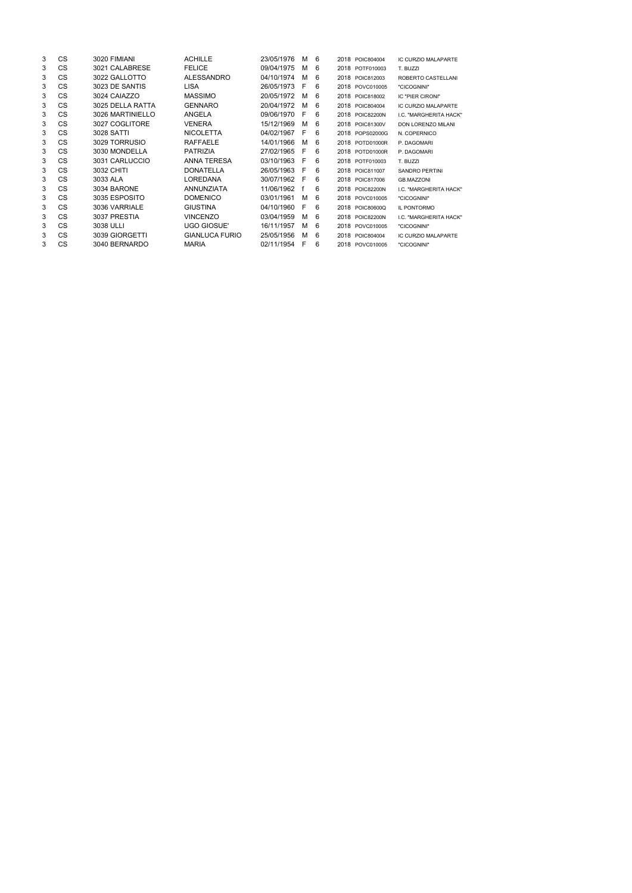| | | | | | | | | | | |
|---|---|---|---|---|---|---|---|---|---|---|
| 3 | CS | 3020 | FIMIANI | ACHILLE | 23/05/1976 | M | 6 | 2018 | POIC804004 | IC CURZIO MALAPARTE |
| 3 | CS | 3021 | CALABRESE | FELICE | 09/04/1975 | M | 6 | 2018 | POTF010003 | T. BUZZI |
| 3 | CS | 3022 | GALLOTTO | ALESSANDRO | 04/10/1974 | M | 6 | 2018 | POIC812003 | ROBERTO CASTELLANI |
| 3 | CS | 3023 | DE SANTIS | LISA | 26/05/1973 | F | 6 | 2018 | POVC010005 | "CICOGNINI" |
| 3 | CS | 3024 | CAIAZZO | MASSIMO | 20/05/1972 | M | 6 | 2018 | POIC818002 | IC "PIER CIRONI" |
| 3 | CS | 3025 | DELLA RATTA | GENNARO | 20/04/1972 | M | 6 | 2018 | POIC804004 | IC CURZIO MALAPARTE |
| 3 | CS | 3026 | MARTINIELLO | ANGELA | 09/06/1970 | F | 6 | 2018 | POIC82200N | I.C. "MARGHERITA HACK" |
| 3 | CS | 3027 | COGLITORE | VENERA | 15/12/1969 | M | 6 | 2018 | POIC81300V | DON LORENZO MILANI |
| 3 | CS | 3028 | SATTI | NICOLETTA | 04/02/1967 | F | 6 | 2018 | POPS02000G | N. COPERNICO |
| 3 | CS | 3029 | TORRUSIO | RAFFAELE | 14/01/1966 | M | 6 | 2018 | POTD01000R | P. DAGOMARI |
| 3 | CS | 3030 | MONDELLA | PATRIZIA | 27/02/1965 | F | 6 | 2018 | POTD01000R | P. DAGOMARI |
| 3 | CS | 3031 | CARLUCCIO | ANNA TERESA | 03/10/1963 | F | 6 | 2018 | POTF010003 | T. BUZZI |
| 3 | CS | 3032 | CHITI | DONATELLA | 26/05/1963 | F | 6 | 2018 | POIC811007 | SANDRO PERTINI |
| 3 | CS | 3033 | ALA | LOREDANA | 30/07/1962 | F | 6 | 2018 | POIC817006 | GB.MAZZONI |
| 3 | CS | 3034 | BARONE | ANNUNZIATA | 11/06/1962 | f | 6 | 2018 | POIC82200N | I.C. "MARGHERITA HACK" |
| 3 | CS | 3035 | ESPOSITO | DOMENICO | 03/01/1961 | M | 6 | 2018 | POVC010005 | "CICOGNINI" |
| 3 | CS | 3036 | VARRIALE | GIUSTINA | 04/10/1960 | F | 6 | 2018 | POIC80600Q | IL PONTORMO |
| 3 | CS | 3037 | PRESTIA | VINCENZO | 03/04/1959 | M | 6 | 2018 | POIC82200N | I.C. "MARGHERITA HACK" |
| 3 | CS | 3038 | ULLI | UGO GIOSUE' | 16/11/1957 | M | 6 | 2018 | POVC010005 | "CICOGNINI" |
| 3 | CS | 3039 | GIORGETTI | GIANLUCA FURIO | 25/05/1956 | M | 6 | 2018 | POIC804004 | IC CURZIO MALAPARTE |
| 3 | CS | 3040 | BERNARDO | MARIA | 02/11/1954 | F | 6 | 2018 | POVC010005 | "CICOGNINI" |